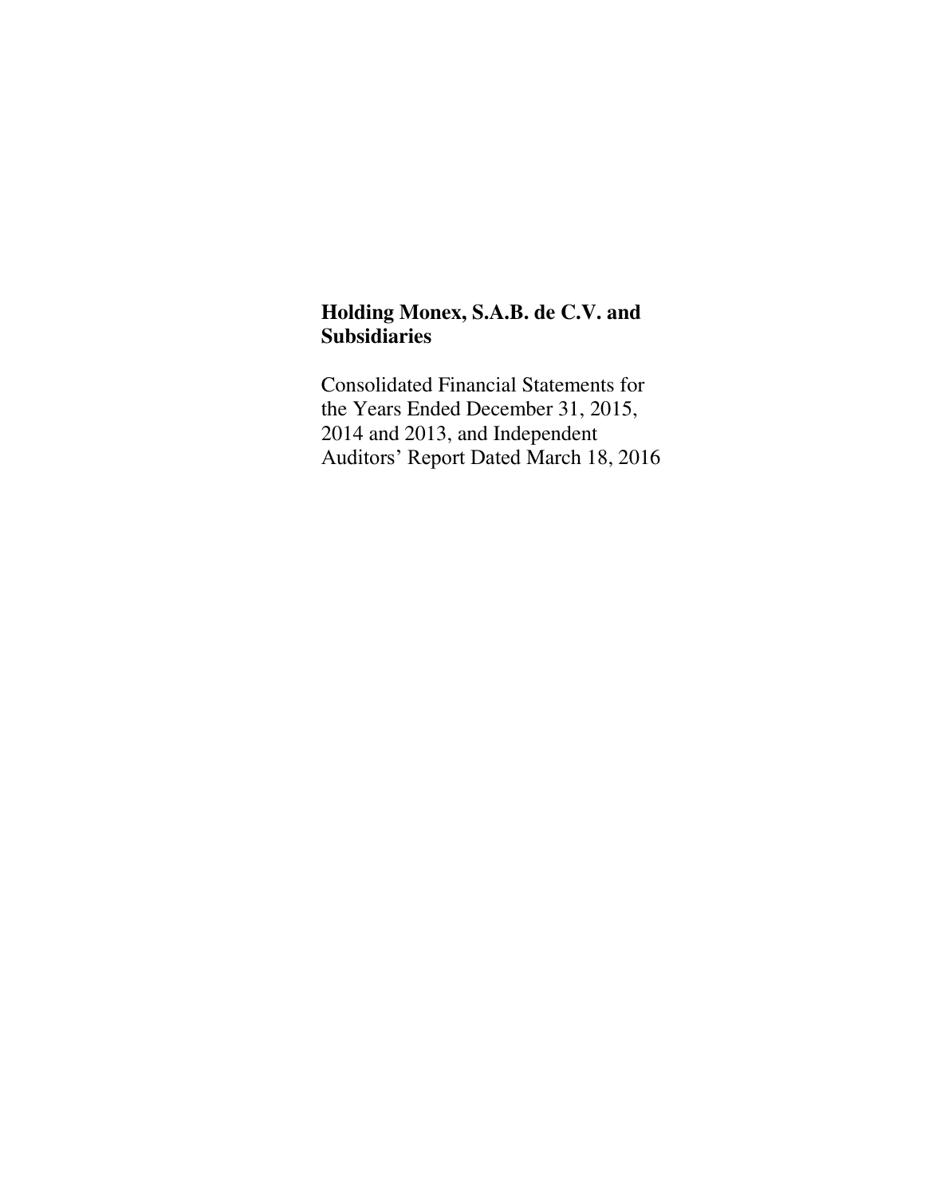**Holding Monex, S.A.B. de C.V. and Subsidiaries**

Consolidated Financial Statements for the Years Ended December 31, 2015, 2014 and 2013, and Independent Auditors' Report Dated March 18, 2016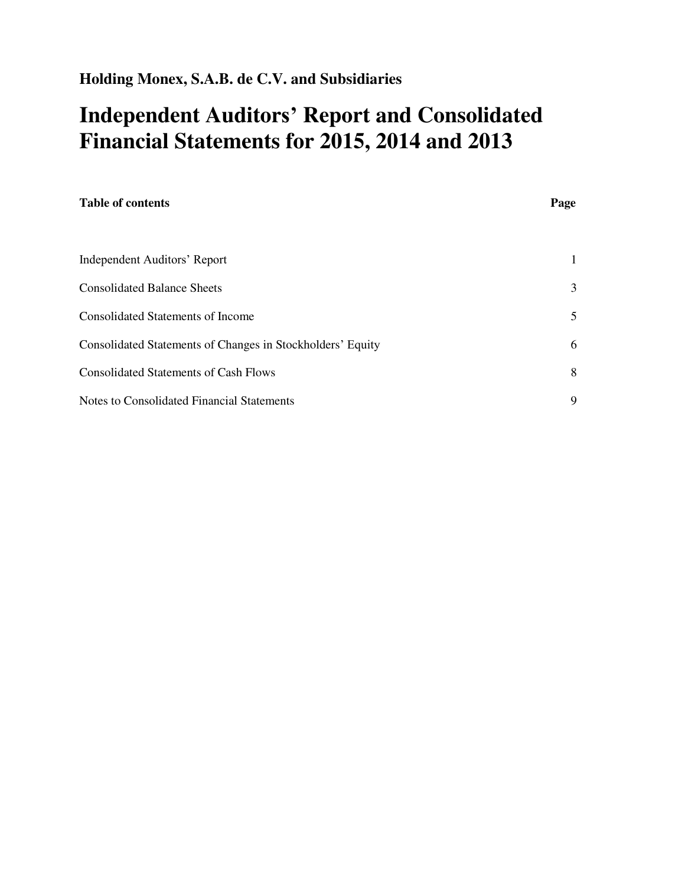## Holding Monex, S.A.B. de C.V. and Subsidiaries

# Independent Auditors' Report and Consolidated Financial Statements for 2015, 2014 and 2013

| Table of contents | Page |
|---|---|
| Independent Auditors' Report | 1 |
| Consolidated Balance Sheets | 3 |
| Consolidated Statements of Income | 5 |
| Consolidated Statements of Changes in Stockholders' Equity | 6 |
| Consolidated Statements of Cash Flows | 8 |
| Notes to Consolidated Financial Statements | 9 |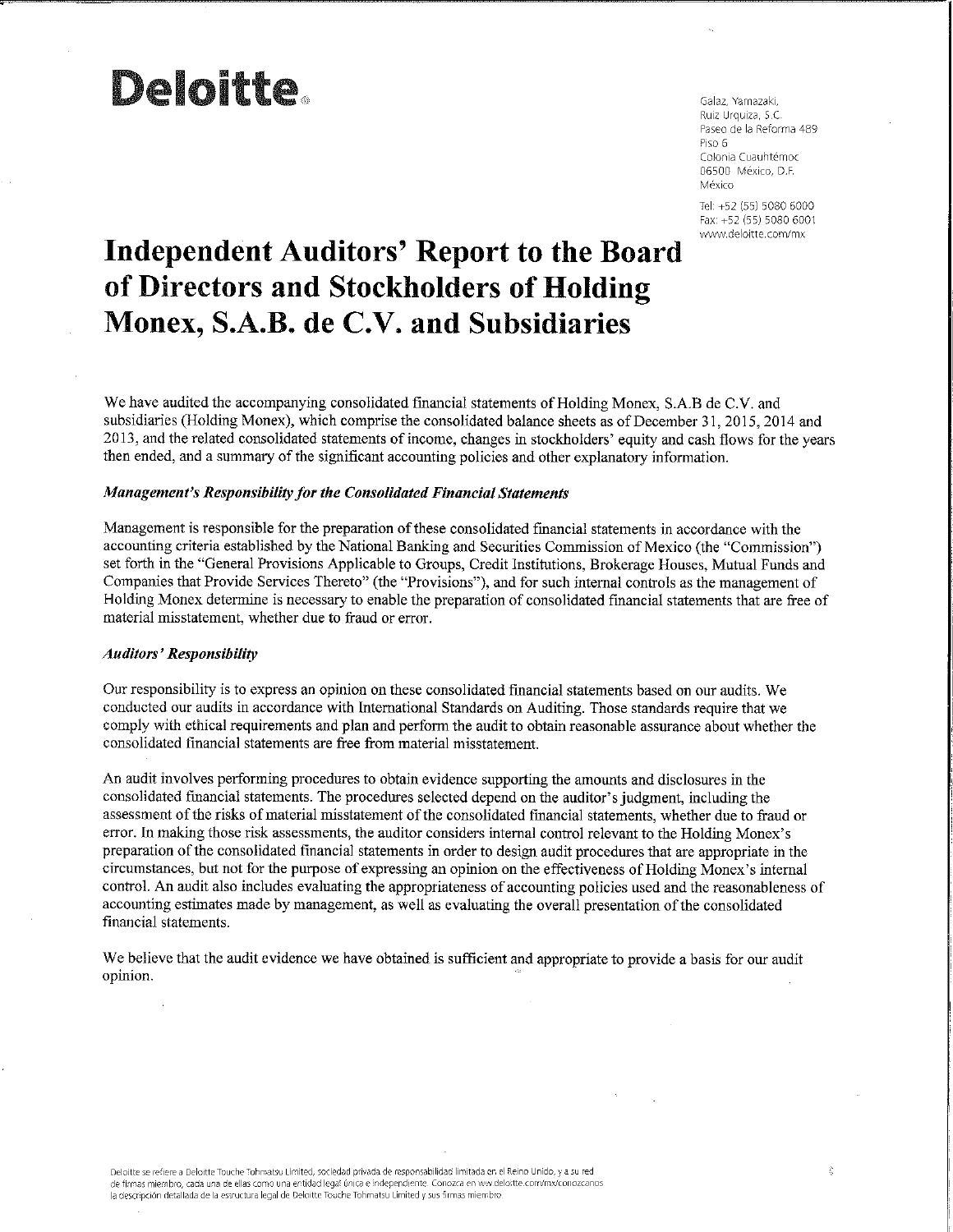**Deloitte.**

Galaz, Yamazaki,
Ruiz Urquiza, S.C.
Paseo de la Reforma 489
Piso 6
Colonia Cuauhtémoc
06500 México, D.F.
México

Tel: +52 (55) 5080 6000
Fax: +52 (55) 5080 6001
www.deloitte.com/mx

# Independent Auditors' Report to the Board of Directors and Stockholders of Holding Monex, S.A.B. de C.V. and Subsidiaries

We have audited the accompanying consolidated financial statements of Holding Monex, S.A.B de C.V. and subsidiaries (Holding Monex), which comprise the consolidated balance sheets as of December 31, 2015, 2014 and 2013, and the related consolidated statements of income, changes in stockholders' equity and cash flows for the years then ended, and a summary of the significant accounting policies and other explanatory information.

***Management's Responsibility for the Consolidated Financial Statements***

Management is responsible for the preparation of these consolidated financial statements in accordance with the accounting criteria established by the National Banking and Securities Commission of Mexico (the "Commission") set forth in the "General Provisions Applicable to Groups, Credit Institutions, Brokerage Houses, Mutual Funds and Companies that Provide Services Thereto" (the "Provisions"), and for such internal controls as the management of Holding Monex determine is necessary to enable the preparation of consolidated financial statements that are free of material misstatement, whether due to fraud or error.

***Auditors' Responsibility***

Our responsibility is to express an opinion on these consolidated financial statements based on our audits. We conducted our audits in accordance with International Standards on Auditing. Those standards require that we comply with ethical requirements and plan and perform the audit to obtain reasonable assurance about whether the consolidated financial statements are free from material misstatement.

An audit involves performing procedures to obtain evidence supporting the amounts and disclosures in the consolidated financial statements. The procedures selected depend on the auditor's judgment, including the assessment of the risks of material misstatement of the consolidated financial statements, whether due to fraud or error. In making those risk assessments, the auditor considers internal control relevant to the Holding Monex's preparation of the consolidated financial statements in order to design audit procedures that are appropriate in the circumstances, but not for the purpose of expressing an opinion on the effectiveness of Holding Monex's internal control. An audit also includes evaluating the appropriateness of accounting policies used and the reasonableness of accounting estimates made by management, as well as evaluating the overall presentation of the consolidated financial statements.

We believe that the audit evidence we have obtained is sufficient and appropriate to provide a basis for our audit opinion.

Deloitte se refiere a Deloitte Touche Tohmatsu Limited, sociedad privada de responsabilidad limitada en el Reino Unido, y a su red de firmas miembro, cada una de ellas como una entidad legal única e independiente. Conozca en www.deloitte.com/mx/conozcanos la descripción detallada de la estructura legal de Deloitte Touche Tohmatsu Limited y sus firmas miembro.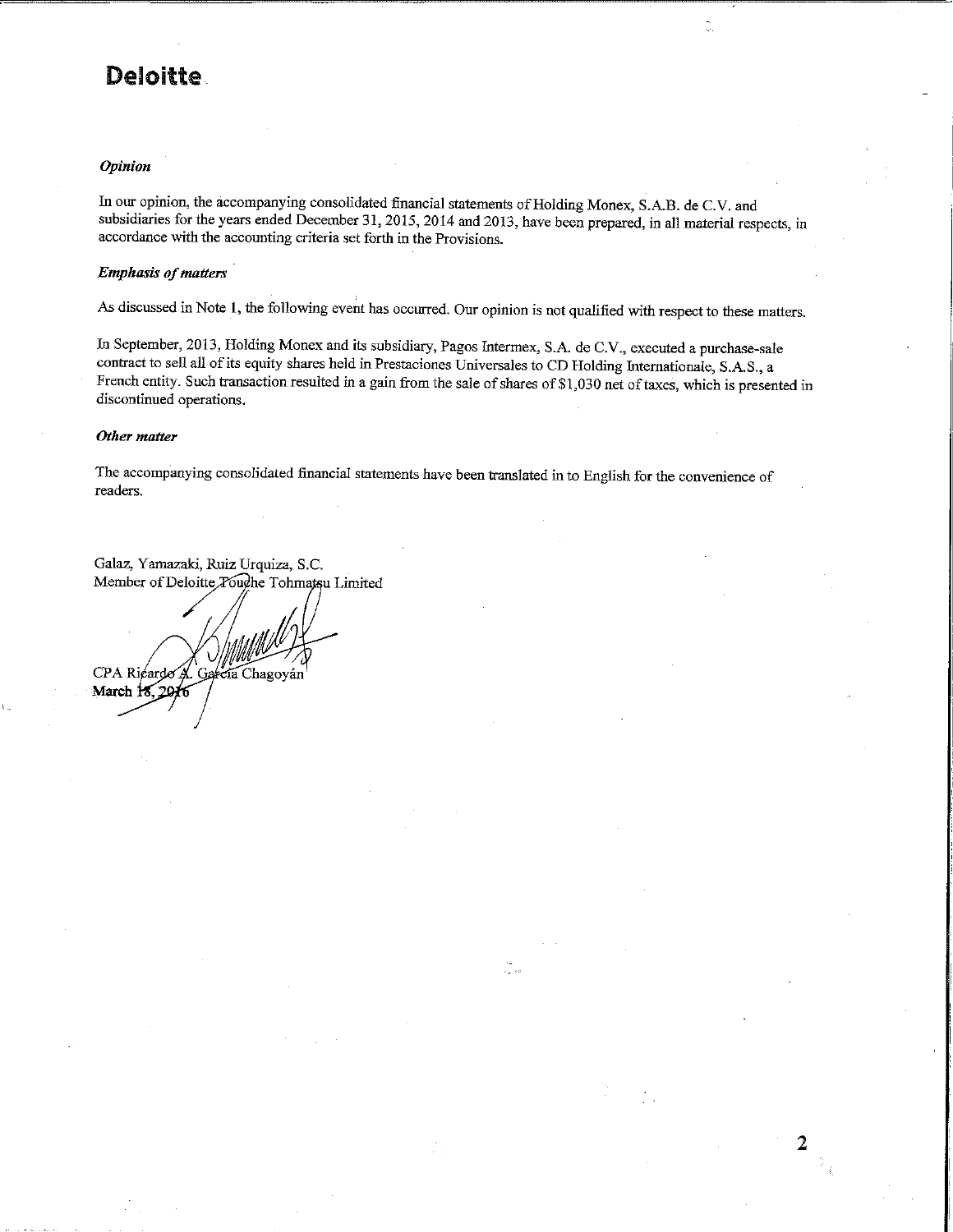**Deloitte.**

***Opinion***

In our opinion, the accompanying consolidated financial statements of Holding Monex, S.A.B. de C.V. and subsidiaries for the years ended December 31, 2015, 2014 and 2013, have been prepared, in all material respects, in accordance with the accounting criteria set forth in the Provisions.

***Emphasis of matters***

As discussed in Note 1, the following event has occurred. Our opinion is not qualified with respect to these matters.

In September, 2013, Holding Monex and its subsidiary, Pagos Intermex, S.A. de C.V., executed a purchase-sale contract to sell all of its equity shares held in Prestaciones Universales to CD Holding Internationale, S.A.S., a French entity. Such transaction resulted in a gain from the sale of shares of $1,030 net of taxes, which is presented in discontinued operations.

***Other matter***

The accompanying consolidated financial statements have been translated in to English for the convenience of readers.

Galaz, Yamazaki, Ruiz Urquiza, S.C.
Member of Deloitte Touche Tohmatsu Limited

CPA Ricardo A. García Chagoyán
**March 18, 2016**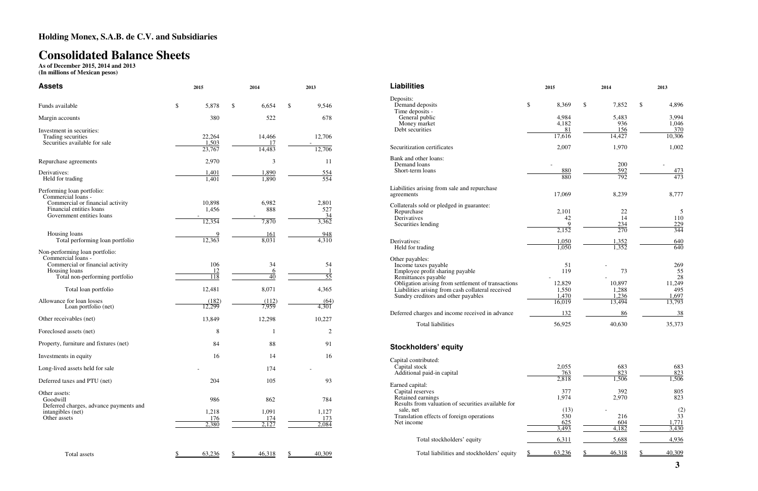# Holding Monex, S.A.B. de C.V. and Subsidiaries

# Consolidated Balance Sheets

**As of December 2015, 2014 and 2013**
**(In millions of Mexican pesos)**

| Assets | 2015 | 2014 | 2013 |
|---|---|---|---|
| Funds available | $ 5,878 | $ 6,654 | $ 9,546 |
| Margin accounts | 380 | 522 | 678 |
| Investment in securities: | | | |
| Trading securities | 22,264 | 14,466 | 12,706 |
| Securities available for sale | 1,503 | 17 | - |
| | 23,767 | 14,483 | 12,706 |
| Repurchase agreements | 2,970 | 3 | 11 |
| Derivatives: | 1,401 | 1,890 | 554 |
| Held for trading | 1,401 | 1,890 | 554 |
| Performing loan portfolio: | | | |
| Commercial loans - | | | |
| Commercial or financial activity | 10,898 | 6,982 | 2,801 |
| Financial entities loans | 1,456 | 888 | 527 |
| Government entities loans | - | - | 34 |
| | 12,354 | 7,870 | 3,362 |
| Housing loans | 9 | 161 | 948 |
| Total performing loan portfolio | 12,363 | 8,031 | 4,310 |
| Non-performing loan portfolio: | | | |
| Commercial loans - | | | |
| Commercial or financial activity | 106 | 34 | 54 |
| Housing loans | 12 | 6 | 1 |
| Total non-performing portfolio | 118 | 40 | 55 |
| Total loan portfolio | 12,481 | 8,071 | 4,365 |
| Allowance for loan losses | (182) | (112) | (64) |
| Loan portfolio (net) | 12,299 | 7,959 | 4,301 |
| Other receivables (net) | 13,849 | 12,298 | 10,227 |
| Foreclosed assets (net) | 8 | 1 | 2 |
| Property, furniture and fixtures (net) | 84 | 88 | 91 |
| Investments in equity | 16 | 14 | 16 |
| Long-lived assets held for sale | - | 174 | - |
| Deferred taxes and PTU (net) | 204 | 105 | 93 |
| Other assets: | | | |
| Goodwill | 986 | 862 | 784 |
| Deferred charges, advance payments and intangibles (net) | 1,218 | 1,091 | 1,127 |
| Other assets | 176 | 174 | 173 |
| | 2,380 | 2,127 | 2,084 |
| Total assets | $ 63,236 | $ 46,318 | $ 40,309 |

| Liabilities | 2015 | 2014 | 2013 |
|---|---|---|---|
| Deposits: | | | |
| Demand deposits | $ 8,369 | $ 7,852 | $ 4,896 |
| Time deposits - | | | |
| General public | 4,984 | 5,483 | 3,994 |
| Money market | 4,182 | 936 | 1,046 |
| Debt securities | 81 | 156 | 370 |
| | 17,616 | 14,427 | 10,306 |
| Securitization certificates | 2,007 | 1,970 | 1,002 |
| Bank and other loans: | | | |
| Demand loans | - | 200 | - |
| Short-term loans | 880 | 592 | 473 |
| | 880 | 792 | 473 |
| Liabilities arising from sale and repurchase agreements | 17,069 | 8,239 | 8,777 |
| Collaterals sold or pledged in guarantee: | | | |
| Repurchase | 2,101 | 22 | 5 |
| Derivatives | 42 | 14 | 110 |
| Securities lending | 9 | 234 | 229 |
| | 2,152 | 270 | 344 |
| Derivatives: | 1,050 | 1,352 | 640 |
| Held for trading | 1,050 | 1,352 | 640 |
| Other payables: | | | |
| Income taxes payable | 51 | - | 269 |
| Employee profit sharing payable | 119 | 73 | 55 |
| Remittances payable | - | - | 28 |
| Obligation arising from settlement of transactions | 12,829 | 10,897 | 11,249 |
| Liabilities arising from cash collateral received | 1,550 | 1,288 | 495 |
| Sundry creditors and other payables | 1,470 | 1,236 | 1,697 |
| | 16,019 | 13,494 | 13,793 |
| Deferred charges and income received in advance | 132 | 86 | 38 |
| Total liabilities | 56,925 | 40,630 | 35,373 |

| Stockholders' equity | 2015 | 2014 | 2013 |
|---|---|---|---|
| Capital contributed: | | | |
| Capital stock | 2,055 | 683 | 683 |
| Additional paid-in capital | 763 | 823 | 823 |
| | 2,818 | 1,506 | 1,506 |
| Earned capital: | | | |
| Capital reserves | 377 | 392 | 805 |
| Retained earnings | 1,974 | 2,970 | 823 |
| Results from valuation of securities available for sale, net | (13) | - | (2) |
| Translation effects of foreign operations | 530 | 216 | 33 |
| Net income | 625 | 604 | 1,771 |
| | 3,493 | 4,182 | 3,430 |
| Total stockholders' equity | 6,311 | 5,688 | 4,936 |
| Total liabilities and stockholders' equity | $ 63,236 | $ 46,318 | $ 40,309 |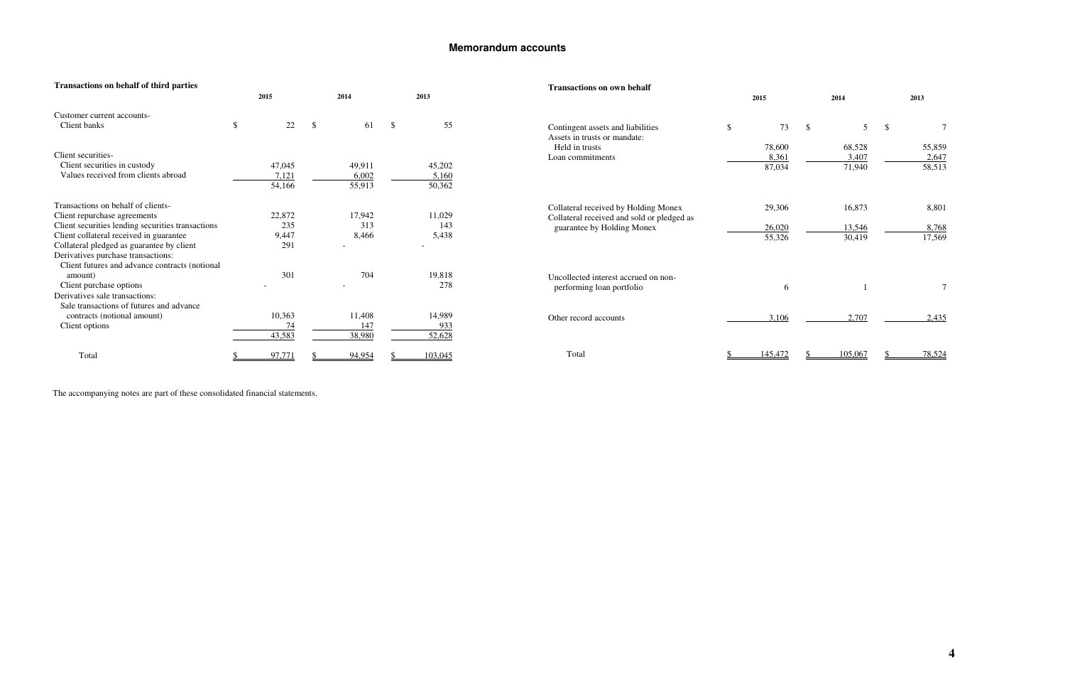## Memorandum accounts

**Transactions on behalf of third parties**

| | 2015 | 2014 | 2013 |
|---|---|---|---|
| Customer current accounts- | | | |
| Client banks | $ 22 | $ 61 | $ 55 |
| Client securities- | | | |
| Client securities in custody | 47,045 | 49,911 | 45,202 |
| Values received from clients abroad | 7,121 | 6,002 | 5,160 |
| | 54,166 | 55,913 | 50,362 |
| Transactions on behalf of clients- | | | |
| Client repurchase agreements | 22,872 | 17,942 | 11,029 |
| Client securities lending securities transactions | 235 | 313 | 143 |
| Client collateral received in guarantee | 9,447 | 8,466 | 5,438 |
| Collateral pledged as guarantee by client | 291 | - | - |
| Derivatives purchase transactions: | | | |
| Client futures and advance contracts (notional amount) | 301 | 704 | 19,818 |
| Client purchase options | - | - | 278 |
| Derivatives sale transactions: | | | |
| Sale transactions of futures and advance contracts (notional amount) | 10,363 | 11,408 | 14,989 |
| Client options | 74 | 147 | 933 |
| | 43,583 | 38,980 | 52,628 |
| Total | $ 97,771 | $ 94,954 | $ 103,045 |

**Transactions on own behalf**

| | 2015 | 2014 | 2013 |
|---|---|---|---|
| Contingent assets and liabilities | $ 73 | $ 5 | $ 7 |
| Assets in trusts or mandate: | | | |
| Held in trusts | 78,600 | 68,528 | 55,859 |
| Loan commitments | 8,361 | 3,407 | 2,647 |
| | 87,034 | 71,940 | 58,513 |
| Collateral received by Holding Monex | 29,306 | 16,873 | 8,801 |
| Collateral received and sold or pledged as guarantee by Holding Monex | 26,020 | 13,546 | 8,768 |
| | 55,326 | 30,419 | 17,569 |
| Uncollected interest accrued on non-performing loan portfolio | 6 | 1 | 7 |
| Other record accounts | 3,106 | 2,707 | 2,435 |
| Total | $ 145,472 | $ 105,067 | $ 78,524 |

The accompanying notes are part of these consolidated financial statements.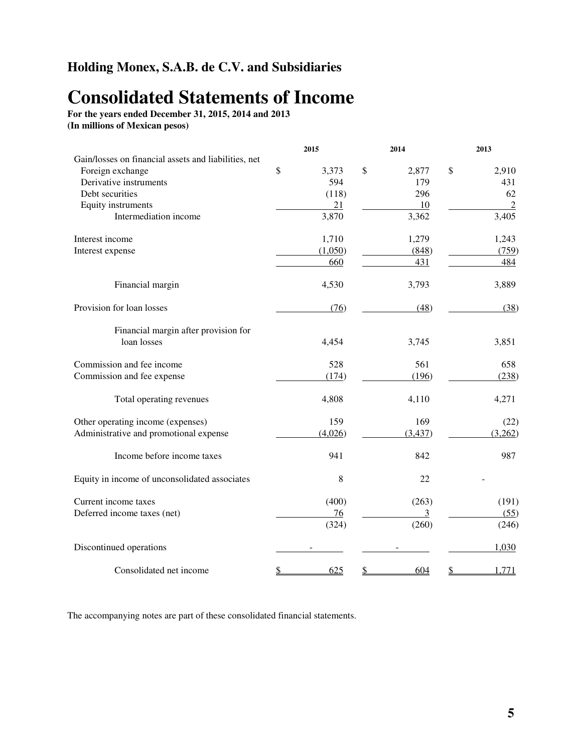## Holding Monex, S.A.B. de C.V. and Subsidiaries

# Consolidated Statements of Income

**For the years ended December 31, 2015, 2014 and 2013**
**(In millions of Mexican pesos)**

| | 2015 | 2014 | 2013 |
|---|---|---|---|
| Gain/losses on financial assets and liabilities, net | | | |
| Foreign exchange | $ 3,373 | $ 2,877 | $ 2,910 |
| Derivative instruments | 594 | 179 | 431 |
| Debt securities | (118) | 296 | 62 |
| Equity instruments | 21 | 10 | 2 |
| Intermediation income | 3,870 | 3,362 | 3,405 |
| | | | |
| Interest income | 1,710 | 1,279 | 1,243 |
| Interest expense | (1,050) | (848) | (759) |
| | 660 | 431 | 484 |
| | | | |
| Financial margin | 4,530 | 3,793 | 3,889 |
| | | | |
| Provision for loan losses | (76) | (48) | (38) |
| | | | |
| Financial margin after provision for loan losses | 4,454 | 3,745 | 3,851 |
| | | | |
| Commission and fee income | 528 | 561 | 658 |
| Commission and fee expense | (174) | (196) | (238) |
| | | | |
| Total operating revenues | 4,808 | 4,110 | 4,271 |
| | | | |
| Other operating income (expenses) | 159 | 169 | (22) |
| Administrative and promotional expense | (4,026) | (3,437) | (3,262) |
| | | | |
| Income before income taxes | 941 | 842 | 987 |
| | | | |
| Equity in income of unconsolidated associates | 8 | 22 | - |
| | | | |
| Current income taxes | (400) | (263) | (191) |
| Deferred income taxes (net) | 76 | 3 | (55) |
| | (324) | (260) | (246) |
| | | | |
| Discontinued operations | - | - | 1,030 |
| | | | |
| Consolidated net income | $ 625 | $ 604 | $ 1,771 |

The accompanying notes are part of these consolidated financial statements.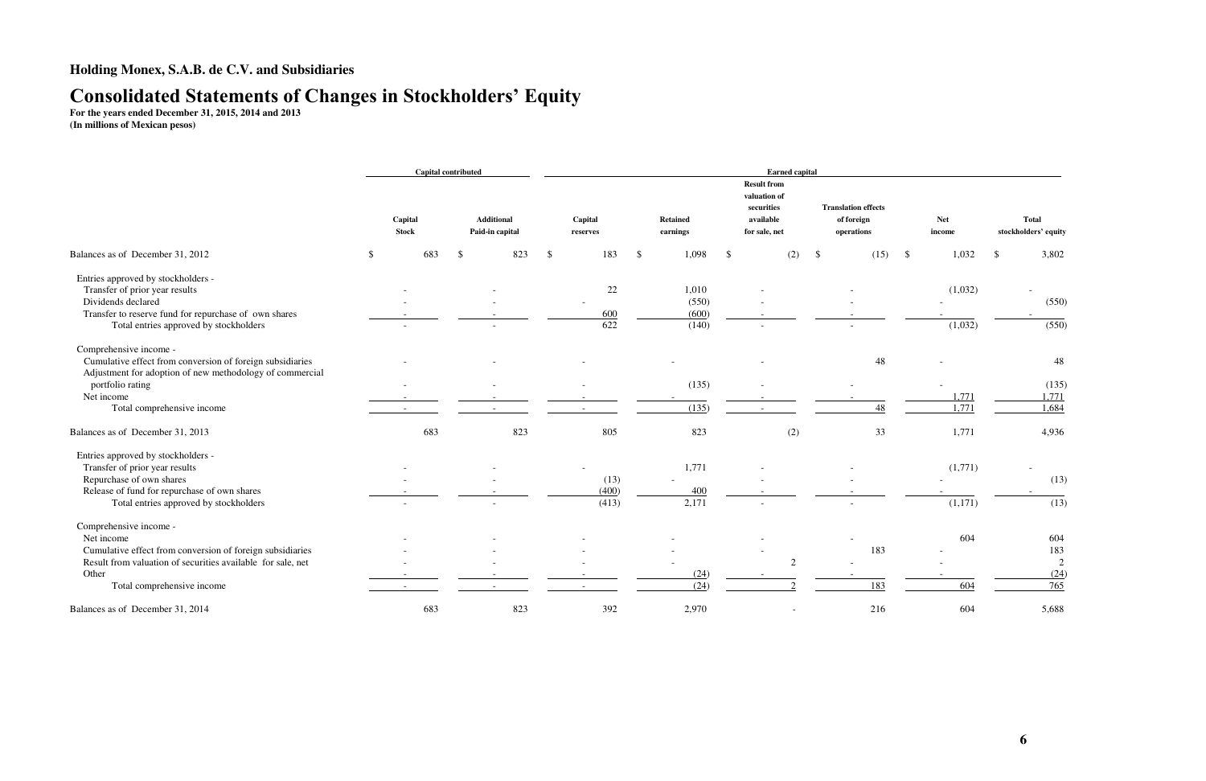**Holding Monex, S.A.B. de C.V. and Subsidiaries**

# Consolidated Statements of Changes in Stockholders' Equity

**For the years ended December 31, 2015, 2014 and 2013**
**(In millions of Mexican pesos)**

| | Capital contributed | | Earned capital | | | | | |
|---|---|---|---|---|---|---|---|---|
| | Capital Stock | Additional Paid-in capital | Capital reserves | Retained earnings | Result from valuation of securities available for sale, net | Translation effects of foreign operations | Net income | Total stockholders' equity |
| Balances as of December 31, 2012 | $ 683 | $ 823 | $ 183 | $ 1,098 | $ (2) | $ (15) | $ 1,032 | $ 3,802 |
| Entries approved by stockholders - | | | | | | | | |
| Transfer of prior year results | - | - | 22 | 1,010 | - | - | (1,032) | - |
| Dividends declared | - | - | - | (550) | - | - | - | (550) |
| Transfer to reserve fund for repurchase of own shares | - | - | 600 | (600) | - | - | - | - |
| Total entries approved by stockholders | - | - | 622 | (140) | - | - | (1,032) | (550) |
| Comprehensive income - | | | | | | | | |
| Cumulative effect from conversion of foreign subsidiaries | - | - | - | - | - | 48 | - | 48 |
| Adjustment for adoption of new methodology of commercial portfolio rating | - | - | - | (135) | - | - | - | (135) |
| Net income | - | - | - | - | - | - | 1,771 | 1,771 |
| Total comprehensive income | - | - | - | (135) | - | 48 | 1,771 | 1,684 |
| Balances as of December 31, 2013 | 683 | 823 | 805 | 823 | (2) | 33 | 1,771 | 4,936 |
| Entries approved by stockholders - | | | | | | | | |
| Transfer of prior year results | - | - | - | 1,771 | - | - | (1,771) | - |
| Repurchase of own shares | - | - | (13) | - | - | - | - | (13) |
| Release of fund for repurchase of own shares | - | - | (400) | 400 | - | - | - | - |
| Total entries approved by stockholders | - | - | (413) | 2,171 | - | - | (1,171) | (13) |
| Comprehensive income - | | | | | | | | |
| Net income | - | - | - | - | - | - | 604 | 604 |
| Cumulative effect from conversion of foreign subsidiaries | - | - | - | - | - | 183 | - | 183 |
| Result from valuation of securities available for sale, net | - | - | - | - | 2 | - | - | 2 |
| Other | - | - | - | (24) | - | - | - | (24) |
| Total comprehensive income | - | - | - | (24) | 2 | 183 | 604 | 765 |
| Balances as of December 31, 2014 | 683 | 823 | 392 | 2,970 | - | 216 | 604 | 5,688 |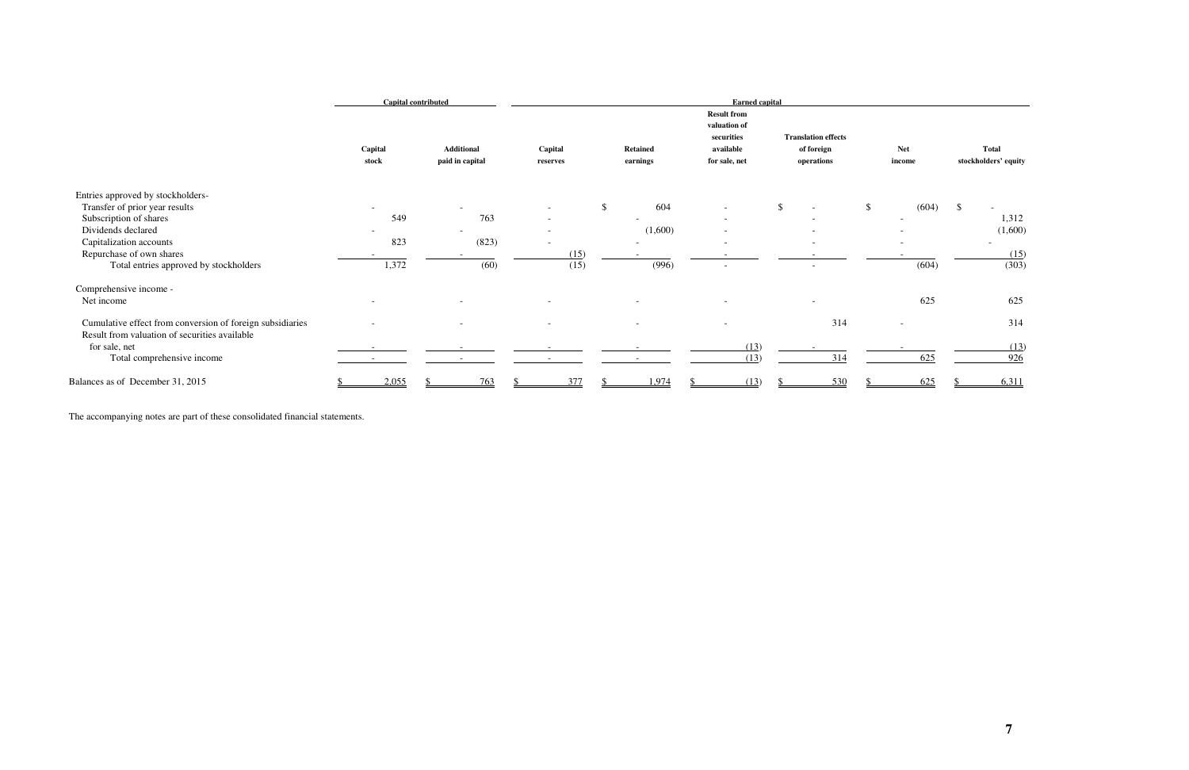| | Capital contributed | | Earned capital | | | | | |
|---|---|---|---|---|---|---|---|---|
| | Capital stock | Additional paid in capital | Capital reserves | Retained earnings | Result from valuation of securities available for sale, net | Translation effects of foreign operations | Net income | Total stockholders' equity |
| Entries approved by stockholders- | | | | | | | | |
| Transfer of prior year results | - | - | - | $ 604 | - | $ - | $ (604) | $ - |
| Subscription of shares | 549 | 763 | - | - | - | - | - | 1,312 |
| Dividends declared | - | - | - | (1,600) | - | - | - | (1,600) |
| Capitalization accounts | 823 | (823) | - | - | - | - | - | - |
| Repurchase of own shares | - | - | (15) | - | - | - | - | (15) |
| Total entries approved by stockholders | 1,372 | (60) | (15) | (996) | - | - | (604) | (303) |
| Comprehensive income - | | | | | | | | |
| Net income | - | - | - | - | - | - | 625 | 625 |
| Cumulative effect from conversion of foreign subsidiaries | - | - | - | - | - | 314 | - | 314 |
| Result from valuation of securities available for sale, net | - | - | - | - | (13) | - | - | (13) |
| Total comprehensive income | - | - | - | - | (13) | 314 | 625 | 926 |
| Balances as of December 31, 2015 | $ 2,055 | $ 763 | $ 377 | $ 1,974 | $ (13) | $ 530 | $ 625 | $ 6,311 |

The accompanying notes are part of these consolidated financial statements.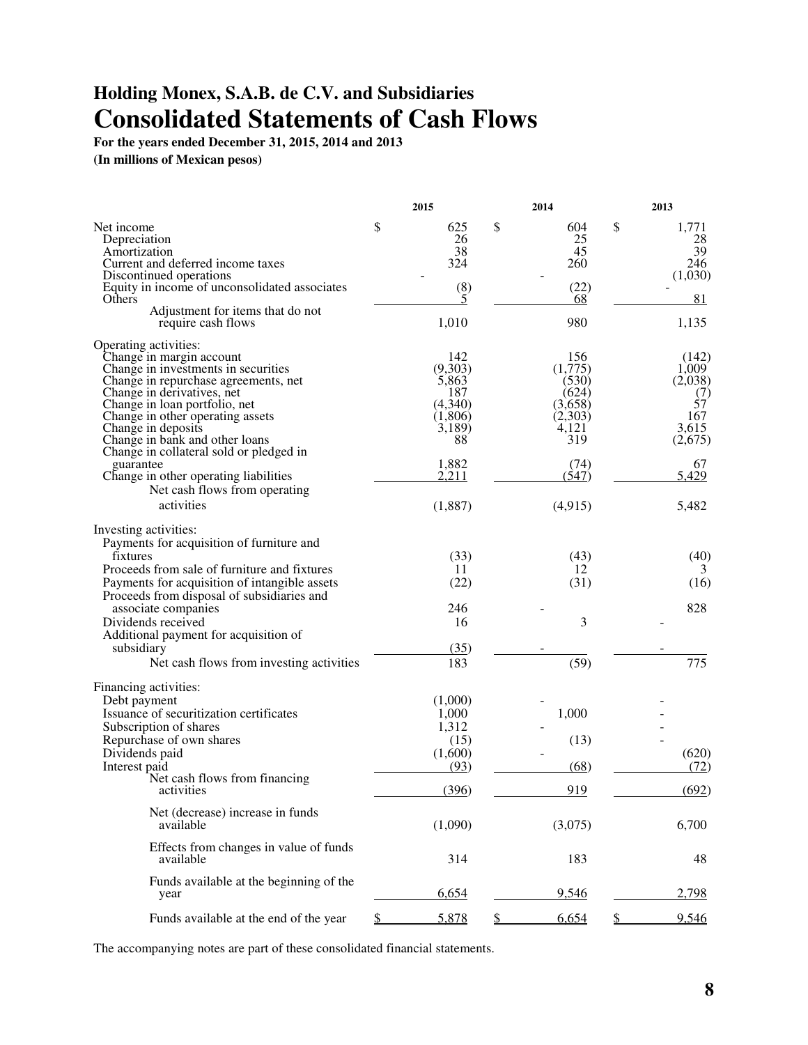# Holding Monex, S.A.B. de C.V. and Subsidiaries

# Consolidated Statements of Cash Flows

**For the years ended December 31, 2015, 2014 and 2013**

**(In millions of Mexican pesos)**

| | 2015 | 2014 | 2013 |
|---|---|---|---|
| Net income | $ 625 | $ 604 | $ 1,771 |
| Depreciation | 26 | 25 | 28 |
| Amortization | 38 | 45 | 39 |
| Current and deferred income taxes | 324 | 260 | 246 |
| Discontinued operations | - | - | (1,030) |
| Equity in income of unconsolidated associates | (8) | (22) | - |
| Others | 5 | 68 | 81 |
| Adjustment for items that do not require cash flows | 1,010 | 980 | 1,135 |
| Operating activities: | | | |
| Change in margin account | 142 | 156 | (142) |
| Change in investments in securities | (9,303) | (1,775) | 1,009 |
| Change in repurchase agreements, net | 5,863 | (530) | (2,038) |
| Change in derivatives, net | 187 | (624) | (7) |
| Change in loan portfolio, net | (4,340) | (3,658) | 57 |
| Change in other operating assets | (1,806) | (2,303) | 167 |
| Change in deposits | 3,189) | 4,121 | 3,615 |
| Change in bank and other loans | 88 | 319 | (2,675) |
| Change in collateral sold or pledged in guarantee | 1,882 | (74) | 67 |
| Change in other operating liabilities | 2,211 | (547) | 5,429 |
| Net cash flows from operating activities | (1,887) | (4,915) | 5,482 |
| Investing activities: | | | |
| Payments for acquisition of furniture and fixtures | (33) | (43) | (40) |
| Proceeds from sale of furniture and fixtures | 11 | 12 | 3 |
| Payments for acquisition of intangible assets | (22) | (31) | (16) |
| Proceeds from disposal of subsidiaries and associate companies | 246 | - | 828 |
| Dividends received | 16 | 3 | - |
| Additional payment for acquisition of subsidiary | (35) | - | - |
| Net cash flows from investing activities | 183 | (59) | 775 |
| Financing activities: | | | |
| Debt payment | (1,000) | - | - |
| Issuance of securitization certificates | 1,000 | 1,000 | - |
| Subscription of shares | 1,312 | - | - |
| Repurchase of own shares | (15) | (13) | - |
| Dividends paid | (1,600) | - | (620) |
| Interest paid | (93) | (68) | (72) |
| Net cash flows from financing activities | (396) | 919 | (692) |
| Net (decrease) increase in funds available | (1,090) | (3,075) | 6,700 |
| Effects from changes in value of funds available | 314 | 183 | 48 |
| Funds available at the beginning of the year | 6,654 | 9,546 | 2,798 |
| Funds available at the end of the year | $ 5,878 | $ 6,654 | $ 9,546 |

The accompanying notes are part of these consolidated financial statements.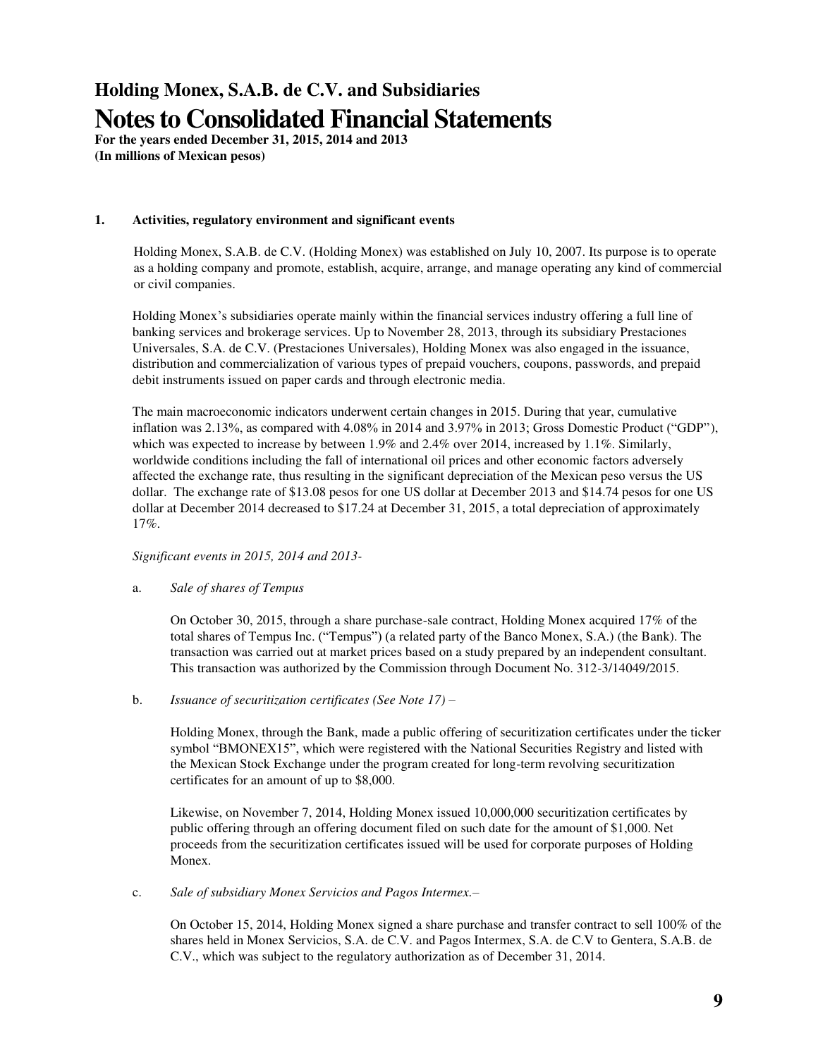# Holding Monex, S.A.B. de C.V. and Subsidiaries

# Notes to Consolidated Financial Statements

**For the years ended December 31, 2015, 2014 and 2013**
**(In millions of Mexican pesos)**

**1. Activities, regulatory environment and significant events**

Holding Monex, S.A.B. de C.V. (Holding Monex) was established on July 10, 2007. Its purpose is to operate as a holding company and promote, establish, acquire, arrange, and manage operating any kind of commercial or civil companies.

Holding Monex's subsidiaries operate mainly within the financial services industry offering a full line of banking services and brokerage services. Up to November 28, 2013, through its subsidiary Prestaciones Universales, S.A. de C.V. (Prestaciones Universales), Holding Monex was also engaged in the issuance, distribution and commercialization of various types of prepaid vouchers, coupons, passwords, and prepaid debit instruments issued on paper cards and through electronic media.

The main macroeconomic indicators underwent certain changes in 2015. During that year, cumulative inflation was 2.13%, as compared with 4.08% in 2014 and 3.97% in 2013; Gross Domestic Product ("GDP"), which was expected to increase by between 1.9% and 2.4% over 2014, increased by 1.1%. Similarly, worldwide conditions including the fall of international oil prices and other economic factors adversely affected the exchange rate, thus resulting in the significant depreciation of the Mexican peso versus the US dollar. The exchange rate of $13.08 pesos for one US dollar at December 2013 and $14.74 pesos for one US dollar at December 2014 decreased to $17.24 at December 31, 2015, a total depreciation of approximately 17%.

*Significant events in 2015, 2014 and 2013-*

a. *Sale of shares of Tempus*

On October 30, 2015, through a share purchase-sale contract, Holding Monex acquired 17% of the total shares of Tempus Inc. ("Tempus") (a related party of the Banco Monex, S.A.) (the Bank). The transaction was carried out at market prices based on a study prepared by an independent consultant. This transaction was authorized by the Commission through Document No. 312-3/14049/2015.

b. *Issuance of securitization certificates (See Note 17) –*

Holding Monex, through the Bank, made a public offering of securitization certificates under the ticker symbol "BMONEX15", which were registered with the National Securities Registry and listed with the Mexican Stock Exchange under the program created for long-term revolving securitization certificates for an amount of up to $8,000.

Likewise, on November 7, 2014, Holding Monex issued 10,000,000 securitization certificates by public offering through an offering document filed on such date for the amount of $1,000. Net proceeds from the securitization certificates issued will be used for corporate purposes of Holding Monex.

c. *Sale of subsidiary Monex Servicios and Pagos Intermex.–*

On October 15, 2014, Holding Monex signed a share purchase and transfer contract to sell 100% of the shares held in Monex Servicios, S.A. de C.V. and Pagos Intermex, S.A. de C.V to Gentera, S.A.B. de C.V., which was subject to the regulatory authorization as of December 31, 2014.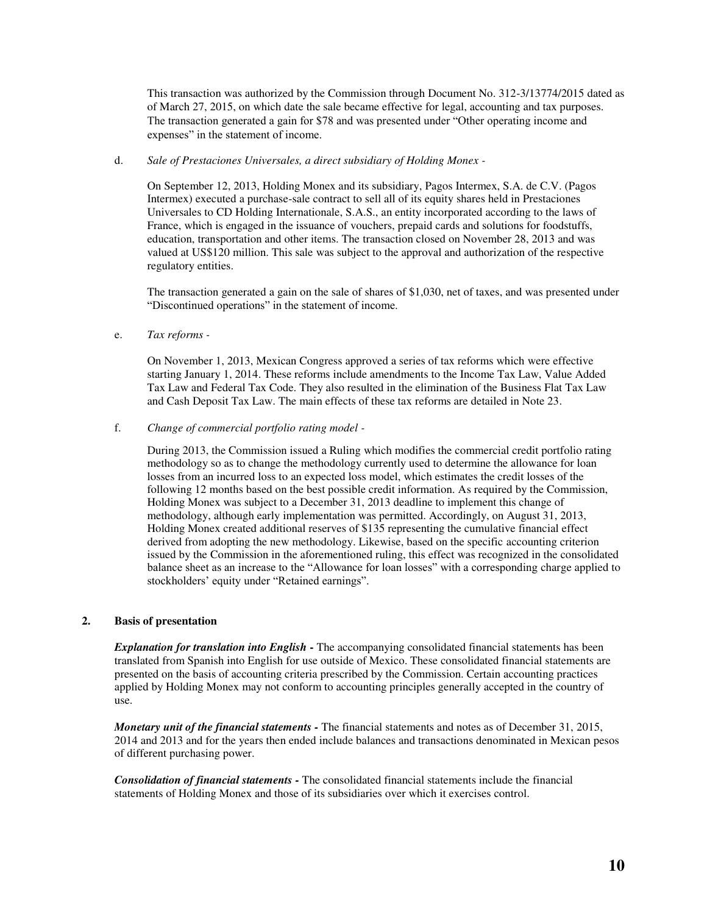This transaction was authorized by the Commission through Document No. 312-3/13774/2015 dated as of March 27, 2015, on which date the sale became effective for legal, accounting and tax purposes. The transaction generated a gain for $78 and was presented under "Other operating income and expenses" in the statement of income.

d. *Sale of Prestaciones Universales, a direct subsidiary of Holding Monex -*

On September 12, 2013, Holding Monex and its subsidiary, Pagos Intermex, S.A. de C.V. (Pagos Intermex) executed a purchase-sale contract to sell all of its equity shares held in Prestaciones Universales to CD Holding Internationale, S.A.S., an entity incorporated according to the laws of France, which is engaged in the issuance of vouchers, prepaid cards and solutions for foodstuffs, education, transportation and other items. The transaction closed on November 28, 2013 and was valued at US$120 million. This sale was subject to the approval and authorization of the respective regulatory entities.

The transaction generated a gain on the sale of shares of $1,030, net of taxes, and was presented under "Discontinued operations" in the statement of income.

e. *Tax reforms -*

On November 1, 2013, Mexican Congress approved a series of tax reforms which were effective starting January 1, 2014. These reforms include amendments to the Income Tax Law, Value Added Tax Law and Federal Tax Code. They also resulted in the elimination of the Business Flat Tax Law and Cash Deposit Tax Law. The main effects of these tax reforms are detailed in Note 23.

f. *Change of commercial portfolio rating model -*

During 2013, the Commission issued a Ruling which modifies the commercial credit portfolio rating methodology so as to change the methodology currently used to determine the allowance for loan losses from an incurred loss to an expected loss model, which estimates the credit losses of the following 12 months based on the best possible credit information. As required by the Commission, Holding Monex was subject to a December 31, 2013 deadline to implement this change of methodology, although early implementation was permitted. Accordingly, on August 31, 2013, Holding Monex created additional reserves of $135 representing the cumulative financial effect derived from adopting the new methodology. Likewise, based on the specific accounting criterion issued by the Commission in the aforementioned ruling, this effect was recognized in the consolidated balance sheet as an increase to the "Allowance for loan losses" with a corresponding charge applied to stockholders' equity under "Retained earnings".

## 2. Basis of presentation

***Explanation for translation into English -*** The accompanying consolidated financial statements has been translated from Spanish into English for use outside of Mexico. These consolidated financial statements are presented on the basis of accounting criteria prescribed by the Commission. Certain accounting practices applied by Holding Monex may not conform to accounting principles generally accepted in the country of use.

***Monetary unit of the financial statements -*** The financial statements and notes as of December 31, 2015, 2014 and 2013 and for the years then ended include balances and transactions denominated in Mexican pesos of different purchasing power.

***Consolidation of financial statements -*** The consolidated financial statements include the financial statements of Holding Monex and those of its subsidiaries over which it exercises control.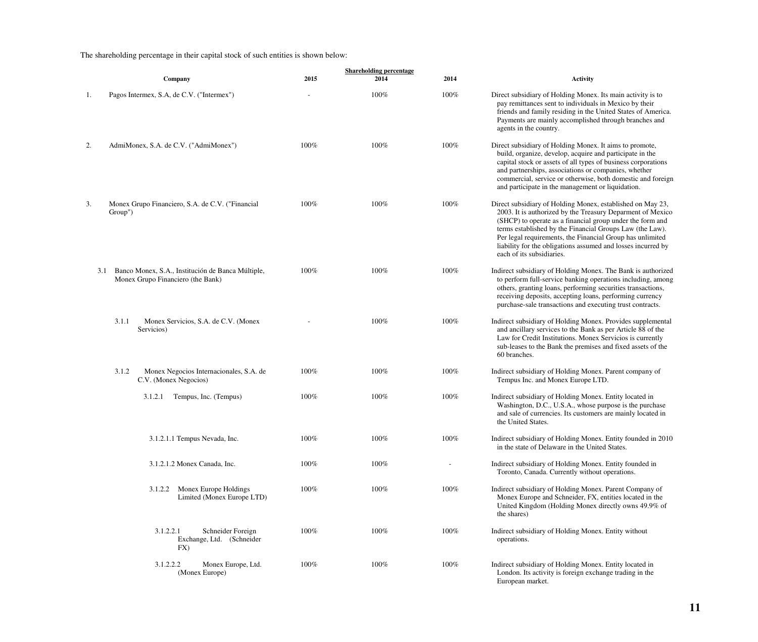The shareholding percentage in their capital stock of such entities is shown below:

| | Company | Shareholding percentage | | | Activity |
|---|---|---|---|---|---|
| | | 2015 | 2014 | 2014 | |
| 1. | Pagos Intermex, S.A, de C.V. ("Intermex") | - | 100% | 100% | Direct subsidiary of Holding Monex. Its main activity is to pay remittances sent to individuals in Mexico by their friends and family residing in the United States of America. Payments are mainly accomplished through branches and agents in the country. |
| 2. | AdmiMonex, S.A. de C.V. ("AdmiMonex") | 100% | 100% | 100% | Direct subsidiary of Holding Monex. It aims to promote, build, organize, develop, acquire and participate in the capital stock or assets of all types of business corporations and partnerships, associations or companies, whether commercial, service or otherwise, both domestic and foreign and participate in the management or liquidation. |
| 3. | Monex Grupo Financiero, S.A. de C.V. ("Financial Group") | 100% | 100% | 100% | Direct subsidiary of Holding Monex, established on May 23, 2003. It is authorized by the Treasury Deparment of Mexico (SHCP) to operate as a financial group under the form and terms established by the Financial Groups Law (the Law). Per legal requirements, the Financial Group has unlimited liability for the obligations assumed and losses incurred by each of its subsidiaries. |
| 3.1 | Banco Monex, S.A., Institución de Banca Múltiple, Monex Grupo Financiero (the Bank) | 100% | 100% | 100% | Indirect subsidiary of Holding Monex. The Bank is authorized to perform full-service banking operations including, among others, granting loans, performing securities transactions, receiving deposits, accepting loans, performing currency purchase-sale transactions and executing trust contracts. |
| 3.1.1 | Monex Servicios, S.A. de C.V. (Monex Servicios) | - | 100% | 100% | Indirect subsidiary of Holding Monex. Provides supplemental and ancillary services to the Bank as per Article 88 of the Law for Credit Institutions. Monex Servicios is currently sub-leases to the Bank the premises and fixed assets of the 60 branches. |
| 3.1.2 | Monex Negocios Internacionales, S.A. de C.V. (Monex Negocios) | 100% | 100% | 100% | Indirect subsidiary of Holding Monex. Parent company of Tempus Inc. and Monex Europe LTD. |
| 3.1.2.1 | Tempus, Inc. (Tempus) | 100% | 100% | 100% | Indirect subsidiary of Holding Monex. Entity located in Washington, D.C., U.S.A., whose purpose is the purchase and sale of currencies. Its customers are mainly located in the United States. |
| 3.1.2.1.1 | Tempus Nevada, Inc. | 100% | 100% | 100% | Indirect subsidiary of Holding Monex. Entity founded in 2010 in the state of Delaware in the United States. |
| 3.1.2.1.2 | Monex Canada, Inc. | 100% | 100% | - | Indirect subsidiary of Holding Monex. Entity founded in Toronto, Canada. Currently without operations. |
| 3.1.2.2 | Monex Europe Holdings Limited (Monex Europe LTD) | 100% | 100% | 100% | Indirect subsidiary of Holding Monex. Parent Company of Monex Europe and Schneider, FX, entities located in the United Kingdom (Holding Monex directly owns 49.9% of the shares) |
| 3.1.2.2.1 | Schneider Foreign Exchange, Ltd. (Schneider FX) | 100% | 100% | 100% | Indirect subsidiary of Holding Monex. Entity without operations. |
| 3.1.2.2.2 | Monex Europe, Ltd. (Monex Europe) | 100% | 100% | 100% | Indirect subsidiary of Holding Monex. Entity located in London. Its activity is foreign exchange trading in the European market. |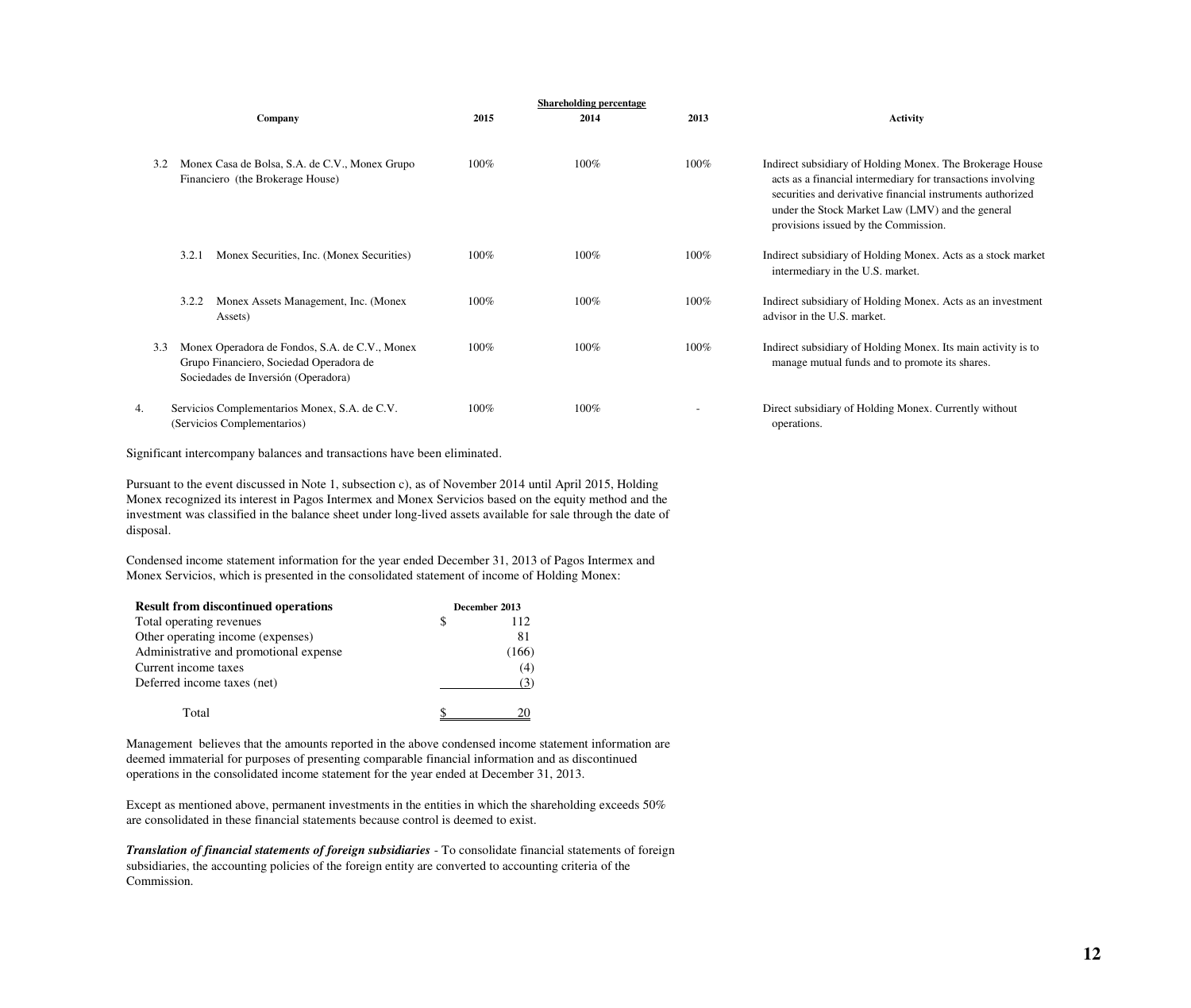| | Company | Shareholding percentage 2015 | 2014 | 2013 | Activity |
|---|---|---|---|---|---|
| 3.2 | Monex Casa de Bolsa, S.A. de C.V., Monex Grupo Financiero (the Brokerage House) | 100% | 100% | 100% | Indirect subsidiary of Holding Monex. The Brokerage House acts as a financial intermediary for transactions involving securities and derivative financial instruments authorized under the Stock Market Law (LMV) and the general provisions issued by the Commission. |
| 3.2.1 | Monex Securities, Inc. (Monex Securities) | 100% | 100% | 100% | Indirect subsidiary of Holding Monex. Acts as a stock market intermediary in the U.S. market. |
| 3.2.2 | Monex Assets Management, Inc. (Monex Assets) | 100% | 100% | 100% | Indirect subsidiary of Holding Monex. Acts as an investment advisor in the U.S. market. |
| 3.3 | Monex Operadora de Fondos, S.A. de C.V., Monex Grupo Financiero, Sociedad Operadora de Sociedades de Inversión (Operadora) | 100% | 100% | 100% | Indirect subsidiary of Holding Monex. Its main activity is to manage mutual funds and to promote its shares. |
| 4. | Servicios Complementarios Monex, S.A. de C.V. (Servicios Complementarios) | 100% | 100% | - | Direct subsidiary of Holding Monex. Currently without operations. |

Significant intercompany balances and transactions have been eliminated.

Pursuant to the event discussed in Note 1, subsection c), as of November 2014 until April 2015, Holding Monex recognized its interest in Pagos Intermex and Monex Servicios based on the equity method and the investment was classified in the balance sheet under long-lived assets available for sale through the date of disposal.

Condensed income statement information for the year ended December 31, 2013 of Pagos Intermex and Monex Servicios, which is presented in the consolidated statement of income of Holding Monex:

| Result from discontinued operations | December 2013 |
|---|---|
| Total operating revenues | $ 112 |
| Other operating income (expenses) | 81 |
| Administrative and promotional expense | (166) |
| Current income taxes | (4) |
| Deferred income taxes (net) | (3) |
| Total | $ 20 |

Management believes that the amounts reported in the above condensed income statement information are deemed immaterial for purposes of presenting comparable financial information and as discontinued operations in the consolidated income statement for the year ended at December 31, 2013.

Except as mentioned above, permanent investments in the entities in which the shareholding exceeds 50% are consolidated in these financial statements because control is deemed to exist.

***Translation of financial statements of foreign subsidiaries*** - To consolidate financial statements of foreign subsidiaries, the accounting policies of the foreign entity are converted to accounting criteria of the Commission.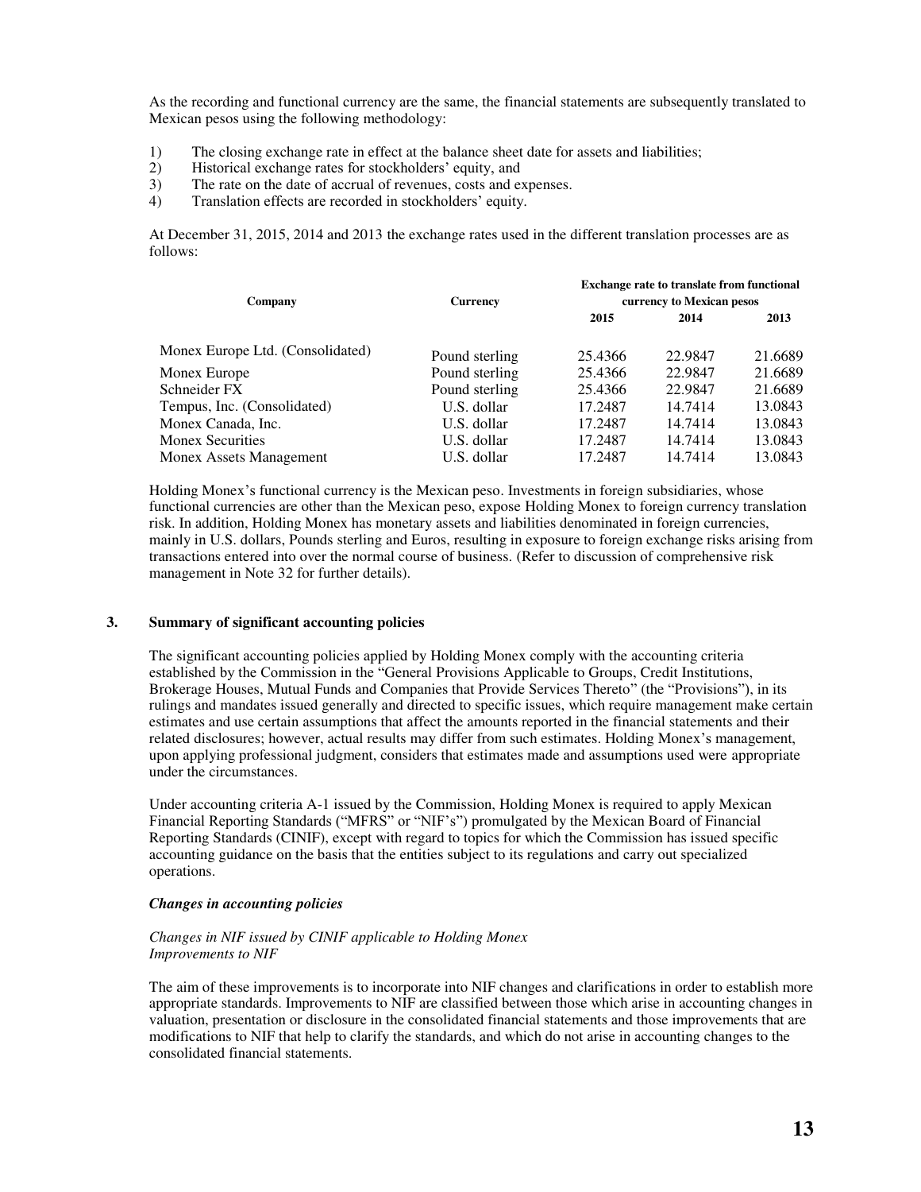As the recording and functional currency are the same, the financial statements are subsequently translated to Mexican pesos using the following methodology:

1) The closing exchange rate in effect at the balance sheet date for assets and liabilities;
2) Historical exchange rates for stockholders' equity, and
3) The rate on the date of accrual of revenues, costs and expenses.
4) Translation effects are recorded in stockholders' equity.

At December 31, 2015, 2014 and 2013 the exchange rates used in the different translation processes are as follows:

| Company | Currency | Exchange rate to translate from functional currency to Mexican pesos | | |
|---|---|---|---|---|
| | | 2015 | 2014 | 2013 |
| Monex Europe Ltd. (Consolidated) | Pound sterling | 25.4366 | 22.9847 | 21.6689 |
| Monex Europe | Pound sterling | 25.4366 | 22.9847 | 21.6689 |
| Schneider FX | Pound sterling | 25.4366 | 22.9847 | 21.6689 |
| Tempus, Inc. (Consolidated) | U.S. dollar | 17.2487 | 14.7414 | 13.0843 |
| Monex Canada, Inc. | U.S. dollar | 17.2487 | 14.7414 | 13.0843 |
| Monex Securities | U.S. dollar | 17.2487 | 14.7414 | 13.0843 |
| Monex Assets Management | U.S. dollar | 17.2487 | 14.7414 | 13.0843 |

Holding Monex's functional currency is the Mexican peso. Investments in foreign subsidiaries, whose functional currencies are other than the Mexican peso, expose Holding Monex to foreign currency translation risk. In addition, Holding Monex has monetary assets and liabilities denominated in foreign currencies, mainly in U.S. dollars, Pounds sterling and Euros, resulting in exposure to foreign exchange risks arising from transactions entered into over the normal course of business. (Refer to discussion of comprehensive risk management in Note 32 for further details).

## 3. Summary of significant accounting policies

The significant accounting policies applied by Holding Monex comply with the accounting criteria established by the Commission in the "General Provisions Applicable to Groups, Credit Institutions, Brokerage Houses, Mutual Funds and Companies that Provide Services Thereto" (the "Provisions"), in its rulings and mandates issued generally and directed to specific issues, which require management make certain estimates and use certain assumptions that affect the amounts reported in the financial statements and their related disclosures; however, actual results may differ from such estimates. Holding Monex's management, upon applying professional judgment, considers that estimates made and assumptions used were appropriate under the circumstances.

Under accounting criteria A-1 issued by the Commission, Holding Monex is required to apply Mexican Financial Reporting Standards ("MFRS" or "NIF's") promulgated by the Mexican Board of Financial Reporting Standards (CINIF), except with regard to topics for which the Commission has issued specific accounting guidance on the basis that the entities subject to its regulations and carry out specialized operations.

***Changes in accounting policies***

*Changes in NIF issued by CINIF applicable to Holding Monex*
*Improvements to NIF*

The aim of these improvements is to incorporate into NIF changes and clarifications in order to establish more appropriate standards. Improvements to NIF are classified between those which arise in accounting changes in valuation, presentation or disclosure in the consolidated financial statements and those improvements that are modifications to NIF that help to clarify the standards, and which do not arise in accounting changes to the consolidated financial statements.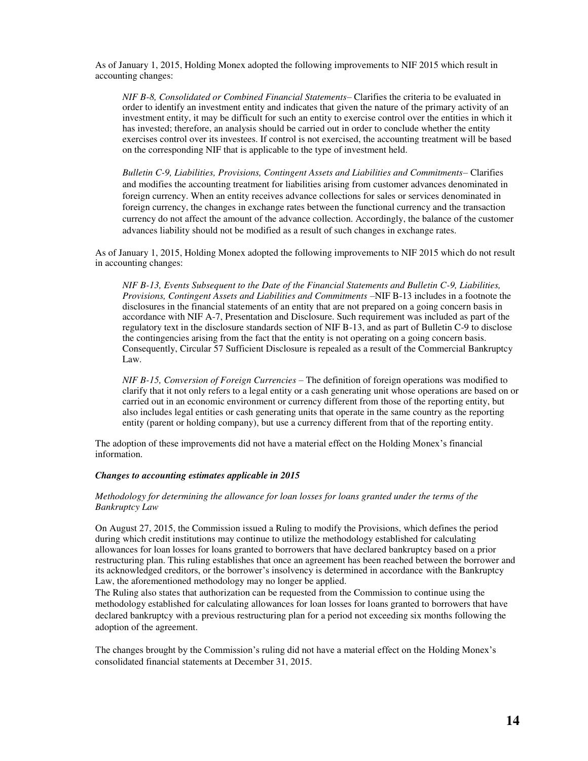As of January 1, 2015, Holding Monex adopted the following improvements to NIF 2015 which result in accounting changes:

*NIF B-8, Consolidated or Combined Financial Statements*– Clarifies the criteria to be evaluated in order to identify an investment entity and indicates that given the nature of the primary activity of an investment entity, it may be difficult for such an entity to exercise control over the entities in which it has invested; therefore, an analysis should be carried out in order to conclude whether the entity exercises control over its investees. If control is not exercised, the accounting treatment will be based on the corresponding NIF that is applicable to the type of investment held.

*Bulletin C-9, Liabilities, Provisions, Contingent Assets and Liabilities and Commitments*– Clarifies and modifies the accounting treatment for liabilities arising from customer advances denominated in foreign currency. When an entity receives advance collections for sales or services denominated in foreign currency, the changes in exchange rates between the functional currency and the transaction currency do not affect the amount of the advance collection. Accordingly, the balance of the customer advances liability should not be modified as a result of such changes in exchange rates.

As of January 1, 2015, Holding Monex adopted the following improvements to NIF 2015 which do not result in accounting changes:

*NIF B-13, Events Subsequent to the Date of the Financial Statements and Bulletin C-9, Liabilities, Provisions, Contingent Assets and Liabilities and Commitments* –NIF B-13 includes in a footnote the disclosures in the financial statements of an entity that are not prepared on a going concern basis in accordance with NIF A-7, Presentation and Disclosure. Such requirement was included as part of the regulatory text in the disclosure standards section of NIF B-13, and as part of Bulletin C-9 to disclose the contingencies arising from the fact that the entity is not operating on a going concern basis. Consequently, Circular 57 Sufficient Disclosure is repealed as a result of the Commercial Bankruptcy Law.

*NIF B-15, Conversion of Foreign Currencies* – The definition of foreign operations was modified to clarify that it not only refers to a legal entity or a cash generating unit whose operations are based on or carried out in an economic environment or currency different from those of the reporting entity, but also includes legal entities or cash generating units that operate in the same country as the reporting entity (parent or holding company), but use a currency different from that of the reporting entity.

The adoption of these improvements did not have a material effect on the Holding Monex's financial information.

***Changes to accounting estimates applicable in 2015***

*Methodology for determining the allowance for loan losses for loans granted under the terms of the Bankruptcy Law*

On August 27, 2015, the Commission issued a Ruling to modify the Provisions, which defines the period during which credit institutions may continue to utilize the methodology established for calculating allowances for loan losses for loans granted to borrowers that have declared bankruptcy based on a prior restructuring plan. This ruling establishes that once an agreement has been reached between the borrower and its acknowledged creditors, or the borrower's insolvency is determined in accordance with the Bankruptcy Law, the aforementioned methodology may no longer be applied.
The Ruling also states that authorization can be requested from the Commission to continue using the methodology established for calculating allowances for loan losses for loans granted to borrowers that have declared bankruptcy with a previous restructuring plan for a period not exceeding six months following the adoption of the agreement.

The changes brought by the Commission's ruling did not have a material effect on the Holding Monex's consolidated financial statements at December 31, 2015.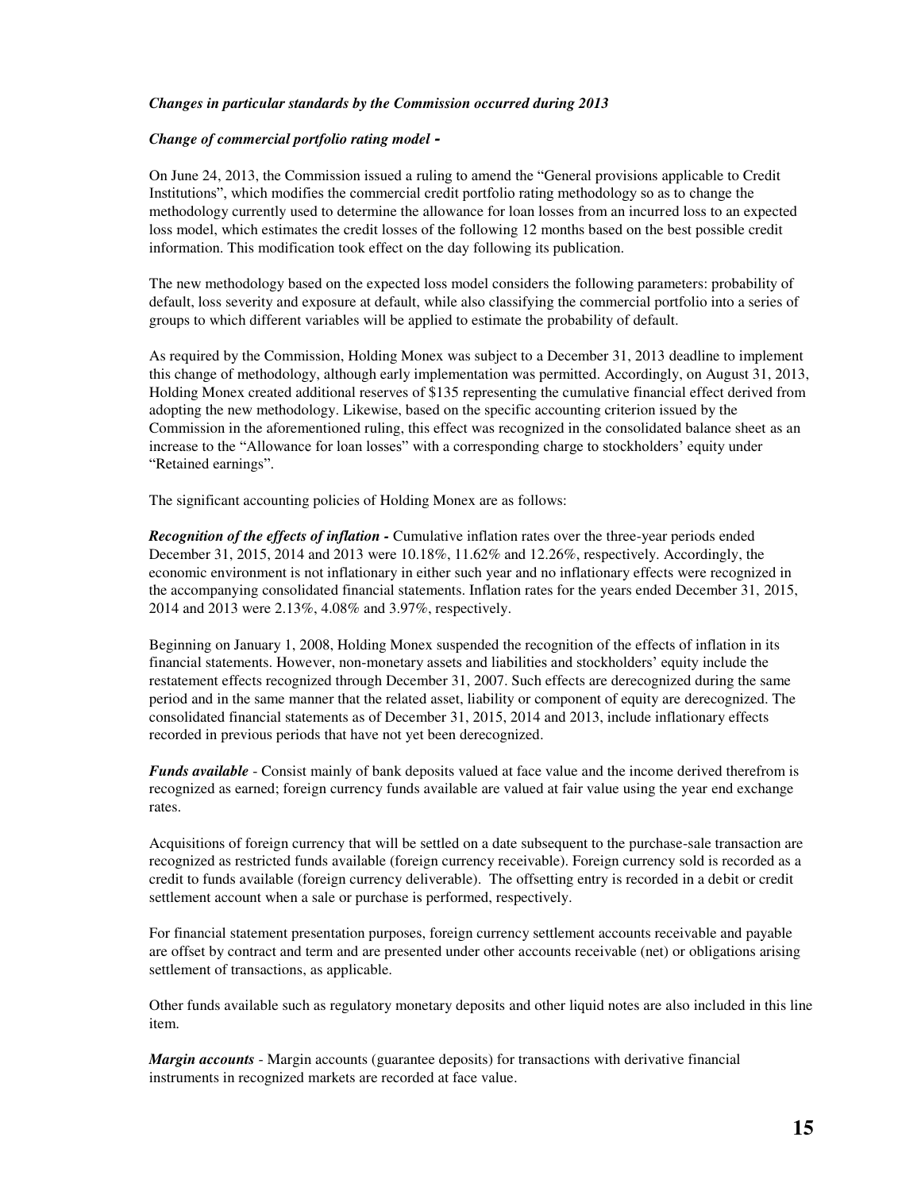***Changes in particular standards by the Commission occurred during 2013***

***Change of commercial portfolio rating model -***

On June 24, 2013, the Commission issued a ruling to amend the "General provisions applicable to Credit Institutions", which modifies the commercial credit portfolio rating methodology so as to change the methodology currently used to determine the allowance for loan losses from an incurred loss to an expected loss model, which estimates the credit losses of the following 12 months based on the best possible credit information. This modification took effect on the day following its publication.

The new methodology based on the expected loss model considers the following parameters: probability of default, loss severity and exposure at default, while also classifying the commercial portfolio into a series of groups to which different variables will be applied to estimate the probability of default.

As required by the Commission, Holding Monex was subject to a December 31, 2013 deadline to implement this change of methodology, although early implementation was permitted. Accordingly, on August 31, 2013, Holding Monex created additional reserves of $135 representing the cumulative financial effect derived from adopting the new methodology. Likewise, based on the specific accounting criterion issued by the Commission in the aforementioned ruling, this effect was recognized in the consolidated balance sheet as an increase to the "Allowance for loan losses" with a corresponding charge to stockholders' equity under "Retained earnings".

The significant accounting policies of Holding Monex are as follows:

***Recognition of the effects of inflation -*** Cumulative inflation rates over the three-year periods ended December 31, 2015, 2014 and 2013 were 10.18%, 11.62% and 12.26%, respectively. Accordingly, the economic environment is not inflationary in either such year and no inflationary effects were recognized in the accompanying consolidated financial statements. Inflation rates for the years ended December 31, 2015, 2014 and 2013 were 2.13%, 4.08% and 3.97%, respectively.

Beginning on January 1, 2008, Holding Monex suspended the recognition of the effects of inflation in its financial statements. However, non-monetary assets and liabilities and stockholders' equity include the restatement effects recognized through December 31, 2007. Such effects are derecognized during the same period and in the same manner that the related asset, liability or component of equity are derecognized. The consolidated financial statements as of December 31, 2015, 2014 and 2013, include inflationary effects recorded in previous periods that have not yet been derecognized.

***Funds available*** - Consist mainly of bank deposits valued at face value and the income derived therefrom is recognized as earned; foreign currency funds available are valued at fair value using the year end exchange rates.

Acquisitions of foreign currency that will be settled on a date subsequent to the purchase-sale transaction are recognized as restricted funds available (foreign currency receivable). Foreign currency sold is recorded as a credit to funds available (foreign currency deliverable). The offsetting entry is recorded in a debit or credit settlement account when a sale or purchase is performed, respectively.

For financial statement presentation purposes, foreign currency settlement accounts receivable and payable are offset by contract and term and are presented under other accounts receivable (net) or obligations arising settlement of transactions, as applicable.

Other funds available such as regulatory monetary deposits and other liquid notes are also included in this line item.

***Margin accounts*** - Margin accounts (guarantee deposits) for transactions with derivative financial instruments in recognized markets are recorded at face value.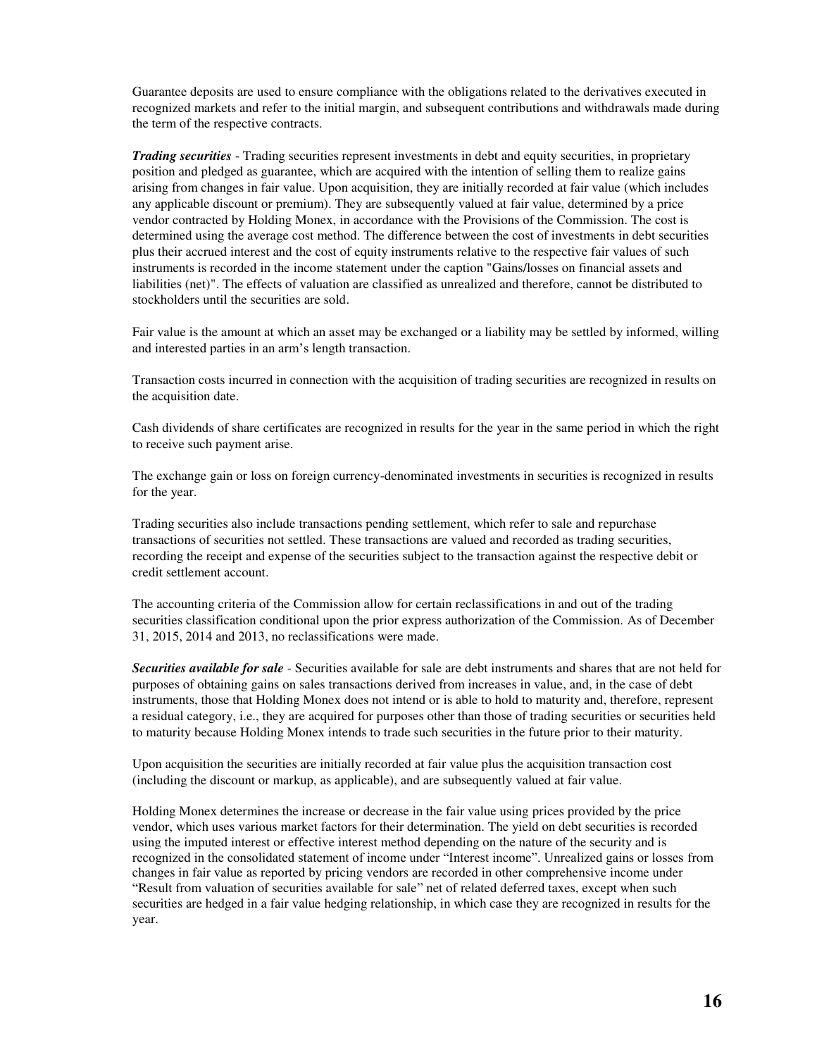Guarantee deposits are used to ensure compliance with the obligations related to the derivatives executed in recognized markets and refer to the initial margin, and subsequent contributions and withdrawals made during the term of the respective contracts.

***Trading securities*** - Trading securities represent investments in debt and equity securities, in proprietary position and pledged as guarantee, which are acquired with the intention of selling them to realize gains arising from changes in fair value. Upon acquisition, they are initially recorded at fair value (which includes any applicable discount or premium). They are subsequently valued at fair value, determined by a price vendor contracted by Holding Monex, in accordance with the Provisions of the Commission. The cost is determined using the average cost method. The difference between the cost of investments in debt securities plus their accrued interest and the cost of equity instruments relative to the respective fair values of such instruments is recorded in the income statement under the caption "Gains/losses on financial assets and liabilities (net)". The effects of valuation are classified as unrealized and therefore, cannot be distributed to stockholders until the securities are sold.

Fair value is the amount at which an asset may be exchanged or a liability may be settled by informed, willing and interested parties in an arm's length transaction.

Transaction costs incurred in connection with the acquisition of trading securities are recognized in results on the acquisition date.

Cash dividends of share certificates are recognized in results for the year in the same period in which the right to receive such payment arise.

The exchange gain or loss on foreign currency-denominated investments in securities is recognized in results for the year.

Trading securities also include transactions pending settlement, which refer to sale and repurchase transactions of securities not settled. These transactions are valued and recorded as trading securities, recording the receipt and expense of the securities subject to the transaction against the respective debit or credit settlement account.

The accounting criteria of the Commission allow for certain reclassifications in and out of the trading securities classification conditional upon the prior express authorization of the Commission. As of December 31, 2015, 2014 and 2013, no reclassifications were made.

***Securities available for sale*** - Securities available for sale are debt instruments and shares that are not held for purposes of obtaining gains on sales transactions derived from increases in value, and, in the case of debt instruments, those that Holding Monex does not intend or is able to hold to maturity and, therefore, represent a residual category, i.e., they are acquired for purposes other than those of trading securities or securities held to maturity because Holding Monex intends to trade such securities in the future prior to their maturity.

Upon acquisition the securities are initially recorded at fair value plus the acquisition transaction cost (including the discount or markup, as applicable), and are subsequently valued at fair value.

Holding Monex determines the increase or decrease in the fair value using prices provided by the price vendor, which uses various market factors for their determination. The yield on debt securities is recorded using the imputed interest or effective interest method depending on the nature of the security and is recognized in the consolidated statement of income under "Interest income". Unrealized gains or losses from changes in fair value as reported by pricing vendors are recorded in other comprehensive income under "Result from valuation of securities available for sale" net of related deferred taxes, except when such securities are hedged in a fair value hedging relationship, in which case they are recognized in results for the year.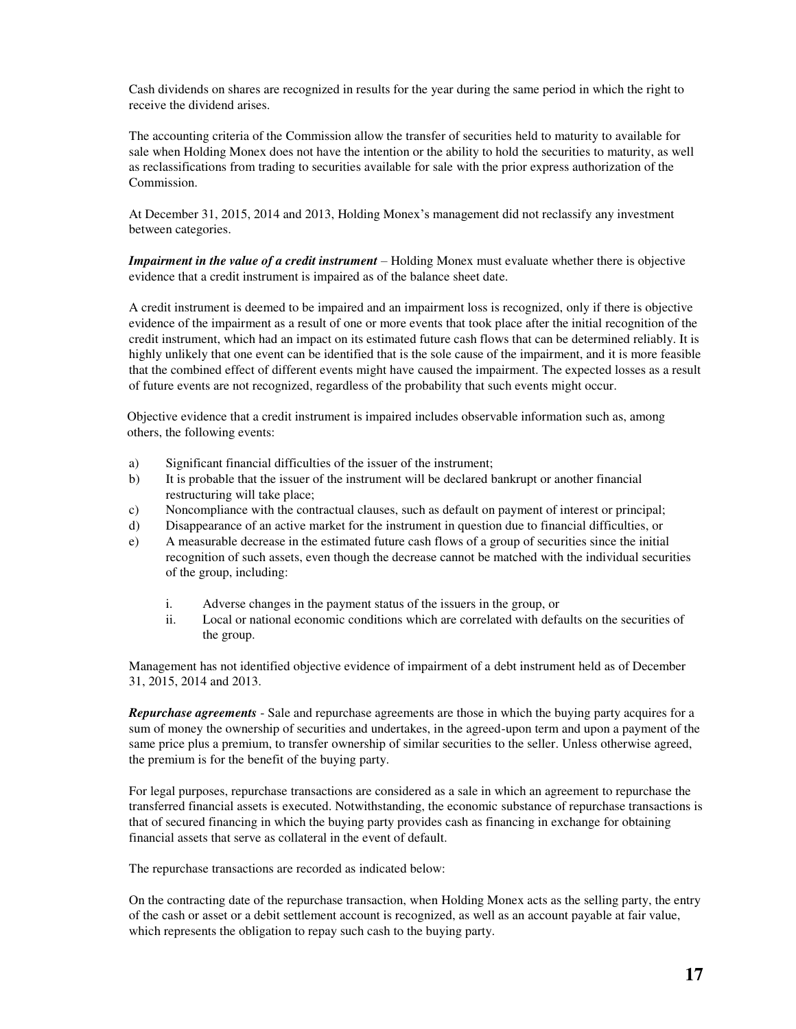Cash dividends on shares are recognized in results for the year during the same period in which the right to receive the dividend arises.

The accounting criteria of the Commission allow the transfer of securities held to maturity to available for sale when Holding Monex does not have the intention or the ability to hold the securities to maturity, as well as reclassifications from trading to securities available for sale with the prior express authorization of the Commission.

At December 31, 2015, 2014 and 2013, Holding Monex's management did not reclassify any investment between categories.

***Impairment in the value of a credit instrument*** – Holding Monex must evaluate whether there is objective evidence that a credit instrument is impaired as of the balance sheet date.

A credit instrument is deemed to be impaired and an impairment loss is recognized, only if there is objective evidence of the impairment as a result of one or more events that took place after the initial recognition of the credit instrument, which had an impact on its estimated future cash flows that can be determined reliably. It is highly unlikely that one event can be identified that is the sole cause of the impairment, and it is more feasible that the combined effect of different events might have caused the impairment. The expected losses as a result of future events are not recognized, regardless of the probability that such events might occur.

Objective evidence that a credit instrument is impaired includes observable information such as, among others, the following events:

a) Significant financial difficulties of the issuer of the instrument;
b) It is probable that the issuer of the instrument will be declared bankrupt or another financial restructuring will take place;
c) Noncompliance with the contractual clauses, such as default on payment of interest or principal;
d) Disappearance of an active market for the instrument in question due to financial difficulties, or
e) A measurable decrease in the estimated future cash flows of a group of securities since the initial recognition of such assets, even though the decrease cannot be matched with the individual securities of the group, including:

    i. Adverse changes in the payment status of the issuers in the group, or
    ii. Local or national economic conditions which are correlated with defaults on the securities of the group.

Management has not identified objective evidence of impairment of a debt instrument held as of December 31, 2015, 2014 and 2013.

***Repurchase agreements*** - Sale and repurchase agreements are those in which the buying party acquires for a sum of money the ownership of securities and undertakes, in the agreed-upon term and upon a payment of the same price plus a premium, to transfer ownership of similar securities to the seller. Unless otherwise agreed, the premium is for the benefit of the buying party.

For legal purposes, repurchase transactions are considered as a sale in which an agreement to repurchase the transferred financial assets is executed. Notwithstanding, the economic substance of repurchase transactions is that of secured financing in which the buying party provides cash as financing in exchange for obtaining financial assets that serve as collateral in the event of default.

The repurchase transactions are recorded as indicated below:

On the contracting date of the repurchase transaction, when Holding Monex acts as the selling party, the entry of the cash or asset or a debit settlement account is recognized, as well as an account payable at fair value, which represents the obligation to repay such cash to the buying party.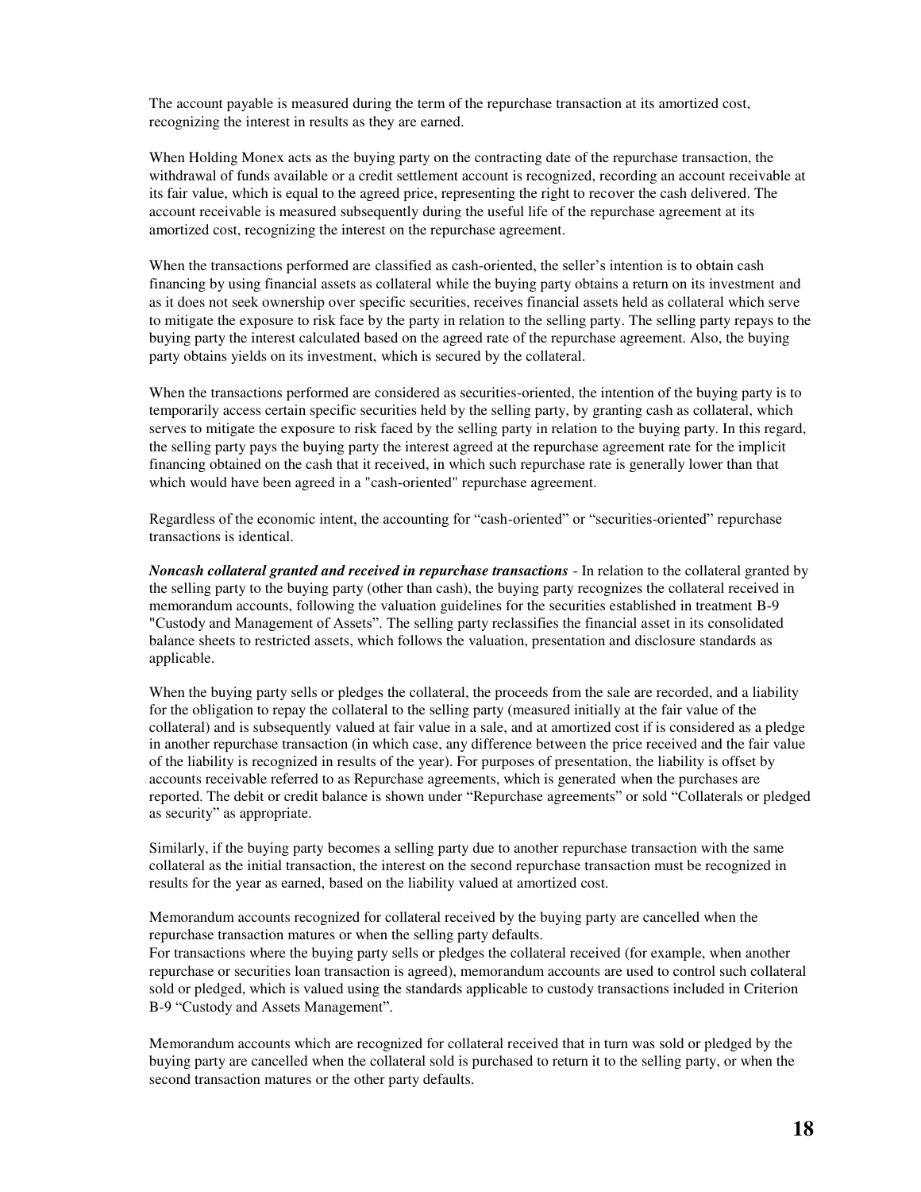The account payable is measured during the term of the repurchase transaction at its amortized cost, recognizing the interest in results as they are earned.

When Holding Monex acts as the buying party on the contracting date of the repurchase transaction, the withdrawal of funds available or a credit settlement account is recognized, recording an account receivable at its fair value, which is equal to the agreed price, representing the right to recover the cash delivered. The account receivable is measured subsequently during the useful life of the repurchase agreement at its amortized cost, recognizing the interest on the repurchase agreement.

When the transactions performed are classified as cash-oriented, the seller's intention is to obtain cash financing by using financial assets as collateral while the buying party obtains a return on its investment and as it does not seek ownership over specific securities, receives financial assets held as collateral which serve to mitigate the exposure to risk face by the party in relation to the selling party. The selling party repays to the buying party the interest calculated based on the agreed rate of the repurchase agreement. Also, the buying party obtains yields on its investment, which is secured by the collateral.

When the transactions performed are considered as securities-oriented, the intention of the buying party is to temporarily access certain specific securities held by the selling party, by granting cash as collateral, which serves to mitigate the exposure to risk faced by the selling party in relation to the buying party. In this regard, the selling party pays the buying party the interest agreed at the repurchase agreement rate for the implicit financing obtained on the cash that it received, in which such repurchase rate is generally lower than that which would have been agreed in a "cash-oriented" repurchase agreement.

Regardless of the economic intent, the accounting for "cash-oriented" or "securities-oriented" repurchase transactions is identical.

***Noncash collateral granted and received in repurchase transactions*** - In relation to the collateral granted by the selling party to the buying party (other than cash), the buying party recognizes the collateral received in memorandum accounts, following the valuation guidelines for the securities established in treatment B-9 "Custody and Management of Assets". The selling party reclassifies the financial asset in its consolidated balance sheets to restricted assets, which follows the valuation, presentation and disclosure standards as applicable.

When the buying party sells or pledges the collateral, the proceeds from the sale are recorded, and a liability for the obligation to repay the collateral to the selling party (measured initially at the fair value of the collateral) and is subsequently valued at fair value in a sale, and at amortized cost if is considered as a pledge in another repurchase transaction (in which case, any difference between the price received and the fair value of the liability is recognized in results of the year). For purposes of presentation, the liability is offset by accounts receivable referred to as Repurchase agreements, which is generated when the purchases are reported. The debit or credit balance is shown under "Repurchase agreements" or sold "Collaterals or pledged as security" as appropriate.

Similarly, if the buying party becomes a selling party due to another repurchase transaction with the same collateral as the initial transaction, the interest on the second repurchase transaction must be recognized in results for the year as earned, based on the liability valued at amortized cost.

Memorandum accounts recognized for collateral received by the buying party are cancelled when the repurchase transaction matures or when the selling party defaults.
For transactions where the buying party sells or pledges the collateral received (for example, when another repurchase or securities loan transaction is agreed), memorandum accounts are used to control such collateral sold or pledged, which is valued using the standards applicable to custody transactions included in Criterion B-9 "Custody and Assets Management".

Memorandum accounts which are recognized for collateral received that in turn was sold or pledged by the buying party are cancelled when the collateral sold is purchased to return it to the selling party, or when the second transaction matures or the other party defaults.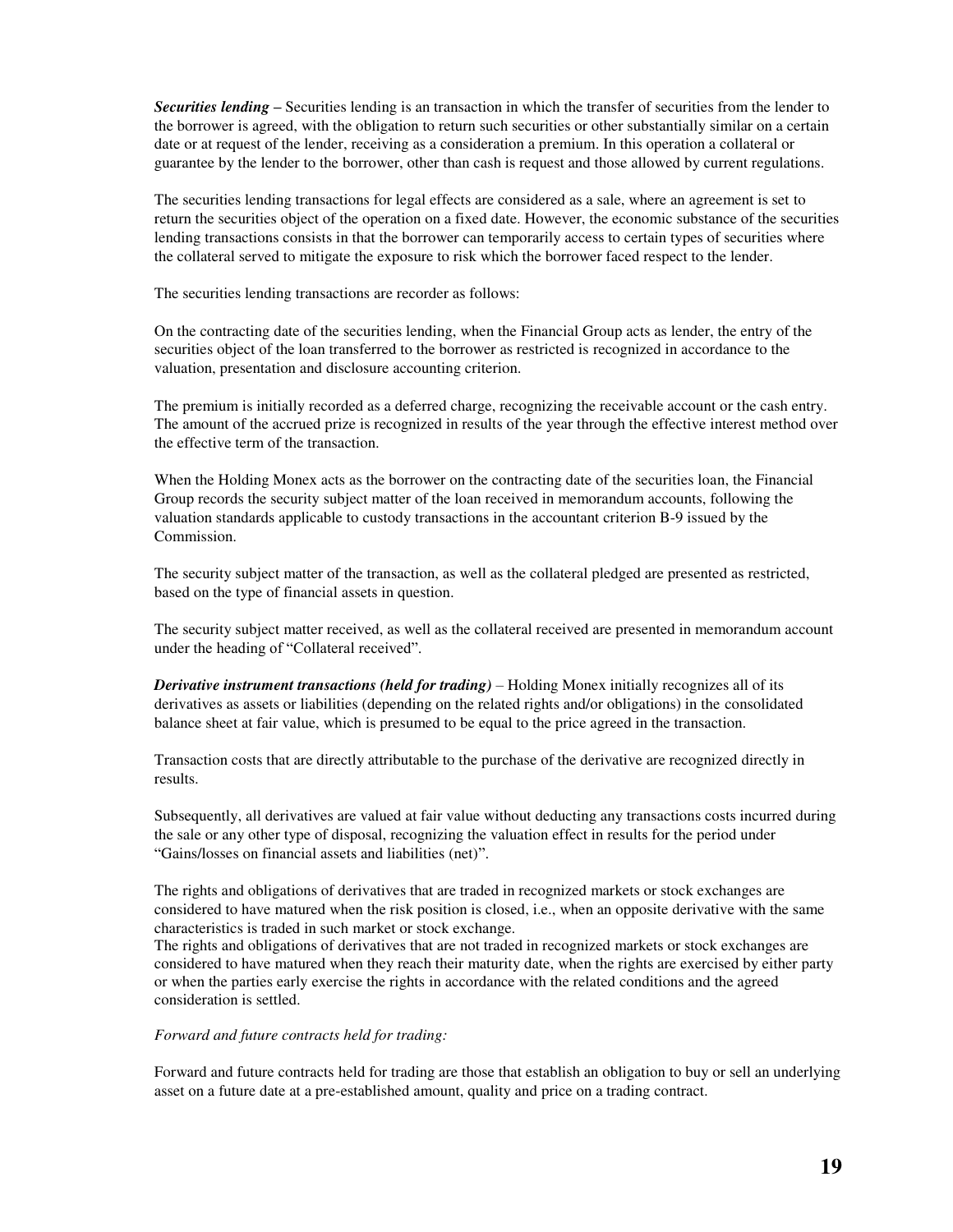***Securities lending –*** Securities lending is an transaction in which the transfer of securities from the lender to the borrower is agreed, with the obligation to return such securities or other substantially similar on a certain date or at request of the lender, receiving as a consideration a premium. In this operation a collateral or guarantee by the lender to the borrower, other than cash is request and those allowed by current regulations.

The securities lending transactions for legal effects are considered as a sale, where an agreement is set to return the securities object of the operation on a fixed date. However, the economic substance of the securities lending transactions consists in that the borrower can temporarily access to certain types of securities where the collateral served to mitigate the exposure to risk which the borrower faced respect to the lender.

The securities lending transactions are recorder as follows:

On the contracting date of the securities lending, when the Financial Group acts as lender, the entry of the securities object of the loan transferred to the borrower as restricted is recognized in accordance to the valuation, presentation and disclosure accounting criterion.

The premium is initially recorded as a deferred charge, recognizing the receivable account or the cash entry. The amount of the accrued prize is recognized in results of the year through the effective interest method over the effective term of the transaction.

When the Holding Monex acts as the borrower on the contracting date of the securities loan, the Financial Group records the security subject matter of the loan received in memorandum accounts, following the valuation standards applicable to custody transactions in the accountant criterion B-9 issued by the Commission.

The security subject matter of the transaction, as well as the collateral pledged are presented as restricted, based on the type of financial assets in question.

The security subject matter received, as well as the collateral received are presented in memorandum account under the heading of “Collateral received”.

***Derivative instrument transactions (held for trading)*** – Holding Monex initially recognizes all of its derivatives as assets or liabilities (depending on the related rights and/or obligations) in the consolidated balance sheet at fair value, which is presumed to be equal to the price agreed in the transaction.

Transaction costs that are directly attributable to the purchase of the derivative are recognized directly in results.

Subsequently, all derivatives are valued at fair value without deducting any transactions costs incurred during the sale or any other type of disposal, recognizing the valuation effect in results for the period under “Gains/losses on financial assets and liabilities (net)”.

The rights and obligations of derivatives that are traded in recognized markets or stock exchanges are considered to have matured when the risk position is closed, i.e., when an opposite derivative with the same characteristics is traded in such market or stock exchange.
The rights and obligations of derivatives that are not traded in recognized markets or stock exchanges are considered to have matured when they reach their maturity date, when the rights are exercised by either party or when the parties early exercise the rights in accordance with the related conditions and the agreed consideration is settled.

*Forward and future contracts held for trading:*

Forward and future contracts held for trading are those that establish an obligation to buy or sell an underlying asset on a future date at a pre-established amount, quality and price on a trading contract.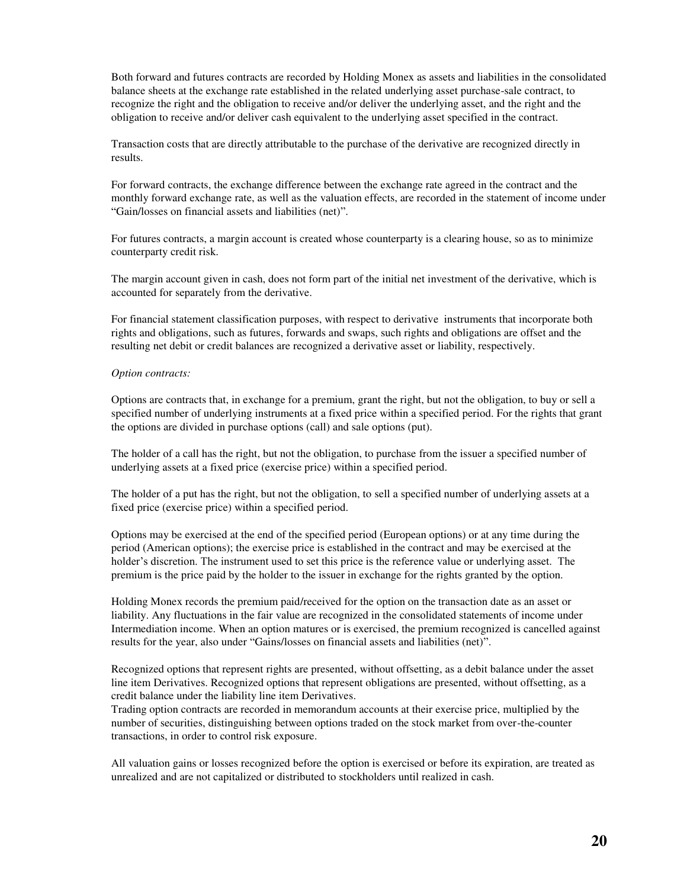Both forward and futures contracts are recorded by Holding Monex as assets and liabilities in the consolidated balance sheets at the exchange rate established in the related underlying asset purchase-sale contract, to recognize the right and the obligation to receive and/or deliver the underlying asset, and the right and the obligation to receive and/or deliver cash equivalent to the underlying asset specified in the contract.

Transaction costs that are directly attributable to the purchase of the derivative are recognized directly in results.

For forward contracts, the exchange difference between the exchange rate agreed in the contract and the monthly forward exchange rate, as well as the valuation effects, are recorded in the statement of income under "Gain/losses on financial assets and liabilities (net)".

For futures contracts, a margin account is created whose counterparty is a clearing house, so as to minimize counterparty credit risk.

The margin account given in cash, does not form part of the initial net investment of the derivative, which is accounted for separately from the derivative.

For financial statement classification purposes, with respect to derivative instruments that incorporate both rights and obligations, such as futures, forwards and swaps, such rights and obligations are offset and the resulting net debit or credit balances are recognized a derivative asset or liability, respectively.

*Option contracts:*

Options are contracts that, in exchange for a premium, grant the right, but not the obligation, to buy or sell a specified number of underlying instruments at a fixed price within a specified period. For the rights that grant the options are divided in purchase options (call) and sale options (put).

The holder of a call has the right, but not the obligation, to purchase from the issuer a specified number of underlying assets at a fixed price (exercise price) within a specified period.

The holder of a put has the right, but not the obligation, to sell a specified number of underlying assets at a fixed price (exercise price) within a specified period.

Options may be exercised at the end of the specified period (European options) or at any time during the period (American options); the exercise price is established in the contract and may be exercised at the holder's discretion. The instrument used to set this price is the reference value or underlying asset. The premium is the price paid by the holder to the issuer in exchange for the rights granted by the option.

Holding Monex records the premium paid/received for the option on the transaction date as an asset or liability. Any fluctuations in the fair value are recognized in the consolidated statements of income under Intermediation income. When an option matures or is exercised, the premium recognized is cancelled against results for the year, also under "Gains/losses on financial assets and liabilities (net)".

Recognized options that represent rights are presented, without offsetting, as a debit balance under the asset line item Derivatives. Recognized options that represent obligations are presented, without offsetting, as a credit balance under the liability line item Derivatives.
Trading option contracts are recorded in memorandum accounts at their exercise price, multiplied by the number of securities, distinguishing between options traded on the stock market from over-the-counter transactions, in order to control risk exposure.

All valuation gains or losses recognized before the option is exercised or before its expiration, are treated as unrealized and are not capitalized or distributed to stockholders until realized in cash.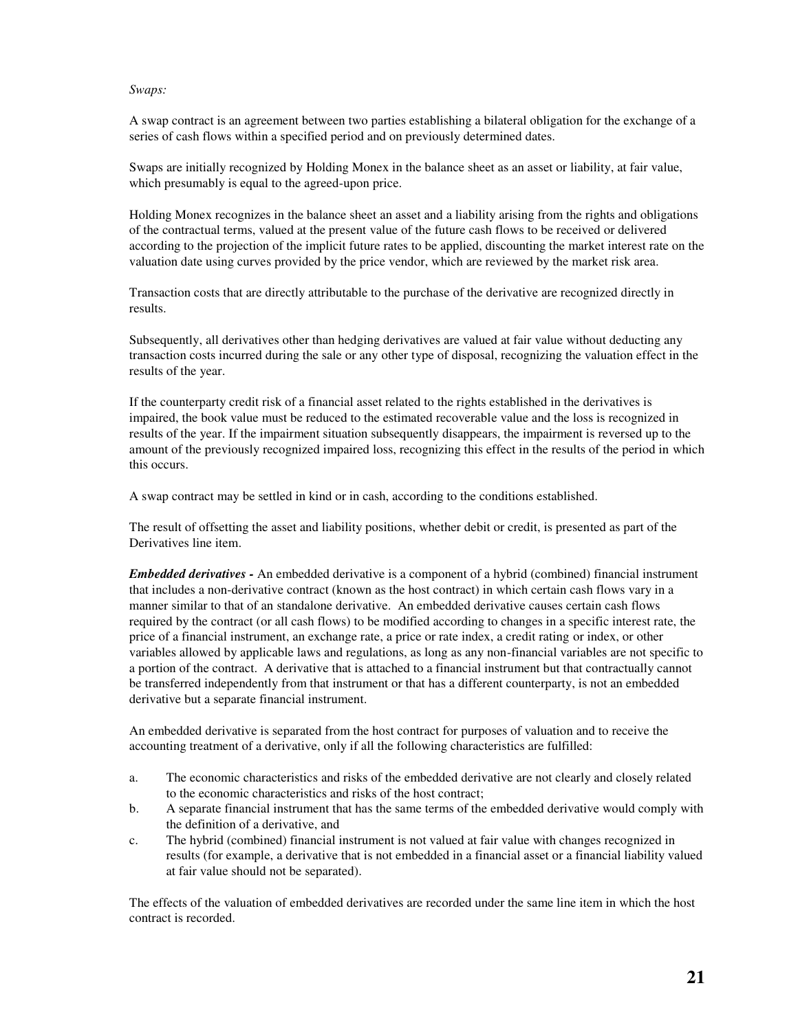*Swaps:*

A swap contract is an agreement between two parties establishing a bilateral obligation for the exchange of a series of cash flows within a specified period and on previously determined dates.

Swaps are initially recognized by Holding Monex in the balance sheet as an asset or liability, at fair value, which presumably is equal to the agreed-upon price.

Holding Monex recognizes in the balance sheet an asset and a liability arising from the rights and obligations of the contractual terms, valued at the present value of the future cash flows to be received or delivered according to the projection of the implicit future rates to be applied, discounting the market interest rate on the valuation date using curves provided by the price vendor, which are reviewed by the market risk area.

Transaction costs that are directly attributable to the purchase of the derivative are recognized directly in results.

Subsequently, all derivatives other than hedging derivatives are valued at fair value without deducting any transaction costs incurred during the sale or any other type of disposal, recognizing the valuation effect in the results of the year.

If the counterparty credit risk of a financial asset related to the rights established in the derivatives is impaired, the book value must be reduced to the estimated recoverable value and the loss is recognized in results of the year. If the impairment situation subsequently disappears, the impairment is reversed up to the amount of the previously recognized impaired loss, recognizing this effect in the results of the period in which this occurs.

A swap contract may be settled in kind or in cash, according to the conditions established.

The result of offsetting the asset and liability positions, whether debit or credit, is presented as part of the Derivatives line item.

***Embedded derivatives -*** An embedded derivative is a component of a hybrid (combined) financial instrument that includes a non-derivative contract (known as the host contract) in which certain cash flows vary in a manner similar to that of an standalone derivative. An embedded derivative causes certain cash flows required by the contract (or all cash flows) to be modified according to changes in a specific interest rate, the price of a financial instrument, an exchange rate, a price or rate index, a credit rating or index, or other variables allowed by applicable laws and regulations, as long as any non-financial variables are not specific to a portion of the contract. A derivative that is attached to a financial instrument but that contractually cannot be transferred independently from that instrument or that has a different counterparty, is not an embedded derivative but a separate financial instrument.

An embedded derivative is separated from the host contract for purposes of valuation and to receive the accounting treatment of a derivative, only if all the following characteristics are fulfilled:

a. The economic characteristics and risks of the embedded derivative are not clearly and closely related to the economic characteristics and risks of the host contract;
b. A separate financial instrument that has the same terms of the embedded derivative would comply with the definition of a derivative, and
c. The hybrid (combined) financial instrument is not valued at fair value with changes recognized in results (for example, a derivative that is not embedded in a financial asset or a financial liability valued at fair value should not be separated).

The effects of the valuation of embedded derivatives are recorded under the same line item in which the host contract is recorded.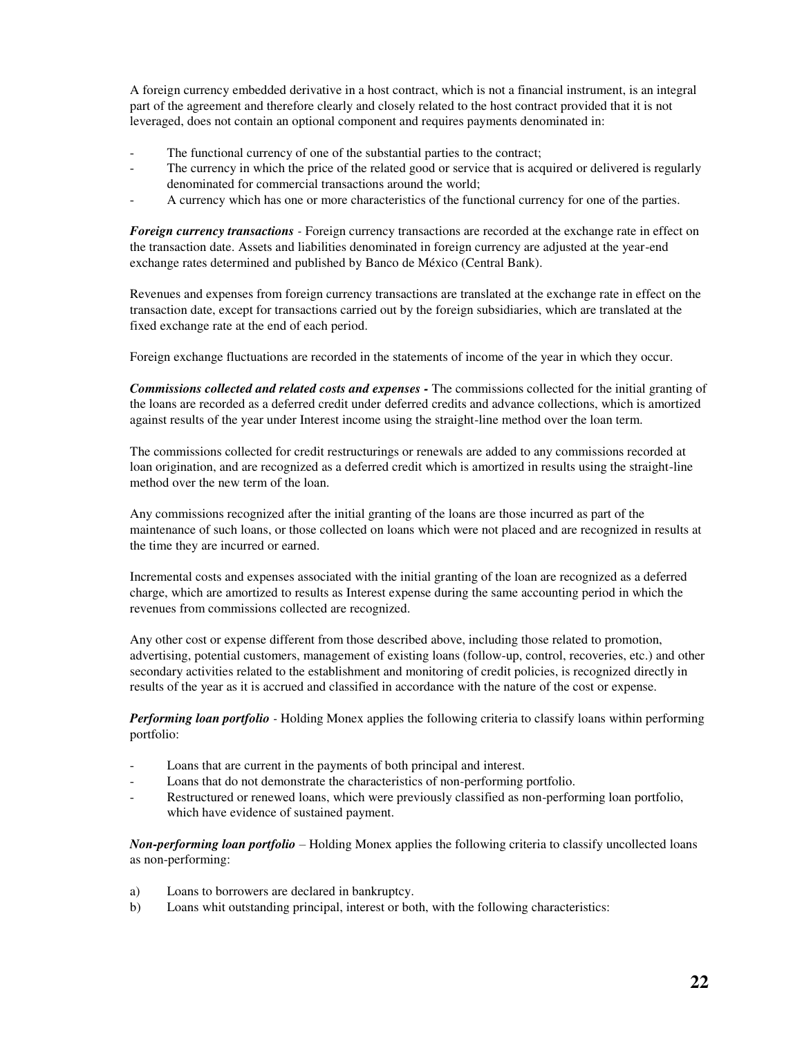A foreign currency embedded derivative in a host contract, which is not a financial instrument, is an integral part of the agreement and therefore clearly and closely related to the host contract provided that it is not leveraged, does not contain an optional component and requires payments denominated in:

- The functional currency of one of the substantial parties to the contract;
- The currency in which the price of the related good or service that is acquired or delivered is regularly denominated for commercial transactions around the world;
- A currency which has one or more characteristics of the functional currency for one of the parties.

***Foreign currency transactions*** - Foreign currency transactions are recorded at the exchange rate in effect on the transaction date. Assets and liabilities denominated in foreign currency are adjusted at the year-end exchange rates determined and published by Banco de México (Central Bank).

Revenues and expenses from foreign currency transactions are translated at the exchange rate in effect on the transaction date, except for transactions carried out by the foreign subsidiaries, which are translated at the fixed exchange rate at the end of each period.

Foreign exchange fluctuations are recorded in the statements of income of the year in which they occur.

***Commissions collected and related costs and expenses -*** The commissions collected for the initial granting of the loans are recorded as a deferred credit under deferred credits and advance collections, which is amortized against results of the year under Interest income using the straight-line method over the loan term.

The commissions collected for credit restructurings or renewals are added to any commissions recorded at loan origination, and are recognized as a deferred credit which is amortized in results using the straight-line method over the new term of the loan.

Any commissions recognized after the initial granting of the loans are those incurred as part of the maintenance of such loans, or those collected on loans which were not placed and are recognized in results at the time they are incurred or earned.

Incremental costs and expenses associated with the initial granting of the loan are recognized as a deferred charge, which are amortized to results as Interest expense during the same accounting period in which the revenues from commissions collected are recognized.

Any other cost or expense different from those described above, including those related to promotion, advertising, potential customers, management of existing loans (follow-up, control, recoveries, etc.) and other secondary activities related to the establishment and monitoring of credit policies, is recognized directly in results of the year as it is accrued and classified in accordance with the nature of the cost or expense.

***Performing loan portfolio*** - Holding Monex applies the following criteria to classify loans within performing portfolio:

- Loans that are current in the payments of both principal and interest.
- Loans that do not demonstrate the characteristics of non-performing portfolio.
- Restructured or renewed loans, which were previously classified as non-performing loan portfolio, which have evidence of sustained payment.

***Non-performing loan portfolio*** – Holding Monex applies the following criteria to classify uncollected loans as non-performing:

a) Loans to borrowers are declared in bankruptcy.
b) Loans whit outstanding principal, interest or both, with the following characteristics: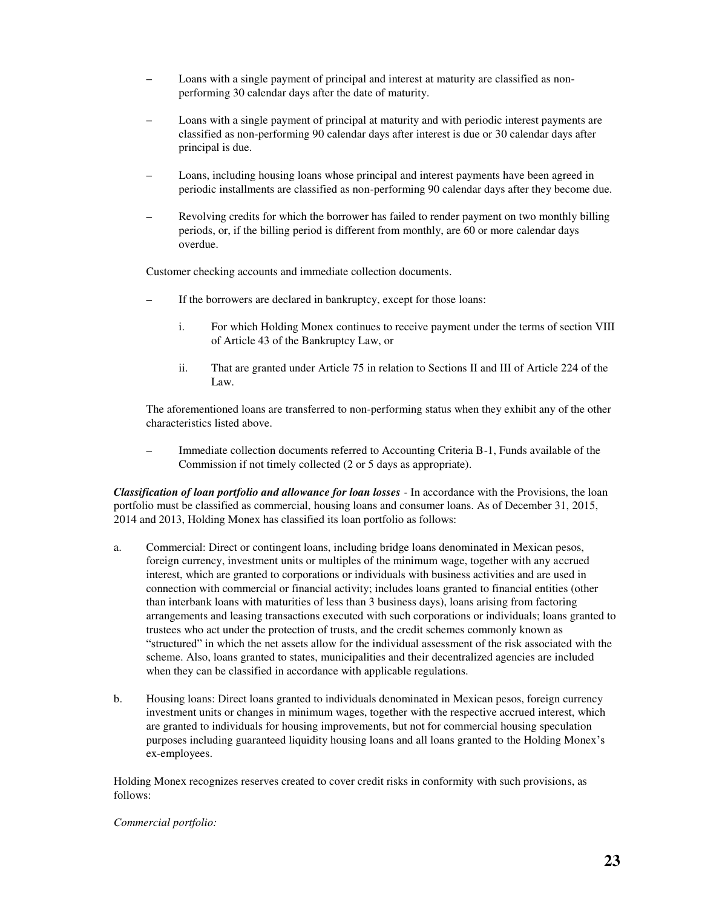- Loans with a single payment of principal and interest at maturity are classified as non-performing 30 calendar days after the date of maturity.

- Loans with a single payment of principal at maturity and with periodic interest payments are classified as non-performing 90 calendar days after interest is due or 30 calendar days after principal is due.

- Loans, including housing loans whose principal and interest payments have been agreed in periodic installments are classified as non-performing 90 calendar days after they become due.

- Revolving credits for which the borrower has failed to render payment on two monthly billing periods, or, if the billing period is different from monthly, are 60 or more calendar days overdue.

Customer checking accounts and immediate collection documents.

- If the borrowers are declared in bankruptcy, except for those loans:

  i. For which Holding Monex continues to receive payment under the terms of section VIII of Article 43 of the Bankruptcy Law, or

  ii. That are granted under Article 75 in relation to Sections II and III of Article 224 of the Law.

The aforementioned loans are transferred to non-performing status when they exhibit any of the other characteristics listed above.

- Immediate collection documents referred to Accounting Criteria B-1, Funds available of the Commission if not timely collected (2 or 5 days as appropriate).

***Classification of loan portfolio and allowance for loan losses*** - In accordance with the Provisions, the loan portfolio must be classified as commercial, housing loans and consumer loans. As of December 31, 2015, 2014 and 2013, Holding Monex has classified its loan portfolio as follows:

a. Commercial: Direct or contingent loans, including bridge loans denominated in Mexican pesos, foreign currency, investment units or multiples of the minimum wage, together with any accrued interest, which are granted to corporations or individuals with business activities and are used in connection with commercial or financial activity; includes loans granted to financial entities (other than interbank loans with maturities of less than 3 business days), loans arising from factoring arrangements and leasing transactions executed with such corporations or individuals; loans granted to trustees who act under the protection of trusts, and the credit schemes commonly known as "structured" in which the net assets allow for the individual assessment of the risk associated with the scheme. Also, loans granted to states, municipalities and their decentralized agencies are included when they can be classified in accordance with applicable regulations.

b. Housing loans: Direct loans granted to individuals denominated in Mexican pesos, foreign currency investment units or changes in minimum wages, together with the respective accrued interest, which are granted to individuals for housing improvements, but not for commercial housing speculation purposes including guaranteed liquidity housing loans and all loans granted to the Holding Monex's ex-employees.

Holding Monex recognizes reserves created to cover credit risks in conformity with such provisions, as follows:

*Commercial portfolio:*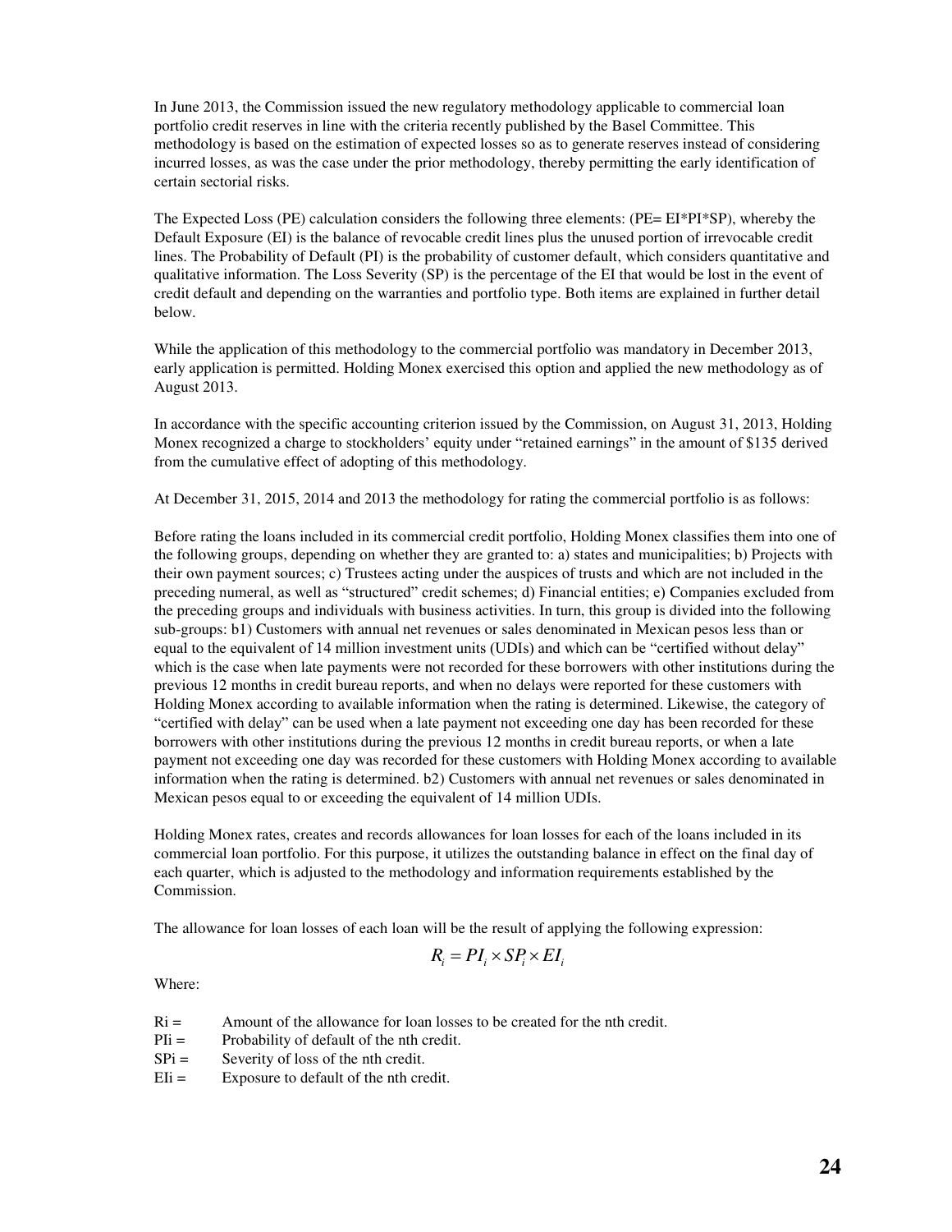In June 2013, the Commission issued the new regulatory methodology applicable to commercial loan portfolio credit reserves in line with the criteria recently published by the Basel Committee. This methodology is based on the estimation of expected losses so as to generate reserves instead of considering incurred losses, as was the case under the prior methodology, thereby permitting the early identification of certain sectorial risks.

The Expected Loss (PE) calculation considers the following three elements: (PE= EI*PI*SP), whereby the Default Exposure (EI) is the balance of revocable credit lines plus the unused portion of irrevocable credit lines. The Probability of Default (PI) is the probability of customer default, which considers quantitative and qualitative information. The Loss Severity (SP) is the percentage of the EI that would be lost in the event of credit default and depending on the warranties and portfolio type. Both items are explained in further detail below.

While the application of this methodology to the commercial portfolio was mandatory in December 2013, early application is permitted. Holding Monex exercised this option and applied the new methodology as of August 2013.

In accordance with the specific accounting criterion issued by the Commission, on August 31, 2013, Holding Monex recognized a charge to stockholders' equity under "retained earnings" in the amount of $135 derived from the cumulative effect of adopting of this methodology.

At December 31, 2015, 2014 and 2013 the methodology for rating the commercial portfolio is as follows:

Before rating the loans included in its commercial credit portfolio, Holding Monex classifies them into one of the following groups, depending on whether they are granted to: a) states and municipalities; b) Projects with their own payment sources; c) Trustees acting under the auspices of trusts and which are not included in the preceding numeral, as well as "structured" credit schemes; d) Financial entities; e) Companies excluded from the preceding groups and individuals with business activities. In turn, this group is divided into the following sub-groups: b1) Customers with annual net revenues or sales denominated in Mexican pesos less than or equal to the equivalent of 14 million investment units (UDIs) and which can be "certified without delay" which is the case when late payments were not recorded for these borrowers with other institutions during the previous 12 months in credit bureau reports, and when no delays were reported for these customers with Holding Monex according to available information when the rating is determined. Likewise, the category of "certified with delay" can be used when a late payment not exceeding one day has been recorded for these borrowers with other institutions during the previous 12 months in credit bureau reports, or when a late payment not exceeding one day was recorded for these customers with Holding Monex according to available information when the rating is determined. b2) Customers with annual net revenues or sales denominated in Mexican pesos equal to or exceeding the equivalent of 14 million UDIs.

Holding Monex rates, creates and records allowances for loan losses for each of the loans included in its commercial loan portfolio. For this purpose, it utilizes the outstanding balance in effect on the final day of each quarter, which is adjusted to the methodology and information requirements established by the Commission.

The allowance for loan losses of each loan will be the result of applying the following expression:

$$R_i = PI_i \times SP_i \times EI_i$$

Where:

- $R_i$ = Amount of the allowance for loan losses to be created for the nth credit.
- $PI_i$ = Probability of default of the nth credit.
- $SP_i$ = Severity of loss of the nth credit.
- $EI_i$ = Exposure to default of the nth credit.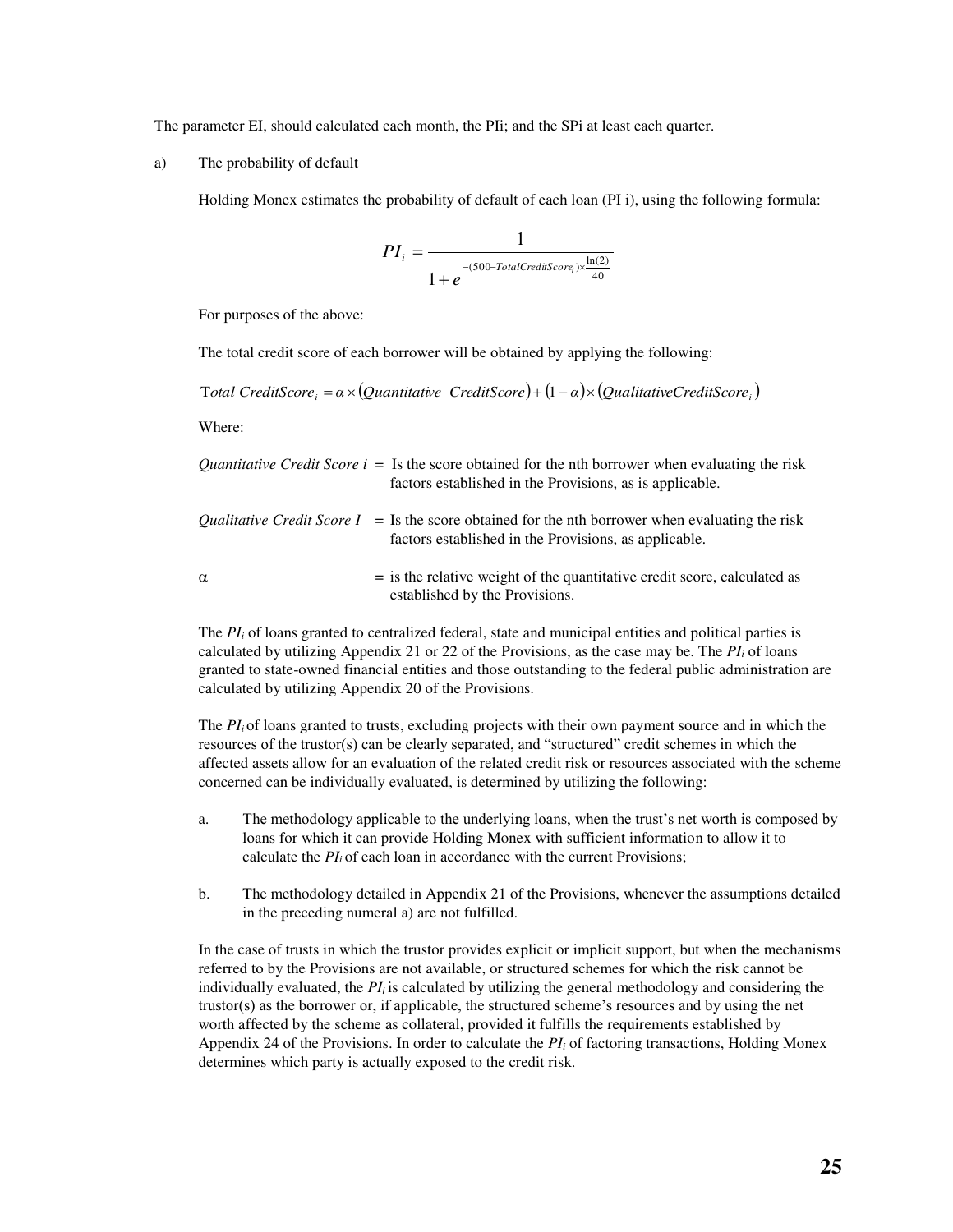The parameter EI, should calculated each month, the PIi; and the SPi at least each quarter.

a) The probability of default

Holding Monex estimates the probability of default of each loan (PI i), using the following formula:

$$PI_i = \frac{1}{1 + e^{-(500 - TotalCreditScore_i) \times \frac{\ln(2)}{40}}}$$

For purposes of the above:

The total credit score of each borrower will be obtained by applying the following:

$$Total\ CreditScore_i = \alpha \times (Quantitative\ \ CreditScore) + (1 - \alpha) \times (QualitativeCreditScore_i)$$

Where:

*Quantitative Credit Score i* = Is the score obtained for the nth borrower when evaluating the risk factors established in the Provisions, as is applicable.

*Qualitative Credit Score I* = Is the score obtained for the nth borrower when evaluating the risk factors established in the Provisions, as applicable.

$\alpha$ = is the relative weight of the quantitative credit score, calculated as established by the Provisions.

The $PI_i$ of loans granted to centralized federal, state and municipal entities and political parties is calculated by utilizing Appendix 21 or 22 of the Provisions, as the case may be. The $PI_i$ of loans granted to state-owned financial entities and those outstanding to the federal public administration are calculated by utilizing Appendix 20 of the Provisions.

The $PI_i$ of loans granted to trusts, excluding projects with their own payment source and in which the resources of the trustor(s) can be clearly separated, and "structured" credit schemes in which the affected assets allow for an evaluation of the related credit risk or resources associated with the scheme concerned can be individually evaluated, is determined by utilizing the following:

a. The methodology applicable to the underlying loans, when the trust's net worth is composed by loans for which it can provide Holding Monex with sufficient information to allow it to calculate the $PI_i$ of each loan in accordance with the current Provisions;

b. The methodology detailed in Appendix 21 of the Provisions, whenever the assumptions detailed in the preceding numeral a) are not fulfilled.

In the case of trusts in which the trustor provides explicit or implicit support, but when the mechanisms referred to by the Provisions are not available, or structured schemes for which the risk cannot be individually evaluated, the $PI_i$ is calculated by utilizing the general methodology and considering the trustor(s) as the borrower or, if applicable, the structured scheme's resources and by using the net worth affected by the scheme as collateral, provided it fulfills the requirements established by Appendix 24 of the Provisions. In order to calculate the $PI_i$ of factoring transactions, Holding Monex determines which party is actually exposed to the credit risk.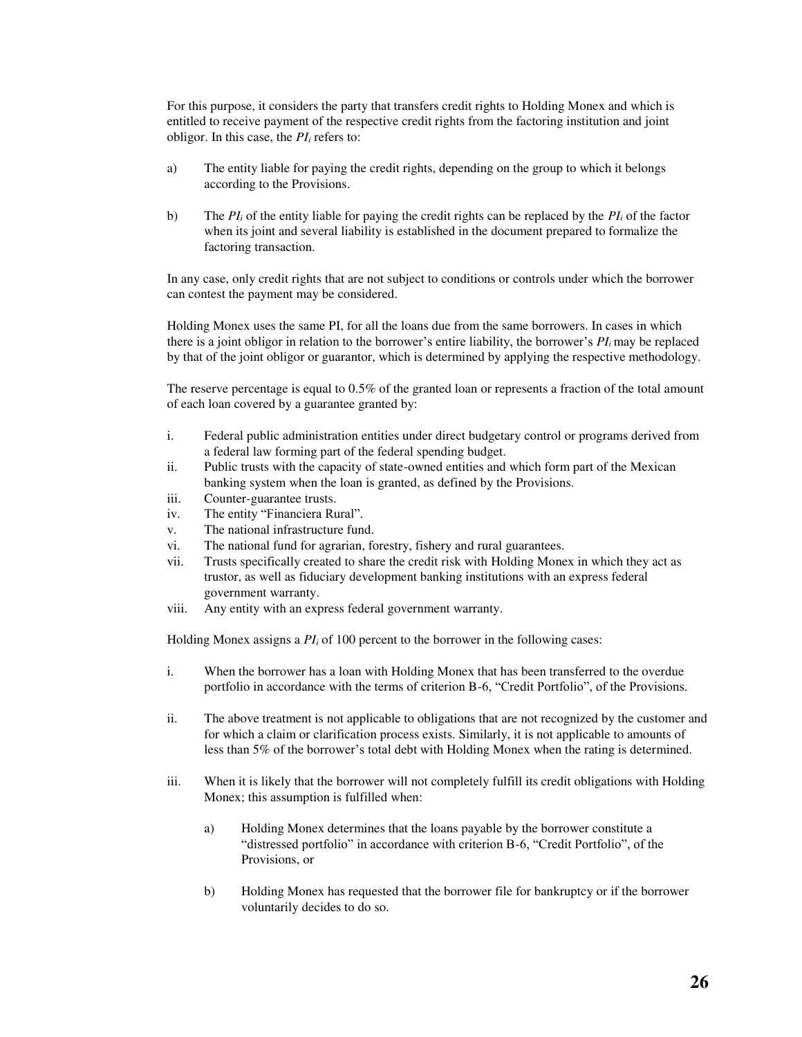For this purpose, it considers the party that transfers credit rights to Holding Monex and which is entitled to receive payment of the respective credit rights from the factoring institution and joint obligor. In this case, the $PI_i$ refers to:

a) The entity liable for paying the credit rights, depending on the group to which it belongs according to the Provisions.

b) The $PI_i$ of the entity liable for paying the credit rights can be replaced by the $PI_i$ of the factor when its joint and several liability is established in the document prepared to formalize the factoring transaction.

In any case, only credit rights that are not subject to conditions or controls under which the borrower can contest the payment may be considered.

Holding Monex uses the same PI, for all the loans due from the same borrowers. In cases in which there is a joint obligor in relation to the borrower's entire liability, the borrower's $PI_i$ may be replaced by that of the joint obligor or guarantor, which is determined by applying the respective methodology.

The reserve percentage is equal to 0.5% of the granted loan or represents a fraction of the total amount of each loan covered by a guarantee granted by:

i. Federal public administration entities under direct budgetary control or programs derived from a federal law forming part of the federal spending budget.
ii. Public trusts with the capacity of state-owned entities and which form part of the Mexican banking system when the loan is granted, as defined by the Provisions.
iii. Counter-guarantee trusts.
iv. The entity "Financiera Rural".
v. The national infrastructure fund.
vi. The national fund for agrarian, forestry, fishery and rural guarantees.
vii. Trusts specifically created to share the credit risk with Holding Monex in which they act as trustor, as well as fiduciary development banking institutions with an express federal government warranty.
viii. Any entity with an express federal government warranty.

Holding Monex assigns a $PI_i$ of 100 percent to the borrower in the following cases:

i. When the borrower has a loan with Holding Monex that has been transferred to the overdue portfolio in accordance with the terms of criterion B-6, "Credit Portfolio", of the Provisions.

ii. The above treatment is not applicable to obligations that are not recognized by the customer and for which a claim or clarification process exists. Similarly, it is not applicable to amounts of less than 5% of the borrower's total debt with Holding Monex when the rating is determined.

iii. When it is likely that the borrower will not completely fulfill its credit obligations with Holding Monex; this assumption is fulfilled when:

    a) Holding Monex determines that the loans payable by the borrower constitute a "distressed portfolio" in accordance with criterion B-6, "Credit Portfolio", of the Provisions, or

    b) Holding Monex has requested that the borrower file for bankruptcy or if the borrower voluntarily decides to do so.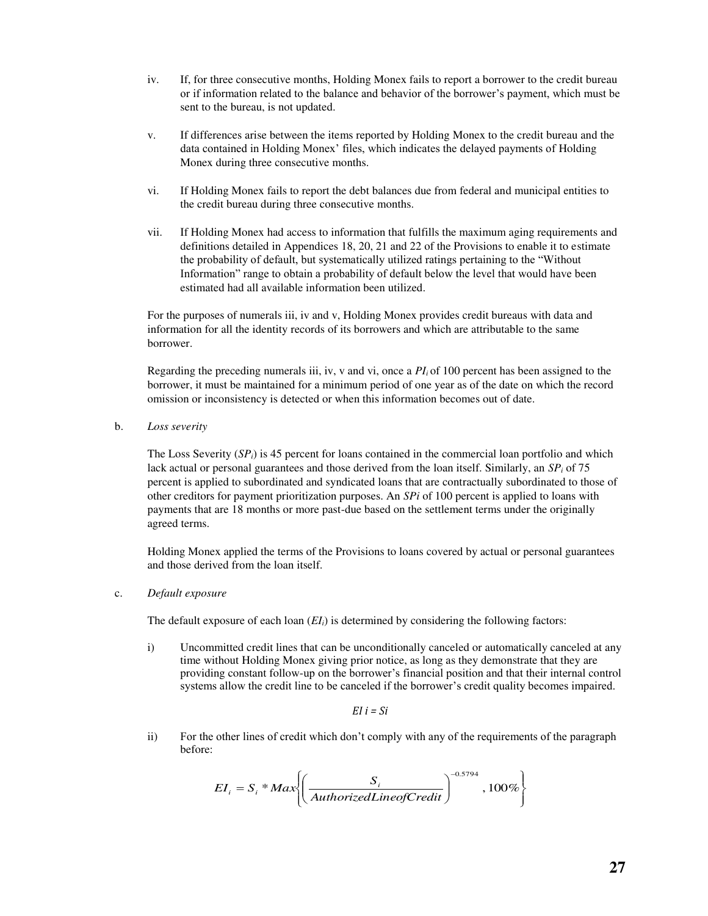iv. If, for three consecutive months, Holding Monex fails to report a borrower to the credit bureau or if information related to the balance and behavior of the borrower's payment, which must be sent to the bureau, is not updated.

v. If differences arise between the items reported by Holding Monex to the credit bureau and the data contained in Holding Monex' files, which indicates the delayed payments of Holding Monex during three consecutive months.

vi. If Holding Monex fails to report the debt balances due from federal and municipal entities to the credit bureau during three consecutive months.

vii. If Holding Monex had access to information that fulfills the maximum aging requirements and definitions detailed in Appendices 18, 20, 21 and 22 of the Provisions to enable it to estimate the probability of default, but systematically utilized ratings pertaining to the "Without Information" range to obtain a probability of default below the level that would have been estimated had all available information been utilized.

For the purposes of numerals iii, iv and v, Holding Monex provides credit bureaus with data and information for all the identity records of its borrowers and which are attributable to the same borrower.

Regarding the preceding numerals iii, iv, v and vi, once a $PI_i$ of 100 percent has been assigned to the borrower, it must be maintained for a minimum period of one year as of the date on which the record omission or inconsistency is detected or when this information becomes out of date.

b. *Loss severity*

The Loss Severity ($SP_i$) is 45 percent for loans contained in the commercial loan portfolio and which lack actual or personal guarantees and those derived from the loan itself. Similarly, an $SP_i$ of 75 percent is applied to subordinated and syndicated loans that are contractually subordinated to those of other creditors for payment prioritization purposes. An $SPi$ of 100 percent is applied to loans with payments that are 18 months or more past-due based on the settlement terms under the originally agreed terms.

Holding Monex applied the terms of the Provisions to loans covered by actual or personal guarantees and those derived from the loan itself.

c. *Default exposure*

The default exposure of each loan ($EI_i$) is determined by considering the following factors:

i) Uncommitted credit lines that can be unconditionally canceled or automatically canceled at any time without Holding Monex giving prior notice, as long as they demonstrate that they are providing constant follow-up on the borrower's financial position and that their internal control systems allow the credit line to be canceled if the borrower's credit quality becomes impaired.

$$EI\,i = Si$$

ii) For the other lines of credit which don't comply with any of the requirements of the paragraph before:

$$EI_i = S_i * Max\left\{\left(\frac{S_i}{AuthorizedLineofCredit}\right)^{-0.5794}, 100\%\right\}$$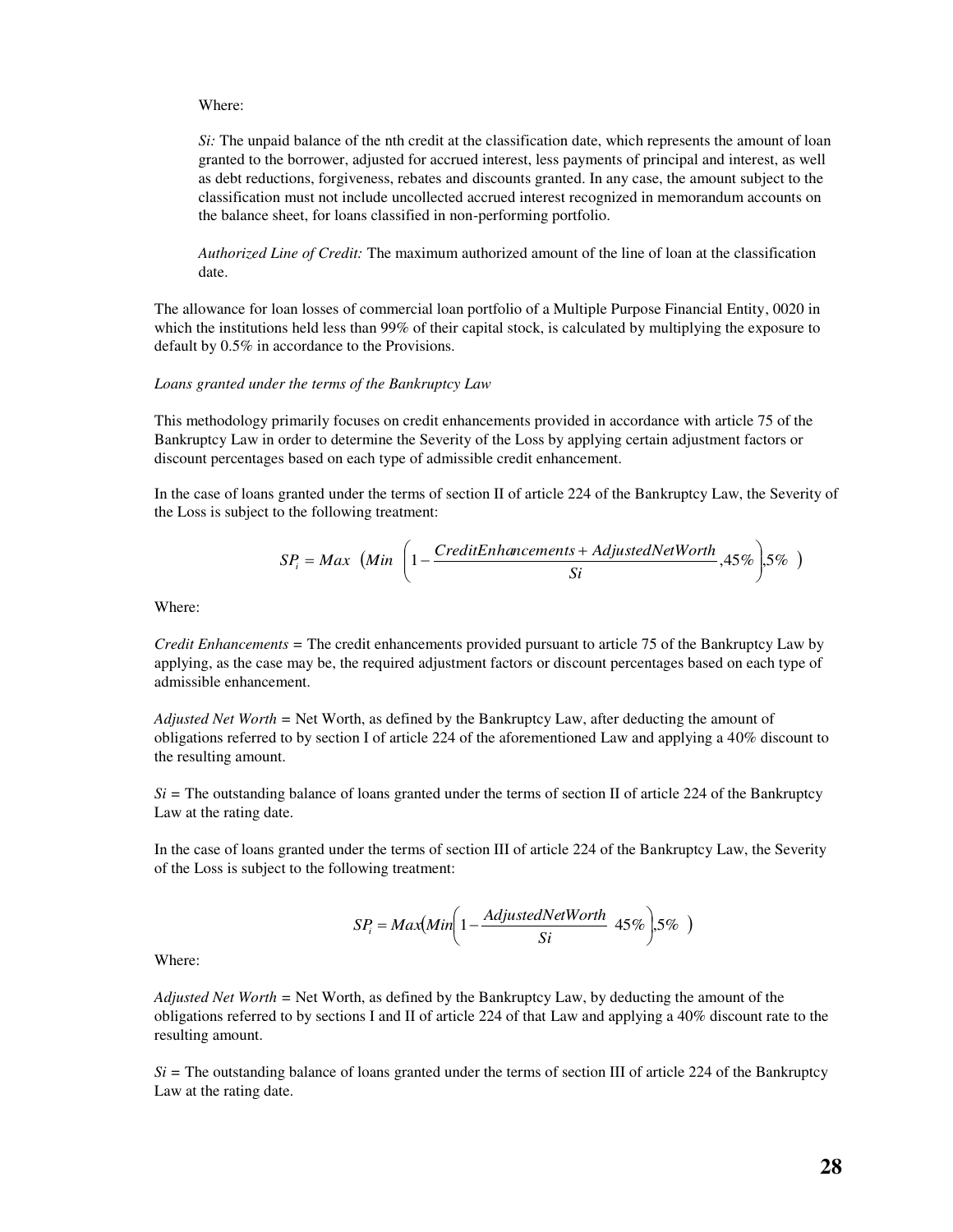Where:

*Si:* The unpaid balance of the nth credit at the classification date, which represents the amount of loan granted to the borrower, adjusted for accrued interest, less payments of principal and interest, as well as debt reductions, forgiveness, rebates and discounts granted. In any case, the amount subject to the classification must not include uncollected accrued interest recognized in memorandum accounts on the balance sheet, for loans classified in non-performing portfolio.

*Authorized Line of Credit:* The maximum authorized amount of the line of loan at the classification date.

The allowance for loan losses of commercial loan portfolio of a Multiple Purpose Financial Entity, 0020 in which the institutions held less than 99% of their capital stock, is calculated by multiplying the exposure to default by 0.5% in accordance to the Provisions.

*Loans granted under the terms of the Bankruptcy Law*

This methodology primarily focuses on credit enhancements provided in accordance with article 75 of the Bankruptcy Law in order to determine the Severity of the Loss by applying certain adjustment factors or discount percentages based on each type of admissible credit enhancement.

In the case of loans granted under the terms of section II of article 224 of the Bankruptcy Law, the Severity of the Loss is subject to the following treatment:

$$SP_i = Max\ \left(Min\ \left(1 - \frac{CreditEnhancements + AdjustedNetWorth}{Si}, 45\%\right), 5\%\ \right)$$

Where:

*Credit Enhancements* = The credit enhancements provided pursuant to article 75 of the Bankruptcy Law by applying, as the case may be, the required adjustment factors or discount percentages based on each type of admissible enhancement.

*Adjusted Net Worth* = Net Worth, as defined by the Bankruptcy Law, after deducting the amount of obligations referred to by section I of article 224 of the aforementioned Law and applying a 40% discount to the resulting amount.

*Si* = The outstanding balance of loans granted under the terms of section II of article 224 of the Bankruptcy Law at the rating date.

In the case of loans granted under the terms of section III of article 224 of the Bankruptcy Law, the Severity of the Loss is subject to the following treatment:

$$SP_i = Max\left(Min\left(1 - \frac{AdjustedNetWorth}{Si}\ 45\%\right), 5\%\ \right)$$

Where:

*Adjusted Net Worth* = Net Worth, as defined by the Bankruptcy Law, by deducting the amount of the obligations referred to by sections I and II of article 224 of that Law and applying a 40% discount rate to the resulting amount.

*Si* = The outstanding balance of loans granted under the terms of section III of article 224 of the Bankruptcy Law at the rating date.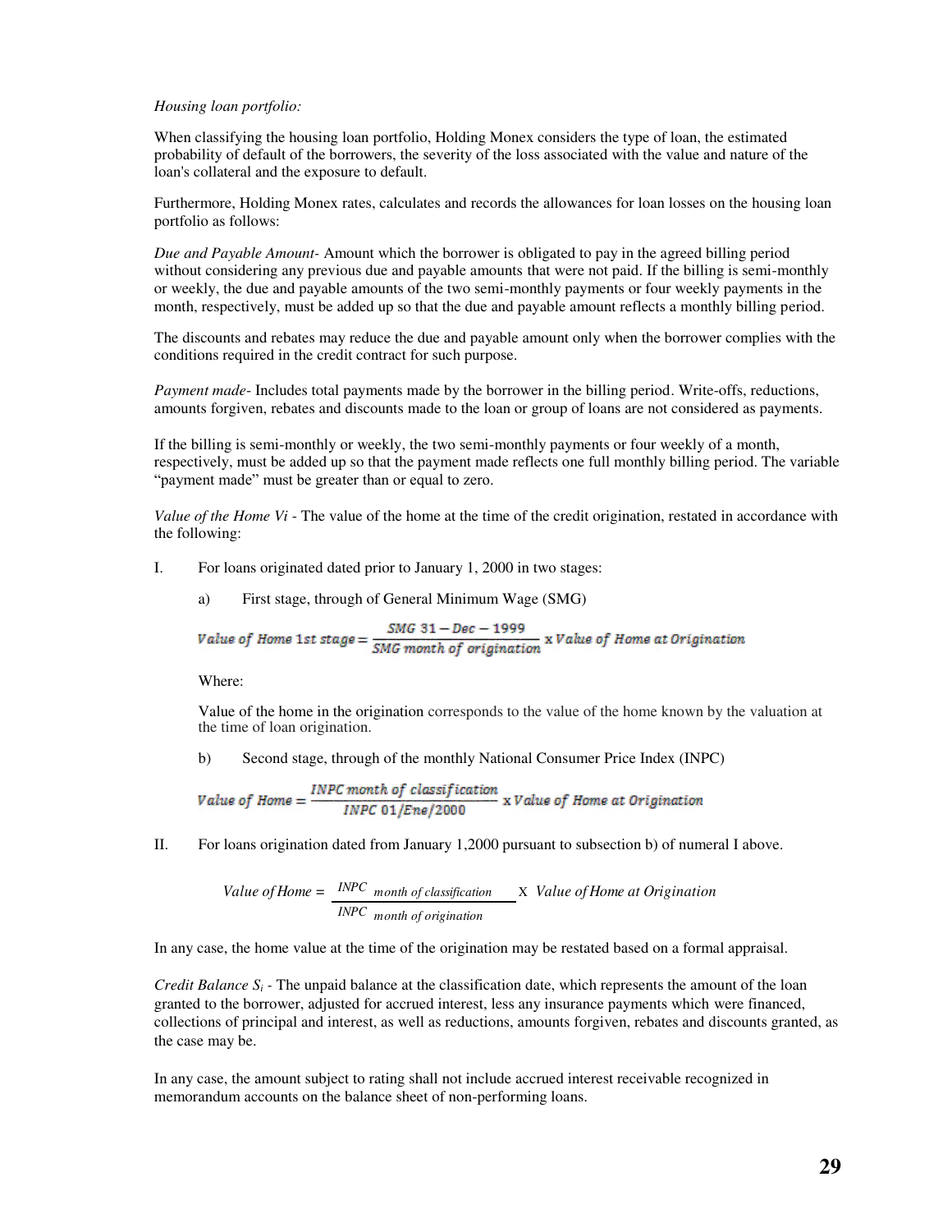*Housing loan portfolio:*

When classifying the housing loan portfolio, Holding Monex considers the type of loan, the estimated probability of default of the borrowers, the severity of the loss associated with the value and nature of the loan's collateral and the exposure to default.

Furthermore, Holding Monex rates, calculates and records the allowances for loan losses on the housing loan portfolio as follows:

*Due and Payable Amount-* Amount which the borrower is obligated to pay in the agreed billing period without considering any previous due and payable amounts that were not paid. If the billing is semi-monthly or weekly, the due and payable amounts of the two semi-monthly payments or four weekly payments in the month, respectively, must be added up so that the due and payable amount reflects a monthly billing period.

The discounts and rebates may reduce the due and payable amount only when the borrower complies with the conditions required in the credit contract for such purpose.

*Payment made-* Includes total payments made by the borrower in the billing period. Write-offs, reductions, amounts forgiven, rebates and discounts made to the loan or group of loans are not considered as payments.

If the billing is semi-monthly or weekly, the two semi-monthly payments or four weekly of a month, respectively, must be added up so that the payment made reflects one full monthly billing period. The variable "payment made" must be greater than or equal to zero.

*Value of the Home Vi -* The value of the home at the time of the credit origination, restated in accordance with the following:

I. For loans originated dated prior to January 1, 2000 in two stages:

a) First stage, through of General Minimum Wage (SMG)

$$Value\ of\ Home\ 1st\ stage = \frac{SMG\ 31-Dec-1999}{SMG\ month\ of\ origination} \text{ x } Value\ of\ Home\ at\ Origination$$

Where:

Value of the home in the origination corresponds to the value of the home known by the valuation at the time of loan origination.

b) Second stage, through of the monthly National Consumer Price Index (INPC)

$$Value\ of\ Home = \frac{INPC\ month\ of\ classification}{INPC\ 01/Ene/2000} \text{ x } Value\ of\ Home\ at\ Origination$$

II. For loans origination dated from January 1,2000 pursuant to subsection b) of numeral I above.

$$Value\ of\ Home = \frac{INPC_{\ month\ of\ classification}}{INPC_{\ month\ of\ origination}} \text{ X } Value\ of\ Home\ at\ Origination$$

In any case, the home value at the time of the origination may be restated based on a formal appraisal.

*Credit Balance* $S_i$ - The unpaid balance at the classification date, which represents the amount of the loan granted to the borrower, adjusted for accrued interest, less any insurance payments which were financed, collections of principal and interest, as well as reductions, amounts forgiven, rebates and discounts granted, as the case may be.

In any case, the amount subject to rating shall not include accrued interest receivable recognized in memorandum accounts on the balance sheet of non-performing loans.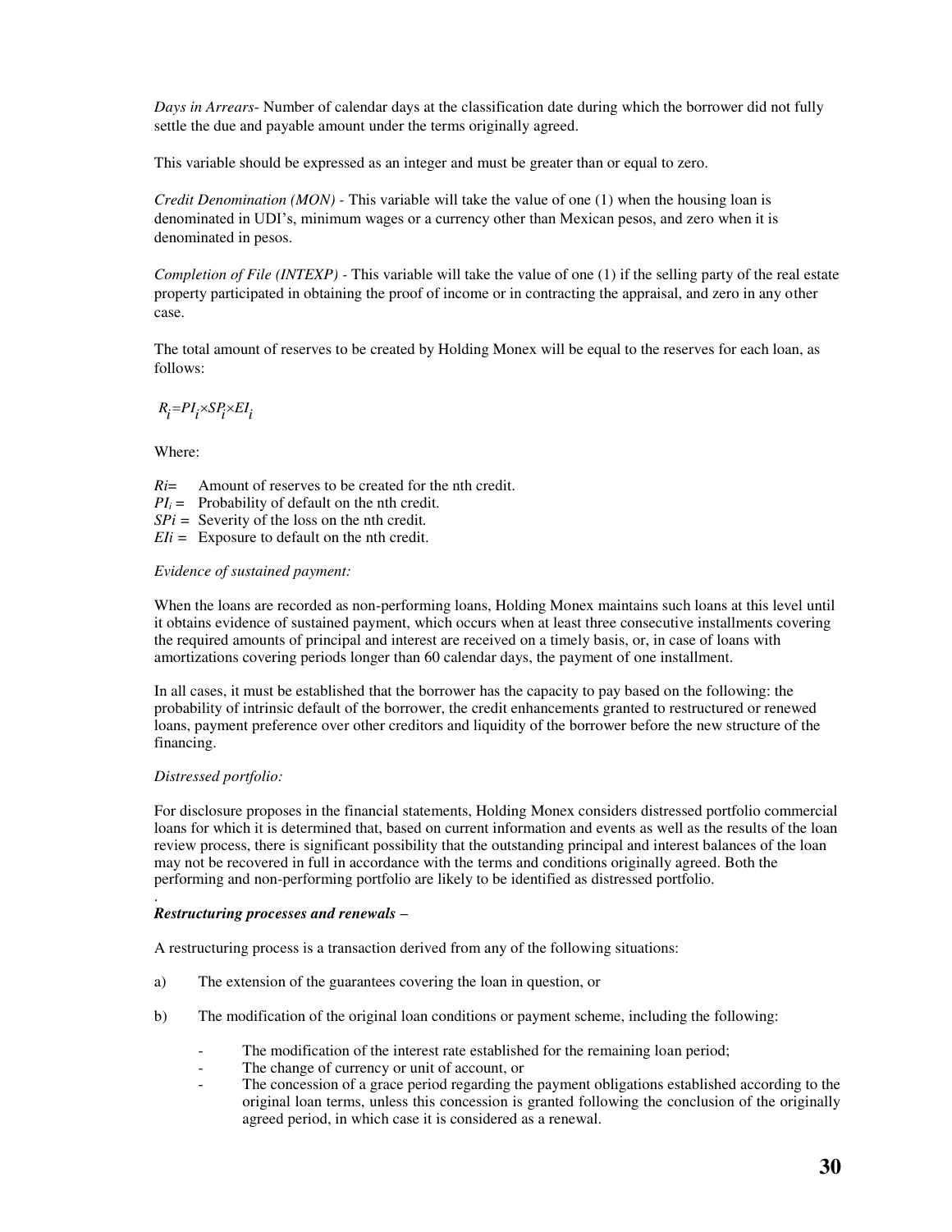*Days in Arrears*- Number of calendar days at the classification date during which the borrower did not fully settle the due and payable amount under the terms originally agreed.

This variable should be expressed as an integer and must be greater than or equal to zero.

*Credit Denomination (MON)* - This variable will take the value of one (1) when the housing loan is denominated in UDI's, minimum wages or a currency other than Mexican pesos, and zero when it is denominated in pesos.

*Completion of File (INTEXP)* - This variable will take the value of one (1) if the selling party of the real estate property participated in obtaining the proof of income or in contracting the appraisal, and zero in any other case.

The total amount of reserves to be created by Holding Monex will be equal to the reserves for each loan, as follows:

$$R_i = PI_i \times SP_i \times EI_i$$

Where:

$Ri$= Amount of reserves to be created for the nth credit.
$PI_i$ = Probability of default on the nth credit.
$SPi$ = Severity of the loss on the nth credit.
$EIi$ = Exposure to default on the nth credit.

*Evidence of sustained payment:*

When the loans are recorded as non-performing loans, Holding Monex maintains such loans at this level until it obtains evidence of sustained payment, which occurs when at least three consecutive installments covering the required amounts of principal and interest are received on a timely basis, or, in case of loans with amortizations covering periods longer than 60 calendar days, the payment of one installment.

In all cases, it must be established that the borrower has the capacity to pay based on the following: the probability of intrinsic default of the borrower, the credit enhancements granted to restructured or renewed loans, payment preference over other creditors and liquidity of the borrower before the new structure of the financing.

*Distressed portfolio:*

For disclosure proposes in the financial statements, Holding Monex considers distressed portfolio commercial loans for which it is determined that, based on current information and events as well as the results of the loan review process, there is significant possibility that the outstanding principal and interest balances of the loan may not be recovered in full in accordance with the terms and conditions originally agreed. Both the performing and non-performing portfolio are likely to be identified as distressed portfolio.

***Restructuring processes and renewals –***

A restructuring process is a transaction derived from any of the following situations:

a) The extension of the guarantees covering the loan in question, or

b) The modification of the original loan conditions or payment scheme, including the following:

- The modification of the interest rate established for the remaining loan period;
- The change of currency or unit of account, or
- The concession of a grace period regarding the payment obligations established according to the original loan terms, unless this concession is granted following the conclusion of the originally agreed period, in which case it is considered as a renewal.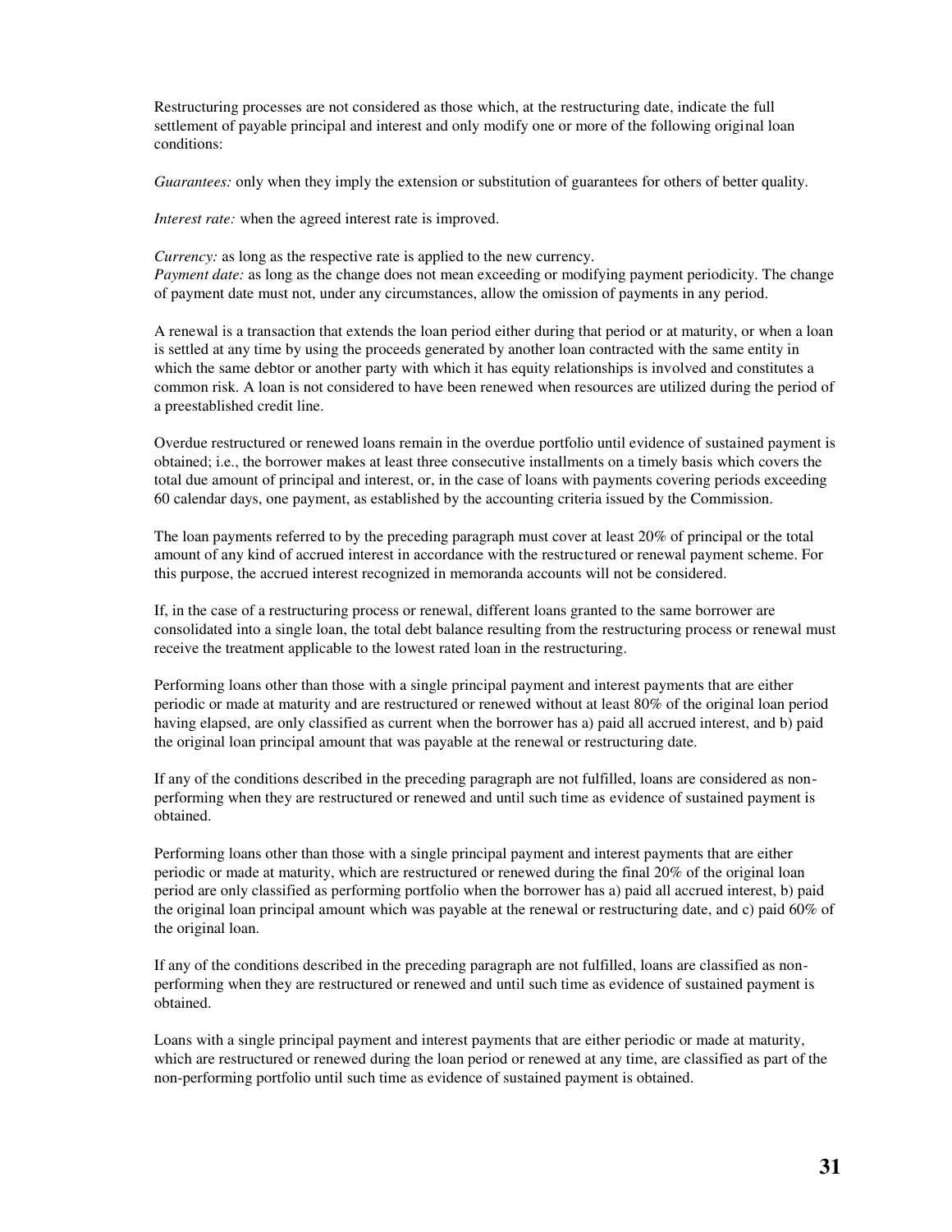Restructuring processes are not considered as those which, at the restructuring date, indicate the full settlement of payable principal and interest and only modify one or more of the following original loan conditions:

*Guarantees:* only when they imply the extension or substitution of guarantees for others of better quality.

*Interest rate:* when the agreed interest rate is improved.

*Currency:* as long as the respective rate is applied to the new currency.
*Payment date:* as long as the change does not mean exceeding or modifying payment periodicity. The change of payment date must not, under any circumstances, allow the omission of payments in any period.

A renewal is a transaction that extends the loan period either during that period or at maturity, or when a loan is settled at any time by using the proceeds generated by another loan contracted with the same entity in which the same debtor or another party with which it has equity relationships is involved and constitutes a common risk. A loan is not considered to have been renewed when resources are utilized during the period of a preestablished credit line.

Overdue restructured or renewed loans remain in the overdue portfolio until evidence of sustained payment is obtained; i.e., the borrower makes at least three consecutive installments on a timely basis which covers the total due amount of principal and interest, or, in the case of loans with payments covering periods exceeding 60 calendar days, one payment, as established by the accounting criteria issued by the Commission.

The loan payments referred to by the preceding paragraph must cover at least 20% of principal or the total amount of any kind of accrued interest in accordance with the restructured or renewal payment scheme. For this purpose, the accrued interest recognized in memoranda accounts will not be considered.

If, in the case of a restructuring process or renewal, different loans granted to the same borrower are consolidated into a single loan, the total debt balance resulting from the restructuring process or renewal must receive the treatment applicable to the lowest rated loan in the restructuring.

Performing loans other than those with a single principal payment and interest payments that are either periodic or made at maturity and are restructured or renewed without at least 80% of the original loan period having elapsed, are only classified as current when the borrower has a) paid all accrued interest, and b) paid the original loan principal amount that was payable at the renewal or restructuring date.

If any of the conditions described in the preceding paragraph are not fulfilled, loans are considered as non-performing when they are restructured or renewed and until such time as evidence of sustained payment is obtained.

Performing loans other than those with a single principal payment and interest payments that are either periodic or made at maturity, which are restructured or renewed during the final 20% of the original loan period are only classified as performing portfolio when the borrower has a) paid all accrued interest, b) paid the original loan principal amount which was payable at the renewal or restructuring date, and c) paid 60% of the original loan.

If any of the conditions described in the preceding paragraph are not fulfilled, loans are classified as non-performing when they are restructured or renewed and until such time as evidence of sustained payment is obtained.

Loans with a single principal payment and interest payments that are either periodic or made at maturity, which are restructured or renewed during the loan period or renewed at any time, are classified as part of the non-performing portfolio until such time as evidence of sustained payment is obtained.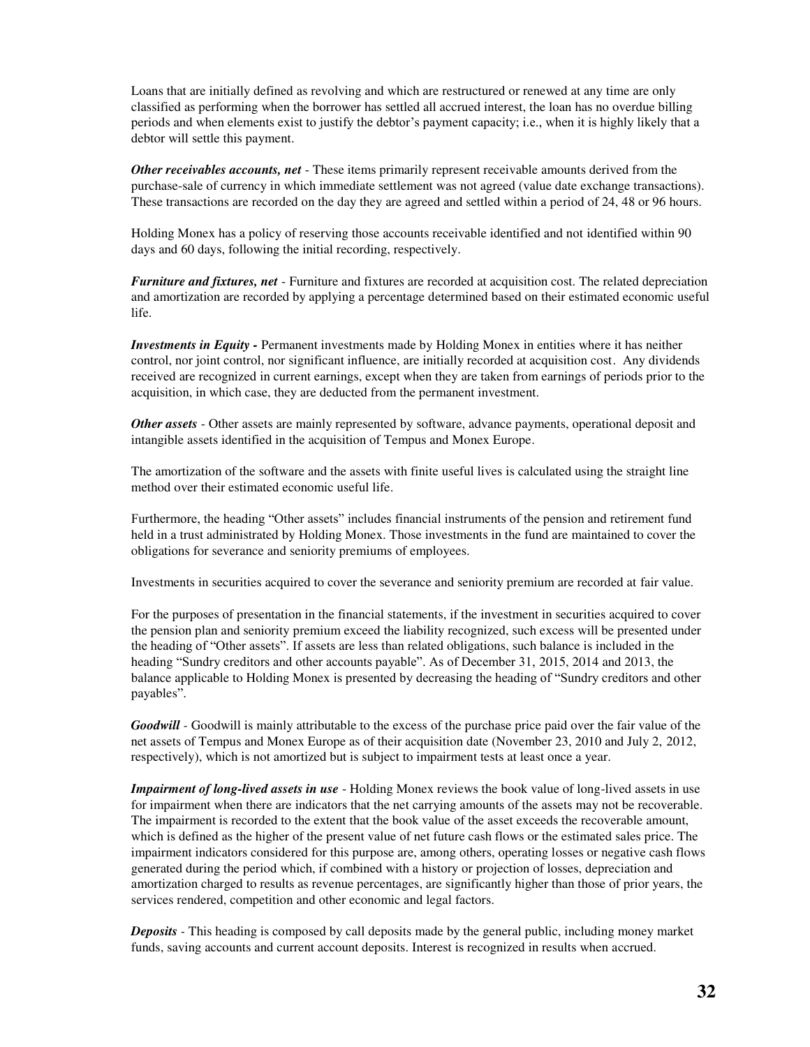Loans that are initially defined as revolving and which are restructured or renewed at any time are only classified as performing when the borrower has settled all accrued interest, the loan has no overdue billing periods and when elements exist to justify the debtor's payment capacity; i.e., when it is highly likely that a debtor will settle this payment.

***Other receivables accounts, net*** - These items primarily represent receivable amounts derived from the purchase-sale of currency in which immediate settlement was not agreed (value date exchange transactions). These transactions are recorded on the day they are agreed and settled within a period of 24, 48 or 96 hours.

Holding Monex has a policy of reserving those accounts receivable identified and not identified within 90 days and 60 days, following the initial recording, respectively.

***Furniture and fixtures, net*** - Furniture and fixtures are recorded at acquisition cost. The related depreciation and amortization are recorded by applying a percentage determined based on their estimated economic useful life.

***Investments in Equity -*** Permanent investments made by Holding Monex in entities where it has neither control, nor joint control, nor significant influence, are initially recorded at acquisition cost. Any dividends received are recognized in current earnings, except when they are taken from earnings of periods prior to the acquisition, in which case, they are deducted from the permanent investment.

***Other assets*** - Other assets are mainly represented by software, advance payments, operational deposit and intangible assets identified in the acquisition of Tempus and Monex Europe.

The amortization of the software and the assets with finite useful lives is calculated using the straight line method over their estimated economic useful life.

Furthermore, the heading "Other assets" includes financial instruments of the pension and retirement fund held in a trust administrated by Holding Monex. Those investments in the fund are maintained to cover the obligations for severance and seniority premiums of employees.

Investments in securities acquired to cover the severance and seniority premium are recorded at fair value.

For the purposes of presentation in the financial statements, if the investment in securities acquired to cover the pension plan and seniority premium exceed the liability recognized, such excess will be presented under the heading of "Other assets". If assets are less than related obligations, such balance is included in the heading "Sundry creditors and other accounts payable". As of December 31, 2015, 2014 and 2013, the balance applicable to Holding Monex is presented by decreasing the heading of "Sundry creditors and other payables".

***Goodwill*** - Goodwill is mainly attributable to the excess of the purchase price paid over the fair value of the net assets of Tempus and Monex Europe as of their acquisition date (November 23, 2010 and July 2, 2012, respectively), which is not amortized but is subject to impairment tests at least once a year.

***Impairment of long-lived assets in use*** - Holding Monex reviews the book value of long-lived assets in use for impairment when there are indicators that the net carrying amounts of the assets may not be recoverable. The impairment is recorded to the extent that the book value of the asset exceeds the recoverable amount, which is defined as the higher of the present value of net future cash flows or the estimated sales price. The impairment indicators considered for this purpose are, among others, operating losses or negative cash flows generated during the period which, if combined with a history or projection of losses, depreciation and amortization charged to results as revenue percentages, are significantly higher than those of prior years, the services rendered, competition and other economic and legal factors.

***Deposits*** - This heading is composed by call deposits made by the general public, including money market funds, saving accounts and current account deposits. Interest is recognized in results when accrued.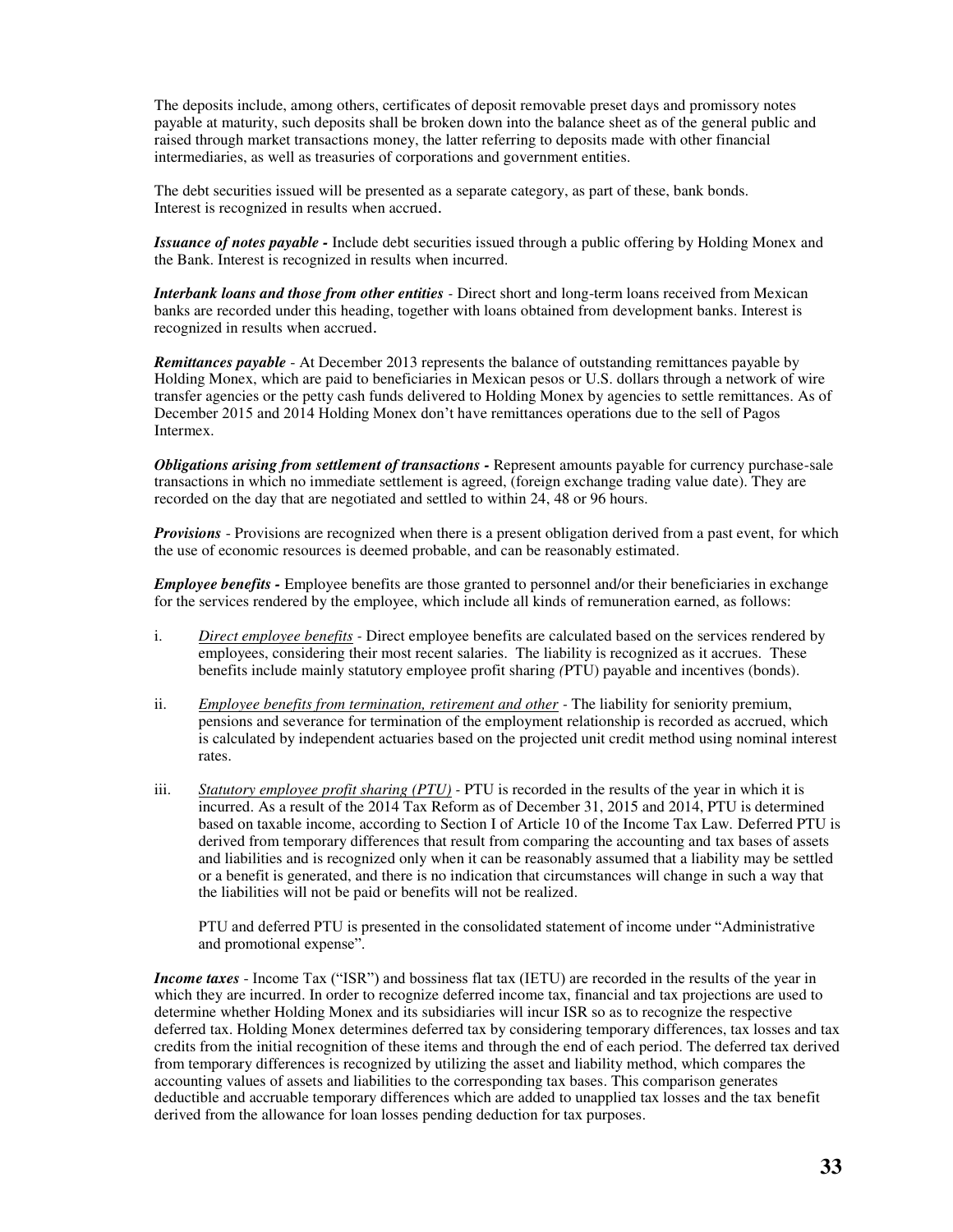The deposits include, among others, certificates of deposit removable preset days and promissory notes payable at maturity, such deposits shall be broken down into the balance sheet as of the general public and raised through market transactions money, the latter referring to deposits made with other financial intermediaries, as well as treasuries of corporations and government entities.

The debt securities issued will be presented as a separate category, as part of these, bank bonds. Interest is recognized in results when accrued.

***Issuance of notes payable -*** Include debt securities issued through a public offering by Holding Monex and the Bank. Interest is recognized in results when incurred.

***Interbank loans and those from other entities*** - Direct short and long-term loans received from Mexican banks are recorded under this heading, together with loans obtained from development banks. Interest is recognized in results when accrued.

***Remittances payable*** - At December 2013 represents the balance of outstanding remittances payable by Holding Monex, which are paid to beneficiaries in Mexican pesos or U.S. dollars through a network of wire transfer agencies or the petty cash funds delivered to Holding Monex by agencies to settle remittances. As of December 2015 and 2014 Holding Monex don't have remittances operations due to the sell of Pagos Intermex.

***Obligations arising from settlement of transactions -*** Represent amounts payable for currency purchase-sale transactions in which no immediate settlement is agreed, (foreign exchange trading value date). They are recorded on the day that are negotiated and settled to within 24, 48 or 96 hours.

***Provisions*** - Provisions are recognized when there is a present obligation derived from a past event, for which the use of economic resources is deemed probable, and can be reasonably estimated.

***Employee benefits -*** Employee benefits are those granted to personnel and/or their beneficiaries in exchange for the services rendered by the employee, which include all kinds of remuneration earned, as follows:

i. *Direct employee benefits* - Direct employee benefits are calculated based on the services rendered by employees, considering their most recent salaries. The liability is recognized as it accrues. These benefits include mainly statutory employee profit sharing *(*PTU) payable and incentives (bonds).

ii. *Employee benefits from termination, retirement and other* - The liability for seniority premium, pensions and severance for termination of the employment relationship is recorded as accrued, which is calculated by independent actuaries based on the projected unit credit method using nominal interest rates.

iii. *Statutory employee profit sharing (PTU)* - PTU is recorded in the results of the year in which it is incurred. As a result of the 2014 Tax Reform as of December 31, 2015 and 2014, PTU is determined based on taxable income, according to Section I of Article 10 of the Income Tax Law. Deferred PTU is derived from temporary differences that result from comparing the accounting and tax bases of assets and liabilities and is recognized only when it can be reasonably assumed that a liability may be settled or a benefit is generated, and there is no indication that circumstances will change in such a way that the liabilities will not be paid or benefits will not be realized.

   PTU and deferred PTU is presented in the consolidated statement of income under "Administrative and promotional expense".

***Income taxes*** - Income Tax ("ISR") and bossiness flat tax (IETU) are recorded in the results of the year in which they are incurred. In order to recognize deferred income tax, financial and tax projections are used to determine whether Holding Monex and its subsidiaries will incur ISR so as to recognize the respective deferred tax. Holding Monex determines deferred tax by considering temporary differences, tax losses and tax credits from the initial recognition of these items and through the end of each period. The deferred tax derived from temporary differences is recognized by utilizing the asset and liability method, which compares the accounting values of assets and liabilities to the corresponding tax bases. This comparison generates deductible and accruable temporary differences which are added to unapplied tax losses and the tax benefit derived from the allowance for loan losses pending deduction for tax purposes.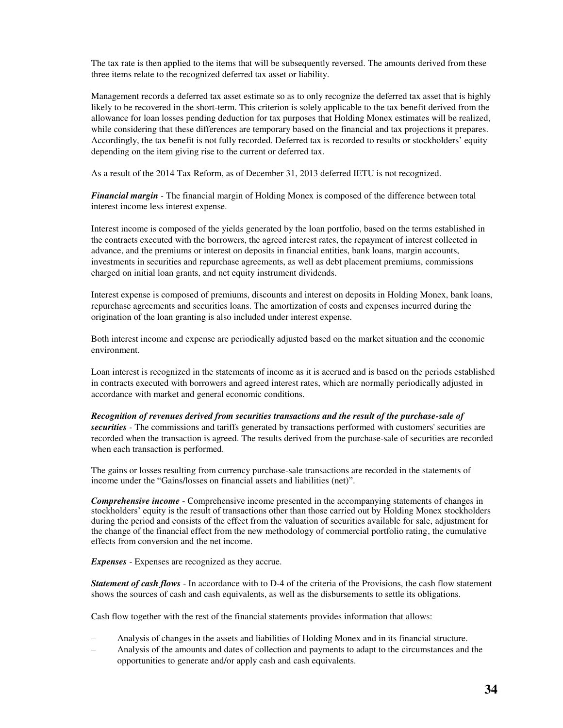The tax rate is then applied to the items that will be subsequently reversed. The amounts derived from these three items relate to the recognized deferred tax asset or liability.

Management records a deferred tax asset estimate so as to only recognize the deferred tax asset that is highly likely to be recovered in the short-term. This criterion is solely applicable to the tax benefit derived from the allowance for loan losses pending deduction for tax purposes that Holding Monex estimates will be realized, while considering that these differences are temporary based on the financial and tax projections it prepares. Accordingly, the tax benefit is not fully recorded. Deferred tax is recorded to results or stockholders' equity depending on the item giving rise to the current or deferred tax.

As a result of the 2014 Tax Reform, as of December 31, 2013 deferred IETU is not recognized.

***Financial margin*** - The financial margin of Holding Monex is composed of the difference between total interest income less interest expense.

Interest income is composed of the yields generated by the loan portfolio, based on the terms established in the contracts executed with the borrowers, the agreed interest rates, the repayment of interest collected in advance, and the premiums or interest on deposits in financial entities, bank loans, margin accounts, investments in securities and repurchase agreements, as well as debt placement premiums, commissions charged on initial loan grants, and net equity instrument dividends.

Interest expense is composed of premiums, discounts and interest on deposits in Holding Monex, bank loans, repurchase agreements and securities loans. The amortization of costs and expenses incurred during the origination of the loan granting is also included under interest expense.

Both interest income and expense are periodically adjusted based on the market situation and the economic environment.

Loan interest is recognized in the statements of income as it is accrued and is based on the periods established in contracts executed with borrowers and agreed interest rates, which are normally periodically adjusted in accordance with market and general economic conditions.

***Recognition of revenues derived from securities transactions and the result of the purchase-sale of securities*** - The commissions and tariffs generated by transactions performed with customers' securities are recorded when the transaction is agreed. The results derived from the purchase-sale of securities are recorded when each transaction is performed.

The gains or losses resulting from currency purchase-sale transactions are recorded in the statements of income under the "Gains/losses on financial assets and liabilities (net)".

***Comprehensive income*** - Comprehensive income presented in the accompanying statements of changes in stockholders' equity is the result of transactions other than those carried out by Holding Monex stockholders during the period and consists of the effect from the valuation of securities available for sale, adjustment for the change of the financial effect from the new methodology of commercial portfolio rating, the cumulative effects from conversion and the net income.

***Expenses*** - Expenses are recognized as they accrue.

***Statement of cash flows*** - In accordance with to D-4 of the criteria of the Provisions, the cash flow statement shows the sources of cash and cash equivalents, as well as the disbursements to settle its obligations.

Cash flow together with the rest of the financial statements provides information that allows:

– Analysis of changes in the assets and liabilities of Holding Monex and in its financial structure.
– Analysis of the amounts and dates of collection and payments to adapt to the circumstances and the opportunities to generate and/or apply cash and cash equivalents.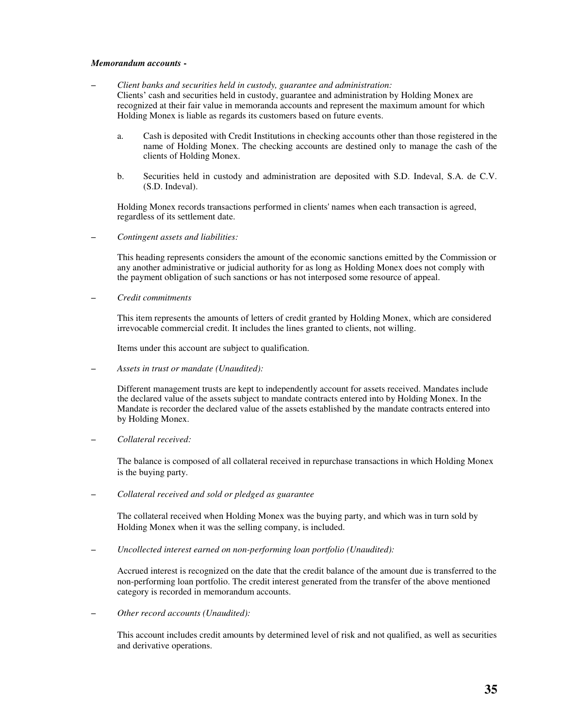*Memorandum accounts -*

– *Client banks and securities held in custody, guarantee and administration:*
  Clients' cash and securities held in custody, guarantee and administration by Holding Monex are recognized at their fair value in memoranda accounts and represent the maximum amount for which Holding Monex is liable as regards its customers based on future events.

  a. Cash is deposited with Credit Institutions in checking accounts other than those registered in the name of Holding Monex. The checking accounts are destined only to manage the cash of the clients of Holding Monex.

  b. Securities held in custody and administration are deposited with S.D. Indeval, S.A. de C.V. (S.D. Indeval).

  Holding Monex records transactions performed in clients' names when each transaction is agreed, regardless of its settlement date.

– *Contingent assets and liabilities:*

  This heading represents considers the amount of the economic sanctions emitted by the Commission or any another administrative or judicial authority for as long as Holding Monex does not comply with the payment obligation of such sanctions or has not interposed some resource of appeal.

– *Credit commitments*

  This item represents the amounts of letters of credit granted by Holding Monex, which are considered irrevocable commercial credit. It includes the lines granted to clients, not willing.

  Items under this account are subject to qualification.

– *Assets in trust or mandate (Unaudited):*

  Different management trusts are kept to independently account for assets received. Mandates include the declared value of the assets subject to mandate contracts entered into by Holding Monex. In the Mandate is recorder the declared value of the assets established by the mandate contracts entered into by Holding Monex.

– *Collateral received:*

  The balance is composed of all collateral received in repurchase transactions in which Holding Monex is the buying party.

– *Collateral received and sold or pledged as guarantee*

  The collateral received when Holding Monex was the buying party, and which was in turn sold by Holding Monex when it was the selling company, is included.

– *Uncollected interest earned on non-performing loan portfolio (Unaudited):*

  Accrued interest is recognized on the date that the credit balance of the amount due is transferred to the non-performing loan portfolio. The credit interest generated from the transfer of the above mentioned category is recorded in memorandum accounts.

– *Other record accounts (Unaudited):*

  This account includes credit amounts by determined level of risk and not qualified, as well as securities and derivative operations.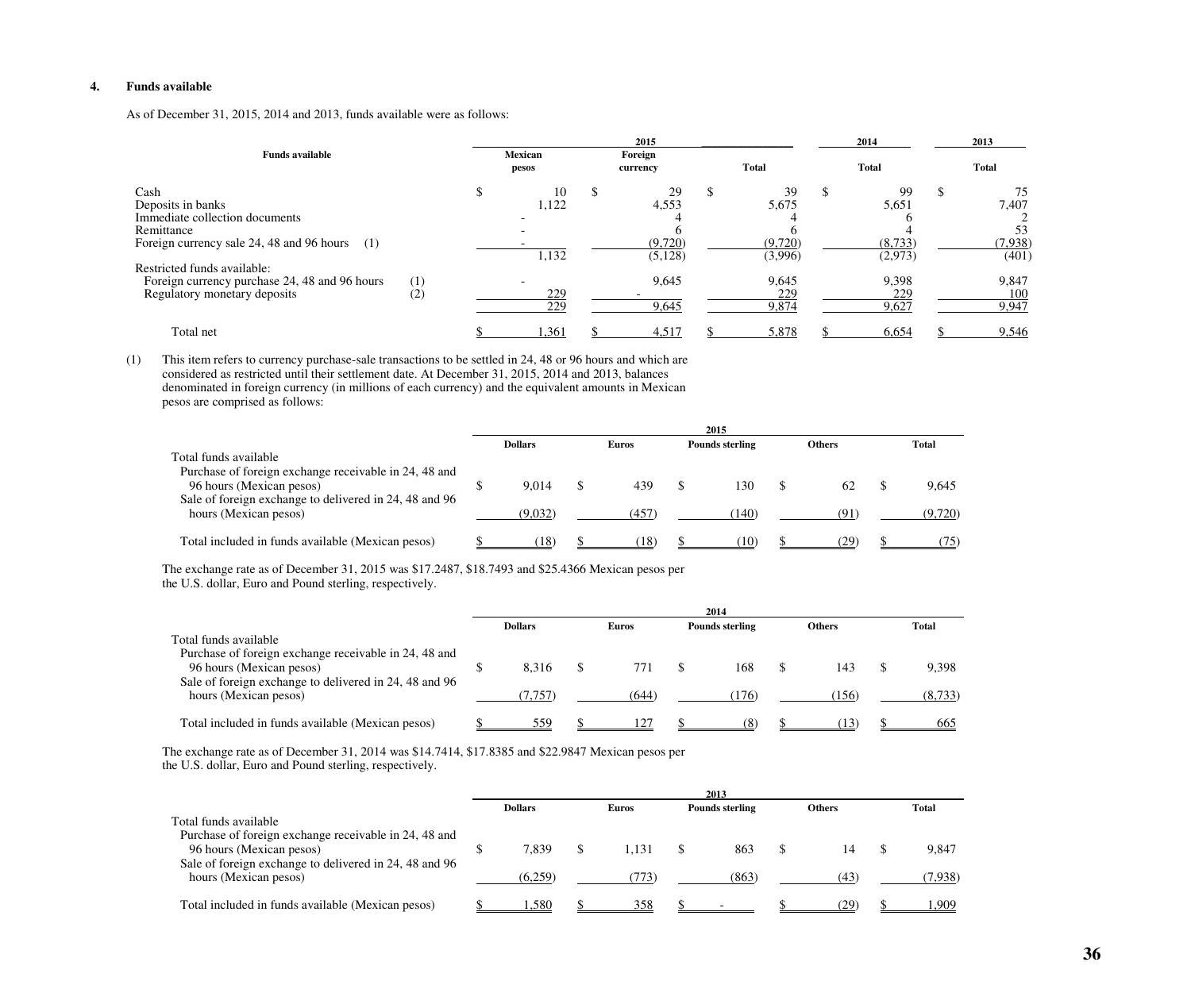## 4. Funds available

As of December 31, 2015, 2014 and 2013, funds available were as follows:

| Funds available | | 2015 | | | 2014 | 2013 |
|---|---|---|---|---|---|---|
| | | Mexican pesos | Foreign currency | Total | Total | Total |
| Cash | | $ 10 | $ 29 | $ 39 | $ 99 | $ 75 |
| Deposits in banks | | 1,122 | 4,553 | 5,675 | 5,651 | 7,407 |
| Immediate collection documents | | - | 4 | 4 | 6 | 2 |
| Remittance | | - | 6 | 6 | 4 | 53 |
| Foreign currency sale 24, 48 and 96 hours | (1) | - | (9,720) | (9,720) | (8,733) | (7,938) |
| | | 1,132 | (5,128) | (3,996) | (2,973) | (401) |
| Restricted funds available: | | | | | | |
| Foreign currency purchase 24, 48 and 96 hours | (1) | - | 9,645 | 9,645 | 9,398 | 9,847 |
| Regulatory monetary deposits | (2) | 229 | - | 229 | 229 | 100 |
| | | 229 | 9,645 | 9,874 | 9,627 | 9,947 |
| Total net | | $ 1,361 | $ 4,517 | $ 5,878 | $ 6,654 | $ 9,546 |

(1) This item refers to currency purchase-sale transactions to be settled in 24, 48 or 96 hours and which are considered as restricted until their settlement date. At December 31, 2015, 2014 and 2013, balances denominated in foreign currency (in millions of each currency) and the equivalent amounts in Mexican pesos are comprised as follows:

| | 2015 | | | | |
|---|---|---|---|---|---|
| | Dollars | Euros | Pounds sterling | Others | Total |
| Total funds available | | | | | |
| Purchase of foreign exchange receivable in 24, 48 and 96 hours (Mexican pesos) | $ 9,014 | $ 439 | $ 130 | $ 62 | $ 9,645 |
| Sale of foreign exchange to delivered in 24, 48 and 96 hours (Mexican pesos) | (9,032) | (457) | (140) | (91) | (9,720) |
| Total included in funds available (Mexican pesos) | $ (18) | $ (18) | $ (10) | $ (29) | $ (75) |

The exchange rate as of December 31, 2015 was $17.2487, $18.7493 and $25.4366 Mexican pesos per the U.S. dollar, Euro and Pound sterling, respectively.

| | 2014 | | | | |
|---|---|---|---|---|---|
| | Dollars | Euros | Pounds sterling | Others | Total |
| Total funds available | | | | | |
| Purchase of foreign exchange receivable in 24, 48 and 96 hours (Mexican pesos) | $ 8,316 | $ 771 | $ 168 | $ 143 | $ 9,398 |
| Sale of foreign exchange to delivered in 24, 48 and 96 hours (Mexican pesos) | (7,757) | (644) | (176) | (156) | (8,733) |
| Total included in funds available (Mexican pesos) | $ 559 | $ 127 | $ (8) | $ (13) | $ 665 |

The exchange rate as of December 31, 2014 was $14.7414, $17.8385 and $22.9847 Mexican pesos per the U.S. dollar, Euro and Pound sterling, respectively.

| | 2013 | | | | |
|---|---|---|---|---|---|
| | Dollars | Euros | Pounds sterling | Others | Total |
| Total funds available | | | | | |
| Purchase of foreign exchange receivable in 24, 48 and 96 hours (Mexican pesos) | $ 7,839 | $ 1,131 | $ 863 | $ 14 | $ 9,847 |
| Sale of foreign exchange to delivered in 24, 48 and 96 hours (Mexican pesos) | (6,259) | (773) | (863) | (43) | (7,938) |
| Total included in funds available (Mexican pesos) | $ 1,580 | $ 358 | $ - | $ (29) | $ 1,909 |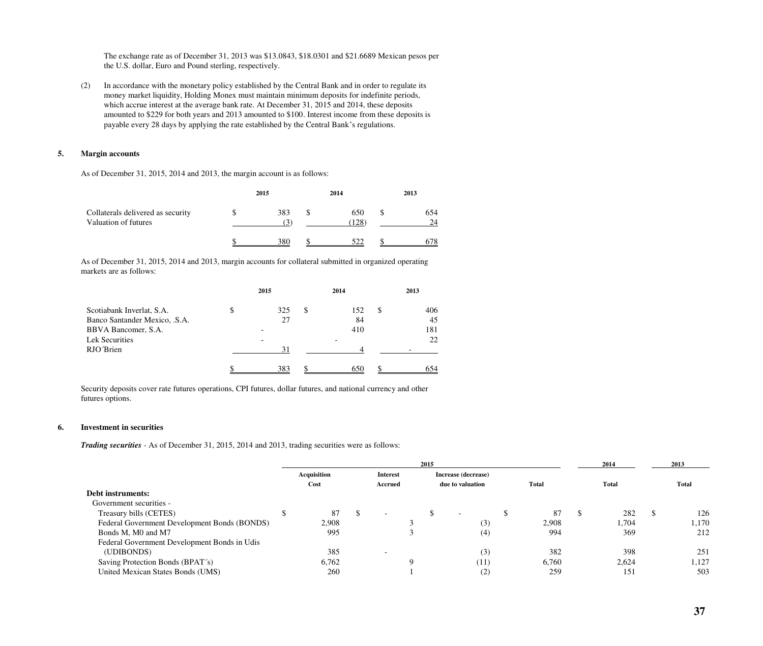The exchange rate as of December 31, 2013 was $13.0843, $18.0301 and $21.6689 Mexican pesos per the U.S. dollar, Euro and Pound sterling, respectively.

(2) In accordance with the monetary policy established by the Central Bank and in order to regulate its money market liquidity, Holding Monex must maintain minimum deposits for indefinite periods, which accrue interest at the average bank rate. At December 31, 2015 and 2014, these deposits amounted to $229 for both years and 2013 amounted to $100. Interest income from these deposits is payable every 28 days by applying the rate established by the Central Bank's regulations.

## 5. Margin accounts

As of December 31, 2015, 2014 and 2013, the margin account is as follows:

| | 2015 | 2014 | 2013 |
|---|---|---|---|
| Collaterals delivered as security | $ 383 | $ 650 | $ 654 |
| Valuation of futures | (3) | (128) | 24 |
| | $ 380 | $ 522 | $ 678 |

As of December 31, 2015, 2014 and 2013, margin accounts for collateral submitted in organized operating markets are as follows:

| | 2015 | 2014 | 2013 |
|---|---|---|---|
| Scotiabank Inverlat, S.A. | $ 325 | $ 152 | $ 406 |
| Banco Santander Mexico, .S.A. | 27 | 84 | 45 |
| BBVA Bancomer, S.A. | - | 410 | 181 |
| Lek Securities | - | - | 22 |
| RJO´Brien | 31 | 4 | - |
| | $ 383 | $ 650 | $ 654 |

Security deposits cover rate futures operations, CPI futures, dollar futures, and national currency and other futures options.

## 6. Investment in securities

***Trading securities*** - As of December 31, 2015, 2014 and 2013, trading securities were as follows:

| | 2015 | | | | 2014 | 2013 |
|---|---|---|---|---|---|---|
| | Acquisition Cost | Interest Accrued | Increase (decrease) due to valuation | Total | Total | Total |
| **Debt instruments:** | | | | | | |
| Government securities - | | | | | | |
| Treasury bills (CETES) | $ 87 | $ - | $ - | $ 87 | $ 282 | $ 126 |
| Federal Government Development Bonds (BONDS) | 2,908 | 3 | (3) | 2,908 | 1,704 | 1,170 |
| Bonds M, M0 and M7 | 995 | 3 | (4) | 994 | 369 | 212 |
| Federal Government Development Bonds in Udis (UDIBONDS) | 385 | - | (3) | 382 | 398 | 251 |
| Saving Protection Bonds (BPAT´s) | 6,762 | 9 | (11) | 6,760 | 2,624 | 1,127 |
| United Mexican States Bonds (UMS) | 260 | 1 | (2) | 259 | 151 | 503 |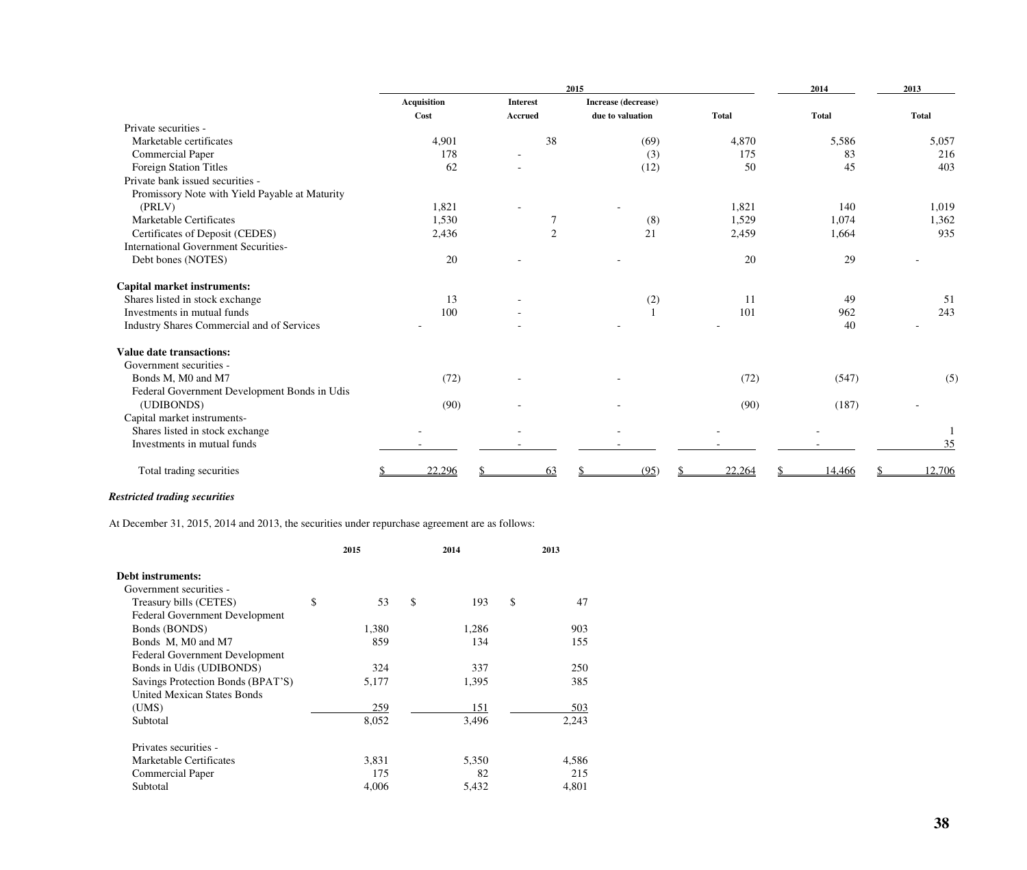| | 2015 | | | | 2014 | 2013 |
|---|---|---|---|---|---|---|
| | Acquisition Cost | Interest Accrued | Increase (decrease) due to valuation | Total | Total | Total |
| Private securities - | | | | | | |
| Marketable certificates | 4,901 | 38 | (69) | 4,870 | 5,586 | 5,057 |
| Commercial Paper | 178 | - | (3) | 175 | 83 | 216 |
| Foreign Station Titles | 62 | - | (12) | 50 | 45 | 403 |
| Private bank issued securities - | | | | | | |
| Promissory Note with Yield Payable at Maturity (PRLV) | 1,821 | - | - | 1,821 | 140 | 1,019 |
| Marketable Certificates | 1,530 | 7 | (8) | 1,529 | 1,074 | 1,362 |
| Certificates of Deposit (CEDES) | 2,436 | 2 | 21 | 2,459 | 1,664 | 935 |
| International Government Securities- | | | | | | |
| Debt bones (NOTES) | 20 | - | - | 20 | 29 | - |
| **Capital market instruments:** | | | | | | |
| Shares listed in stock exchange | 13 | - | (2) | 11 | 49 | 51 |
| Investments in mutual funds | 100 | - | 1 | 101 | 962 | 243 |
| Industry Shares Commercial and of Services | - | - | - | - | 40 | - |
| **Value date transactions:** | | | | | | |
| Government securities - | | | | | | |
| Bonds M, M0 and M7 | (72) | - | - | (72) | (547) | (5) |
| Federal Government Development Bonds in Udis (UDIBONDS) | (90) | - | - | (90) | (187) | - |
| Capital market instruments- | | | | | | |
| Shares listed in stock exchange | - | - | - | - | - | 1 |
| Investments in mutual funds | - | - | - | - | - | 35 |
| Total trading securities | $ 22,296 | $ 63 | $ (95) | $ 22,264 | $ 14,466 | $ 12,706 |

***Restricted trading securities***

At December 31, 2015, 2014 and 2013, the securities under repurchase agreement are as follows:

| | 2015 | 2014 | 2013 |
|---|---|---|---|
| **Debt instruments:** | | | |
| Government securities - | | | |
| Treasury bills (CETES) | $ 53 | $ 193 | $ 47 |
| Federal Government Development Bonds (BONDS) | 1,380 | 1,286 | 903 |
| Bonds M, M0 and M7 | 859 | 134 | 155 |
| Federal Government Development Bonds in Udis (UDIBONDS) | 324 | 337 | 250 |
| Savings Protection Bonds (BPAT'S) | 5,177 | 1,395 | 385 |
| United Mexican States Bonds (UMS) | 259 | 151 | 503 |
| Subtotal | 8,052 | 3,496 | 2,243 |
| Privates securities - | | | |
| Marketable Certificates | 3,831 | 5,350 | 4,586 |
| Commercial Paper | 175 | 82 | 215 |
| Subtotal | 4,006 | 5,432 | 4,801 |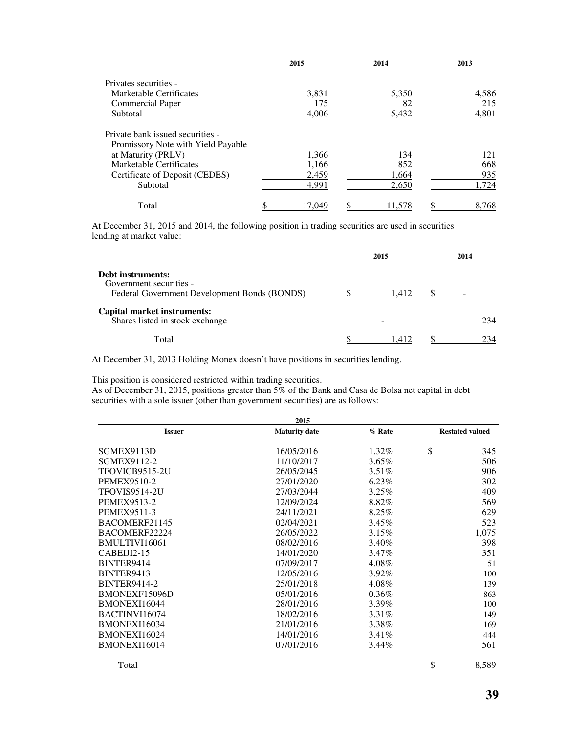| | 2015 | 2014 | 2013 |
|---|---|---|---|
| Privates securities - | | | |
| Marketable Certificates | 3,831 | 5,350 | 4,586 |
| Commercial Paper | 175 | 82 | 215 |
| Subtotal | 4,006 | 5,432 | 4,801 |
| Private bank issued securities - | | | |
| Promissory Note with Yield Payable at Maturity (PRLV) | 1,366 | 134 | 121 |
| Marketable Certificates | 1,166 | 852 | 668 |
| Certificate of Deposit (CEDES) | 2,459 | 1,664 | 935 |
| Subtotal | 4,991 | 2,650 | 1,724 |
| Total | $ 17,049 | $ 11,578 | $ 8,768 |

At December 31, 2015 and 2014, the following position in trading securities are used in securities lending at market value:

| | 2015 | 2014 |
|---|---|---|
| **Debt instruments:** | | |
| Government securities - | | |
| Federal Government Development Bonds (BONDS) | $ 1,412 | $ - |
| **Capital market instruments:** | | |
| Shares listed in stock exchange | - | 234 |
| Total | $ 1,412 | $ 234 |

At December 31, 2013 Holding Monex doesn't have positions in securities lending.

This position is considered restricted within trading securities.
As of December 31, 2015, positions greater than 5% of the Bank and Casa de Bolsa net capital in debt securities with a sole issuer (other than government securities) are as follows:

| | 2015 | | |
|---|---|---|---|
| **Issuer** | **Maturity date** | **% Rate** | **Restated valued** |
| SGMEX9113D | 16/05/2016 | 1.32% | $ 345 |
| SGMEX9112-2 | 11/10/2017 | 3.65% | 506 |
| TFOVICB9515-2U | 26/05/2045 | 3.51% | 906 |
| PEMEX9510-2 | 27/01/2020 | 6.23% | 302 |
| TFOVIS9514-2U | 27/03/2044 | 3.25% | 409 |
| PEMEX9513-2 | 12/09/2024 | 8.82% | 569 |
| PEMEX9511-3 | 24/11/2021 | 8.25% | 629 |
| BACOMERF21145 | 02/04/2021 | 3.45% | 523 |
| BACOMERF22224 | 26/05/2022 | 3.15% | 1,075 |
| BMULTIVI16061 | 08/02/2016 | 3.40% | 398 |
| CABEIJI2-15 | 14/01/2020 | 3.47% | 351 |
| BINTER9414 | 07/09/2017 | 4.08% | 51 |
| BINTER9413 | 12/05/2016 | 3.92% | 100 |
| BINTER9414-2 | 25/01/2018 | 4.08% | 139 |
| BMONEXF15096D | 05/01/2016 | 0.36% | 863 |
| BMONEXI16044 | 28/01/2016 | 3.39% | 100 |
| BACTINVI16074 | 18/02/2016 | 3.31% | 149 |
| BMONEXI16034 | 21/01/2016 | 3.38% | 169 |
| BMONEXI16024 | 14/01/2016 | 3.41% | 444 |
| BMONEXI16014 | 07/01/2016 | 3.44% | 561 |
| Total | | | $ 8,589 |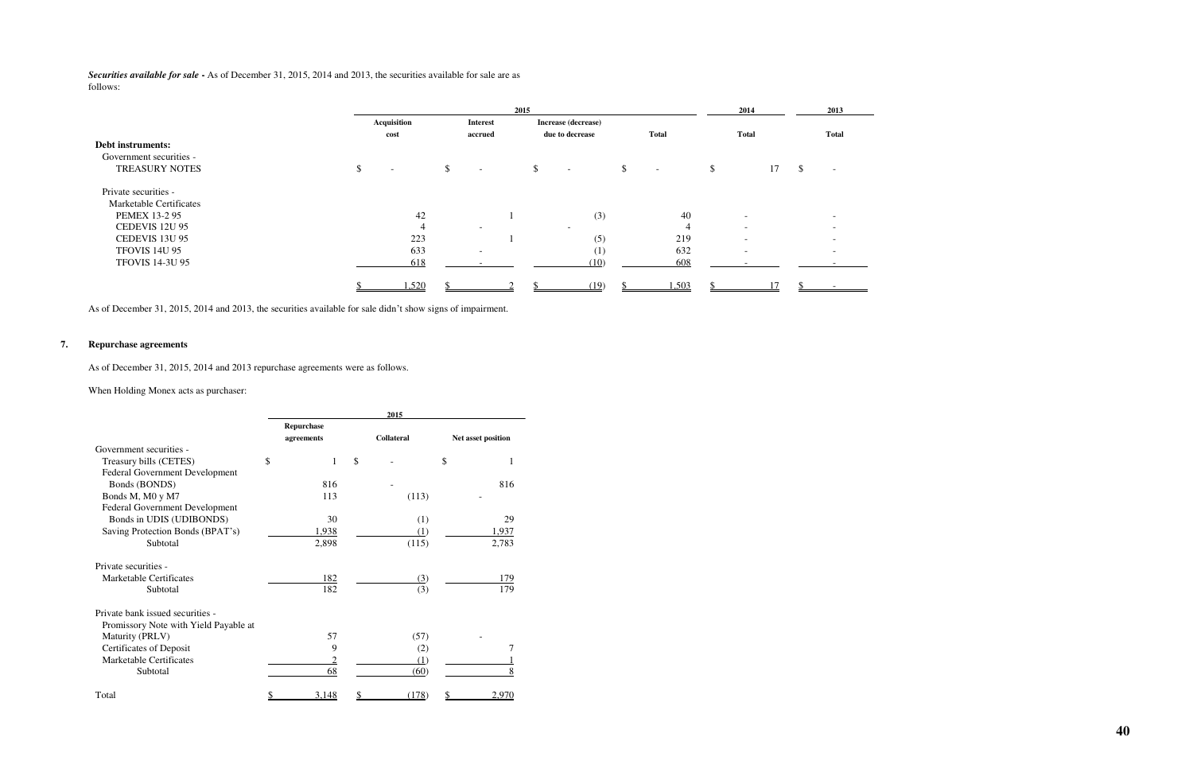***Securities available for sale*** **-** As of December 31, 2015, 2014 and 2013, the securities available for sale are as follows:

| | 2015 | | | | 2014 | 2013 |
|---|---|---|---|---|---|---|
| | **Acquisition cost** | **Interest accrued** | **Increase (decrease) due to decrease** | **Total** | **Total** | **Total** |
| **Debt instruments:** | | | | | | |
| Government securities - | | | | | | |
| TREASURY NOTES | $ - | $ - | $ - | $ - | $ 17 | $ - |
| Private securities - | | | | | | |
| Marketable Certificates | | | | | | |
| PEMEX 13-2 95 | 42 | 1 | (3) | 40 | - | - |
| CEDEVIS 12U 95 | 4 | - | - | 4 | - | - |
| CEDEVIS 13U 95 | 223 | 1 | (5) | 219 | - | - |
| TFOVIS 14U 95 | 633 | - | (1) | 632 | - | - |
| TFOVIS 14-3U 95 | 618 | - | (10) | 608 | - | - |
| | $ 1,520 | $ 2 | $ (19) | $ 1,503 | $ 17 | $ - |

As of December 31, 2015, 2014 and 2013, the securities available for sale didn't show signs of impairment.

## 7. Repurchase agreements

As of December 31, 2015, 2014 and 2013 repurchase agreements were as follows.

When Holding Monex acts as purchaser:

| | 2015 | | |
|---|---|---|---|
| | **Repurchase agreements** | **Collateral** | **Net asset position** |
| Government securities - | | | |
| Treasury bills (CETES) | $ 1 | $ - | $ 1 |
| Federal Government Development Bonds (BONDS) | 816 | - | 816 |
| Bonds M, M0 y M7 | 113 | (113) | - |
| Federal Government Development Bonds in UDIS (UDIBONDS) | 30 | (1) | 29 |
| Saving Protection Bonds (BPAT's) | 1,938 | (1) | 1,937 |
| Subtotal | 2,898 | (115) | 2,783 |
| Private securities - | | | |
| Marketable Certificates | 182 | (3) | 179 |
| Subtotal | 182 | (3) | 179 |
| Private bank issued securities - | | | |
| Promissory Note with Yield Payable at Maturity (PRLV) | 57 | (57) | - |
| Certificates of Deposit | 9 | (2) | 7 |
| Marketable Certificates | 2 | (1) | 1 |
| Subtotal | 68 | (60) | 8 |
| Total | $ 3,148 | $ (178) | $ 2,970 |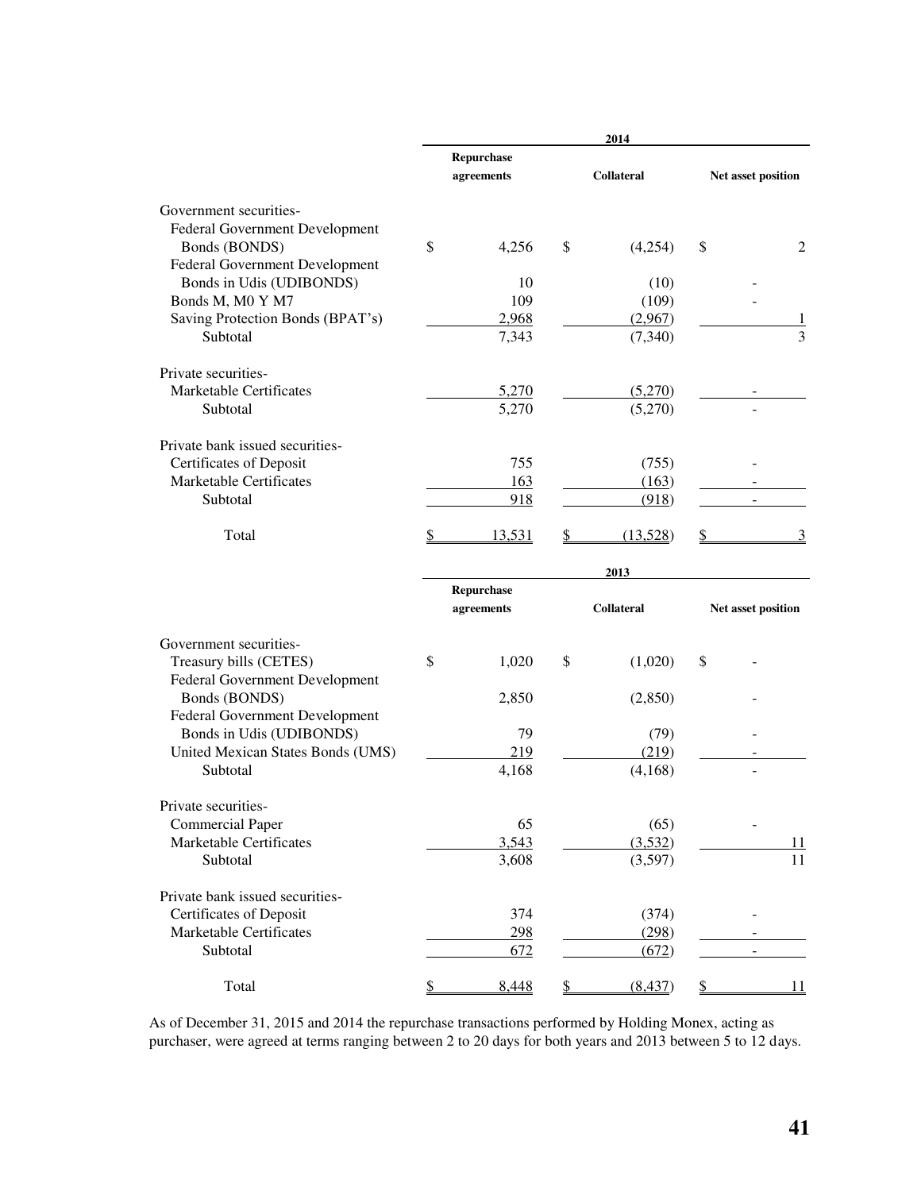| | 2014 | | |
|---|---|---|---|
| | Repurchase agreements | Collateral | Net asset position |
| Government securities- | | | |
| Federal Government Development Bonds (BONDS) | $ 4,256 | $ (4,254) | $ 2 |
| Federal Government Development Bonds in Udis (UDIBONDS) | 10 | (10) | - |
| Bonds M, M0 Y M7 | 109 | (109) | - |
| Saving Protection Bonds (BPAT's) | 2,968 | (2,967) | 1 |
| Subtotal | 7,343 | (7,340) | 3 |
| Private securities- | | | |
| Marketable Certificates | 5,270 | (5,270) | - |
| Subtotal | 5,270 | (5,270) | - |
| Private bank issued securities- | | | |
| Certificates of Deposit | 755 | (755) | - |
| Marketable Certificates | 163 | (163) | - |
| Subtotal | 918 | (918) | - |
| Total | $ 13,531 | $ (13,528) | $ 3 |

| | 2013 | | |
|---|---|---|---|
| | Repurchase agreements | Collateral | Net asset position |
| Government securities- | | | |
| Treasury bills (CETES) | $ 1,020 | $ (1,020) | $ - |
| Federal Government Development Bonds (BONDS) | 2,850 | (2,850) | - |
| Federal Government Development Bonds in Udis (UDIBONDS) | 79 | (79) | - |
| United Mexican States Bonds (UMS) | 219 | (219) | - |
| Subtotal | 4,168 | (4,168) | - |
| Private securities- | | | |
| Commercial Paper | 65 | (65) | - |
| Marketable Certificates | 3,543 | (3,532) | 11 |
| Subtotal | 3,608 | (3,597) | 11 |
| Private bank issued securities- | | | |
| Certificates of Deposit | 374 | (374) | - |
| Marketable Certificates | 298 | (298) | - |
| Subtotal | 672 | (672) | - |
| Total | $ 8,448 | $ (8,437) | $ 11 |

As of December 31, 2015 and 2014 the repurchase transactions performed by Holding Monex, acting as purchaser, were agreed at terms ranging between 2 to 20 days for both years and 2013 between 5 to 12 days.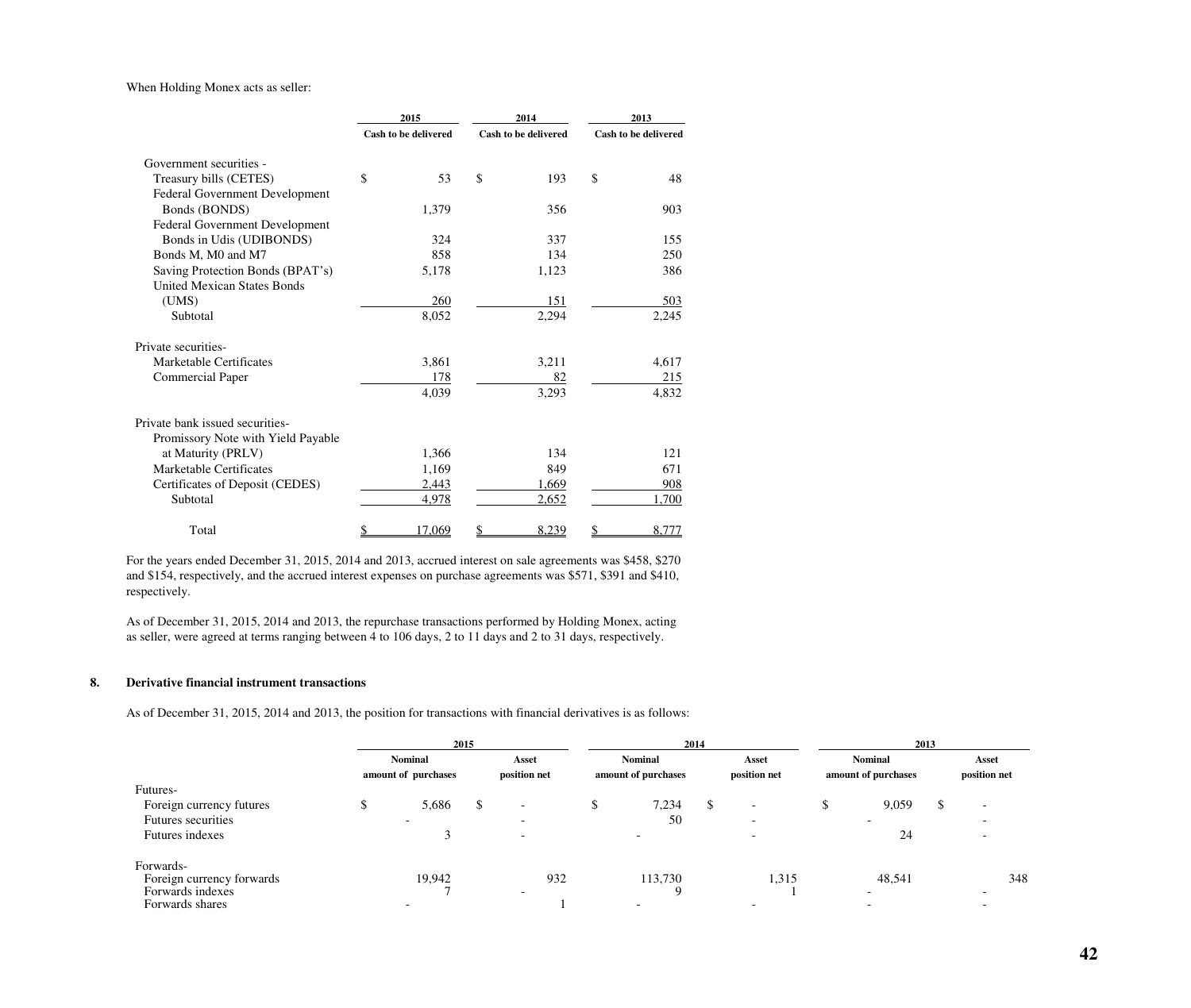When Holding Monex acts as seller:

| | 2015 | 2014 | 2013 |
|---|---|---|---|
| | Cash to be delivered | Cash to be delivered | Cash to be delivered |
| Government securities - | | | |
| Treasury bills (CETES) | $ 53 | $ 193 | $ 48 |
| Federal Government Development Bonds (BONDS) | 1,379 | 356 | 903 |
| Federal Government Development Bonds in Udis (UDIBONDS) | 324 | 337 | 155 |
| Bonds M, M0 and M7 | 858 | 134 | 250 |
| Saving Protection Bonds (BPAT's) | 5,178 | 1,123 | 386 |
| United Mexican States Bonds (UMS) | 260 | 151 | 503 |
| Subtotal | 8,052 | 2,294 | 2,245 |
| Private securities- | | | |
| Marketable Certificates | 3,861 | 3,211 | 4,617 |
| Commercial Paper | 178 | 82 | 215 |
| | 4,039 | 3,293 | 4,832 |
| Private bank issued securities- | | | |
| Promissory Note with Yield Payable at Maturity (PRLV) | 1,366 | 134 | 121 |
| Marketable Certificates | 1,169 | 849 | 671 |
| Certificates of Deposit (CEDES) | 2,443 | 1,669 | 908 |
| Subtotal | 4,978 | 2,652 | 1,700 |
| Total | $ 17,069 | $ 8,239 | $ 8,777 |

For the years ended December 31, 2015, 2014 and 2013, accrued interest on sale agreements was $458, $270 and $154, respectively, and the accrued interest expenses on purchase agreements was $571, $391 and $410, respectively.

As of December 31, 2015, 2014 and 2013, the repurchase transactions performed by Holding Monex, acting as seller, were agreed at terms ranging between 4 to 106 days, 2 to 11 days and 2 to 31 days, respectively.

## 8. Derivative financial instrument transactions

As of December 31, 2015, 2014 and 2013, the position for transactions with financial derivatives is as follows:

| | 2015 | | 2014 | | 2013 | |
|---|---|---|---|---|---|---|
| | Nominal amount of purchases | Asset position net | Nominal amount of purchases | Asset position net | Nominal amount of purchases | Asset position net |
| Futures- | | | | | | |
| Foreign currency futures | $ 5,686 | $ - | $ 7,234 | $ - | $ 9,059 | $ - |
| Futures securities | - | - | 50 | - | - | - |
| Futures indexes | 3 | - | - | - | 24 | - |
| Forwards- | | | | | | |
| Foreign currency forwards | 19,942 | 932 | 113,730 | 1,315 | 48,541 | 348 |
| Forwards indexes | 7 | - | 9 | 1 | - | - |
| Forwards shares | - | 1 | - | - | - | - |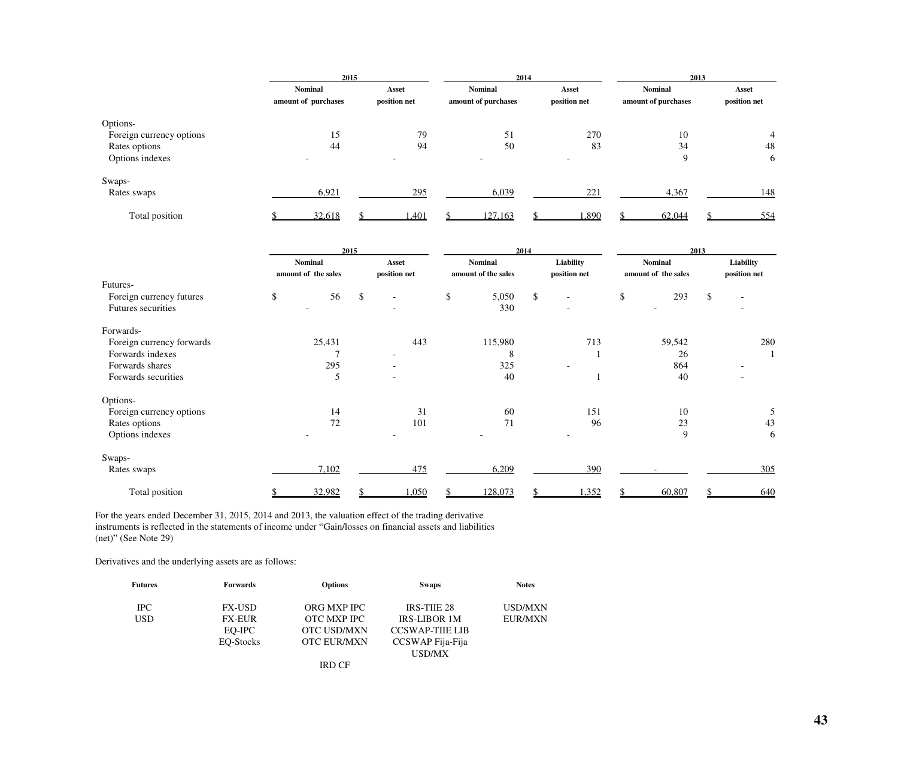| | 2015 | | 2014 | | 2013 | |
|---|---|---|---|---|---|---|
| | Nominal amount of purchases | Asset position net | Nominal amount of purchases | Asset position net | Nominal amount of purchases | Asset position net |
| Options- | | | | | | |
| Foreign currency options | 15 | 79 | 51 | 270 | 10 | 4 |
| Rates options | 44 | 94 | 50 | 83 | 34 | 48 |
| Options indexes | - | - | - | - | 9 | 6 |
| Swaps- | | | | | | |
| Rates swaps | 6,921 | 295 | 6,039 | 221 | 4,367 | 148 |
| Total position | $ 32,618 | $ 1,401 | $ 127,163 | $ 1,890 | $ 62,044 | $ 554 |

| | 2015 | | 2014 | | 2013 | |
|---|---|---|---|---|---|---|
| | Nominal amount of the sales | Asset position net | Nominal amount of the sales | Liability position net | Nominal amount of the sales | Liability position net |
| Futures- | | | | | | |
| Foreign currency futures | $ 56 | $ - | $ 5,050 | $ - | $ 293 | $ - |
| Futures securities | - | - | 330 | - | - | - |
| Forwards- | | | | | | |
| Foreign currency forwards | 25,431 | 443 | 115,980 | 713 | 59,542 | 280 |
| Forwards indexes | 7 | - | 8 | 1 | 26 | 1 |
| Forwards shares | 295 | - | 325 | - | 864 | - |
| Forwards securities | 5 | - | 40 | 1 | 40 | - |
| Options- | | | | | | |
| Foreign currency options | 14 | 31 | 60 | 151 | 10 | 5 |
| Rates options | 72 | 101 | 71 | 96 | 23 | 43 |
| Options indexes | - | - | - | - | 9 | 6 |
| Swaps- | | | | | | |
| Rates swaps | 7,102 | 475 | 6,209 | 390 | - | 305 |
| Total position | $ 32,982 | $ 1,050 | $ 128,073 | $ 1,352 | $ 60,807 | $ 640 |

For the years ended December 31, 2015, 2014 and 2013, the valuation effect of the trading derivative instruments is reflected in the statements of income under "Gain/losses on financial assets and liabilities (net)" (See Note 29)

Derivatives and the underlying assets are as follows:

| Futures | Forwards | Options | Swaps | Notes |
|---|---|---|---|---|
| IPC | FX-USD | ORG MXP IPC | IRS-TIIE 28 | USD/MXN |
| USD | FX-EUR | OTC MXP IPC | IRS-LIBOR 1M | EUR/MXN |
| | EQ-IPC | OTC USD/MXN | CCSWAP-TIIE LIB | |
| | EQ-Stocks | OTC EUR/MXN | CCSWAP Fija-Fija USD/MX | |
| | | IRD CF | | |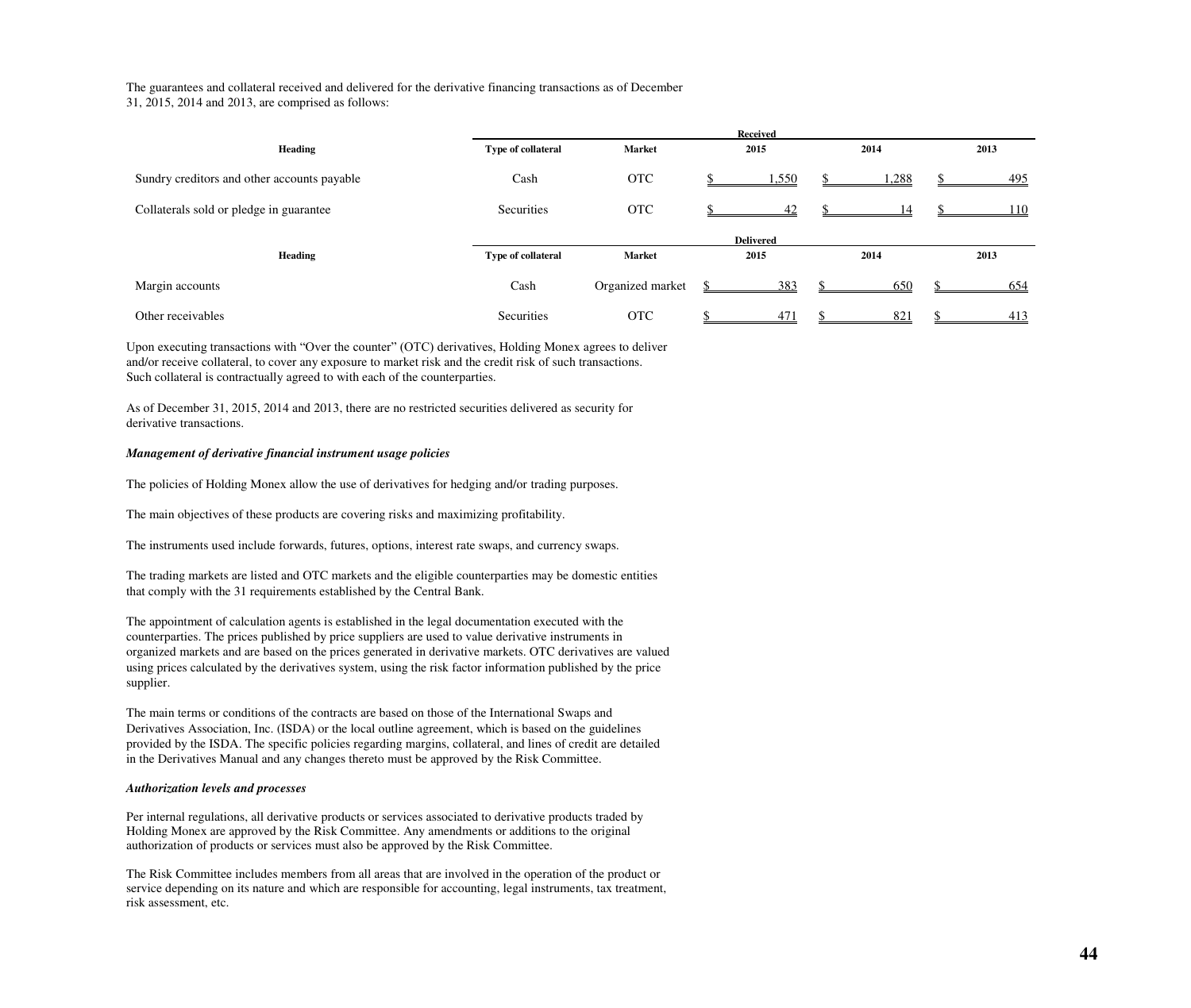The guarantees and collateral received and delivered for the derivative financing transactions as of December 31, 2015, 2014 and 2013, are comprised as follows:

| | | | Received | | |
|---|---|---|---|---|---|
| **Heading** | **Type of collateral** | **Market** | **2015** | **2014** | **2013** |
| Sundry creditors and other accounts payable | Cash | OTC | $ 1,550 | $ 1,288 | $ 495 |
| Collaterals sold or pledge in guarantee | Securities | OTC | $ 42 | $ 14 | $ 110 |

| | | | Delivered | | |
|---|---|---|---|---|---|
| **Heading** | **Type of collateral** | **Market** | **2015** | **2014** | **2013** |
| Margin accounts | Cash | Organized market | $ 383 | $ 650 | $ 654 |
| Other receivables | Securities | OTC | $ 471 | $ 821 | $ 413 |

Upon executing transactions with "Over the counter" (OTC) derivatives, Holding Monex agrees to deliver and/or receive collateral, to cover any exposure to market risk and the credit risk of such transactions. Such collateral is contractually agreed to with each of the counterparties.

As of December 31, 2015, 2014 and 2013, there are no restricted securities delivered as security for derivative transactions.

***Management of derivative financial instrument usage policies***

The policies of Holding Monex allow the use of derivatives for hedging and/or trading purposes.

The main objectives of these products are covering risks and maximizing profitability.

The instruments used include forwards, futures, options, interest rate swaps, and currency swaps.

The trading markets are listed and OTC markets and the eligible counterparties may be domestic entities that comply with the 31 requirements established by the Central Bank.

The appointment of calculation agents is established in the legal documentation executed with the counterparties. The prices published by price suppliers are used to value derivative instruments in organized markets and are based on the prices generated in derivative markets. OTC derivatives are valued using prices calculated by the derivatives system, using the risk factor information published by the price supplier.

The main terms or conditions of the contracts are based on those of the International Swaps and Derivatives Association, Inc. (ISDA) or the local outline agreement, which is based on the guidelines provided by the ISDA. The specific policies regarding margins, collateral, and lines of credit are detailed in the Derivatives Manual and any changes thereto must be approved by the Risk Committee.

***Authorization levels and processes***

Per internal regulations, all derivative products or services associated to derivative products traded by Holding Monex are approved by the Risk Committee. Any amendments or additions to the original authorization of products or services must also be approved by the Risk Committee.

The Risk Committee includes members from all areas that are involved in the operation of the product or service depending on its nature and which are responsible for accounting, legal instruments, tax treatment, risk assessment, etc.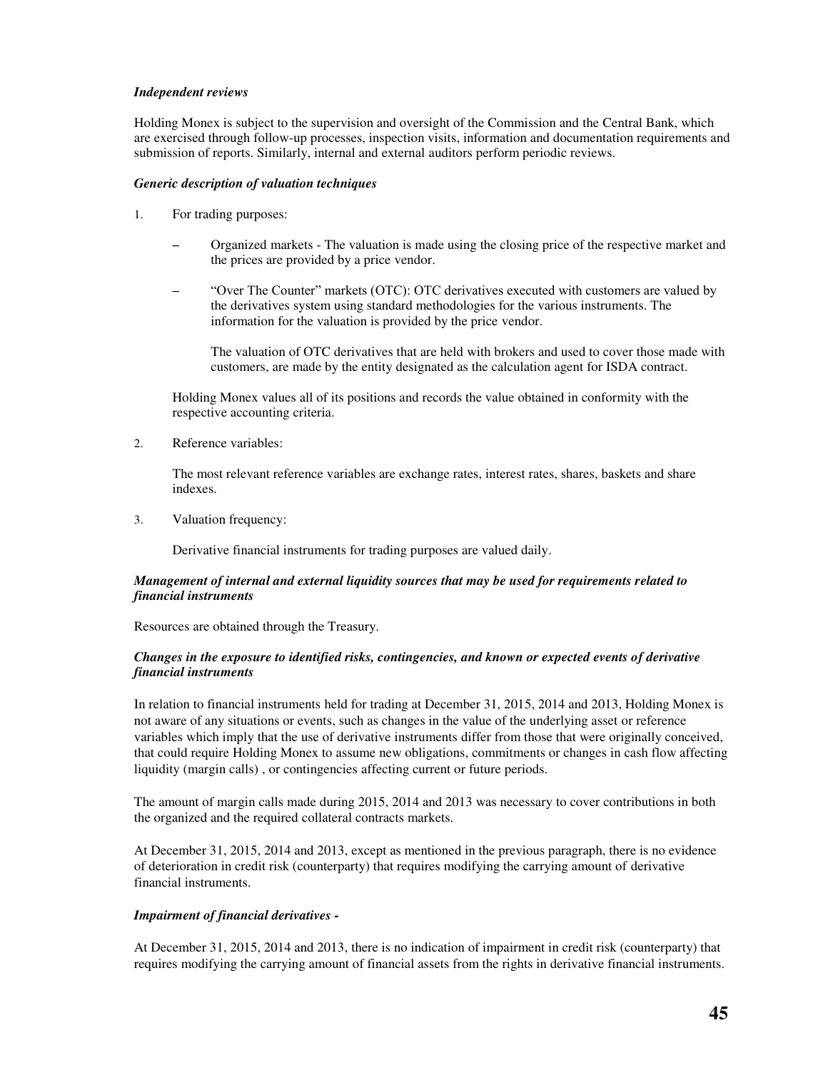***Independent reviews***

Holding Monex is subject to the supervision and oversight of the Commission and the Central Bank, which are exercised through follow-up processes, inspection visits, information and documentation requirements and submission of reports. Similarly, internal and external auditors perform periodic reviews.

***Generic description of valuation techniques***

1. For trading purposes:

   – Organized markets - The valuation is made using the closing price of the respective market and the prices are provided by a price vendor.

   – "Over The Counter" markets (OTC): OTC derivatives executed with customers are valued by the derivatives system using standard methodologies for the various instruments. The information for the valuation is provided by the price vendor.

     The valuation of OTC derivatives that are held with brokers and used to cover those made with customers, are made by the entity designated as the calculation agent for ISDA contract.

   Holding Monex values all of its positions and records the value obtained in conformity with the respective accounting criteria.

2. Reference variables:

   The most relevant reference variables are exchange rates, interest rates, shares, baskets and share indexes.

3. Valuation frequency:

   Derivative financial instruments for trading purposes are valued daily.

***Management of internal and external liquidity sources that may be used for requirements related to financial instruments***

Resources are obtained through the Treasury.

***Changes in the exposure to identified risks, contingencies, and known or expected events of derivative financial instruments***

In relation to financial instruments held for trading at December 31, 2015, 2014 and 2013, Holding Monex is not aware of any situations or events, such as changes in the value of the underlying asset or reference variables which imply that the use of derivative instruments differ from those that were originally conceived, that could require Holding Monex to assume new obligations, commitments or changes in cash flow affecting liquidity (margin calls) , or contingencies affecting current or future periods.

The amount of margin calls made during 2015, 2014 and 2013 was necessary to cover contributions in both the organized and the required collateral contracts markets.

At December 31, 2015, 2014 and 2013, except as mentioned in the previous paragraph, there is no evidence of deterioration in credit risk (counterparty) that requires modifying the carrying amount of derivative financial instruments.

***Impairment of financial derivatives -***

At December 31, 2015, 2014 and 2013, there is no indication of impairment in credit risk (counterparty) that requires modifying the carrying amount of financial assets from the rights in derivative financial instruments.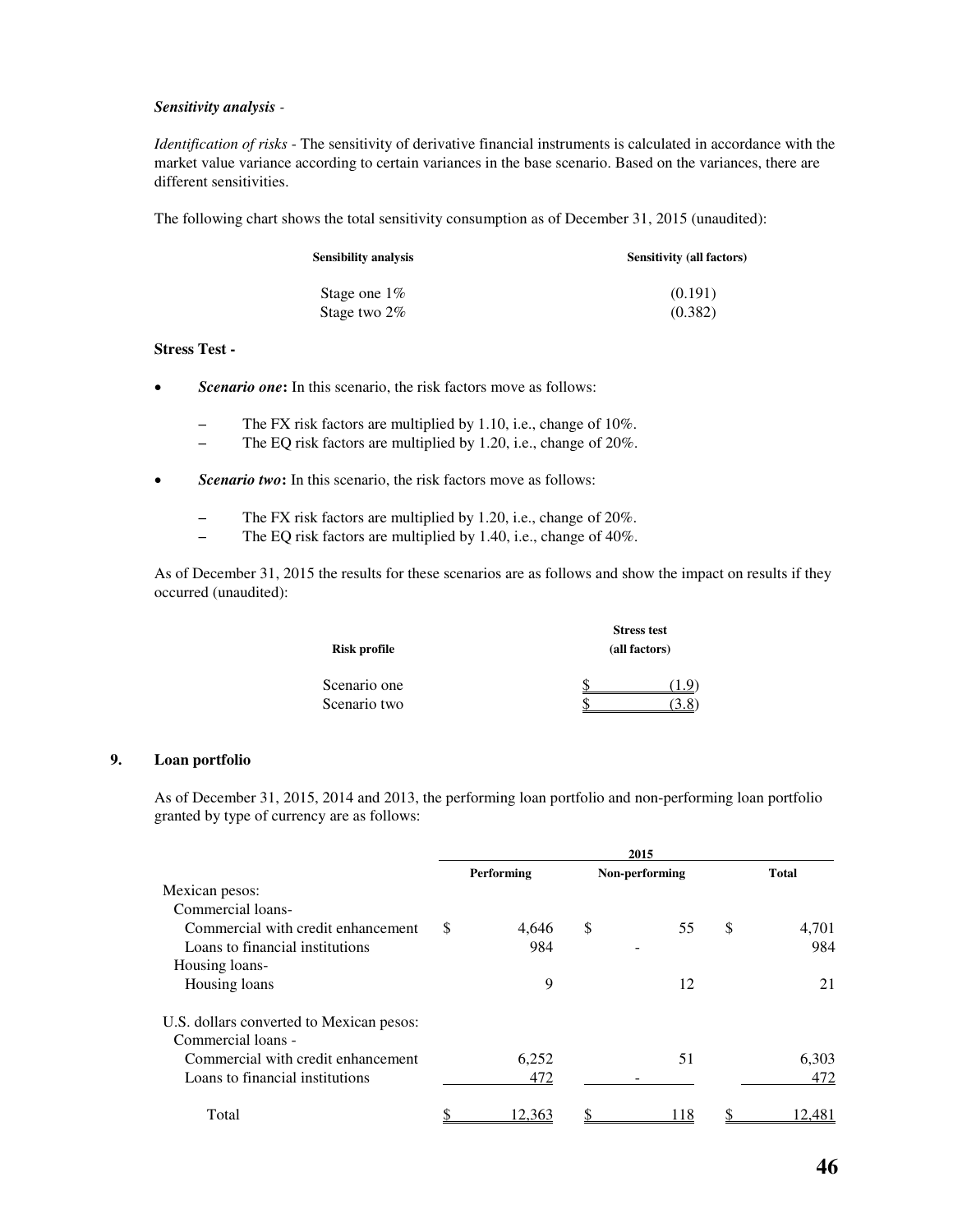*Sensitivity analysis* -

*Identification of risks* - The sensitivity of derivative financial instruments is calculated in accordance with the market value variance according to certain variances in the base scenario. Based on the variances, there are different sensitivities.

The following chart shows the total sensitivity consumption as of December 31, 2015 (unaudited):

| Sensibility analysis | Sensitivity (all factors) |
|---|---|
| Stage one 1% | (0.191) |
| Stage two 2% | (0.382) |

**Stress Test -**

- ***Scenario one*:** In this scenario, the risk factors move as follows:
  - The FX risk factors are multiplied by 1.10, i.e., change of 10%.
  - The EQ risk factors are multiplied by 1.20, i.e., change of 20%.
- ***Scenario two*:** In this scenario, the risk factors move as follows:
  - The FX risk factors are multiplied by 1.20, i.e., change of 20%.
  - The EQ risk factors are multiplied by 1.40, i.e., change of 40%.

As of December 31, 2015 the results for these scenarios are as follows and show the impact on results if they occurred (unaudited):

| Risk profile | Stress test (all factors) |
|---|---|
| Scenario one | $ (1.9) |
| Scenario two | $ (3.8) |

## 9. Loan portfolio

As of December 31, 2015, 2014 and 2013, the performing loan portfolio and non-performing loan portfolio granted by type of currency are as follows:

| | 2015 | | |
|---|---|---|---|
| | Performing | Non-performing | Total |
| Mexican pesos: | | | |
| Commercial loans- | | | |
| Commercial with credit enhancement | $ 4,646 | $ 55 | $ 4,701 |
| Loans to financial institutions | 984 | - | 984 |
| Housing loans- | | | |
| Housing loans | 9 | 12 | 21 |
| U.S. dollars converted to Mexican pesos: | | | |
| Commercial loans - | | | |
| Commercial with credit enhancement | 6,252 | 51 | 6,303 |
| Loans to financial institutions | 472 | - | 472 |
| Total | $ 12,363 | $ 118 | $ 12,481 |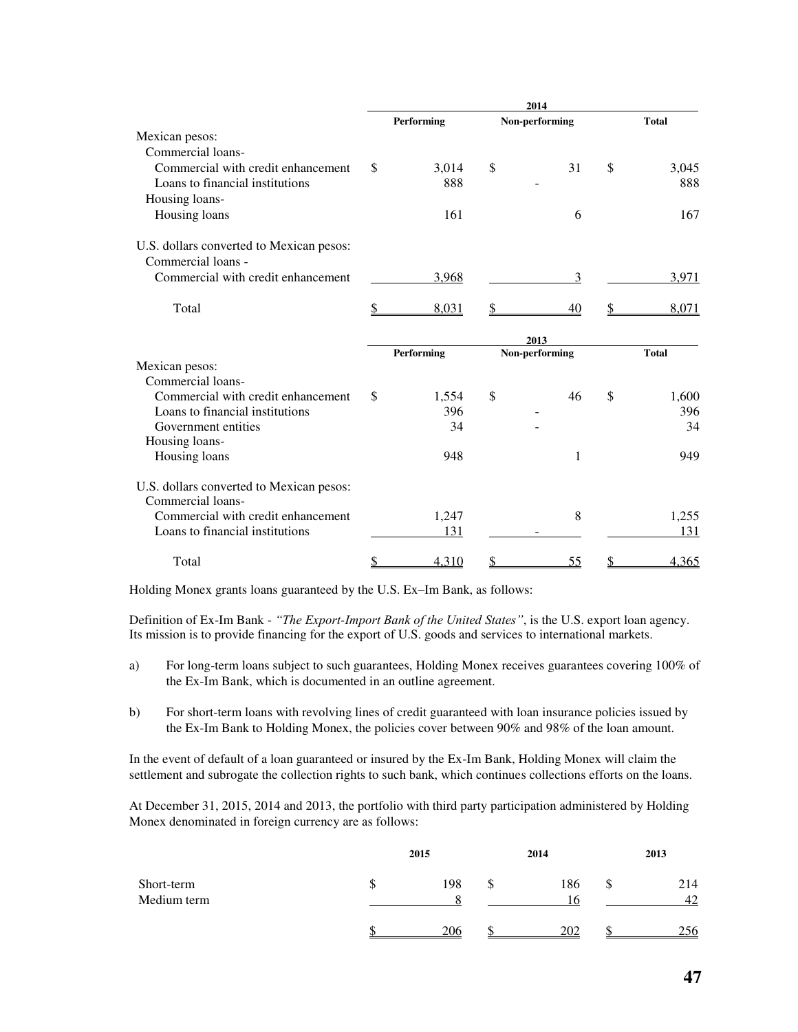| | 2014 | | |
|---|---|---|---|
| | Performing | Non-performing | Total |
| Mexican pesos: | | | |
| Commercial loans- | | | |
| Commercial with credit enhancement | $ 3,014 | $ 31 | $ 3,045 |
| Loans to financial institutions | 888 | - | 888 |
| Housing loans- | | | |
| Housing loans | 161 | 6 | 167 |
| U.S. dollars converted to Mexican pesos: | | | |
| Commercial loans - | | | |
| Commercial with credit enhancement | 3,968 | 3 | 3,971 |
| Total | $ 8,031 | $ 40 | $ 8,071 |

| | 2013 | | |
|---|---|---|---|
| | Performing | Non-performing | Total |
| Mexican pesos: | | | |
| Commercial loans- | | | |
| Commercial with credit enhancement | $ 1,554 | $ 46 | $ 1,600 |
| Loans to financial institutions | 396 | - | 396 |
| Government entities | 34 | - | 34 |
| Housing loans- | | | |
| Housing loans | 948 | 1 | 949 |
| U.S. dollars converted to Mexican pesos: | | | |
| Commercial loans- | | | |
| Commercial with credit enhancement | 1,247 | 8 | 1,255 |
| Loans to financial institutions | 131 | - | 131 |
| Total | $ 4,310 | $ 55 | $ 4,365 |

Holding Monex grants loans guaranteed by the U.S. Ex–Im Bank, as follows:

Definition of Ex-Im Bank - *"The Export-Import Bank of the United States"*, is the U.S. export loan agency. Its mission is to provide financing for the export of U.S. goods and services to international markets.

a) For long-term loans subject to such guarantees, Holding Monex receives guarantees covering 100% of the Ex-Im Bank, which is documented in an outline agreement.

b) For short-term loans with revolving lines of credit guaranteed with loan insurance policies issued by the Ex-Im Bank to Holding Monex, the policies cover between 90% and 98% of the loan amount.

In the event of default of a loan guaranteed or insured by the Ex-Im Bank, Holding Monex will claim the settlement and subrogate the collection rights to such bank, which continues collections efforts on the loans.

At December 31, 2015, 2014 and 2013, the portfolio with third party participation administered by Holding Monex denominated in foreign currency are as follows:

| | 2015 | 2014 | 2013 |
|---|---|---|---|
| Short-term | $ 198 | $ 186 | $ 214 |
| Medium term | 8 | 16 | 42 |
| | $ 206 | $ 202 | $ 256 |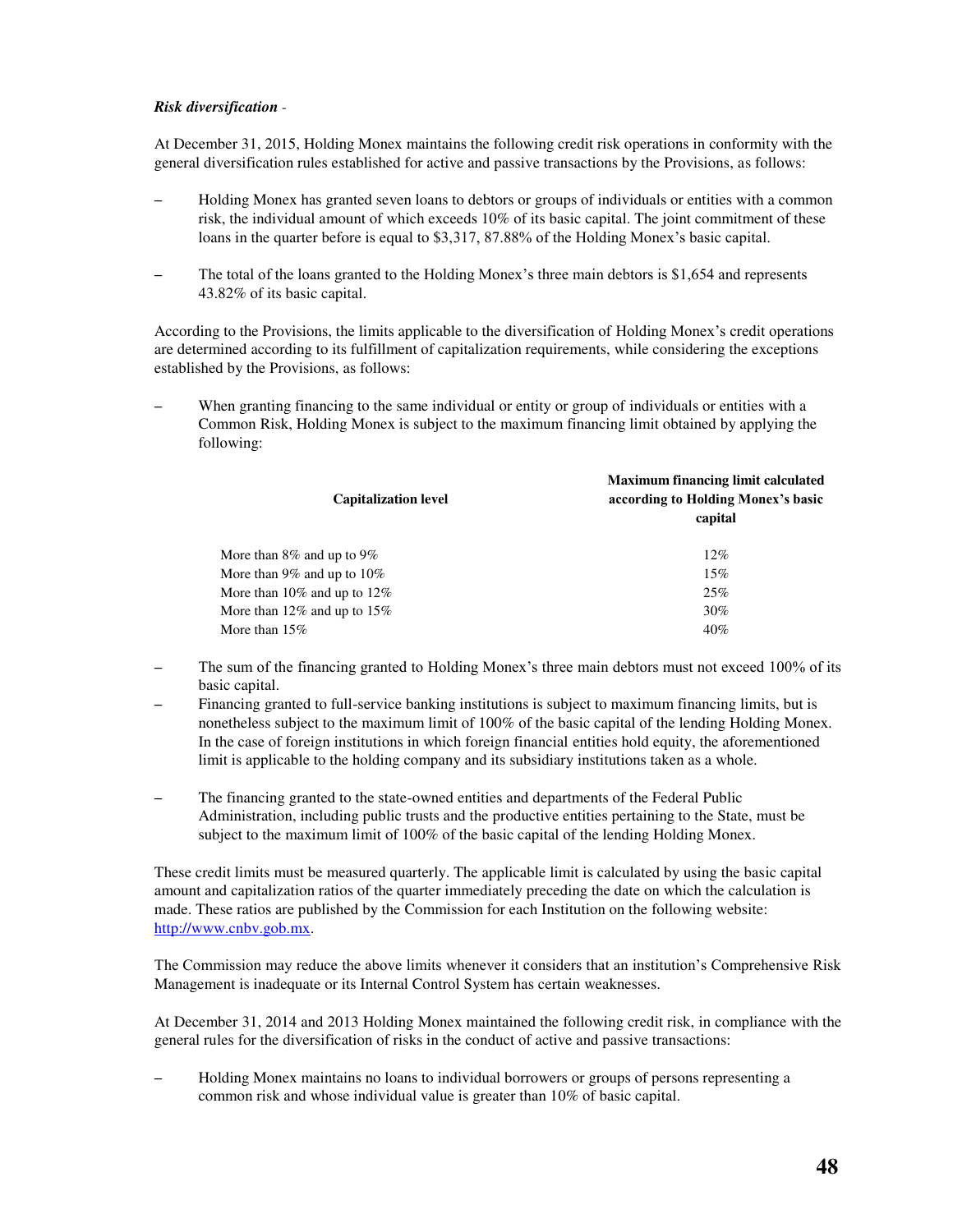***Risk diversification*** -

At December 31, 2015, Holding Monex maintains the following credit risk operations in conformity with the general diversification rules established for active and passive transactions by the Provisions, as follows:

– Holding Monex has granted seven loans to debtors or groups of individuals or entities with a common risk, the individual amount of which exceeds 10% of its basic capital. The joint commitment of these loans in the quarter before is equal to $3,317, 87.88% of the Holding Monex's basic capital.

– The total of the loans granted to the Holding Monex's three main debtors is $1,654 and represents 43.82% of its basic capital.

According to the Provisions, the limits applicable to the diversification of Holding Monex's credit operations are determined according to its fulfillment of capitalization requirements, while considering the exceptions established by the Provisions, as follows:

– When granting financing to the same individual or entity or group of individuals or entities with a Common Risk, Holding Monex is subject to the maximum financing limit obtained by applying the following:

| Capitalization level | Maximum financing limit calculated according to Holding Monex's basic capital |
|---|---|
| More than 8% and up to 9% | 12% |
| More than 9% and up to 10% | 15% |
| More than 10% and up to 12% | 25% |
| More than 12% and up to 15% | 30% |
| More than 15% | 40% |

– The sum of the financing granted to Holding Monex's three main debtors must not exceed 100% of its basic capital.

– Financing granted to full-service banking institutions is subject to maximum financing limits, but is nonetheless subject to the maximum limit of 100% of the basic capital of the lending Holding Monex. In the case of foreign institutions in which foreign financial entities hold equity, the aforementioned limit is applicable to the holding company and its subsidiary institutions taken as a whole.

– The financing granted to the state-owned entities and departments of the Federal Public Administration, including public trusts and the productive entities pertaining to the State, must be subject to the maximum limit of 100% of the basic capital of the lending Holding Monex.

These credit limits must be measured quarterly. The applicable limit is calculated by using the basic capital amount and capitalization ratios of the quarter immediately preceding the date on which the calculation is made. These ratios are published by the Commission for each Institution on the following website: http://www.cnbv.gob.mx.

The Commission may reduce the above limits whenever it considers that an institution's Comprehensive Risk Management is inadequate or its Internal Control System has certain weaknesses.

At December 31, 2014 and 2013 Holding Monex maintained the following credit risk, in compliance with the general rules for the diversification of risks in the conduct of active and passive transactions:

– Holding Monex maintains no loans to individual borrowers or groups of persons representing a common risk and whose individual value is greater than 10% of basic capital.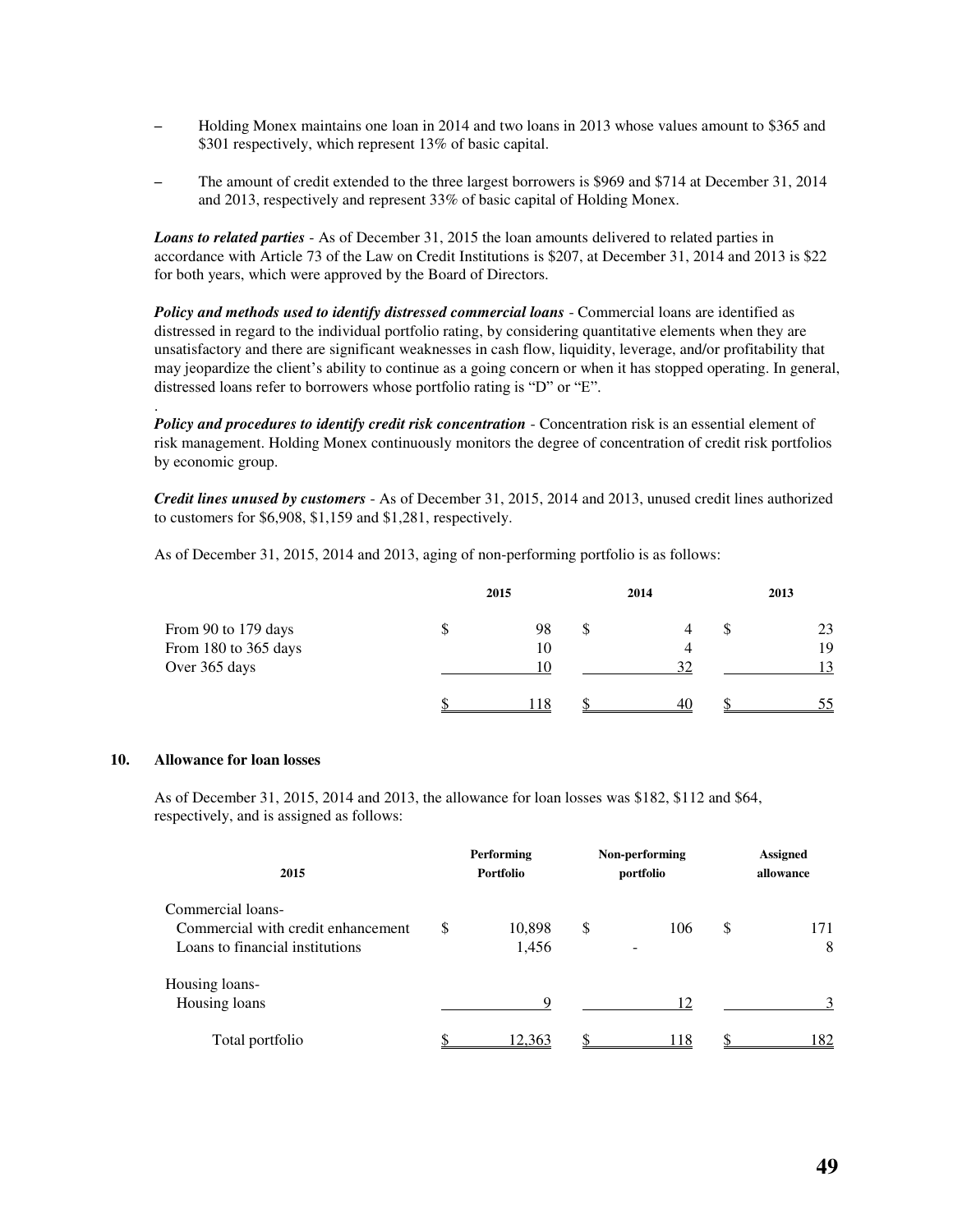- Holding Monex maintains one loan in 2014 and two loans in 2013 whose values amount to \$365 and \$301 respectively, which represent 13% of basic capital.

- The amount of credit extended to the three largest borrowers is \$969 and \$714 at December 31, 2014 and 2013, respectively and represent 33% of basic capital of Holding Monex.

***Loans to related parties*** - As of December 31, 2015 the loan amounts delivered to related parties in accordance with Article 73 of the Law on Credit Institutions is \$207, at December 31, 2014 and 2013 is \$22 for both years, which were approved by the Board of Directors.

***Policy and methods used to identify distressed commercial loans*** - Commercial loans are identified as distressed in regard to the individual portfolio rating, by considering quantitative elements when they are unsatisfactory and there are significant weaknesses in cash flow, liquidity, leverage, and/or profitability that may jeopardize the client's ability to continue as a going concern or when it has stopped operating. In general, distressed loans refer to borrowers whose portfolio rating is "D" or "E".

***Policy and procedures to identify credit risk concentration*** - Concentration risk is an essential element of risk management. Holding Monex continuously monitors the degree of concentration of credit risk portfolios by economic group.

***Credit lines unused by customers*** - As of December 31, 2015, 2014 and 2013, unused credit lines authorized to customers for \$6,908, \$1,159 and \$1,281, respectively.

As of December 31, 2015, 2014 and 2013, aging of non-performing portfolio is as follows:

| | 2015 | 2014 | 2013 |
|---|---|---|---|
| From 90 to 179 days | \$ 98 | \$ 4 | \$ 23 |
| From 180 to 365 days | 10 | 4 | 19 |
| Over 365 days | 10 | 32 | 13 |
| | \$ 118 | \$ 40 | \$ 55 |

## 10. Allowance for loan losses

As of December 31, 2015, 2014 and 2013, the allowance for loan losses was \$182, \$112 and \$64, respectively, and is assigned as follows:

| 2015 | Performing Portfolio | Non-performing portfolio | Assigned allowance |
|---|---|---|---|
| Commercial loans- | | | |
| Commercial with credit enhancement | \$ 10,898 | \$ 106 | \$ 171 |
| Loans to financial institutions | 1,456 | - | 8 |
| Housing loans- | | | |
| Housing loans | 9 | 12 | 3 |
| Total portfolio | \$ 12,363 | \$ 118 | \$ 182 |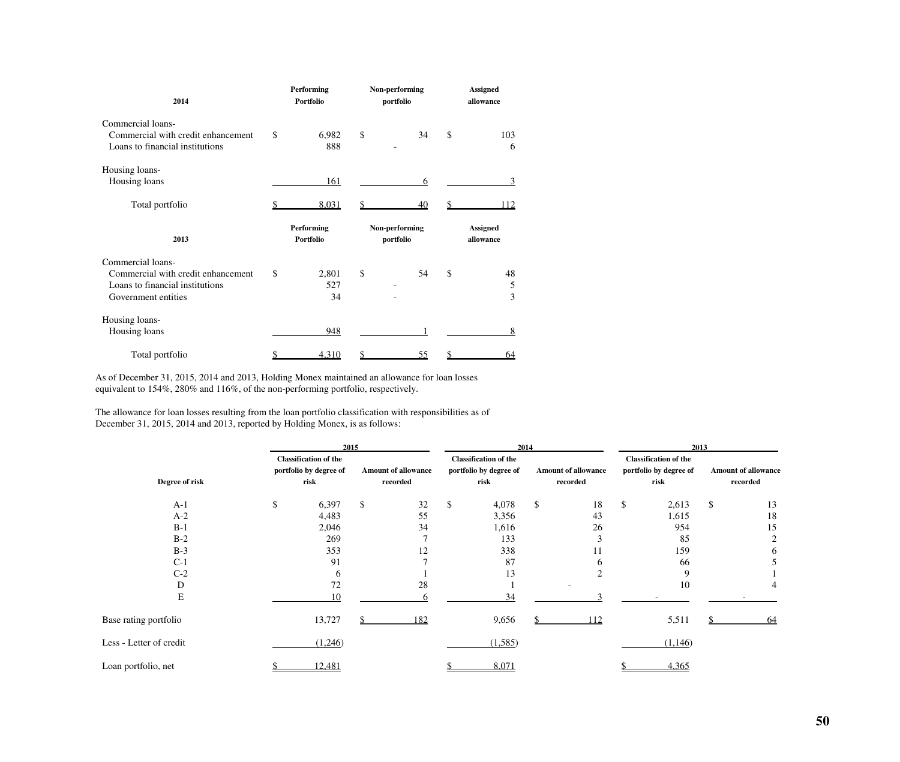| 2014 | Performing Portfolio | Non-performing portfolio | Assigned allowance |
|---|---|---|---|
| Commercial loans- | | | |
| Commercial with credit enhancement | $ 6,982 | $ 34 | $ 103 |
| Loans to financial institutions | 888 | - | 6 |
| Housing loans- | | | |
| Housing loans | 161 | 6 | 3 |
| Total portfolio | $ 8,031 | $ 40 | $ 112 |

| 2013 | Performing Portfolio | Non-performing portfolio | Assigned allowance |
|---|---|---|---|
| Commercial loans- | | | |
| Commercial with credit enhancement | $ 2,801 | $ 54 | $ 48 |
| Loans to financial institutions | 527 | - | 5 |
| Government entities | 34 | - | 3 |
| Housing loans- | | | |
| Housing loans | 948 | 1 | 8 |
| Total portfolio | $ 4,310 | $ 55 | $ 64 |

As of December 31, 2015, 2014 and 2013, Holding Monex maintained an allowance for loan losses equivalent to 154%, 280% and 116%, of the non-performing portfolio, respectively.

The allowance for loan losses resulting from the loan portfolio classification with responsibilities as of December 31, 2015, 2014 and 2013, reported by Holding Monex, is as follows:

| | 2015 | | 2014 | | 2013 | |
|---|---|---|---|---|---|---|
| Degree of risk | Classification of the portfolio by degree of risk | Amount of allowance recorded | Classification of the portfolio by degree of risk | Amount of allowance recorded | Classification of the portfolio by degree of risk | Amount of allowance recorded |
| A-1 | $ 6,397 | $ 32 | $ 4,078 | $ 18 | $ 2,613 | $ 13 |
| A-2 | 4,483 | 55 | 3,356 | 43 | 1,615 | 18 |
| B-1 | 2,046 | 34 | 1,616 | 26 | 954 | 15 |
| B-2 | 269 | 7 | 133 | 3 | 85 | 2 |
| B-3 | 353 | 12 | 338 | 11 | 159 | 6 |
| C-1 | 91 | 7 | 87 | 6 | 66 | 5 |
| C-2 | 6 | 1 | 13 | 2 | 9 | 1 |
| D | 72 | 28 | 1 | - | 10 | 4 |
| E | 10 | 6 | 34 | 3 | - | - |
| Base rating portfolio | 13,727 | $ 182 | 9,656 | $ 112 | 5,511 | $ 64 |
| Less - Letter of credit | (1,246) | | (1,585) | | (1,146) | |
| Loan portfolio, net | $ 12,481 | | $ 8,071 | | $ 4,365 | |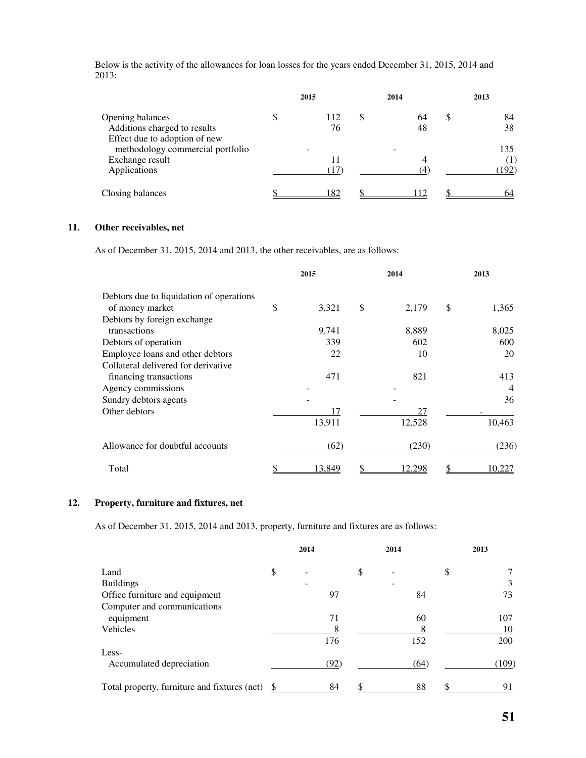Below is the activity of the allowances for loan losses for the years ended December 31, 2015, 2014 and 2013:

| | 2015 | 2014 | 2013 |
|---|---|---|---|
| Opening balances | $ 112 | $ 64 | $ 84 |
| Additions charged to results | 76 | 48 | 38 |
| Effect due to adoption of new methodology commercial portfolio | - | - | 135 |
| Exchange result | 11 | 4 | (1) |
| Applications | (17) | (4) | (192) |
| Closing balances | $ 182 | $ 112 | $ 64 |

## 11. Other receivables, net

As of December 31, 2015, 2014 and 2013, the other receivables, are as follows:

| | 2015 | 2014 | 2013 |
|---|---|---|---|
| Debtors due to liquidation of operations of money market | $ 3,321 | $ 2,179 | $ 1,365 |
| Debtors by foreign exchange transactions | 9,741 | 8,889 | 8,025 |
| Debtors of operation | 339 | 602 | 600 |
| Employee loans and other debtors | 22 | 10 | 20 |
| Collateral delivered for derivative financing transactions | 471 | 821 | 413 |
| Agency commissions | - | - | 4 |
| Sundry debtors agents | - | - | 36 |
| Other debtors | 17 | 27 | - |
| | 13,911 | 12,528 | 10,463 |
| Allowance for doubtful accounts | (62) | (230) | (236) |
| Total | $ 13,849 | $ 12,298 | $ 10,227 |

## 12. Property, furniture and fixtures, net

As of December 31, 2015, 2014 and 2013, property, furniture and fixtures are as follows:

| | 2014 | 2014 | 2013 |
|---|---|---|---|
| Land | $ - | $ - | $ 7 |
| Buildings | - | - | 3 |
| Office furniture and equipment | 97 | 84 | 73 |
| Computer and communications equipment | 71 | 60 | 107 |
| Vehicles | 8 | 8 | 10 |
| | 176 | 152 | 200 |
| Less- | | | |
| Accumulated depreciation | (92) | (64) | (109) |
| Total property, furniture and fixtures (net) | $ 84 | $ 88 | $ 91 |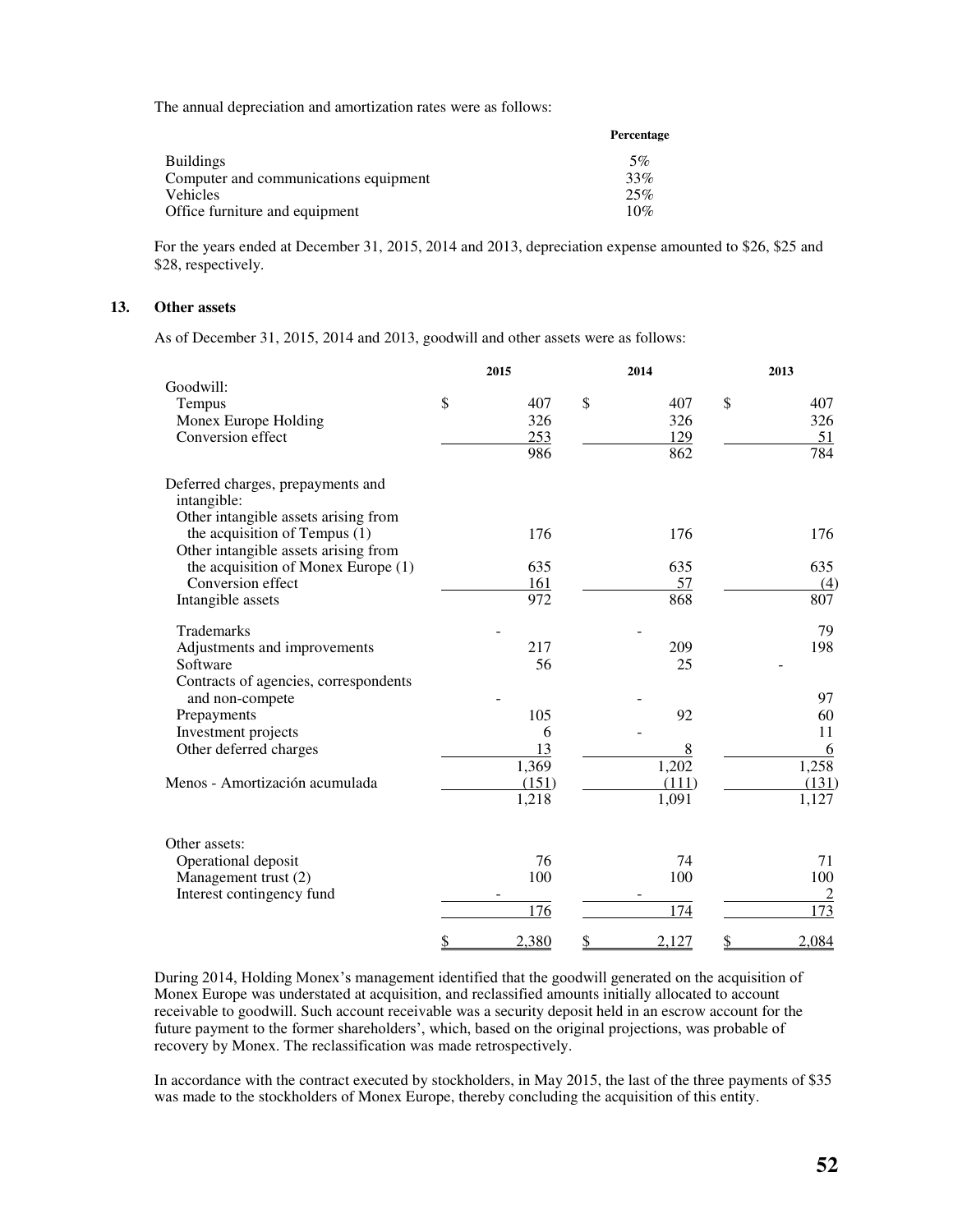The annual depreciation and amortization rates were as follows:

| | Percentage |
|---|---|
| Buildings | 5% |
| Computer and communications equipment | 33% |
| Vehicles | 25% |
| Office furniture and equipment | 10% |

For the years ended at December 31, 2015, 2014 and 2013, depreciation expense amounted to $26, $25 and $28, respectively.

### 13. Other assets

As of December 31, 2015, 2014 and 2013, goodwill and other assets were as follows:

| | 2015 | 2014 | 2013 |
|---|---|---|---|
| Goodwill: | | | |
| Tempus | $ 407 | $ 407 | $ 407 |
| Monex Europe Holding | 326 | 326 | 326 |
| Conversion effect | 253 | 129 | 51 |
| | 986 | 862 | 784 |
| Deferred charges, prepayments and intangible: | | | |
| Other intangible assets arising from the acquisition of Tempus (1) | 176 | 176 | 176 |
| Other intangible assets arising from the acquisition of Monex Europe (1) | 635 | 635 | 635 |
| Conversion effect | 161 | 57 | (4) |
| Intangible assets | 972 | 868 | 807 |
| Trademarks | - | - | 79 |
| Adjustments and improvements | 217 | 209 | 198 |
| Software | 56 | 25 | - |
| Contracts of agencies, correspondents and non-compete | - | - | 97 |
| Prepayments | 105 | 92 | 60 |
| Investment projects | 6 | - | 11 |
| Other deferred charges | 13 | 8 | 6 |
| | 1,369 | 1,202 | 1,258 |
| Menos - Amortización acumulada | (151) | (111) | (131) |
| | 1,218 | 1,091 | 1,127 |
| Other assets: | | | |
| Operational deposit | 76 | 74 | 71 |
| Management trust (2) | 100 | 100 | 100 |
| Interest contingency fund | - | - | 2 |
| | 176 | 174 | 173 |
| | $ 2,380 | $ 2,127 | $ 2,084 |

During 2014, Holding Monex's management identified that the goodwill generated on the acquisition of Monex Europe was understated at acquisition, and reclassified amounts initially allocated to account receivable to goodwill. Such account receivable was a security deposit held in an escrow account for the future payment to the former shareholders', which, based on the original projections, was probable of recovery by Monex. The reclassification was made retrospectively.

In accordance with the contract executed by stockholders, in May 2015, the last of the three payments of $35 was made to the stockholders of Monex Europe, thereby concluding the acquisition of this entity.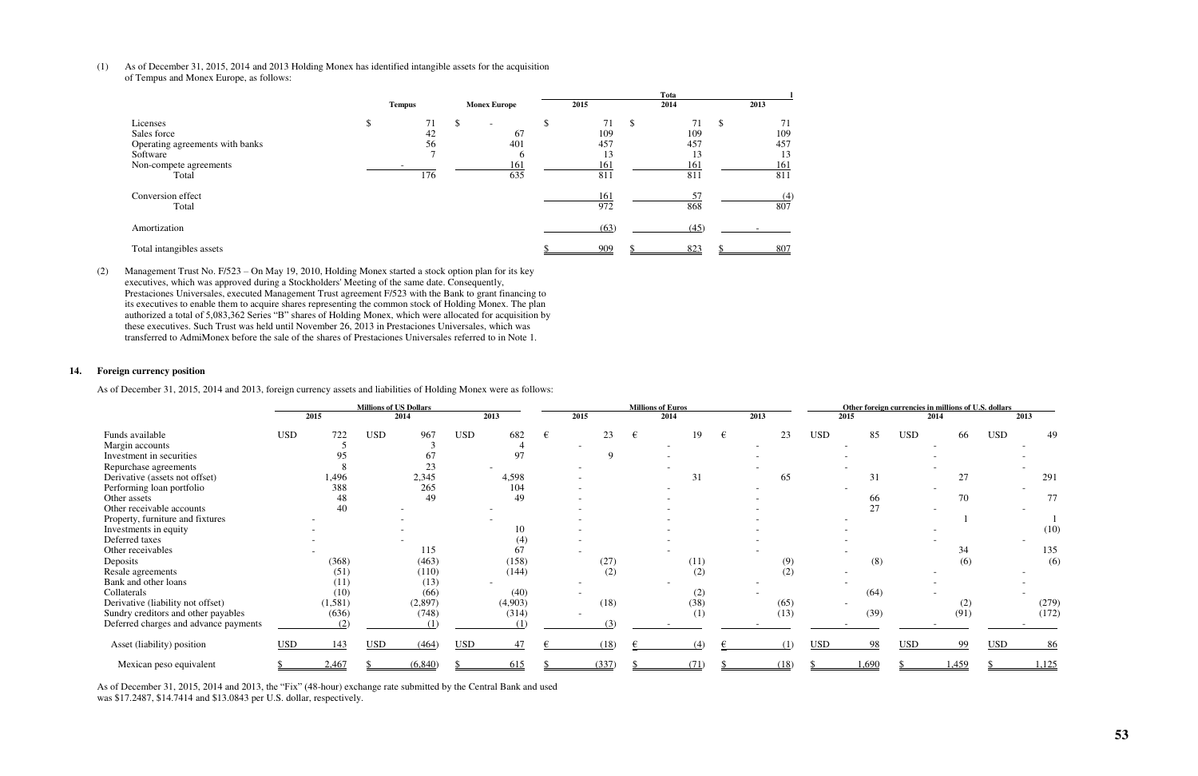(1) As of December 31, 2015, 2014 and 2013 Holding Monex has identified intangible assets for the acquisition of Tempus and Monex Europe, as follows:

| | Tempus | Monex Europe | Total 2015 | Total 2014 | Total 2013 |
|---|---|---|---|---|---|
| Licenses | $ 71 | $ - | $ 71 | $ 71 | $ 71 |
| Sales force | 42 | 67 | 109 | 109 | 109 |
| Operating agreements with banks | 56 | 401 | 457 | 457 | 457 |
| Software | 7 | 6 | 13 | 13 | 13 |
| Non-compete agreements | - | 161 | 161 | 161 | 161 |
| Total | 176 | 635 | 811 | 811 | 811 |
| Conversion effect | | | 161 | 57 | (4) |
| Total | | | 972 | 868 | 807 |
| Amortization | | | (63) | (45) | - |
| Total intangibles assets | | | $ 909 | $ 823 | $ 807 |

(2) Management Trust No. F/523 – On May 19, 2010, Holding Monex started a stock option plan for its key executives, which was approved during a Stockholders' Meeting of the same date. Consequently, Prestaciones Universales, executed Management Trust agreement F/523 with the Bank to grant financing to its executives to enable them to acquire shares representing the common stock of Holding Monex. The plan authorized a total of 5,083,362 Series "B" shares of Holding Monex, which were allocated for acquisition by these executives. Such Trust was held until November 26, 2013 in Prestaciones Universales, which was transferred to AdmiMonex before the sale of the shares of Prestaciones Universales referred to in Note 1.

## 14. Foreign currency position

As of December 31, 2015, 2014 and 2013, foreign currency assets and liabilities of Holding Monex were as follows:

| | Millions of US Dollars | | | Millions of Euros | | | Other foreign currencies in millions of U.S. dollars | | |
|---|---|---|---|---|---|---|---|---|---|
| | 2015 | 2014 | 2013 | 2015 | 2014 | 2013 | 2015 | 2014 | 2013 |
| Funds available | USD 722 | USD 967 | USD 682 | € 23 | € 19 | € 23 | USD 85 | USD 66 | USD 49 |
| Margin accounts | 5 | 3 | 4 | - | - | - | - | - | - |
| Investment in securities | 95 | 67 | 97 | 9 | - | - | - | - | - |
| Repurchase agreements | 8 | 23 | - | - | - | - | - | - | - |
| Derivative (assets not offset) | 1,496 | 2,345 | 4,598 | - | 31 | 65 | 31 | 27 | 291 |
| Performing loan portfolio | 388 | 265 | 104 | - | - | - | - | - | - |
| Other assets | 48 | 49 | 49 | - | - | - | 66 | 70 | 77 |
| Other receivable accounts | 40 | - | - | - | - | - | 27 | - | - |
| Property, furniture and fixtures | - | - | - | - | - | - | - | 1 | 1 |
| Investments in equity | - | - | 10 | - | - | - | - | - | (10) |
| Deferred taxes | - | - | (4) | - | - | - | - | - | - |
| Other receivables | - | 115 | 67 | - | - | - | - | 34 | 135 |
| Deposits | (368) | (463) | (158) | (27) | (11) | (9) | (8) | (6) | (6) |
| Resale agreements | (51) | (110) | (144) | (2) | (2) | (2) | - | - | - |
| Bank and other loans | (11) | (13) | - | - | - | - | - | - | - |
| Collaterals | (10) | (66) | (40) | - | (2) | - | (64) | - | - |
| Derivative (liability not offset) | (1,581) | (2,897) | (4,903) | (18) | (38) | (65) | - | (2) | (279) |
| Sundry creditors and other payables | (636) | (748) | (314) | - | (1) | (13) | (39) | (91) | (172) |
| Deferred charges and advance payments | (2) | (1) | (1) | (3) | - | - | - | - | - |
| Asset (liability) position | USD 143 | USD (464) | USD 47 | € (18) | € (4) | € (1) | USD 98 | USD 99 | USD 86 |
| Mexican peso equivalent | $ 2,467 | $ (6,840) | $ 615 | $ (337) | $ (71) | $ (18) | $ 1,690 | $ 1,459 | $ 1,125 |

As of December 31, 2015, 2014 and 2013, the "Fix" (48-hour) exchange rate submitted by the Central Bank and used was $17.2487, $14.7414 and $13.0843 per U.S. dollar, respectively.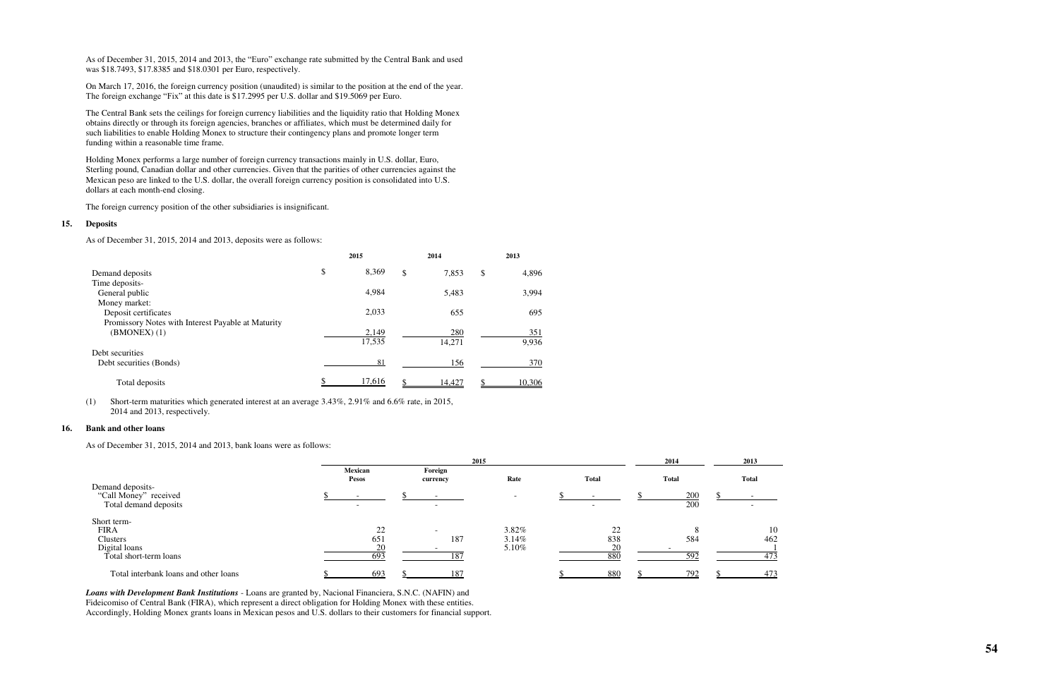As of December 31, 2015, 2014 and 2013, the "Euro" exchange rate submitted by the Central Bank and used was $18.7493, $17.8385 and $18.0301 per Euro, respectively.

On March 17, 2016, the foreign currency position (unaudited) is similar to the position at the end of the year. The foreign exchange "Fix" at this date is $17.2995 per U.S. dollar and $19.5069 per Euro.

The Central Bank sets the ceilings for foreign currency liabilities and the liquidity ratio that Holding Monex obtains directly or through its foreign agencies, branches or affiliates, which must be determined daily for such liabilities to enable Holding Monex to structure their contingency plans and promote longer term funding within a reasonable time frame.

Holding Monex performs a large number of foreign currency transactions mainly in U.S. dollar, Euro, Sterling pound, Canadian dollar and other currencies. Given that the parities of other currencies against the Mexican peso are linked to the U.S. dollar, the overall foreign currency position is consolidated into U.S. dollars at each month-end closing.

The foreign currency position of the other subsidiaries is insignificant.

## 15. Deposits

As of December 31, 2015, 2014 and 2013, deposits were as follows:

| | 2015 | 2014 | 2013 |
|---|---|---|---|
| Demand deposits | $ 8,369 | $ 7,853 | $ 4,896 |
| Time deposits- | | | |
| General public | 4,984 | 5,483 | 3,994 |
| Money market: | | | |
| Deposit certificates | 2,033 | 655 | 695 |
| Promissory Notes with Interest Payable at Maturity (BMONEX) (1) | 2,149 | 280 | 351 |
| | 17,535 | 14,271 | 9,936 |
| Debt securities | | | |
| Debt securities (Bonds) | 81 | 156 | 370 |
| Total deposits | $ 17,616 | $ 14,427 | $ 10,306 |

(1) Short-term maturities which generated interest at an average 3.43%, 2.91% and 6.6% rate, in 2015, 2014 and 2013, respectively.

## 16. Bank and other loans

As of December 31, 2015, 2014 and 2013, bank loans were as follows:

| | 2015 | | | | 2014 | 2013 |
|---|---|---|---|---|---|---|
| | Mexican Pesos | Foreign currency | Rate | Total | Total | Total |
| Demand deposits- | | | | | | |
| "Call Money" received | $ - | $ - | - | $ - | $ 200 | $ - |
| Total demand deposits | - | - | | - | 200 | - |
| Short term- | | | | | | |
| FIRA | 22 | - | 3.82% | 22 | 8 | 10 |
| Clusters | 651 | 187 | 3.14% | 838 | 584 | 462 |
| Digital loans | 20 | - | 5.10% | 20 | - | 1 |
| Total short-term loans | 693 | 187 | | 880 | 592 | 473 |
| Total interbank loans and other loans | $ 693 | $ 187 | | $ 880 | $ 792 | $ 473 |

***Loans with Development Bank Institutions*** - Loans are granted by, Nacional Financiera, S.N.C. (NAFIN) and Fideicomiso of Central Bank (FIRA), which represent a direct obligation for Holding Monex with these entities. Accordingly, Holding Monex grants loans in Mexican pesos and U.S. dollars to their customers for financial support.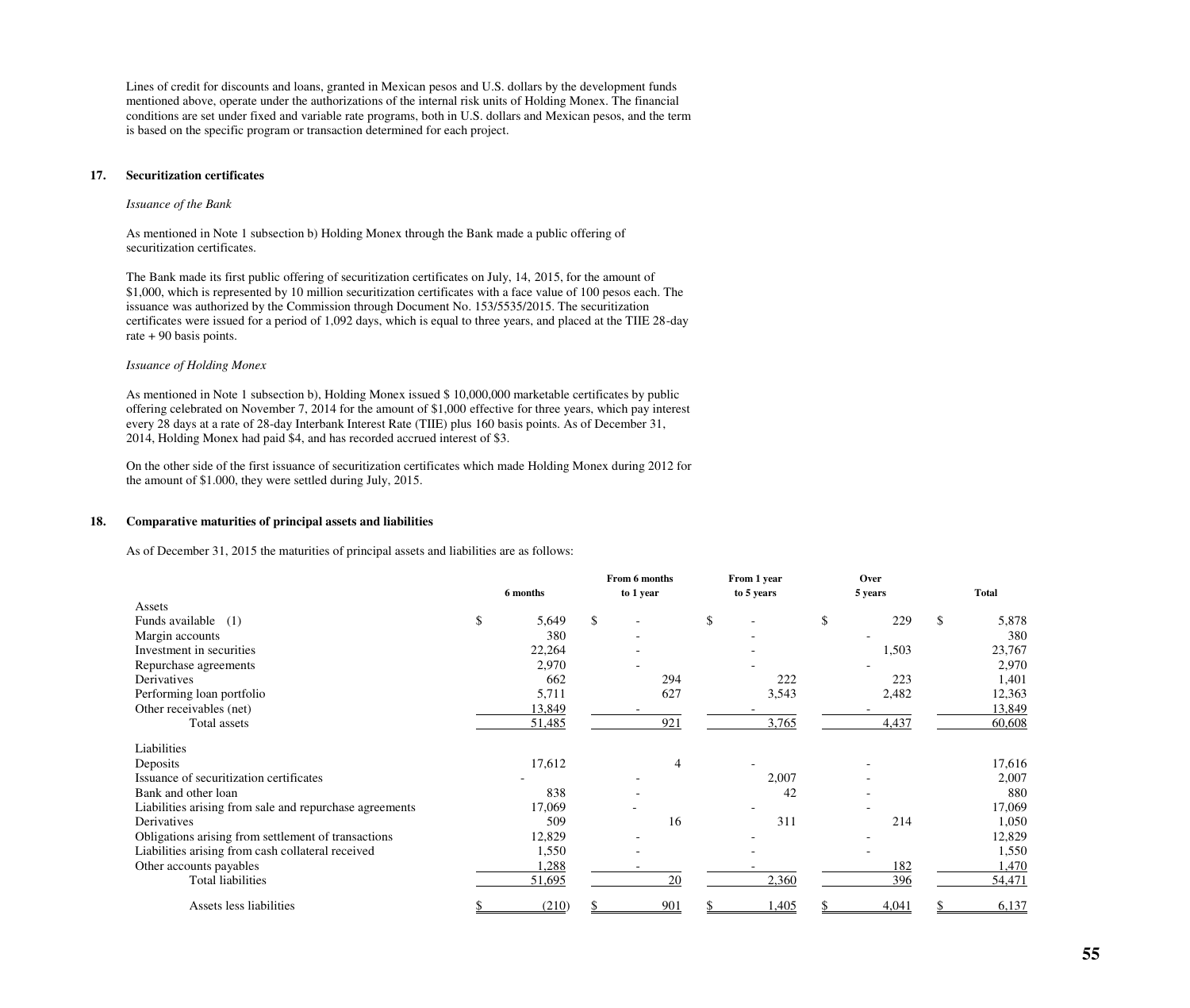Lines of credit for discounts and loans, granted in Mexican pesos and U.S. dollars by the development funds mentioned above, operate under the authorizations of the internal risk units of Holding Monex. The financial conditions are set under fixed and variable rate programs, both in U.S. dollars and Mexican pesos, and the term is based on the specific program or transaction determined for each project.

## 17. Securitization certificates

*Issuance of the Bank*

As mentioned in Note 1 subsection b) Holding Monex through the Bank made a public offering of securitization certificates.

The Bank made its first public offering of securitization certificates on July, 14, 2015, for the amount of $1,000, which is represented by 10 million securitization certificates with a face value of 100 pesos each. The issuance was authorized by the Commission through Document No. 153/5535/2015. The securitization certificates were issued for a period of 1,092 days, which is equal to three years, and placed at the TIIE 28-day rate + 90 basis points.

*Issuance of Holding Monex*

As mentioned in Note 1 subsection b), Holding Monex issued $ 10,000,000 marketable certificates by public offering celebrated on November 7, 2014 for the amount of $1,000 effective for three years, which pay interest every 28 days at a rate of 28-day Interbank Interest Rate (TIIE) plus 160 basis points. As of December 31, 2014, Holding Monex had paid $4, and has recorded accrued interest of $3.

On the other side of the first issuance of securitization certificates which made Holding Monex during 2012 for the amount of $1.000, they were settled during July, 2015.

## 18. Comparative maturities of principal assets and liabilities

As of December 31, 2015 the maturities of principal assets and liabilities are as follows:

| | 6 months | From 6 months to 1 year | From 1 year to 5 years | Over 5 years | Total |
|---|---|---|---|---|---|
| Assets | | | | | |
| Funds available (1) | $ 5,649 | $ - | $ - | $ 229 | $ 5,878 |
| Margin accounts | 380 | - | - | - | 380 |
| Investment in securities | 22,264 | - | - | 1,503 | 23,767 |
| Repurchase agreements | 2,970 | - | - | - | 2,970 |
| Derivatives | 662 | 294 | 222 | 223 | 1,401 |
| Performing loan portfolio | 5,711 | 627 | 3,543 | 2,482 | 12,363 |
| Other receivables (net) | 13,849 | - | - | - | 13,849 |
| Total assets | 51,485 | 921 | 3,765 | 4,437 | 60,608 |
| Liabilities | | | | | |
| Deposits | 17,612 | 4 | - | - | 17,616 |
| Issuance of securitization certificates | - | - | 2,007 | - | 2,007 |
| Bank and other loan | 838 | - | 42 | - | 880 |
| Liabilities arising from sale and repurchase agreements | 17,069 | - | - | - | 17,069 |
| Derivatives | 509 | 16 | 311 | 214 | 1,050 |
| Obligations arising from settlement of transactions | 12,829 | - | - | - | 12,829 |
| Liabilities arising from cash collateral received | 1,550 | - | - | - | 1,550 |
| Other accounts payables | 1,288 | - | - | 182 | 1,470 |
| Total liabilities | 51,695 | 20 | 2,360 | 396 | 54,471 |
| Assets less liabilities | $ (210) | $ 901 | $ 1,405 | $ 4,041 | $ 6,137 |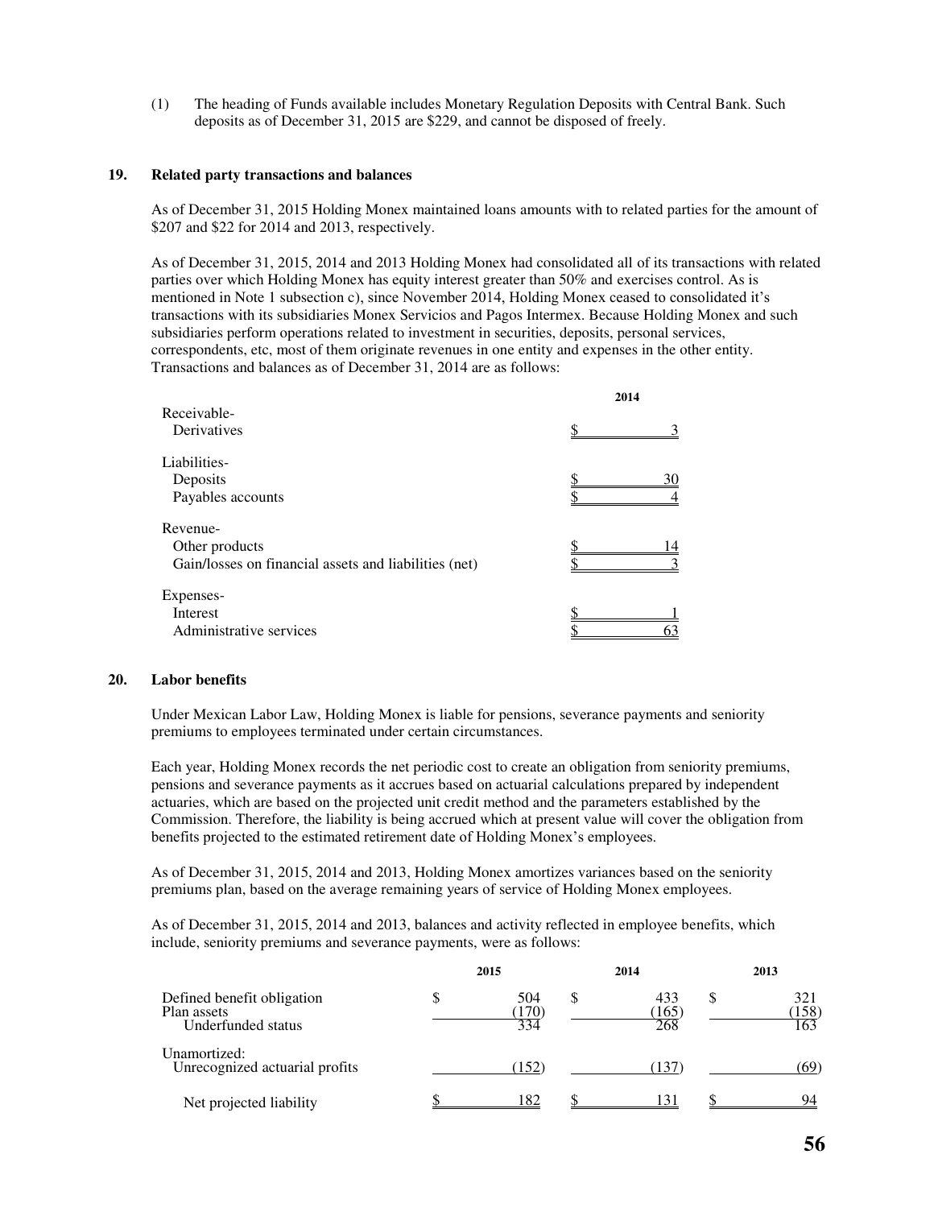(1) The heading of Funds available includes Monetary Regulation Deposits with Central Bank. Such deposits as of December 31, 2015 are $229, and cannot be disposed of freely.

## 19. Related party transactions and balances

As of December 31, 2015 Holding Monex maintained loans amounts with to related parties for the amount of $207 and $22 for 2014 and 2013, respectively.

As of December 31, 2015, 2014 and 2013 Holding Monex had consolidated all of its transactions with related parties over which Holding Monex has equity interest greater than 50% and exercises control. As is mentioned in Note 1 subsection c), since November 2014, Holding Monex ceased to consolidated it's transactions with its subsidiaries Monex Servicios and Pagos Intermex. Because Holding Monex and such subsidiaries perform operations related to investment in securities, deposits, personal services, correspondents, etc, most of them originate revenues in one entity and expenses in the other entity. Transactions and balances as of December 31, 2014 are as follows:

| | 2014 |
|---|---|
| **Receivable-** | |
| Derivatives | $ 3 |
| **Liabilities-** | |
| Deposits | $ 30 |
| Payables accounts | $ 4 |
| **Revenue-** | |
| Other products | $ 14 |
| Gain/losses on financial assets and liabilities (net) | $ 3 |
| **Expenses-** | |
| Interest | $ 1 |
| Administrative services | $ 63 |

## 20. Labor benefits

Under Mexican Labor Law, Holding Monex is liable for pensions, severance payments and seniority premiums to employees terminated under certain circumstances.

Each year, Holding Monex records the net periodic cost to create an obligation from seniority premiums, pensions and severance payments as it accrues based on actuarial calculations prepared by independent actuaries, which are based on the projected unit credit method and the parameters established by the Commission. Therefore, the liability is being accrued which at present value will cover the obligation from benefits projected to the estimated retirement date of Holding Monex's employees.

As of December 31, 2015, 2014 and 2013, Holding Monex amortizes variances based on the seniority premiums plan, based on the average remaining years of service of Holding Monex employees.

As of December 31, 2015, 2014 and 2013, balances and activity reflected in employee benefits, which include, seniority premiums and severance payments, were as follows:

| | 2015 | 2014 | 2013 |
|---|---|---|---|
| Defined benefit obligation | $ 504 | $ 433 | $ 321 |
| Plan assets | (170) | (165) | (158) |
| Underfunded status | 334 | 268 | 163 |
| Unamortized: | | | |
| Unrecognized actuarial profits | (152) | (137) | (69) |
| Net projected liability | $ 182 | $ 131 | $ 94 |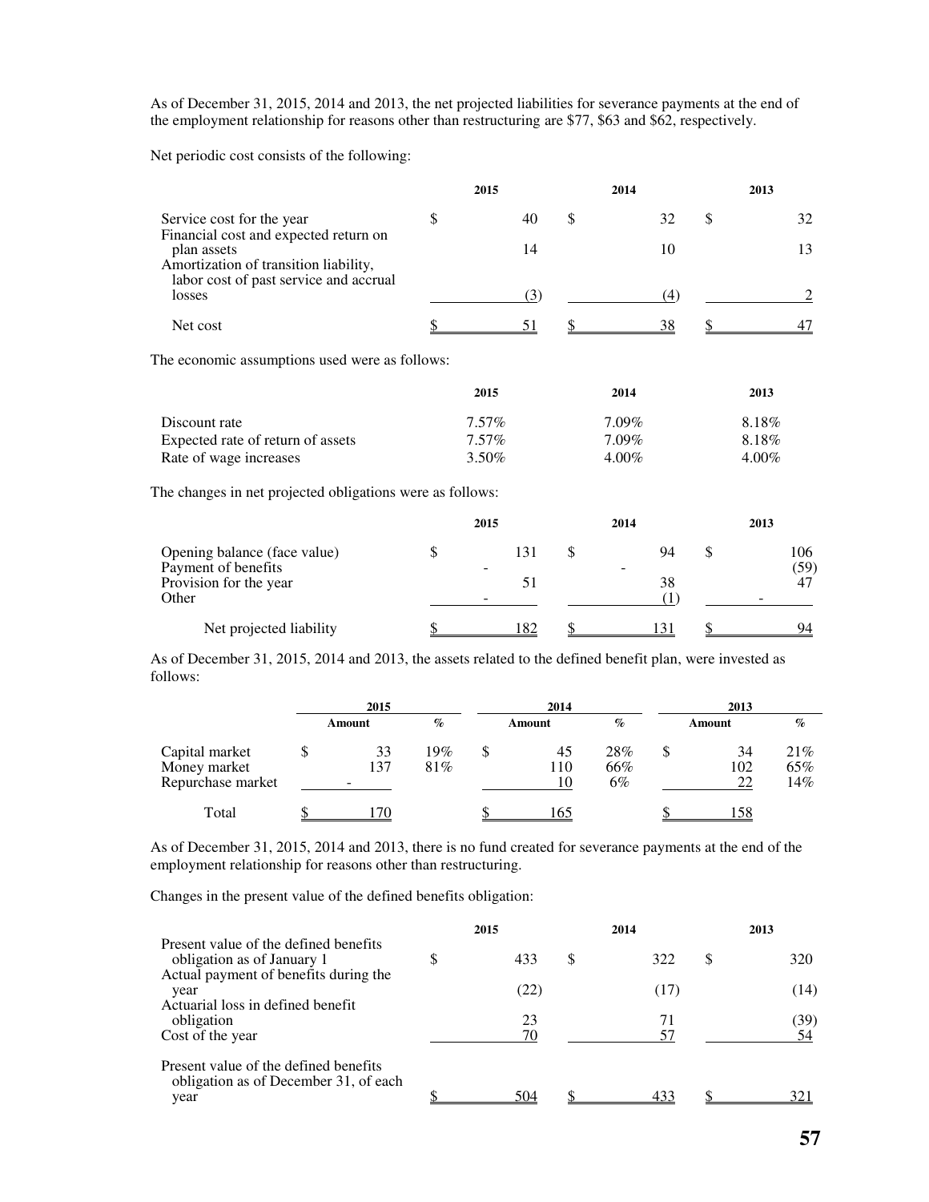As of December 31, 2015, 2014 and 2013, the net projected liabilities for severance payments at the end of the employment relationship for reasons other than restructuring are $77, $63 and $62, respectively.

Net periodic cost consists of the following:

| | 2015 | 2014 | 2013 |
|---|---|---|---|
| Service cost for the year | $ 40 | $ 32 | $ 32 |
| Financial cost and expected return on plan assets | 14 | 10 | 13 |
| Amortization of transition liability, labor cost of past service and accrual losses | (3) | (4) | 2 |
| Net cost | $ 51 | $ 38 | $ 47 |

The economic assumptions used were as follows:

| | 2015 | 2014 | 2013 |
|---|---|---|---|
| Discount rate | 7.57% | 7.09% | 8.18% |
| Expected rate of return of assets | 7.57% | 7.09% | 8.18% |
| Rate of wage increases | 3.50% | 4.00% | 4.00% |

The changes in net projected obligations were as follows:

| | 2015 | 2014 | 2013 |
|---|---|---|---|
| Opening balance (face value) | $ 131 | $ 94 | $ 106 |
| Payment of benefits | - | - | (59) |
| Provision for the year | 51 | 38 | 47 |
| Other | - | (1) | - |
| Net projected liability | $ 182 | $ 131 | $ 94 |

As of December 31, 2015, 2014 and 2013, the assets related to the defined benefit plan, were invested as follows:

| | 2015 | | 2014 | | 2013 | |
|---|---|---|---|---|---|---|
| | Amount | % | Amount | % | Amount | % |
| Capital market | $ 33 | 19% | $ 45 | 28% | $ 34 | 21% |
| Money market | 137 | 81% | 110 | 66% | 102 | 65% |
| Repurchase market | - | | 10 | 6% | 22 | 14% |
| Total | $ 170 | | $ 165 | | $ 158 | |

As of December 31, 2015, 2014 and 2013, there is no fund created for severance payments at the end of the employment relationship for reasons other than restructuring.

Changes in the present value of the defined benefits obligation:

| | 2015 | 2014 | 2013 |
|---|---|---|---|
| Present value of the defined benefits obligation as of January 1 | $ 433 | $ 322 | $ 320 |
| Actual payment of benefits during the year | (22) | (17) | (14) |
| Actuarial loss in defined benefit obligation | 23 | 71 | (39) |
| Cost of the year | 70 | 57 | 54 |
| Present value of the defined benefits obligation as of December 31, of each year | $ 504 | $ 433 | $ 321 |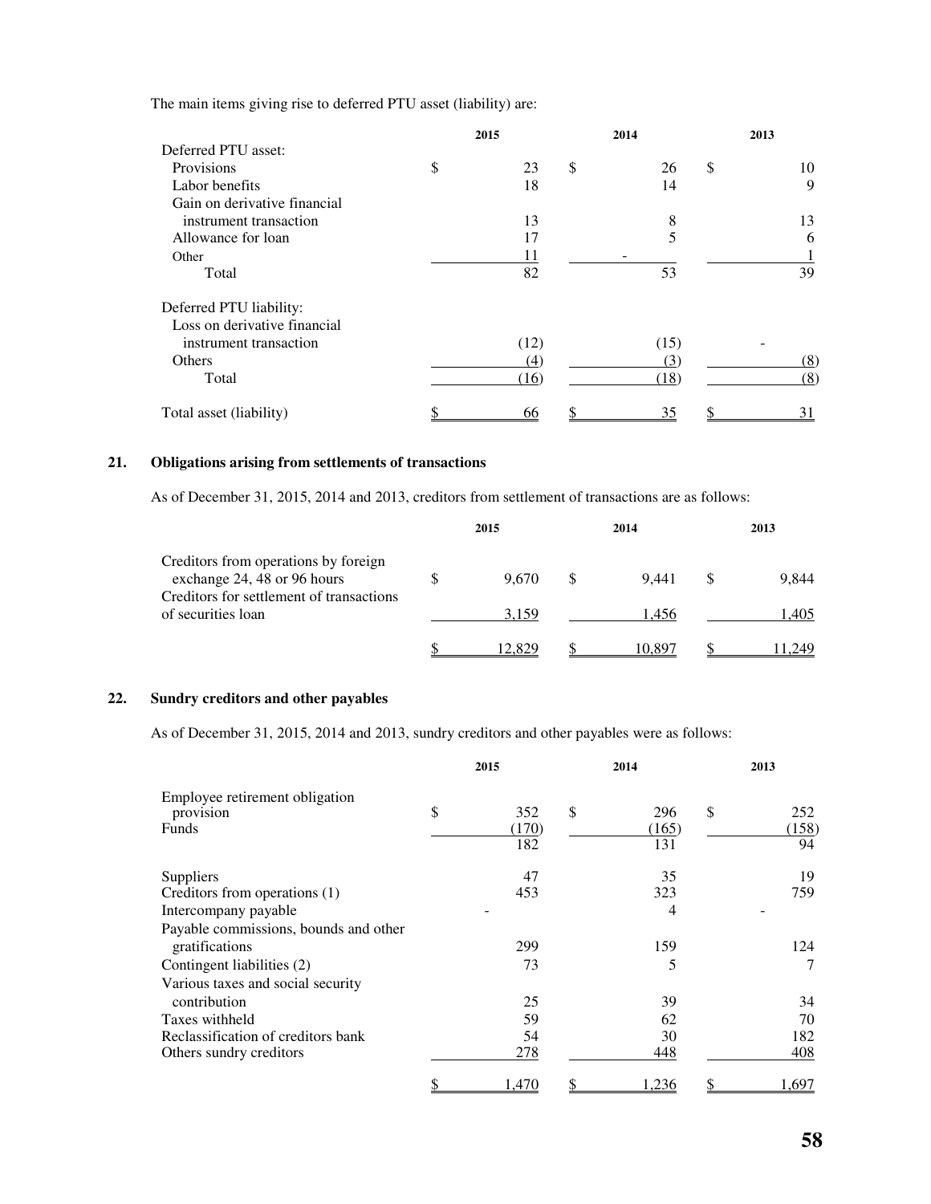The main items giving rise to deferred PTU asset (liability) are:

| | 2015 | 2014 | 2013 |
|---|---|---|---|
| Deferred PTU asset: | | | |
| Provisions | $ 23 | $ 26 | $ 10 |
| Labor benefits | 18 | 14 | 9 |
| Gain on derivative financial instrument transaction | 13 | 8 | 13 |
| Allowance for loan | 17 | 5 | 6 |
| Other | 11 | - | 1 |
| Total | 82 | 53 | 39 |
| Deferred PTU liability: | | | |
| Loss on derivative financial instrument transaction | (12) | (15) | - |
| Others | (4) | (3) | (8) |
| Total | (16) | (18) | (8) |
| Total asset (liability) | $ 66 | $ 35 | $ 31 |

## 21. Obligations arising from settlements of transactions

As of December 31, 2015, 2014 and 2013, creditors from settlement of transactions are as follows:

| | 2015 | 2014 | 2013 |
|---|---|---|---|
| Creditors from operations by foreign exchange 24, 48 or 96 hours | $ 9,670 | $ 9,441 | $ 9,844 |
| Creditors for settlement of transactions of securities loan | 3,159 | 1,456 | 1,405 |
| | $ 12,829 | $ 10,897 | $ 11,249 |

## 22. Sundry creditors and other payables

As of December 31, 2015, 2014 and 2013, sundry creditors and other payables were as follows:

| | 2015 | 2014 | 2013 |
|---|---|---|---|
| Employee retirement obligation provision | $ 352 | $ 296 | $ 252 |
| Funds | (170) | (165) | (158) |
| | 182 | 131 | 94 |
| Suppliers | 47 | 35 | 19 |
| Creditors from operations (1) | 453 | 323 | 759 |
| Intercompany payable | - | 4 | - |
| Payable commissions, bounds and other gratifications | 299 | 159 | 124 |
| Contingent liabilities (2) | 73 | 5 | 7 |
| Various taxes and social security contribution | 25 | 39 | 34 |
| Taxes withheld | 59 | 62 | 70 |
| Reclassification of creditors bank | 54 | 30 | 182 |
| Others sundry creditors | 278 | 448 | 408 |
| | $ 1,470 | $ 1,236 | $ 1,697 |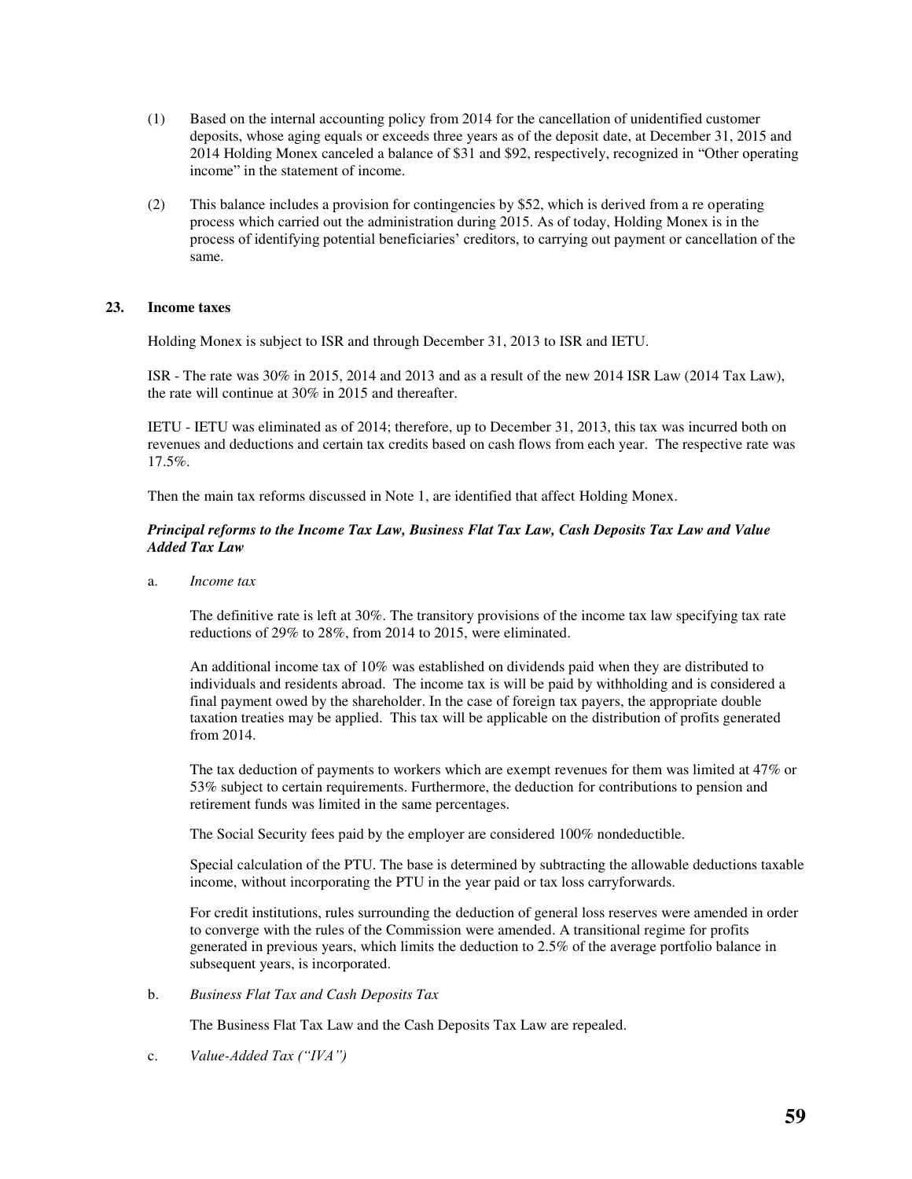(1) Based on the internal accounting policy from 2014 for the cancellation of unidentified customer deposits, whose aging equals or exceeds three years as of the deposit date, at December 31, 2015 and 2014 Holding Monex canceled a balance of $31 and $92, respectively, recognized in "Other operating income" in the statement of income.

(2) This balance includes a provision for contingencies by $52, which is derived from a re operating process which carried out the administration during 2015. As of today, Holding Monex is in the process of identifying potential beneficiaries' creditors, to carrying out payment or cancellation of the same.

## 23. Income taxes

Holding Monex is subject to ISR and through December 31, 2013 to ISR and IETU.

ISR - The rate was 30% in 2015, 2014 and 2013 and as a result of the new 2014 ISR Law (2014 Tax Law), the rate will continue at 30% in 2015 and thereafter.

IETU - IETU was eliminated as of 2014; therefore, up to December 31, 2013, this tax was incurred both on revenues and deductions and certain tax credits based on cash flows from each year. The respective rate was 17.5%.

Then the main tax reforms discussed in Note 1, are identified that affect Holding Monex.

***Principal reforms to the Income Tax Law, Business Flat Tax Law, Cash Deposits Tax Law and Value Added Tax Law***

a. *Income tax*

The definitive rate is left at 30%. The transitory provisions of the income tax law specifying tax rate reductions of 29% to 28%, from 2014 to 2015, were eliminated.

An additional income tax of 10% was established on dividends paid when they are distributed to individuals and residents abroad. The income tax is will be paid by withholding and is considered a final payment owed by the shareholder. In the case of foreign tax payers, the appropriate double taxation treaties may be applied. This tax will be applicable on the distribution of profits generated from 2014.

The tax deduction of payments to workers which are exempt revenues for them was limited at 47% or 53% subject to certain requirements. Furthermore, the deduction for contributions to pension and retirement funds was limited in the same percentages.

The Social Security fees paid by the employer are considered 100% nondeductible.

Special calculation of the PTU. The base is determined by subtracting the allowable deductions taxable income, without incorporating the PTU in the year paid or tax loss carryforwards.

For credit institutions, rules surrounding the deduction of general loss reserves were amended in order to converge with the rules of the Commission were amended. A transitional regime for profits generated in previous years, which limits the deduction to 2.5% of the average portfolio balance in subsequent years, is incorporated.

b. *Business Flat Tax and Cash Deposits Tax*

The Business Flat Tax Law and the Cash Deposits Tax Law are repealed.

c. *Value-Added Tax ("IVA")*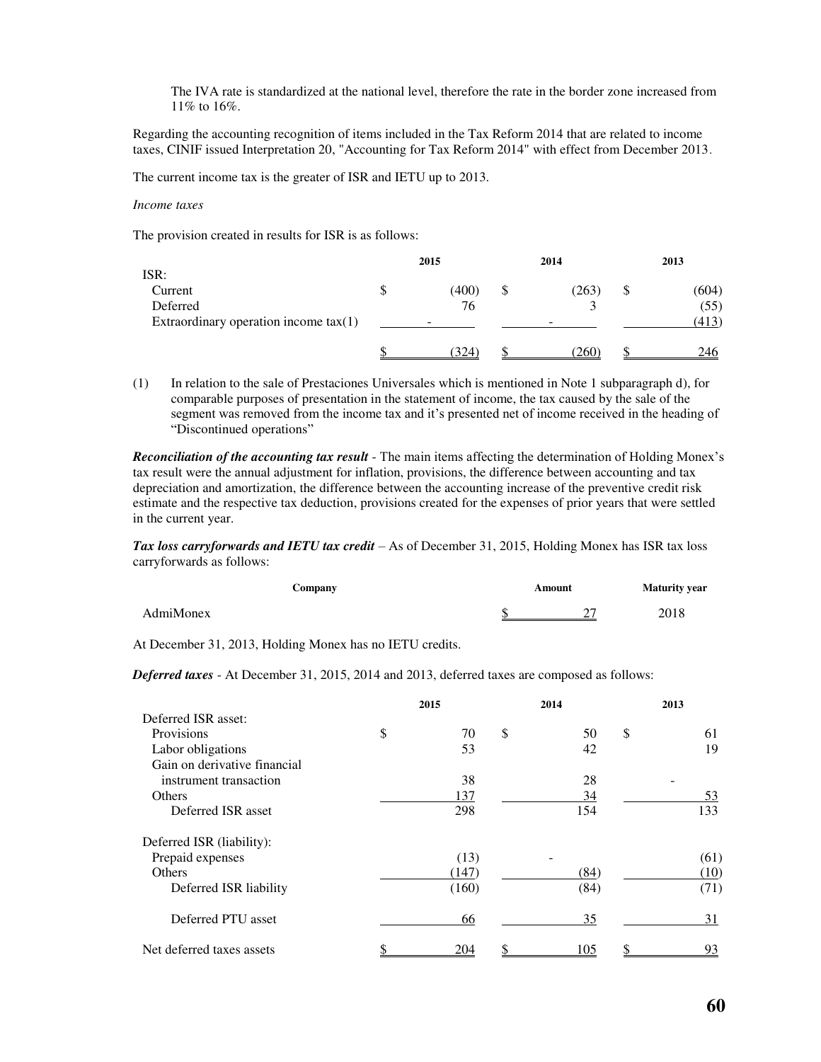The IVA rate is standardized at the national level, therefore the rate in the border zone increased from 11% to 16%.

Regarding the accounting recognition of items included in the Tax Reform 2014 that are related to income taxes, CINIF issued Interpretation 20, "Accounting for Tax Reform 2014" with effect from December 2013.

The current income tax is the greater of ISR and IETU up to 2013.

*Income taxes*

The provision created in results for ISR is as follows:

| | 2015 | 2014 | 2013 |
|---|---|---|---|
| ISR: | | | |
| Current | $ (400) | $ (263) | $ (604) |
| Deferred | 76 | 3 | (55) |
| Extraordinary operation income tax(1) | - | - | (413) |
| | $ (324) | $ (260) | $ 246 |

(1) In relation to the sale of Prestaciones Universales which is mentioned in Note 1 subparagraph d), for comparable purposes of presentation in the statement of income, the tax caused by the sale of the segment was removed from the income tax and it's presented net of income received in the heading of "Discontinued operations"

***Reconciliation of the accounting tax result*** - The main items affecting the determination of Holding Monex's tax result were the annual adjustment for inflation, provisions, the difference between accounting and tax depreciation and amortization, the difference between the accounting increase of the preventive credit risk estimate and the respective tax deduction, provisions created for the expenses of prior years that were settled in the current year.

***Tax loss carryforwards and IETU tax credit*** – As of December 31, 2015, Holding Monex has ISR tax loss carryforwards as follows:

| Company | Amount | Maturity year |
|---|---|---|
| AdmiMonex | $ 27 | 2018 |

At December 31, 2013, Holding Monex has no IETU credits.

***Deferred taxes*** - At December 31, 2015, 2014 and 2013, deferred taxes are composed as follows:

| | 2015 | 2014 | 2013 |
|---|---|---|---|
| Deferred ISR asset: | | | |
| Provisions | $ 70 | $ 50 | $ 61 |
| Labor obligations | 53 | 42 | 19 |
| Gain on derivative financial instrument transaction | 38 | 28 | - |
| Others | 137 | 34 | 53 |
| Deferred ISR asset | 298 | 154 | 133 |
| Deferred ISR (liability): | | | |
| Prepaid expenses | (13) | - | (61) |
| Others | (147) | (84) | (10) |
| Deferred ISR liability | (160) | (84) | (71) |
| Deferred PTU asset | 66 | 35 | 31 |
| Net deferred taxes assets | $ 204 | $ 105 | $ 93 |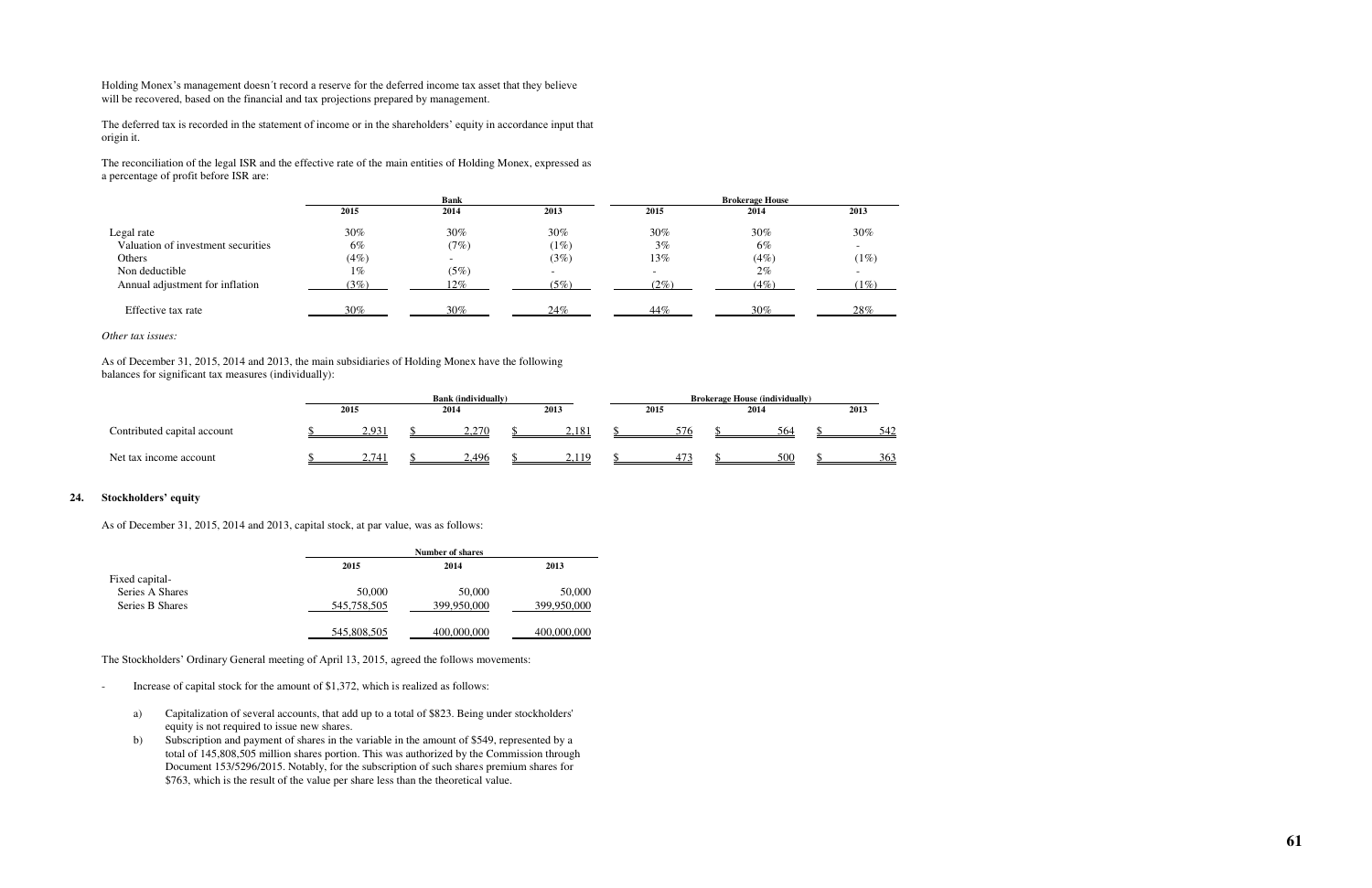Holding Monex's management doesn´t record a reserve for the deferred income tax asset that they believe will be recovered, based on the financial and tax projections prepared by management.

The deferred tax is recorded in the statement of income or in the shareholders' equity in accordance input that origin it.

The reconciliation of the legal ISR and the effective rate of the main entities of Holding Monex, expressed as a percentage of profit before ISR are:

| | Bank | | | Brokerage House | | |
|---|---|---|---|---|---|---|
| | 2015 | 2014 | 2013 | 2015 | 2014 | 2013 |
| Legal rate | 30% | 30% | 30% | 30% | 30% | 30% |
| Valuation of investment securities | 6% | (7%) | (1%) | 3% | 6% | - |
| Others | (4%) | - | (3%) | 13% | (4%) | (1%) |
| Non deductible | 1% | (5%) | - | - | 2% | - |
| Annual adjustment for inflation | (3%) | 12% | (5%) | (2%) | (4%) | (1%) |
| Effective tax rate | 30% | 30% | 24% | 44% | 30% | 28% |

*Other tax issues:*

As of December 31, 2015, 2014 and 2013, the main subsidiaries of Holding Monex have the following balances for significant tax measures (individually):

| | Bank (individually) | | | Brokerage House (individually) | | |
|---|---|---|---|---|---|---|
| | 2015 | 2014 | 2013 | 2015 | 2014 | 2013 |
| Contributed capital account | $ 2,931 | $ 2,270 | $ 2,181 | $ 576 | $ 564 | $ 542 |
| Net tax income account | $ 2,741 | $ 2,496 | $ 2,119 | $ 473 | $ 500 | $ 363 |

## 24. Stockholders' equity

As of December 31, 2015, 2014 and 2013, capital stock, at par value, was as follows:

| | Number of shares | | |
|---|---|---|---|
| | 2015 | 2014 | 2013 |
| Fixed capital- | | | |
| Series A Shares | 50,000 | 50,000 | 50,000 |
| Series B Shares | 545,758,505 | 399,950,000 | 399,950,000 |
| | 545,808,505 | 400,000,000 | 400,000,000 |

The Stockholders' Ordinary General meeting of April 13, 2015, agreed the follows movements:

- Increase of capital stock for the amount of $1,372, which is realized as follows:

  a) Capitalization of several accounts, that add up to a total of $823. Being under stockholders' equity is not required to issue new shares.

  b) Subscription and payment of shares in the variable in the amount of $549, represented by a total of 145,808,505 million shares portion. This was authorized by the Commission through Document 153/5296/2015. Notably, for the subscription of such shares premium shares for $763, which is the result of the value per share less than the theoretical value.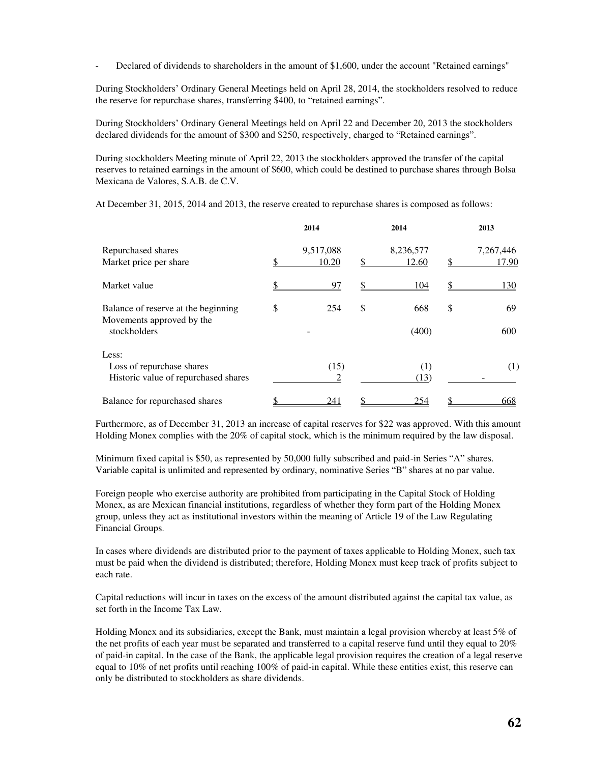- Declared of dividends to shareholders in the amount of $1,600, under the account "Retained earnings"

During Stockholders' Ordinary General Meetings held on April 28, 2014, the stockholders resolved to reduce the reserve for repurchase shares, transferring $400, to "retained earnings".

During Stockholders' Ordinary General Meetings held on April 22 and December 20, 2013 the stockholders declared dividends for the amount of $300 and $250, respectively, charged to "Retained earnings".

During stockholders Meeting minute of April 22, 2013 the stockholders approved the transfer of the capital reserves to retained earnings in the amount of $600, which could be destined to purchase shares through Bolsa Mexicana de Valores, S.A.B. de C.V.

At December 31, 2015, 2014 and 2013, the reserve created to repurchase shares is composed as follows:

| | 2014 | 2014 | 2013 |
|---|---|---|---|
| Repurchased shares | 9,517,088 | 8,236,577 | 7,267,446 |
| Market price per share | $ 10.20 | $ 12.60 | $ 17.90 |
| Market value | $ 97 | $ 104 | $ 130 |
| Balance of reserve at the beginning | $ 254 | $ 668 | $ 69 |
| Movements approved by the stockholders | - | (400) | 600 |
| Less: | | | |
| Loss of repurchase shares | (15) | (1) | (1) |
| Historic value of repurchased shares | 2 | (13) | - |
| Balance for repurchased shares | $ 241 | $ 254 | $ 668 |

Furthermore, as of December 31, 2013 an increase of capital reserves for $22 was approved. With this amount Holding Monex complies with the 20% of capital stock, which is the minimum required by the law disposal.

Minimum fixed capital is $50, as represented by 50,000 fully subscribed and paid-in Series "A" shares. Variable capital is unlimited and represented by ordinary, nominative Series "B" shares at no par value.

Foreign people who exercise authority are prohibited from participating in the Capital Stock of Holding Monex, as are Mexican financial institutions, regardless of whether they form part of the Holding Monex group, unless they act as institutional investors within the meaning of Article 19 of the Law Regulating Financial Groups.

In cases where dividends are distributed prior to the payment of taxes applicable to Holding Monex, such tax must be paid when the dividend is distributed; therefore, Holding Monex must keep track of profits subject to each rate.

Capital reductions will incur in taxes on the excess of the amount distributed against the capital tax value, as set forth in the Income Tax Law.

Holding Monex and its subsidiaries, except the Bank, must maintain a legal provision whereby at least 5% of the net profits of each year must be separated and transferred to a capital reserve fund until they equal to 20% of paid-in capital. In the case of the Bank, the applicable legal provision requires the creation of a legal reserve equal to 10% of net profits until reaching 100% of paid-in capital. While these entities exist, this reserve can only be distributed to stockholders as share dividends.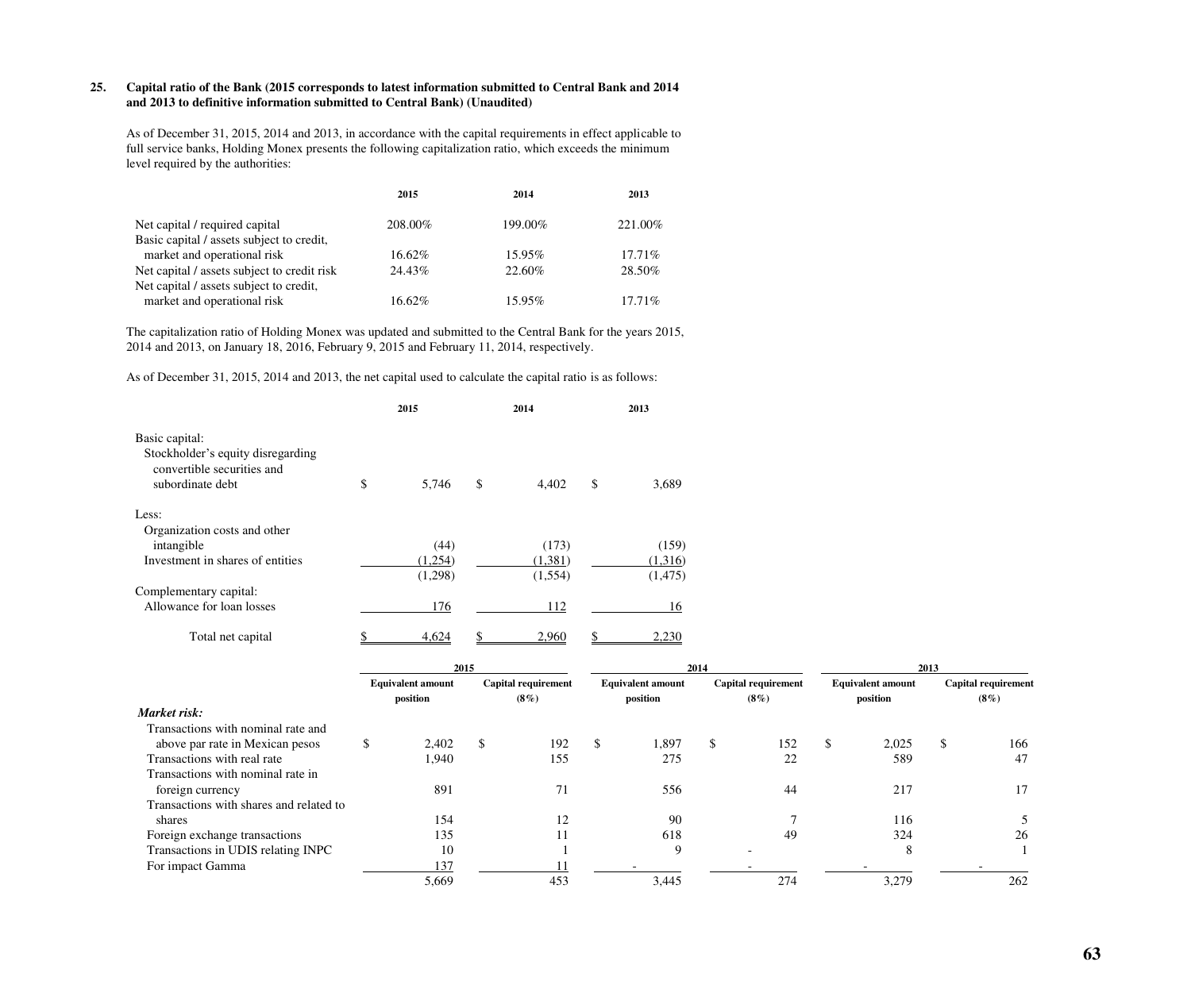**25. Capital ratio of the Bank (2015 corresponds to latest information submitted to Central Bank and 2014 and 2013 to definitive information submitted to Central Bank) (Unaudited)**

As of December 31, 2015, 2014 and 2013, in accordance with the capital requirements in effect applicable to full service banks, Holding Monex presents the following capitalization ratio, which exceeds the minimum level required by the authorities:

| | 2015 | 2014 | 2013 |
|---|---|---|---|
| Net capital / required capital | 208.00% | 199.00% | 221.00% |
| Basic capital / assets subject to credit, market and operational risk | 16.62% | 15.95% | 17.71% |
| Net capital / assets subject to credit risk | 24.43% | 22.60% | 28.50% |
| Net capital / assets subject to credit, market and operational risk | 16.62% | 15.95% | 17.71% |

The capitalization ratio of Holding Monex was updated and submitted to the Central Bank for the years 2015, 2014 and 2013, on January 18, 2016, February 9, 2015 and February 11, 2014, respectively.

As of December 31, 2015, 2014 and 2013, the net capital used to calculate the capital ratio is as follows:

| | 2015 | 2014 | 2013 |
|---|---|---|---|
| Basic capital: | | | |
| Stockholder's equity disregarding convertible securities and subordinate debt | $ 5,746 | $ 4,402 | $ 3,689 |
| Less: | | | |
| Organization costs and other intangible | (44) | (173) | (159) |
| Investment in shares of entities | (1,254) | (1,381) | (1,316) |
| | (1,298) | (1,554) | (1,475) |
| Complementary capital: | | | |
| Allowance for loan losses | 176 | 112 | 16 |
| Total net capital | $ 4,624 | $ 2,960 | $ 2,230 |

| | 2015 | | 2014 | | 2013 | |
|---|---|---|---|---|---|---|
| | Equivalent amount position | Capital requirement (8%) | Equivalent amount position | Capital requirement (8%) | Equivalent amount position | Capital requirement (8%) |
| ***Market risk:*** | | | | | | |
| Transactions with nominal rate and above par rate in Mexican pesos | $ 2,402 | $ 192 | $ 1,897 | $ 152 | $ 2,025 | $ 166 |
| Transactions with real rate | 1,940 | 155 | 275 | 22 | 589 | 47 |
| Transactions with nominal rate in foreign currency | 891 | 71 | 556 | 44 | 217 | 17 |
| Transactions with shares and related to shares | 154 | 12 | 90 | 7 | 116 | 5 |
| Foreign exchange transactions | 135 | 11 | 618 | 49 | 324 | 26 |
| Transactions in UDIS relating INPC | 10 | 1 | 9 | - | 8 | 1 |
| For impact Gamma | 137 | 11 | - | - | - | - |
| | 5,669 | 453 | 3,445 | 274 | 3,279 | 262 |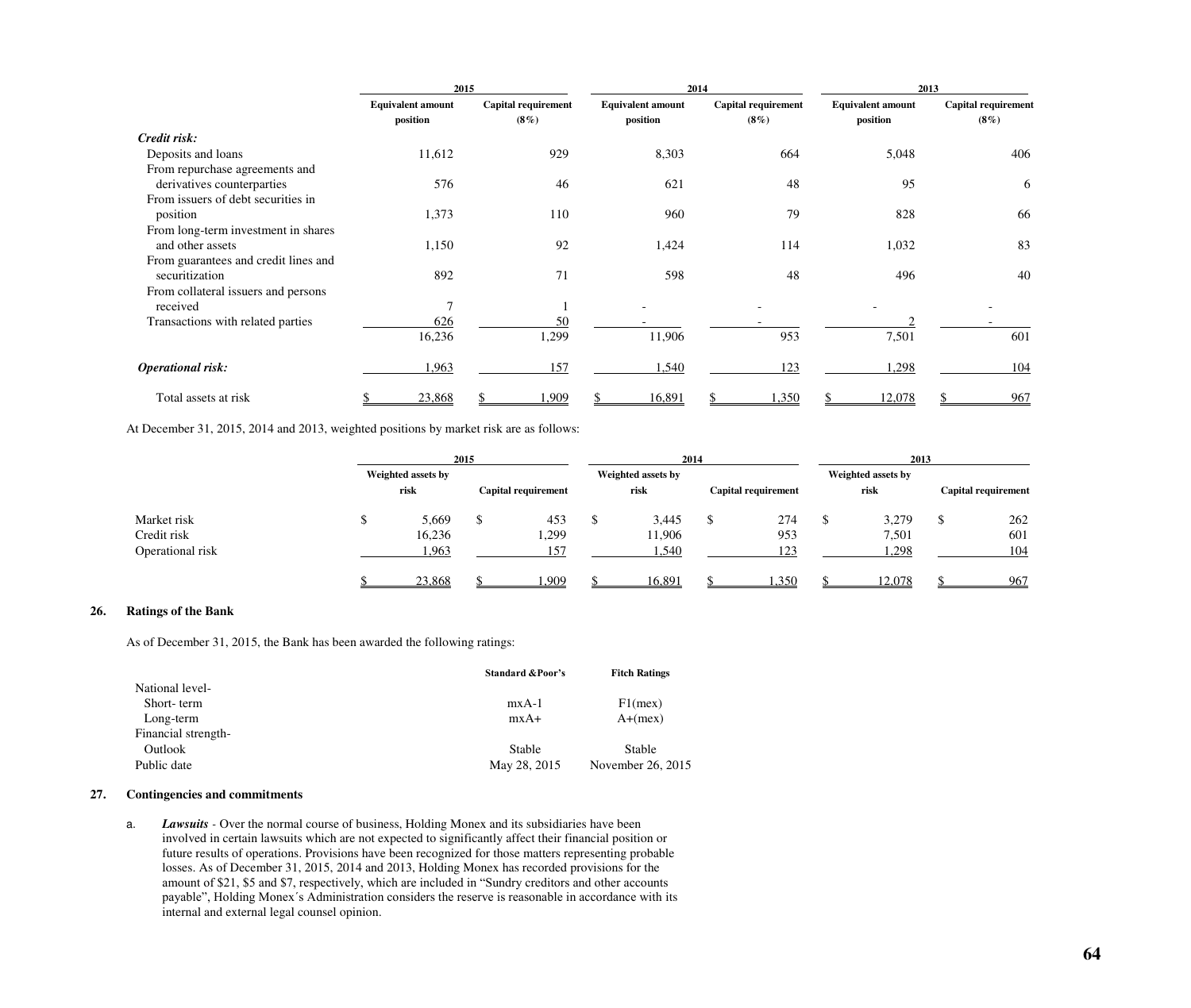| | 2015 | | 2014 | | 2013 | |
|---|---|---|---|---|---|---|
| | Equivalent amount position | Capital requirement (8%) | Equivalent amount position | Capital requirement (8%) | Equivalent amount position | Capital requirement (8%) |
| ***Credit risk:*** | | | | | | |
| Deposits and loans | 11,612 | 929 | 8,303 | 664 | 5,048 | 406 |
| From repurchase agreements and derivatives counterparties | 576 | 46 | 621 | 48 | 95 | 6 |
| From issuers of debt securities in position | 1,373 | 110 | 960 | 79 | 828 | 66 |
| From long-term investment in shares and other assets | 1,150 | 92 | 1,424 | 114 | 1,032 | 83 |
| From guarantees and credit lines and securitization | 892 | 71 | 598 | 48 | 496 | 40 |
| From collateral issuers and persons received | 7 | 1 | - | - | - | - |
| Transactions with related parties | 626 | 50 | - | - | 2 | - |
| | 16,236 | 1,299 | 11,906 | 953 | 7,501 | 601 |
| ***Operational risk:*** | 1,963 | 157 | 1,540 | 123 | 1,298 | 104 |
| Total assets at risk | $ 23,868 | $ 1,909 | $ 16,891 | $ 1,350 | $ 12,078 | $ 967 |

At December 31, 2015, 2014 and 2013, weighted positions by market risk are as follows:

| | 2015 | | 2014 | | 2013 | |
|---|---|---|---|---|---|---|
| | Weighted assets by risk | Capital requirement | Weighted assets by risk | Capital requirement | Weighted assets by risk | Capital requirement |
| Market risk | $ 5,669 | $ 453 | $ 3,445 | $ 274 | $ 3,279 | $ 262 |
| Credit risk | 16,236 | 1,299 | 11,906 | 953 | 7,501 | 601 |
| Operational risk | 1,963 | 157 | 1,540 | 123 | 1,298 | 104 |
| | $ 23,868 | $ 1,909 | $ 16,891 | $ 1,350 | $ 12,078 | $ 967 |

## 26. Ratings of the Bank

As of December 31, 2015, the Bank has been awarded the following ratings:

| | Standard &Poor's | Fitch Ratings |
|---|---|---|
| National level- | | |
| Short- term | mxA-1 | F1(mex) |
| Long-term | mxA+ | A+(mex) |
| Financial strength- | | |
| Outlook | Stable | Stable |
| Public date | May 28, 2015 | November 26, 2015 |

## 27. Contingencies and commitments

a. ***Lawsuits*** - Over the normal course of business, Holding Monex and its subsidiaries have been involved in certain lawsuits which are not expected to significantly affect their financial position or future results of operations. Provisions have been recognized for those matters representing probable losses. As of December 31, 2015, 2014 and 2013, Holding Monex has recorded provisions for the amount of $21, $5 and $7, respectively, which are included in "Sundry creditors and other accounts payable", Holding Monex´s Administration considers the reserve is reasonable in accordance with its internal and external legal counsel opinion.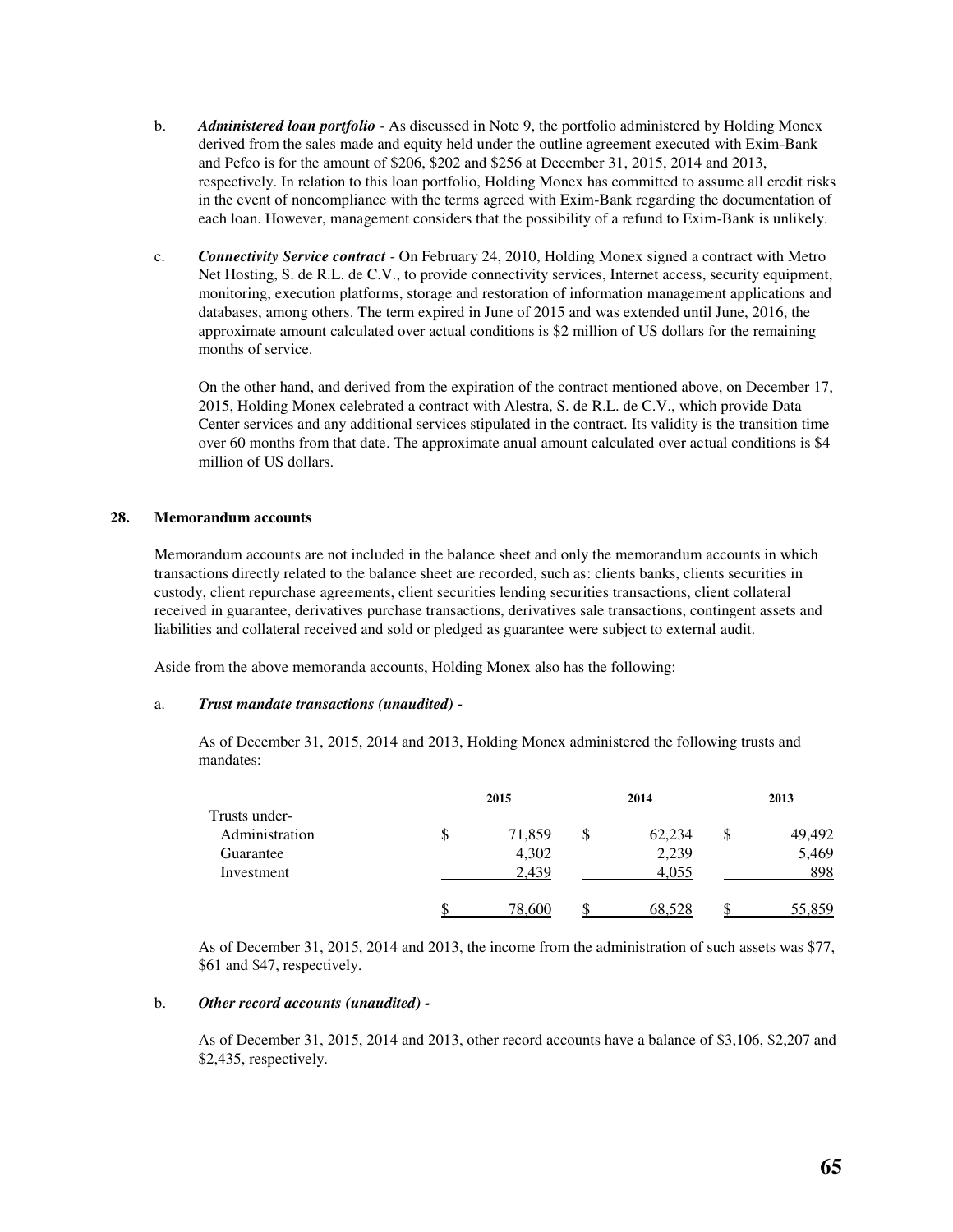b. ***Administered loan portfolio*** - As discussed in Note 9, the portfolio administered by Holding Monex derived from the sales made and equity held under the outline agreement executed with Exim-Bank and Pefco is for the amount of $206, $202 and $256 at December 31, 2015, 2014 and 2013, respectively. In relation to this loan portfolio, Holding Monex has committed to assume all credit risks in the event of noncompliance with the terms agreed with Exim-Bank regarding the documentation of each loan. However, management considers that the possibility of a refund to Exim-Bank is unlikely.

c. ***Connectivity Service contract*** - On February 24, 2010, Holding Monex signed a contract with Metro Net Hosting, S. de R.L. de C.V., to provide connectivity services, Internet access, security equipment, monitoring, execution platforms, storage and restoration of information management applications and databases, among others. The term expired in June of 2015 and was extended until June, 2016, the approximate amount calculated over actual conditions is $2 million of US dollars for the remaining months of service.

   On the other hand, and derived from the expiration of the contract mentioned above, on December 17, 2015, Holding Monex celebrated a contract with Alestra, S. de R.L. de C.V., which provide Data Center services and any additional services stipulated in the contract. Its validity is the transition time over 60 months from that date. The approximate anual amount calculated over actual conditions is $4 million of US dollars.

## 28. Memorandum accounts

Memorandum accounts are not included in the balance sheet and only the memorandum accounts in which transactions directly related to the balance sheet are recorded, such as: clients banks, clients securities in custody, client repurchase agreements, client securities lending securities transactions, client collateral received in guarantee, derivatives purchase transactions, derivatives sale transactions, contingent assets and liabilities and collateral received and sold or pledged as guarantee were subject to external audit.

Aside from the above memoranda accounts, Holding Monex also has the following:

a. ***Trust mandate transactions (unaudited) -***

   As of December 31, 2015, 2014 and 2013, Holding Monex administered the following trusts and mandates:

| | 2015 | 2014 | 2013 |
|---|---|---|---|
| Trusts under- | | | |
| Administration | $ 71,859 | $ 62,234 | $ 49,492 |
| Guarantee | 4,302 | 2,239 | 5,469 |
| Investment | 2,439 | 4,055 | 898 |
| | $ 78,600 | $ 68,528 | $ 55,859 |

   As of December 31, 2015, 2014 and 2013, the income from the administration of such assets was $77, $61 and $47, respectively.

b. ***Other record accounts (unaudited) -***

   As of December 31, 2015, 2014 and 2013, other record accounts have a balance of $3,106, $2,207 and $2,435, respectively.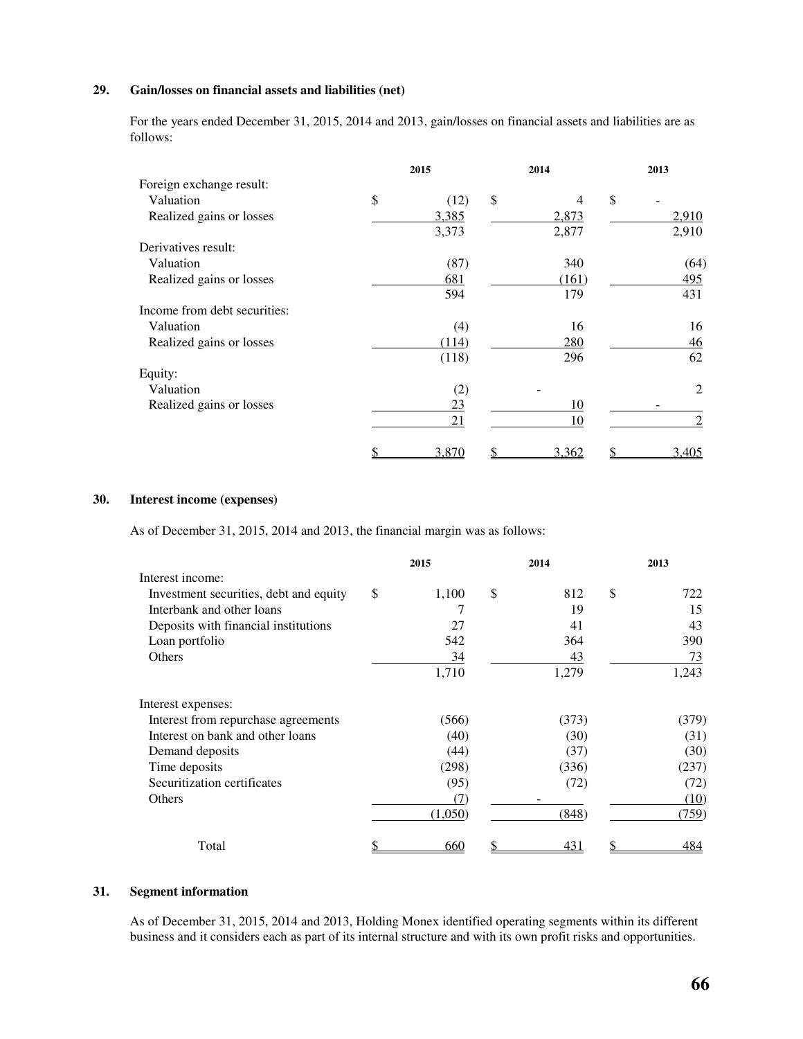## 29. Gain/losses on financial assets and liabilities (net)

For the years ended December 31, 2015, 2014 and 2013, gain/losses on financial assets and liabilities are as follows:

| | 2015 | 2014 | 2013 |
|---|---|---|---|
| Foreign exchange result: | | | |
| Valuation | $ (12) | $ 4 | $ - |
| Realized gains or losses | 3,385 | 2,873 | 2,910 |
| | 3,373 | 2,877 | 2,910 |
| Derivatives result: | | | |
| Valuation | (87) | 340 | (64) |
| Realized gains or losses | 681 | (161) | 495 |
| | 594 | 179 | 431 |
| Income from debt securities: | | | |
| Valuation | (4) | 16 | 16 |
| Realized gains or losses | (114) | 280 | 46 |
| | (118) | 296 | 62 |
| Equity: | | | |
| Valuation | (2) | - | 2 |
| Realized gains or losses | 23 | 10 | - |
| | 21 | 10 | 2 |
| | $ 3,870 | $ 3,362 | $ 3,405 |

## 30. Interest income (expenses)

As of December 31, 2015, 2014 and 2013, the financial margin was as follows:

| | 2015 | 2014 | 2013 |
|---|---|---|---|
| Interest income: | | | |
| Investment securities, debt and equity | $ 1,100 | $ 812 | $ 722 |
| Interbank and other loans | 7 | 19 | 15 |
| Deposits with financial institutions | 27 | 41 | 43 |
| Loan portfolio | 542 | 364 | 390 |
| Others | 34 | 43 | 73 |
| | 1,710 | 1,279 | 1,243 |
| Interest expenses: | | | |
| Interest from repurchase agreements | (566) | (373) | (379) |
| Interest on bank and other loans | (40) | (30) | (31) |
| Demand deposits | (44) | (37) | (30) |
| Time deposits | (298) | (336) | (237) |
| Securitization certificates | (95) | (72) | (72) |
| Others | (7) | - | (10) |
| | (1,050) | (848) | (759) |
| Total | $ 660 | $ 431 | $ 484 |

## 31. Segment information

As of December 31, 2015, 2014 and 2013, Holding Monex identified operating segments within its different business and it considers each as part of its internal structure and with its own profit risks and opportunities.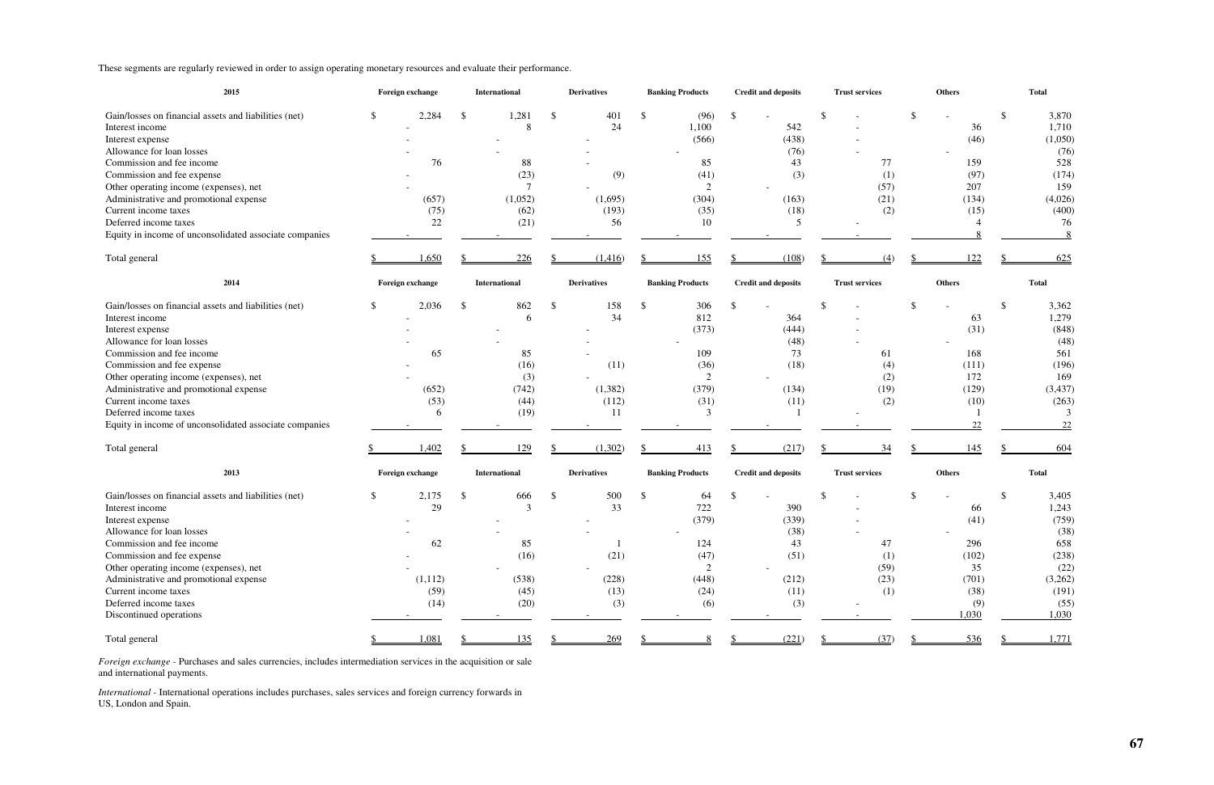These segments are regularly reviewed in order to assign operating monetary resources and evaluate their performance.

| 2015 | Foreign exchange | International | Derivatives | Banking Products | Credit and deposits | Trust services | Others | Total |
|---|---|---|---|---|---|---|---|---|
| Gain/losses on financial assets and liabilities (net) | $ 2,284 | $ 1,281 | $ 401 | $ (96) | $ - | $ - | $ - | $ 3,870 |
| Interest income | - | 8 | 24 | 1,100 | 542 | - | 36 | 1,710 |
| Interest expense | - | - | - | (566) | (438) | - | (46) | (1,050) |
| Allowance for loan losses | - | - | - | - | (76) | - | - | (76) |
| Commission and fee income | 76 | 88 | - | 85 | 43 | 77 | 159 | 528 |
| Commission and fee expense | - | (23) | (9) | (41) | (3) | (1) | (97) | (174) |
| Other operating income (expenses), net | - | 7 | - | 2 | - | (57) | 207 | 159 |
| Administrative and promotional expense | (657) | (1,052) | (1,695) | (304) | (163) | (21) | (134) | (4,026) |
| Current income taxes | (75) | (62) | (193) | (35) | (18) | (2) | (15) | (400) |
| Deferred income taxes | 22 | (21) | 56 | 10 | 5 | - | 4 | 76 |
| Equity in income of unconsolidated associate companies | - | - | - | - | - | - | 8 | 8 |
| Total general | $ 1,650 | $ 226 | $ (1,416) | $ 155 | $ (108) | $ (4) | $ 122 | $ 625 |

| 2014 | Foreign exchange | International | Derivatives | Banking Products | Credit and deposits | Trust services | Others | Total |
|---|---|---|---|---|---|---|---|---|
| Gain/losses on financial assets and liabilities (net) | $ 2,036 | $ 862 | $ 158 | $ 306 | $ - | $ - | $ - | $ 3,362 |
| Interest income | - | 6 | 34 | 812 | 364 | - | 63 | 1,279 |
| Interest expense | - | - | - | (373) | (444) | - | (31) | (848) |
| Allowance for loan losses | - | - | - | - | (48) | - | - | (48) |
| Commission and fee income | 65 | 85 | - | 109 | 73 | 61 | 168 | 561 |
| Commission and fee expense | - | (16) | (11) | (36) | (18) | (4) | (111) | (196) |
| Other operating income (expenses), net | - | (3) | - | 2 | - | (2) | 172 | 169 |
| Administrative and promotional expense | (652) | (742) | (1,382) | (379) | (134) | (19) | (129) | (3,437) |
| Current income taxes | (53) | (44) | (112) | (31) | (11) | (2) | (10) | (263) |
| Deferred income taxes | 6 | (19) | 11 | 3 | 1 | - | 1 | 3 |
| Equity in income of unconsolidated associate companies | - | - | - | - | - | - | 22 | 22 |
| Total general | $ 1,402 | $ 129 | $ (1,302) | $ 413 | $ (217) | $ 34 | $ 145 | $ 604 |

| 2013 | Foreign exchange | International | Derivatives | Banking Products | Credit and deposits | Trust services | Others | Total |
|---|---|---|---|---|---|---|---|---|
| Gain/losses on financial assets and liabilities (net) | $ 2,175 | $ 666 | $ 500 | $ 64 | $ - | $ - | $ - | $ 3,405 |
| Interest income | 29 | 3 | 33 | 722 | 390 | - | 66 | 1,243 |
| Interest expense | - | - | - | (379) | (339) | - | (41) | (759) |
| Allowance for loan losses | - | - | - | - | (38) | - | - | (38) |
| Commission and fee income | 62 | 85 | 1 | 124 | 43 | 47 | 296 | 658 |
| Commission and fee expense | - | (16) | (21) | (47) | (51) | (1) | (102) | (238) |
| Other operating income (expenses), net | - | - | - | 2 | - | (59) | 35 | (22) |
| Administrative and promotional expense | (1,112) | (538) | (228) | (448) | (212) | (23) | (701) | (3,262) |
| Current income taxes | (59) | (45) | (13) | (24) | (11) | (1) | (38) | (191) |
| Deferred income taxes | (14) | (20) | (3) | (6) | (3) | - | (9) | (55) |
| Discontinued operations | - | - | - | - | - | - | 1,030 | 1,030 |
| Total general | $ 1,081 | $ 135 | $ 269 | $ 8 | $ (221) | $ (37) | $ 536 | $ 1,771 |

*Foreign exchange* - Purchases and sales currencies, includes intermediation services in the acquisition or sale and international payments.

*International* - International operations includes purchases, sales services and foreign currency forwards in US, London and Spain.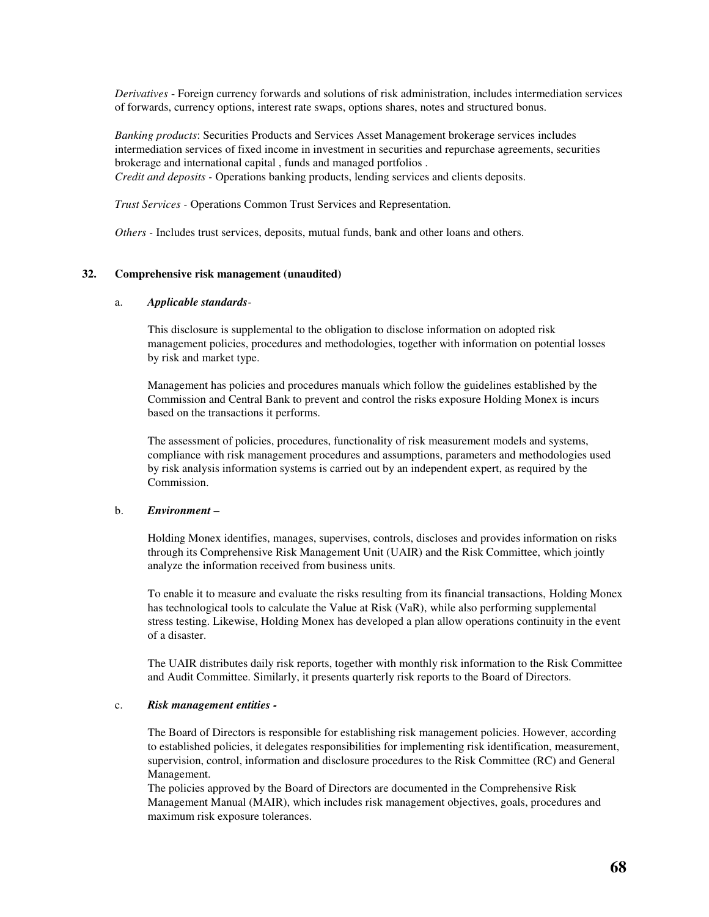*Derivatives* - Foreign currency forwards and solutions of risk administration, includes intermediation services of forwards, currency options, interest rate swaps, options shares, notes and structured bonus.

*Banking products*: Securities Products and Services Asset Management brokerage services includes intermediation services of fixed income in investment in securities and repurchase agreements, securities brokerage and international capital , funds and managed portfolios .
*Credit and deposits* - Operations banking products, lending services and clients deposits.

*Trust Services* - Operations Common Trust Services and Representation.

*Others* - Includes trust services, deposits, mutual funds, bank and other loans and others.

## 32. Comprehensive risk management (unaudited)

a. ***Applicable standards***-

This disclosure is supplemental to the obligation to disclose information on adopted risk management policies, procedures and methodologies, together with information on potential losses by risk and market type.

Management has policies and procedures manuals which follow the guidelines established by the Commission and Central Bank to prevent and control the risks exposure Holding Monex is incurs based on the transactions it performs.

The assessment of policies, procedures, functionality of risk measurement models and systems, compliance with risk management procedures and assumptions, parameters and methodologies used by risk analysis information systems is carried out by an independent expert, as required by the Commission.

b. ***Environment –***

Holding Monex identifies, manages, supervises, controls, discloses and provides information on risks through its Comprehensive Risk Management Unit (UAIR) and the Risk Committee, which jointly analyze the information received from business units.

To enable it to measure and evaluate the risks resulting from its financial transactions, Holding Monex has technological tools to calculate the Value at Risk (VaR), while also performing supplemental stress testing. Likewise, Holding Monex has developed a plan allow operations continuity in the event of a disaster.

The UAIR distributes daily risk reports, together with monthly risk information to the Risk Committee and Audit Committee. Similarly, it presents quarterly risk reports to the Board of Directors.

c. ***Risk management entities -***

The Board of Directors is responsible for establishing risk management policies. However, according to established policies, it delegates responsibilities for implementing risk identification, measurement, supervision, control, information and disclosure procedures to the Risk Committee (RC) and General Management.
The policies approved by the Board of Directors are documented in the Comprehensive Risk Management Manual (MAIR), which includes risk management objectives, goals, procedures and maximum risk exposure tolerances.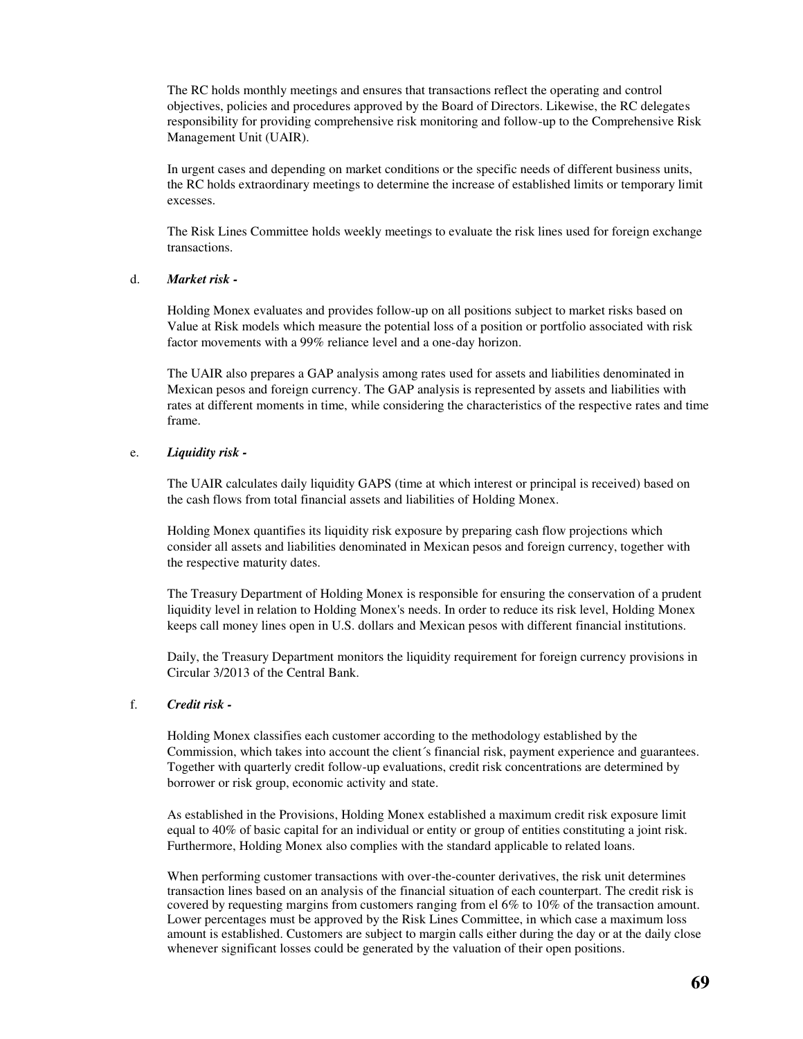The RC holds monthly meetings and ensures that transactions reflect the operating and control objectives, policies and procedures approved by the Board of Directors. Likewise, the RC delegates responsibility for providing comprehensive risk monitoring and follow-up to the Comprehensive Risk Management Unit (UAIR).

In urgent cases and depending on market conditions or the specific needs of different business units, the RC holds extraordinary meetings to determine the increase of established limits or temporary limit excesses.

The Risk Lines Committee holds weekly meetings to evaluate the risk lines used for foreign exchange transactions.

d. ***Market risk -***

Holding Monex evaluates and provides follow-up on all positions subject to market risks based on Value at Risk models which measure the potential loss of a position or portfolio associated with risk factor movements with a 99% reliance level and a one-day horizon.

The UAIR also prepares a GAP analysis among rates used for assets and liabilities denominated in Mexican pesos and foreign currency. The GAP analysis is represented by assets and liabilities with rates at different moments in time, while considering the characteristics of the respective rates and time frame.

e. ***Liquidity risk -***

The UAIR calculates daily liquidity GAPS (time at which interest or principal is received) based on the cash flows from total financial assets and liabilities of Holding Monex.

Holding Monex quantifies its liquidity risk exposure by preparing cash flow projections which consider all assets and liabilities denominated in Mexican pesos and foreign currency, together with the respective maturity dates.

The Treasury Department of Holding Monex is responsible for ensuring the conservation of a prudent liquidity level in relation to Holding Monex's needs. In order to reduce its risk level, Holding Monex keeps call money lines open in U.S. dollars and Mexican pesos with different financial institutions.

Daily, the Treasury Department monitors the liquidity requirement for foreign currency provisions in Circular 3/2013 of the Central Bank.

f. ***Credit risk -***

Holding Monex classifies each customer according to the methodology established by the Commission, which takes into account the client´s financial risk, payment experience and guarantees. Together with quarterly credit follow-up evaluations, credit risk concentrations are determined by borrower or risk group, economic activity and state.

As established in the Provisions, Holding Monex established a maximum credit risk exposure limit equal to 40% of basic capital for an individual or entity or group of entities constituting a joint risk. Furthermore, Holding Monex also complies with the standard applicable to related loans.

When performing customer transactions with over-the-counter derivatives, the risk unit determines transaction lines based on an analysis of the financial situation of each counterpart. The credit risk is covered by requesting margins from customers ranging from el 6% to 10% of the transaction amount. Lower percentages must be approved by the Risk Lines Committee, in which case a maximum loss amount is established. Customers are subject to margin calls either during the day or at the daily close whenever significant losses could be generated by the valuation of their open positions.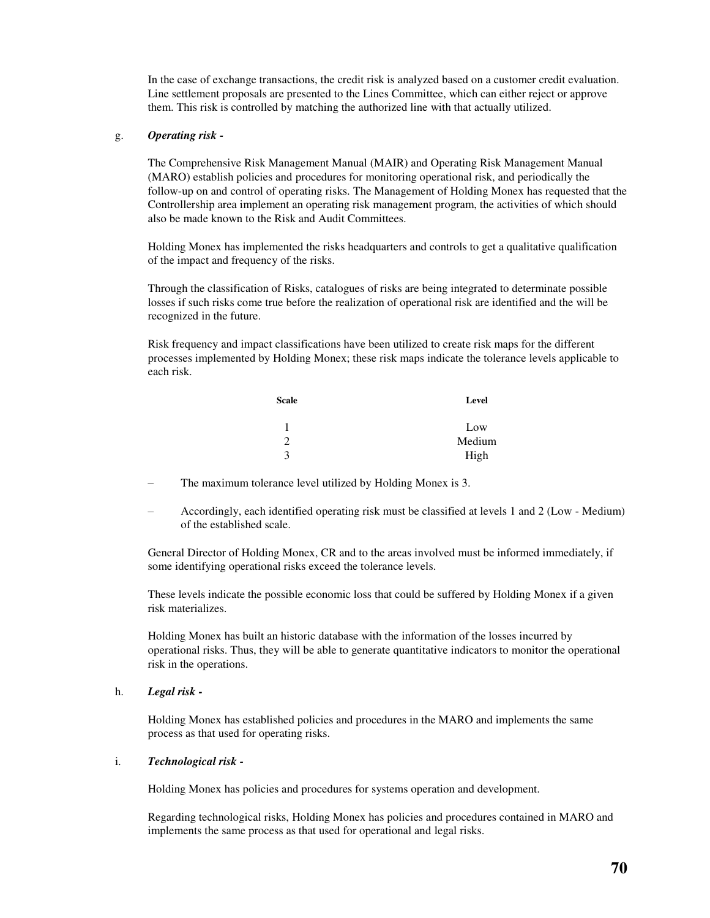In the case of exchange transactions, the credit risk is analyzed based on a customer credit evaluation. Line settlement proposals are presented to the Lines Committee, which can either reject or approve them. This risk is controlled by matching the authorized line with that actually utilized.

g. ***Operating risk -***

The Comprehensive Risk Management Manual (MAIR) and Operating Risk Management Manual (MARO) establish policies and procedures for monitoring operational risk, and periodically the follow-up on and control of operating risks. The Management of Holding Monex has requested that the Controllership area implement an operating risk management program, the activities of which should also be made known to the Risk and Audit Committees.

Holding Monex has implemented the risks headquarters and controls to get a qualitative qualification of the impact and frequency of the risks.

Through the classification of Risks, catalogues of risks are being integrated to determinate possible losses if such risks come true before the realization of operational risk are identified and the will be recognized in the future.

Risk frequency and impact classifications have been utilized to create risk maps for the different processes implemented by Holding Monex; these risk maps indicate the tolerance levels applicable to each risk.

| Scale | Level |
|---|---|
| 1 | Low |
| 2 | Medium |
| 3 | High |

– The maximum tolerance level utilized by Holding Monex is 3.

– Accordingly, each identified operating risk must be classified at levels 1 and 2 (Low - Medium) of the established scale.

General Director of Holding Monex, CR and to the areas involved must be informed immediately, if some identifying operational risks exceed the tolerance levels.

These levels indicate the possible economic loss that could be suffered by Holding Monex if a given risk materializes.

Holding Monex has built an historic database with the information of the losses incurred by operational risks. Thus, they will be able to generate quantitative indicators to monitor the operational risk in the operations.

h. ***Legal risk -***

Holding Monex has established policies and procedures in the MARO and implements the same process as that used for operating risks.

i. ***Technological risk -***

Holding Monex has policies and procedures for systems operation and development.

Regarding technological risks, Holding Monex has policies and procedures contained in MARO and implements the same process as that used for operational and legal risks.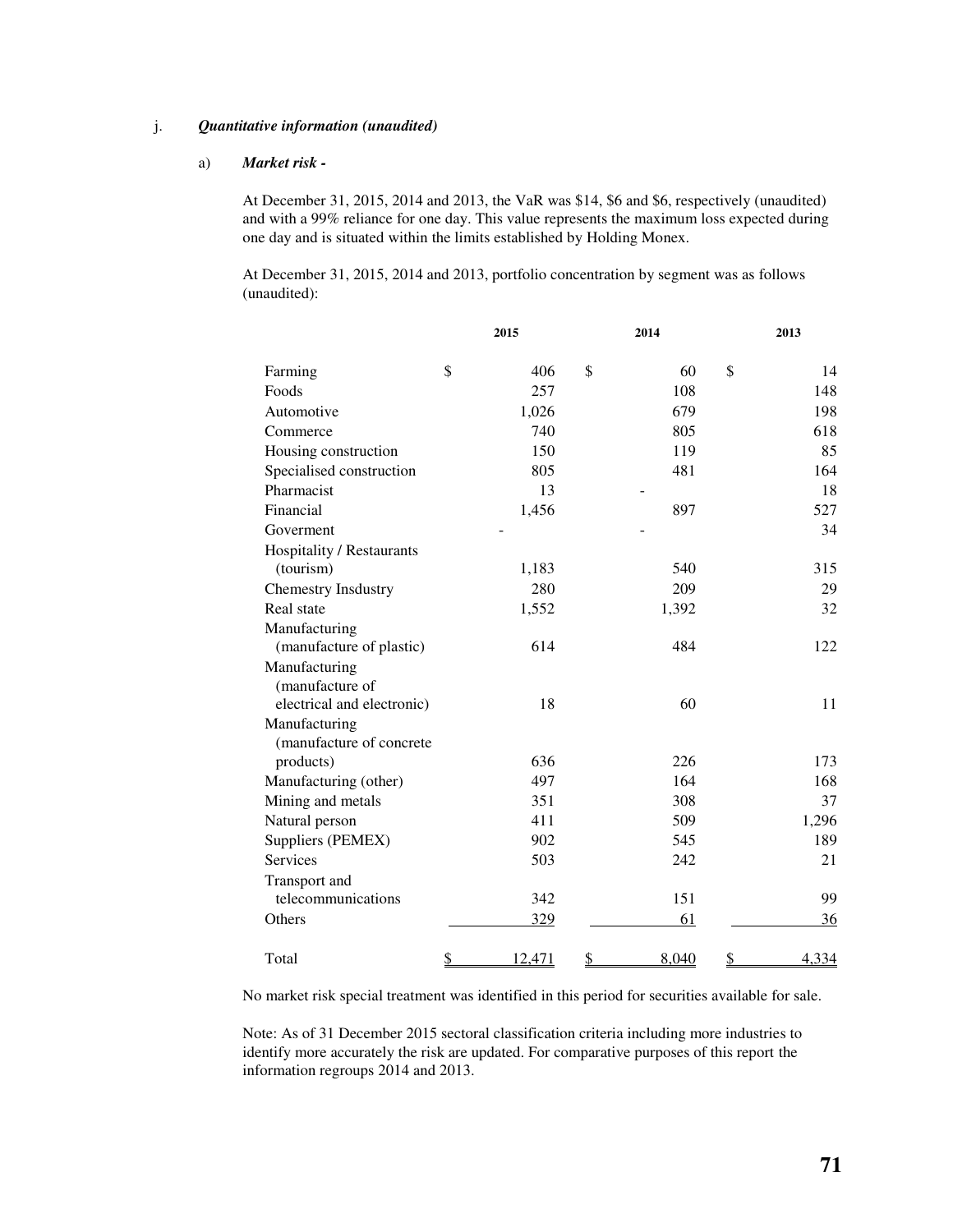j. ***Quantitative information (unaudited)***

a) ***Market risk -***

At December 31, 2015, 2014 and 2013, the VaR was $14, $6 and $6, respectively (unaudited) and with a 99% reliance for one day. This value represents the maximum loss expected during one day and is situated within the limits established by Holding Monex.

At December 31, 2015, 2014 and 2013, portfolio concentration by segment was as follows (unaudited):

| | 2015 | 2014 | 2013 |
|---|---|---|---|
| Farming | $ 406 | $ 60 | $ 14 |
| Foods | 257 | 108 | 148 |
| Automotive | 1,026 | 679 | 198 |
| Commerce | 740 | 805 | 618 |
| Housing construction | 150 | 119 | 85 |
| Specialised construction | 805 | 481 | 164 |
| Pharmacist | 13 | - | 18 |
| Financial | 1,456 | 897 | 527 |
| Goverment | - | - | 34 |
| Hospitality / Restaurants (tourism) | 1,183 | 540 | 315 |
| Chemestry Insdustry | 280 | 209 | 29 |
| Real state | 1,552 | 1,392 | 32 |
| Manufacturing (manufacture of plastic) | 614 | 484 | 122 |
| Manufacturing (manufacture of electrical and electronic) | 18 | 60 | 11 |
| Manufacturing (manufacture of concrete products) | 636 | 226 | 173 |
| Manufacturing (other) | 497 | 164 | 168 |
| Mining and metals | 351 | 308 | 37 |
| Natural person | 411 | 509 | 1,296 |
| Suppliers (PEMEX) | 902 | 545 | 189 |
| Services | 503 | 242 | 21 |
| Transport and telecommunications | 342 | 151 | 99 |
| Others | 329 | 61 | 36 |
| Total | $ 12,471 | $ 8,040 | $ 4,334 |

No market risk special treatment was identified in this period for securities available for sale.

Note: As of 31 December 2015 sectoral classification criteria including more industries to identify more accurately the risk are updated. For comparative purposes of this report the information regroups 2014 and 2013.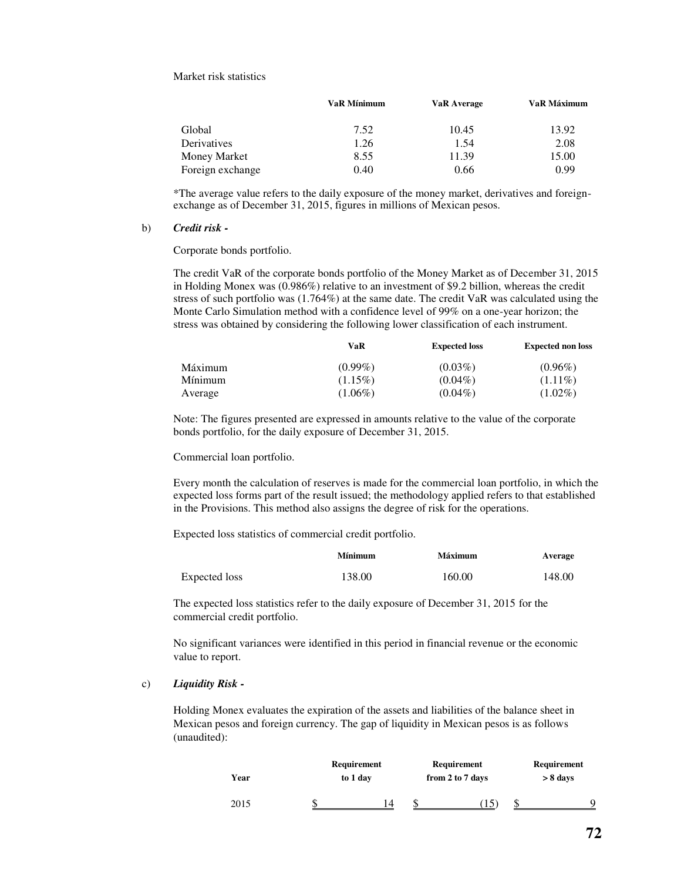Market risk statistics

| | VaR Mínimum | VaR Average | VaR Máximum |
|---|---|---|---|
| Global | 7.52 | 10.45 | 13.92 |
| Derivatives | 1.26 | 1.54 | 2.08 |
| Money Market | 8.55 | 11.39 | 15.00 |
| Foreign exchange | 0.40 | 0.66 | 0.99 |

*The average value refers to the daily exposure of the money market, derivatives and foreign-exchange as of December 31, 2015, figures in millions of Mexican pesos.

b) ***Credit risk -***

Corporate bonds portfolio.

The credit VaR of the corporate bonds portfolio of the Money Market as of December 31, 2015 in Holding Monex was (0.986%) relative to an investment of $9.2 billion, whereas the credit stress of such portfolio was (1.764%) at the same date. The credit VaR was calculated using the Monte Carlo Simulation method with a confidence level of 99% on a one-year horizon; the stress was obtained by considering the following lower classification of each instrument.

| | VaR | Expected loss | Expected non loss |
|---|---|---|---|
| Máximum | (0.99%) | (0.03%) | (0.96%) |
| Mínimum | (1.15%) | (0.04%) | (1.11%) |
| Average | (1.06%) | (0.04%) | (1.02%) |

Note: The figures presented are expressed in amounts relative to the value of the corporate bonds portfolio, for the daily exposure of December 31, 2015.

Commercial loan portfolio.

Every month the calculation of reserves is made for the commercial loan portfolio, in which the expected loss forms part of the result issued; the methodology applied refers to that established in the Provisions. This method also assigns the degree of risk for the operations.

Expected loss statistics of commercial credit portfolio.

| | Mínimum | Máximum | Average |
|---|---|---|---|
| Expected loss | 138.00 | 160.00 | 148.00 |

The expected loss statistics refer to the daily exposure of December 31, 2015 for the commercial credit portfolio.

No significant variances were identified in this period in financial revenue or the economic value to report.

c) ***Liquidity Risk -***

Holding Monex evaluates the expiration of the assets and liabilities of the balance sheet in Mexican pesos and foreign currency. The gap of liquidity in Mexican pesos is as follows (unaudited):

| Year | Requirement to 1 day | Requirement from 2 to 7 days | Requirement > 8 days |
|---|---|---|---|
| 2015 | $ 14 | $ (15) | $ 9 |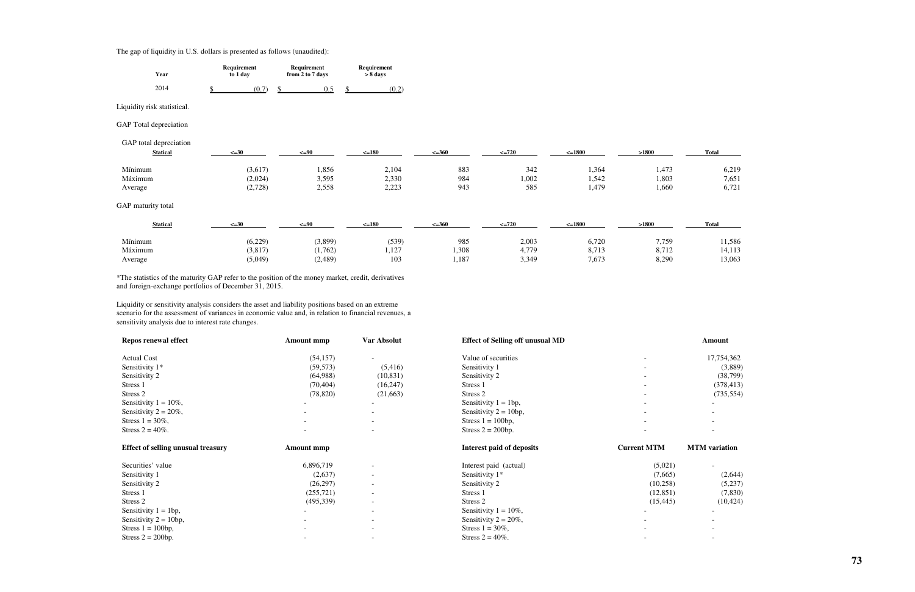The gap of liquidity in U.S. dollars is presented as follows (unaudited):

| Year | Requirement to 1 day | Requirement from 2 to 7 days | Requirement > 8 days |
|---|---|---|---|
| 2014 | $ (0.7) | $ 0.5 | $ (0.2) |

Liquidity risk statistical.

GAP Total depreciation

GAP total depreciation

| Statical | <=30 | <=90 | <=180 | <=360 | <=720 | <=1800 | >1800 | Total |
|---|---|---|---|---|---|---|---|---|
| Mínimum | (3,617) | 1,856 | 2,104 | 883 | 342 | 1,364 | 1,473 | 6,219 |
| Máximum | (2,024) | 3,595 | 2,330 | 984 | 1,002 | 1,542 | 1,803 | 7,651 |
| Average | (2,728) | 2,558 | 2,223 | 943 | 585 | 1,479 | 1,660 | 6,721 |

GAP maturity total

| Statical | <=30 | <=90 | <=180 | <=360 | <=720 | <=1800 | >1800 | Total |
|---|---|---|---|---|---|---|---|---|
| Mínimum | (6,229) | (3,899) | (539) | 985 | 2,003 | 6,720 | 7,759 | 11,586 |
| Máximum | (3,817) | (1,762) | 1,127 | 1,308 | 4,779 | 8,713 | 8,712 | 14,113 |
| Average | (5,049) | (2,489) | 103 | 1,187 | 3,349 | 7,673 | 8,290 | 13,063 |

*The statistics of the maturity GAP refer to the position of the money market, credit, derivatives and foreign-exchange portfolios of December 31, 2015.

Liquidity or sensitivity analysis considers the asset and liability positions based on an extreme scenario for the assessment of variances in economic value and, in relation to financial revenues, a sensitivity analysis due to interest rate changes.

| Repos renewal effect | Amount mmp | Var Absolut |
|---|---|---|
| Actual Cost | (54,157) | - |
| Sensitivity 1* | (59,573) | (5,416) |
| Sensitivity 2 | (64,988) | (10,831) |
| Stress 1 | (70,404) | (16,247) |
| Stress 2 | (78,820) | (21,663) |
| Sensitivity 1 = 10%, | - | - |
| Sensitivity 2 = 20%, | - | - |
| Stress 1 = 30%, | - | - |
| Stress 2 = 40%. | - | - |

| Effect of Selling off unusual MD | | Amount |
|---|---|---|
| Value of securities | - | 17,754,362 |
| Sensitivity 1 | - | (3,889) |
| Sensitivity 2 | - | (38,799) |
| Stress 1 | - | (378,413) |
| Stress 2 | - | (735,554) |
| Sensitivity 1 = 1bp, | - | - |
| Sensitivity 2 = 10bp, | - | - |
| Stress 1 = 100bp, | - | - |
| Stress 2 = 200bp. | - | - |

| Effect of selling unusual treasury | Amount mmp | |
|---|---|---|
| Securities' value | 6,896,719 | - |
| Sensitivity 1 | (2,637) | - |
| Sensitivity 2 | (26,297) | - |
| Stress 1 | (255,721) | - |
| Stress 2 | (495,339) | - |
| Sensitivity 1 = 1bp, | - | - |
| Sensitivity 2 = 10bp, | - | - |
| Stress 1 = 100bp, | - | - |
| Stress 2 = 200bp. | - | - |

| Interest paid of deposits | Current MTM | MTM variation |
|---|---|---|
| Interest paid (actual) | (5,021) | - |
| Sensitivity 1* | (7,665) | (2,644) |
| Sensitivity 2 | (10,258) | (5,237) |
| Stress 1 | (12,851) | (7,830) |
| Stress 2 | (15,445) | (10,424) |
| Sensitivity 1 = 10%, | - | - |
| Sensitivity 2 = 20%, | - | - |
| Stress 1 = 30%, | - | - |
| Stress 2 = 40%. | - | - |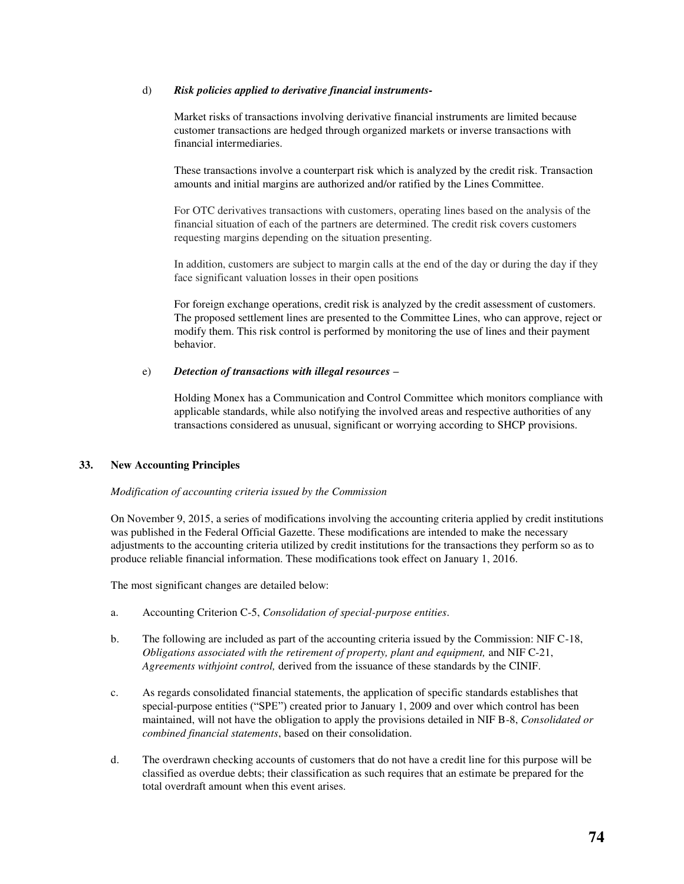d) ***Risk policies applied to derivative financial instruments-***

Market risks of transactions involving derivative financial instruments are limited because customer transactions are hedged through organized markets or inverse transactions with financial intermediaries.

These transactions involve a counterpart risk which is analyzed by the credit risk. Transaction amounts and initial margins are authorized and/or ratified by the Lines Committee.

For OTC derivatives transactions with customers, operating lines based on the analysis of the financial situation of each of the partners are determined. The credit risk covers customers requesting margins depending on the situation presenting.

In addition, customers are subject to margin calls at the end of the day or during the day if they face significant valuation losses in their open positions

For foreign exchange operations, credit risk is analyzed by the credit assessment of customers. The proposed settlement lines are presented to the Committee Lines, who can approve, reject or modify them. This risk control is performed by monitoring the use of lines and their payment behavior.

e) ***Detection of transactions with illegal resources –***

Holding Monex has a Communication and Control Committee which monitors compliance with applicable standards, while also notifying the involved areas and respective authorities of any transactions considered as unusual, significant or worrying according to SHCP provisions.

## 33. New Accounting Principles

*Modification of accounting criteria issued by the Commission*

On November 9, 2015, a series of modifications involving the accounting criteria applied by credit institutions was published in the Federal Official Gazette. These modifications are intended to make the necessary adjustments to the accounting criteria utilized by credit institutions for the transactions they perform so as to produce reliable financial information. These modifications took effect on January 1, 2016.

The most significant changes are detailed below:

a. Accounting Criterion C-5, *Consolidation of special-purpose entities*.

b. The following are included as part of the accounting criteria issued by the Commission: NIF C-18, *Obligations associated with the retirement of property, plant and equipment,* and NIF C-21, *Agreements withjoint control,* derived from the issuance of these standards by the CINIF.

c. As regards consolidated financial statements, the application of specific standards establishes that special-purpose entities ("SPE") created prior to January 1, 2009 and over which control has been maintained, will not have the obligation to apply the provisions detailed in NIF B-8, *Consolidated or combined financial statements*, based on their consolidation.

d. The overdrawn checking accounts of customers that do not have a credit line for this purpose will be classified as overdue debts; their classification as such requires that an estimate be prepared for the total overdraft amount when this event arises.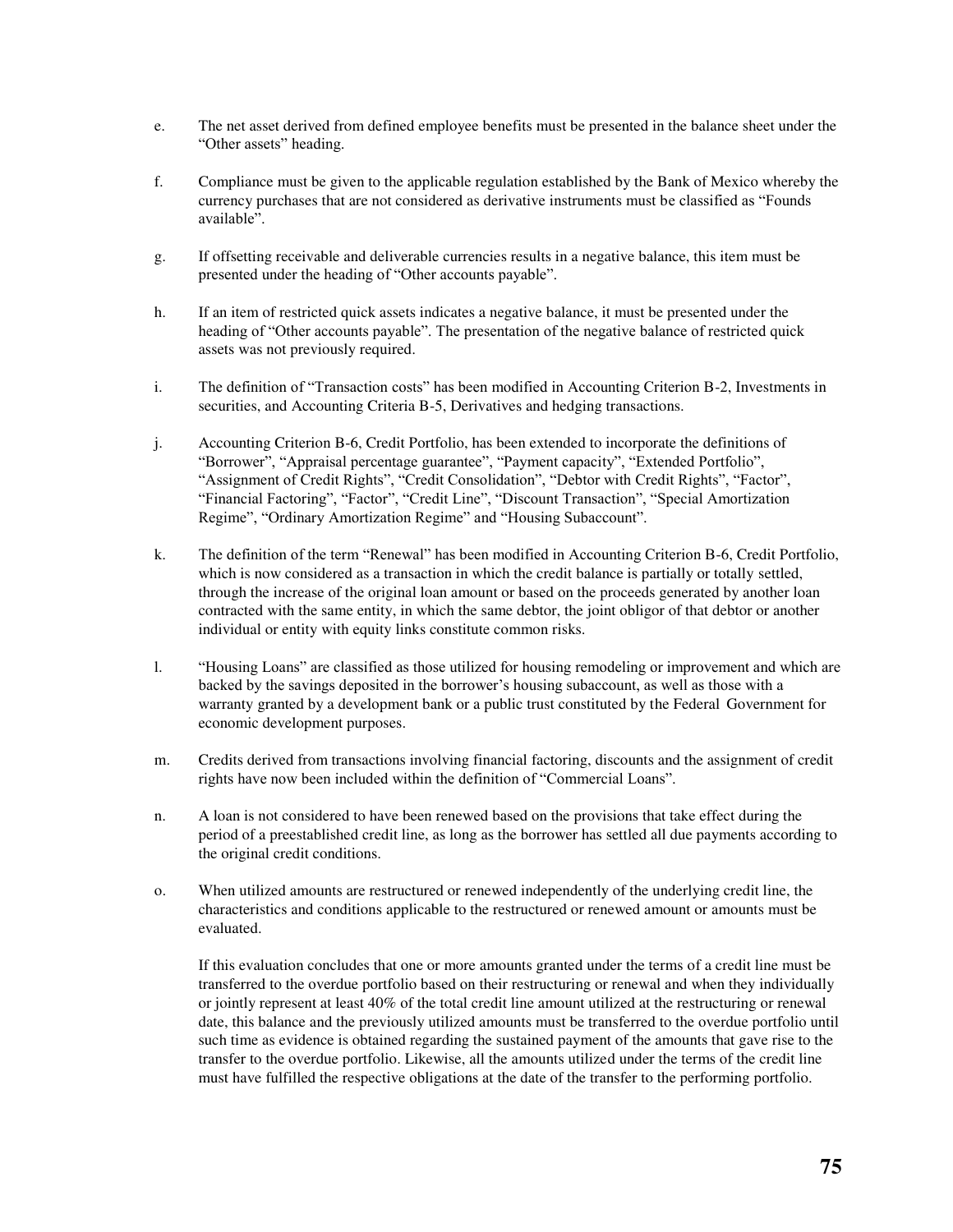e. The net asset derived from defined employee benefits must be presented in the balance sheet under the "Other assets" heading.

f. Compliance must be given to the applicable regulation established by the Bank of Mexico whereby the currency purchases that are not considered as derivative instruments must be classified as "Founds available".

g. If offsetting receivable and deliverable currencies results in a negative balance, this item must be presented under the heading of "Other accounts payable".

h. If an item of restricted quick assets indicates a negative balance, it must be presented under the heading of "Other accounts payable". The presentation of the negative balance of restricted quick assets was not previously required.

i. The definition of "Transaction costs" has been modified in Accounting Criterion B-2, Investments in securities, and Accounting Criteria B-5, Derivatives and hedging transactions.

j. Accounting Criterion B-6, Credit Portfolio, has been extended to incorporate the definitions of "Borrower", "Appraisal percentage guarantee", "Payment capacity", "Extended Portfolio", "Assignment of Credit Rights", "Credit Consolidation", "Debtor with Credit Rights", "Factor", "Financial Factoring", "Factor", "Credit Line", "Discount Transaction", "Special Amortization Regime", "Ordinary Amortization Regime" and "Housing Subaccount".

k. The definition of the term "Renewal" has been modified in Accounting Criterion B-6, Credit Portfolio, which is now considered as a transaction in which the credit balance is partially or totally settled, through the increase of the original loan amount or based on the proceeds generated by another loan contracted with the same entity, in which the same debtor, the joint obligor of that debtor or another individual or entity with equity links constitute common risks.

l. "Housing Loans" are classified as those utilized for housing remodeling or improvement and which are backed by the savings deposited in the borrower's housing subaccount, as well as those with a warranty granted by a development bank or a public trust constituted by the Federal Government for economic development purposes.

m. Credits derived from transactions involving financial factoring, discounts and the assignment of credit rights have now been included within the definition of "Commercial Loans".

n. A loan is not considered to have been renewed based on the provisions that take effect during the period of a preestablished credit line, as long as the borrower has settled all due payments according to the original credit conditions.

o. When utilized amounts are restructured or renewed independently of the underlying credit line, the characteristics and conditions applicable to the restructured or renewed amount or amounts must be evaluated.

   If this evaluation concludes that one or more amounts granted under the terms of a credit line must be transferred to the overdue portfolio based on their restructuring or renewal and when they individually or jointly represent at least 40% of the total credit line amount utilized at the restructuring or renewal date, this balance and the previously utilized amounts must be transferred to the overdue portfolio until such time as evidence is obtained regarding the sustained payment of the amounts that gave rise to the transfer to the overdue portfolio. Likewise, all the amounts utilized under the terms of the credit line must have fulfilled the respective obligations at the date of the transfer to the performing portfolio.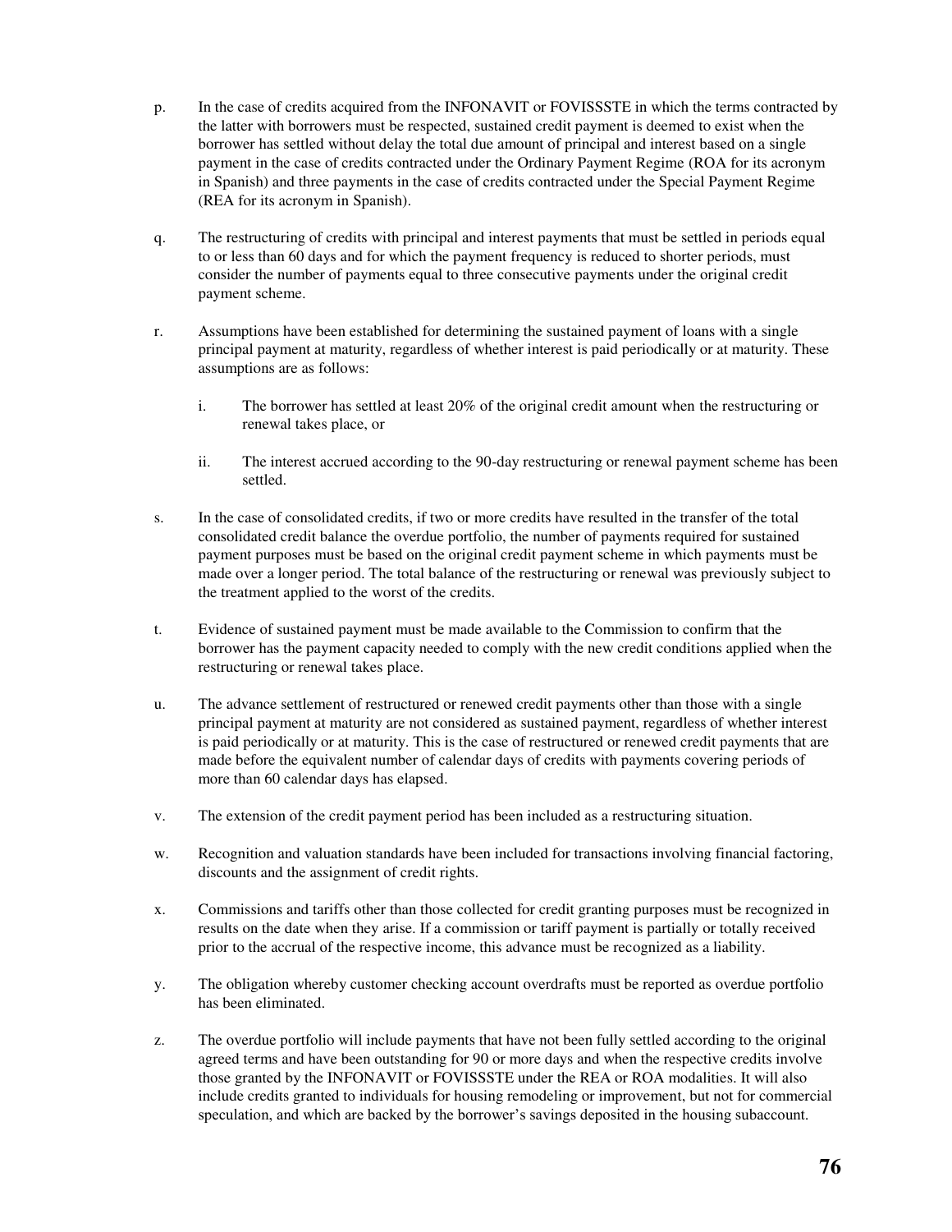p. In the case of credits acquired from the INFONAVIT or FOVISSSTE in which the terms contracted by the latter with borrowers must be respected, sustained credit payment is deemed to exist when the borrower has settled without delay the total due amount of principal and interest based on a single payment in the case of credits contracted under the Ordinary Payment Regime (ROA for its acronym in Spanish) and three payments in the case of credits contracted under the Special Payment Regime (REA for its acronym in Spanish).

q. The restructuring of credits with principal and interest payments that must be settled in periods equal to or less than 60 days and for which the payment frequency is reduced to shorter periods, must consider the number of payments equal to three consecutive payments under the original credit payment scheme.

r. Assumptions have been established for determining the sustained payment of loans with a single principal payment at maturity, regardless of whether interest is paid periodically or at maturity. These assumptions are as follows:

   i. The borrower has settled at least 20% of the original credit amount when the restructuring or renewal takes place, or

   ii. The interest accrued according to the 90-day restructuring or renewal payment scheme has been settled.

s. In the case of consolidated credits, if two or more credits have resulted in the transfer of the total consolidated credit balance the overdue portfolio, the number of payments required for sustained payment purposes must be based on the original credit payment scheme in which payments must be made over a longer period. The total balance of the restructuring or renewal was previously subject to the treatment applied to the worst of the credits.

t. Evidence of sustained payment must be made available to the Commission to confirm that the borrower has the payment capacity needed to comply with the new credit conditions applied when the restructuring or renewal takes place.

u. The advance settlement of restructured or renewed credit payments other than those with a single principal payment at maturity are not considered as sustained payment, regardless of whether interest is paid periodically or at maturity. This is the case of restructured or renewed credit payments that are made before the equivalent number of calendar days of credits with payments covering periods of more than 60 calendar days has elapsed.

v. The extension of the credit payment period has been included as a restructuring situation.

w. Recognition and valuation standards have been included for transactions involving financial factoring, discounts and the assignment of credit rights.

x. Commissions and tariffs other than those collected for credit granting purposes must be recognized in results on the date when they arise. If a commission or tariff payment is partially or totally received prior to the accrual of the respective income, this advance must be recognized as a liability.

y. The obligation whereby customer checking account overdrafts must be reported as overdue portfolio has been eliminated.

z. The overdue portfolio will include payments that have not been fully settled according to the original agreed terms and have been outstanding for 90 or more days and when the respective credits involve those granted by the INFONAVIT or FOVISSSTE under the REA or ROA modalities. It will also include credits granted to individuals for housing remodeling or improvement, but not for commercial speculation, and which are backed by the borrower's savings deposited in the housing subaccount.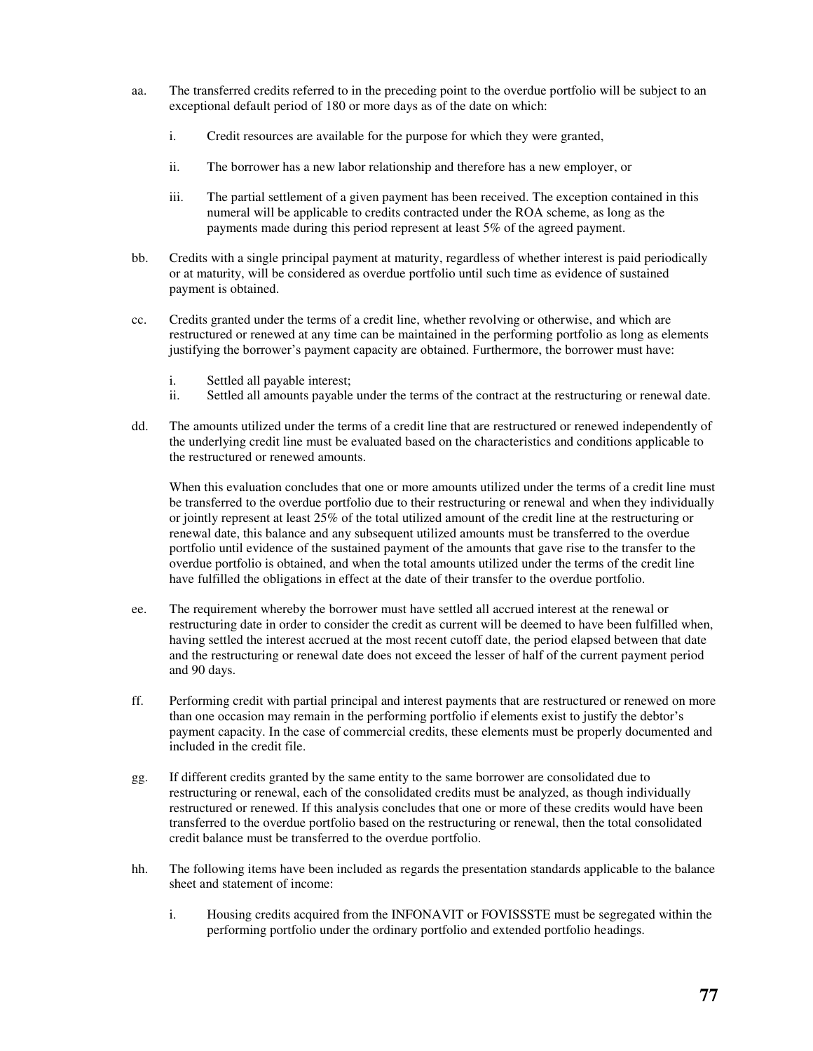aa. The transferred credits referred to in the preceding point to the overdue portfolio will be subject to an exceptional default period of 180 or more days as of the date on which:

    i. Credit resources are available for the purpose for which they were granted,

    ii. The borrower has a new labor relationship and therefore has a new employer, or

    iii. The partial settlement of a given payment has been received. The exception contained in this numeral will be applicable to credits contracted under the ROA scheme, as long as the payments made during this period represent at least 5% of the agreed payment.

bb. Credits with a single principal payment at maturity, regardless of whether interest is paid periodically or at maturity, will be considered as overdue portfolio until such time as evidence of sustained payment is obtained.

cc. Credits granted under the terms of a credit line, whether revolving or otherwise, and which are restructured or renewed at any time can be maintained in the performing portfolio as long as elements justifying the borrower's payment capacity are obtained. Furthermore, the borrower must have:

    i. Settled all payable interest;
    ii. Settled all amounts payable under the terms of the contract at the restructuring or renewal date.

dd. The amounts utilized under the terms of a credit line that are restructured or renewed independently of the underlying credit line must be evaluated based on the characteristics and conditions applicable to the restructured or renewed amounts.

    When this evaluation concludes that one or more amounts utilized under the terms of a credit line must be transferred to the overdue portfolio due to their restructuring or renewal and when they individually or jointly represent at least 25% of the total utilized amount of the credit line at the restructuring or renewal date, this balance and any subsequent utilized amounts must be transferred to the overdue portfolio until evidence of the sustained payment of the amounts that gave rise to the transfer to the overdue portfolio is obtained, and when the total amounts utilized under the terms of the credit line have fulfilled the obligations in effect at the date of their transfer to the overdue portfolio.

ee. The requirement whereby the borrower must have settled all accrued interest at the renewal or restructuring date in order to consider the credit as current will be deemed to have been fulfilled when, having settled the interest accrued at the most recent cutoff date, the period elapsed between that date and the restructuring or renewal date does not exceed the lesser of half of the current payment period and 90 days.

ff. Performing credit with partial principal and interest payments that are restructured or renewed on more than one occasion may remain in the performing portfolio if elements exist to justify the debtor's payment capacity. In the case of commercial credits, these elements must be properly documented and included in the credit file.

gg. If different credits granted by the same entity to the same borrower are consolidated due to restructuring or renewal, each of the consolidated credits must be analyzed, as though individually restructured or renewed. If this analysis concludes that one or more of these credits would have been transferred to the overdue portfolio based on the restructuring or renewal, then the total consolidated credit balance must be transferred to the overdue portfolio.

hh. The following items have been included as regards the presentation standards applicable to the balance sheet and statement of income:

    i. Housing credits acquired from the INFONAVIT or FOVISSSTE must be segregated within the performing portfolio under the ordinary portfolio and extended portfolio headings.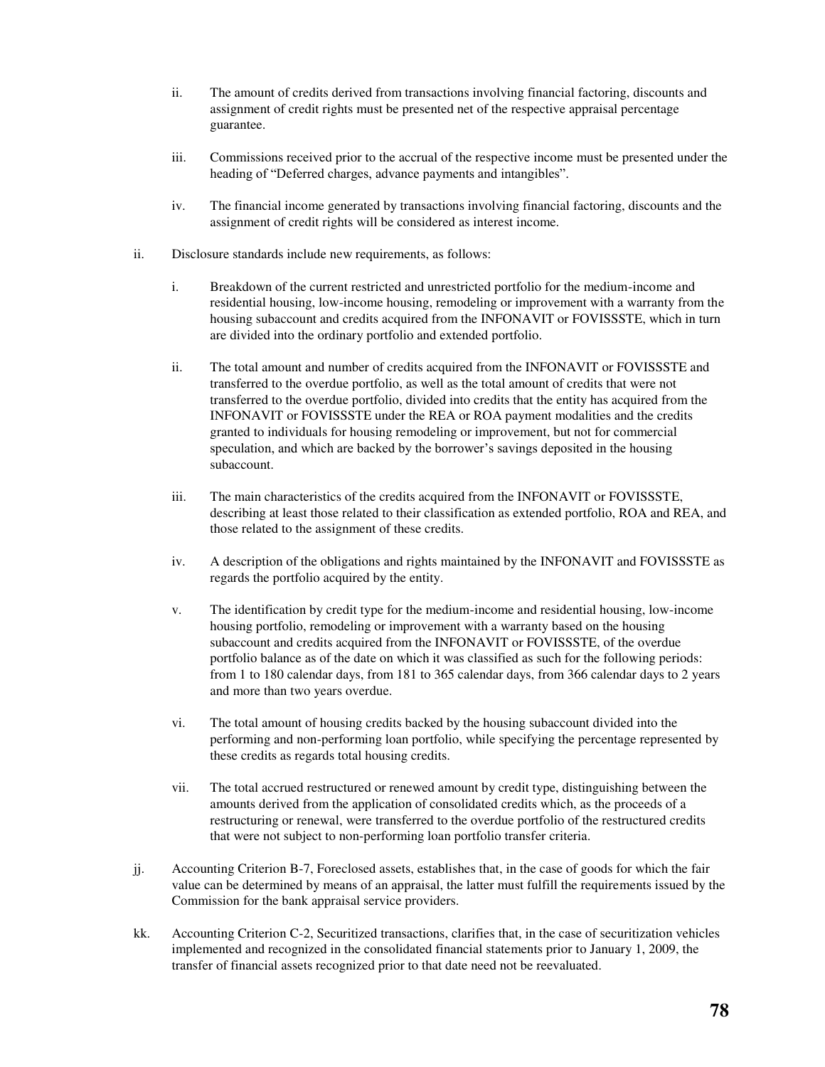ii. The amount of credits derived from transactions involving financial factoring, discounts and assignment of credit rights must be presented net of the respective appraisal percentage guarantee.

iii. Commissions received prior to the accrual of the respective income must be presented under the heading of "Deferred charges, advance payments and intangibles".

iv. The financial income generated by transactions involving financial factoring, discounts and the assignment of credit rights will be considered as interest income.

ii. Disclosure standards include new requirements, as follows:

i. Breakdown of the current restricted and unrestricted portfolio for the medium-income and residential housing, low-income housing, remodeling or improvement with a warranty from the housing subaccount and credits acquired from the INFONAVIT or FOVISSSTE, which in turn are divided into the ordinary portfolio and extended portfolio.

ii. The total amount and number of credits acquired from the INFONAVIT or FOVISSSTE and transferred to the overdue portfolio, as well as the total amount of credits that were not transferred to the overdue portfolio, divided into credits that the entity has acquired from the INFONAVIT or FOVISSSTE under the REA or ROA payment modalities and the credits granted to individuals for housing remodeling or improvement, but not for commercial speculation, and which are backed by the borrower's savings deposited in the housing subaccount.

iii. The main characteristics of the credits acquired from the INFONAVIT or FOVISSSTE, describing at least those related to their classification as extended portfolio, ROA and REA, and those related to the assignment of these credits.

iv. A description of the obligations and rights maintained by the INFONAVIT and FOVISSSTE as regards the portfolio acquired by the entity.

v. The identification by credit type for the medium-income and residential housing, low-income housing portfolio, remodeling or improvement with a warranty based on the housing subaccount and credits acquired from the INFONAVIT or FOVISSSTE, of the overdue portfolio balance as of the date on which it was classified as such for the following periods: from 1 to 180 calendar days, from 181 to 365 calendar days, from 366 calendar days to 2 years and more than two years overdue.

vi. The total amount of housing credits backed by the housing subaccount divided into the performing and non-performing loan portfolio, while specifying the percentage represented by these credits as regards total housing credits.

vii. The total accrued restructured or renewed amount by credit type, distinguishing between the amounts derived from the application of consolidated credits which, as the proceeds of a restructuring or renewal, were transferred to the overdue portfolio of the restructured credits that were not subject to non-performing loan portfolio transfer criteria.

jj. Accounting Criterion B-7, Foreclosed assets, establishes that, in the case of goods for which the fair value can be determined by means of an appraisal, the latter must fulfill the requirements issued by the Commission for the bank appraisal service providers.

kk. Accounting Criterion C-2, Securitized transactions, clarifies that, in the case of securitization vehicles implemented and recognized in the consolidated financial statements prior to January 1, 2009, the transfer of financial assets recognized prior to that date need not be reevaluated.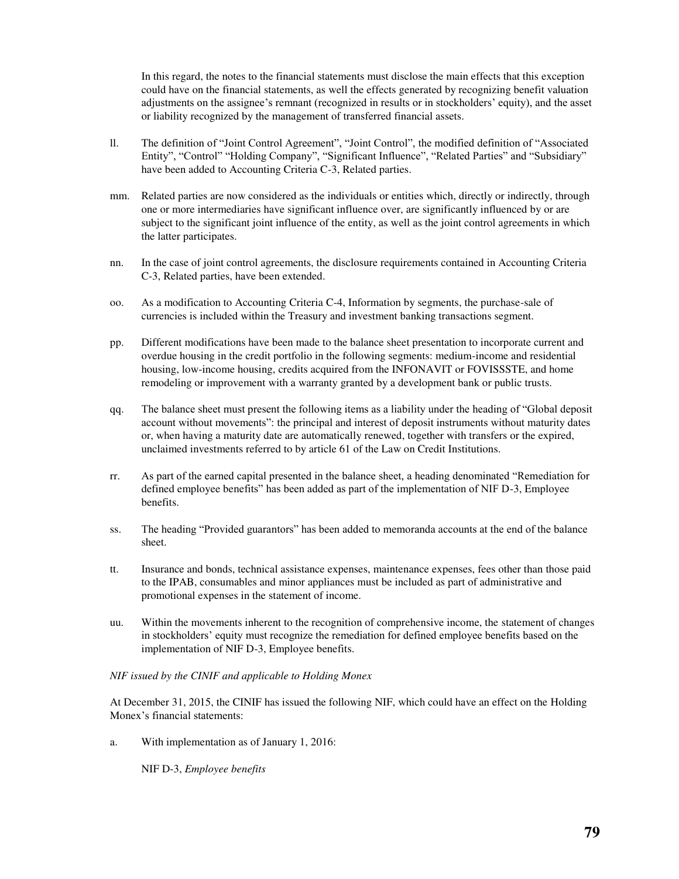In this regard, the notes to the financial statements must disclose the main effects that this exception could have on the financial statements, as well the effects generated by recognizing benefit valuation adjustments on the assignee's remnant (recognized in results or in stockholders' equity), and the asset or liability recognized by the management of transferred financial assets.

ll. The definition of "Joint Control Agreement", "Joint Control", the modified definition of "Associated Entity", "Control" "Holding Company", "Significant Influence", "Related Parties" and "Subsidiary" have been added to Accounting Criteria C-3, Related parties.

mm. Related parties are now considered as the individuals or entities which, directly or indirectly, through one or more intermediaries have significant influence over, are significantly influenced by or are subject to the significant joint influence of the entity, as well as the joint control agreements in which the latter participates.

nn. In the case of joint control agreements, the disclosure requirements contained in Accounting Criteria C-3, Related parties, have been extended.

oo. As a modification to Accounting Criteria C-4, Information by segments, the purchase-sale of currencies is included within the Treasury and investment banking transactions segment.

pp. Different modifications have been made to the balance sheet presentation to incorporate current and overdue housing in the credit portfolio in the following segments: medium-income and residential housing, low-income housing, credits acquired from the INFONAVIT or FOVISSSTE, and home remodeling or improvement with a warranty granted by a development bank or public trusts.

qq. The balance sheet must present the following items as a liability under the heading of "Global deposit account without movements": the principal and interest of deposit instruments without maturity dates or, when having a maturity date are automatically renewed, together with transfers or the expired, unclaimed investments referred to by article 61 of the Law on Credit Institutions.

rr. As part of the earned capital presented in the balance sheet, a heading denominated "Remediation for defined employee benefits" has been added as part of the implementation of NIF D-3, Employee benefits.

ss. The heading "Provided guarantors" has been added to memoranda accounts at the end of the balance sheet.

tt. Insurance and bonds, technical assistance expenses, maintenance expenses, fees other than those paid to the IPAB, consumables and minor appliances must be included as part of administrative and promotional expenses in the statement of income.

uu. Within the movements inherent to the recognition of comprehensive income, the statement of changes in stockholders' equity must recognize the remediation for defined employee benefits based on the implementation of NIF D-3, Employee benefits.

*NIF issued by the CINIF and applicable to Holding Monex*

At December 31, 2015, the CINIF has issued the following NIF, which could have an effect on the Holding Monex's financial statements:

a. With implementation as of January 1, 2016:

NIF D-3, *Employee benefits*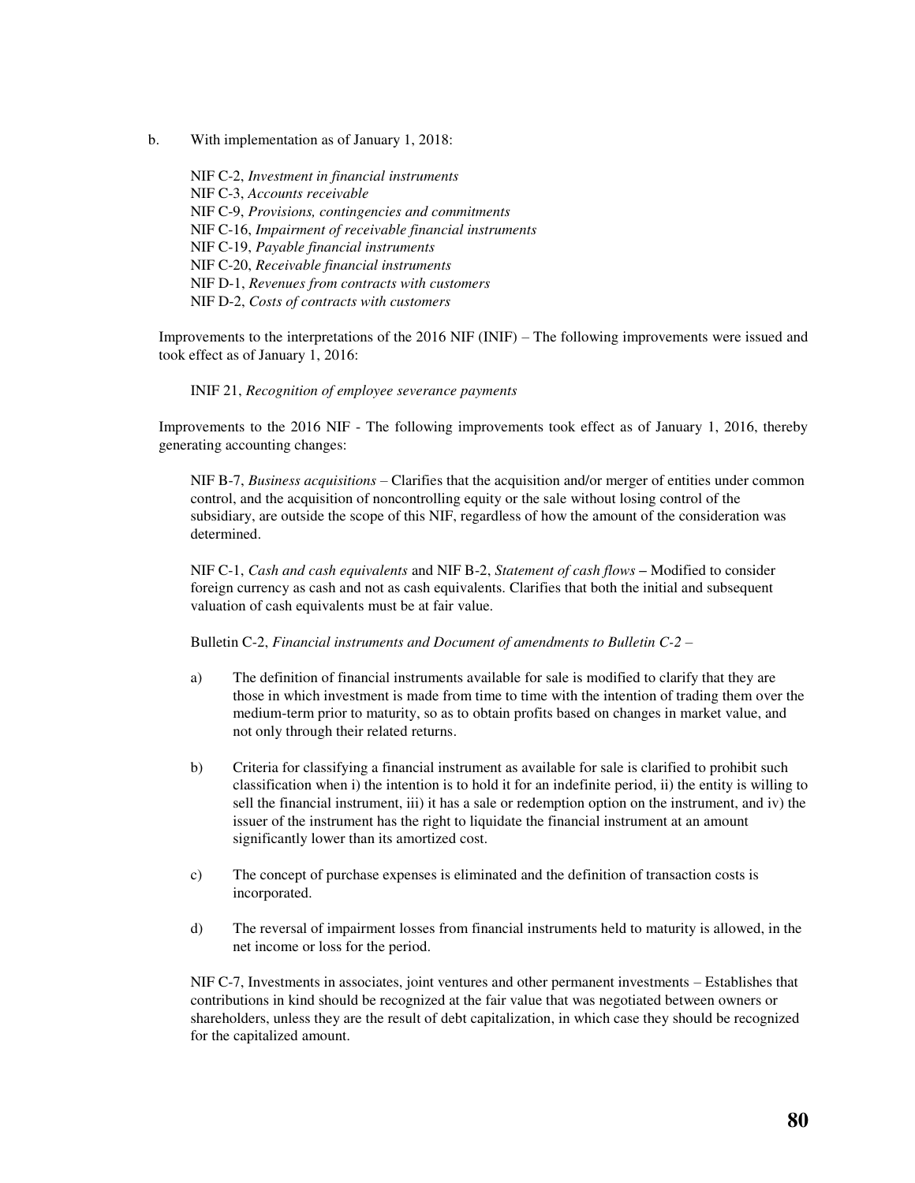b. With implementation as of January 1, 2018:

NIF C-2, *Investment in financial instruments*
NIF C-3, *Accounts receivable*
NIF C-9, *Provisions, contingencies and commitments*
NIF C-16, *Impairment of receivable financial instruments*
NIF C-19, *Payable financial instruments*
NIF C-20, *Receivable financial instruments*
NIF D-1, *Revenues from contracts with customers*
NIF D-2, *Costs of contracts with customers*

Improvements to the interpretations of the 2016 NIF (INIF) – The following improvements were issued and took effect as of January 1, 2016:

INIF 21, *Recognition of employee severance payments*

Improvements to the 2016 NIF - The following improvements took effect as of January 1, 2016, thereby generating accounting changes:

NIF B-7, *Business acquisitions* – Clarifies that the acquisition and/or merger of entities under common control, and the acquisition of noncontrolling equity or the sale without losing control of the subsidiary, are outside the scope of this NIF, regardless of how the amount of the consideration was determined.

NIF C-1, *Cash and cash equivalents* and NIF B-2, *Statement of cash flows* **–** Modified to consider foreign currency as cash and not as cash equivalents. Clarifies that both the initial and subsequent valuation of cash equivalents must be at fair value.

Bulletin C-2, *Financial instruments and Document of amendments to Bulletin C-2 –*

a) The definition of financial instruments available for sale is modified to clarify that they are those in which investment is made from time to time with the intention of trading them over the medium-term prior to maturity, so as to obtain profits based on changes in market value, and not only through their related returns.

b) Criteria for classifying a financial instrument as available for sale is clarified to prohibit such classification when i) the intention is to hold it for an indefinite period, ii) the entity is willing to sell the financial instrument, iii) it has a sale or redemption option on the instrument, and iv) the issuer of the instrument has the right to liquidate the financial instrument at an amount significantly lower than its amortized cost.

c) The concept of purchase expenses is eliminated and the definition of transaction costs is incorporated.

d) The reversal of impairment losses from financial instruments held to maturity is allowed, in the net income or loss for the period.

NIF C-7, Investments in associates, joint ventures and other permanent investments – Establishes that contributions in kind should be recognized at the fair value that was negotiated between owners or shareholders, unless they are the result of debt capitalization, in which case they should be recognized for the capitalized amount.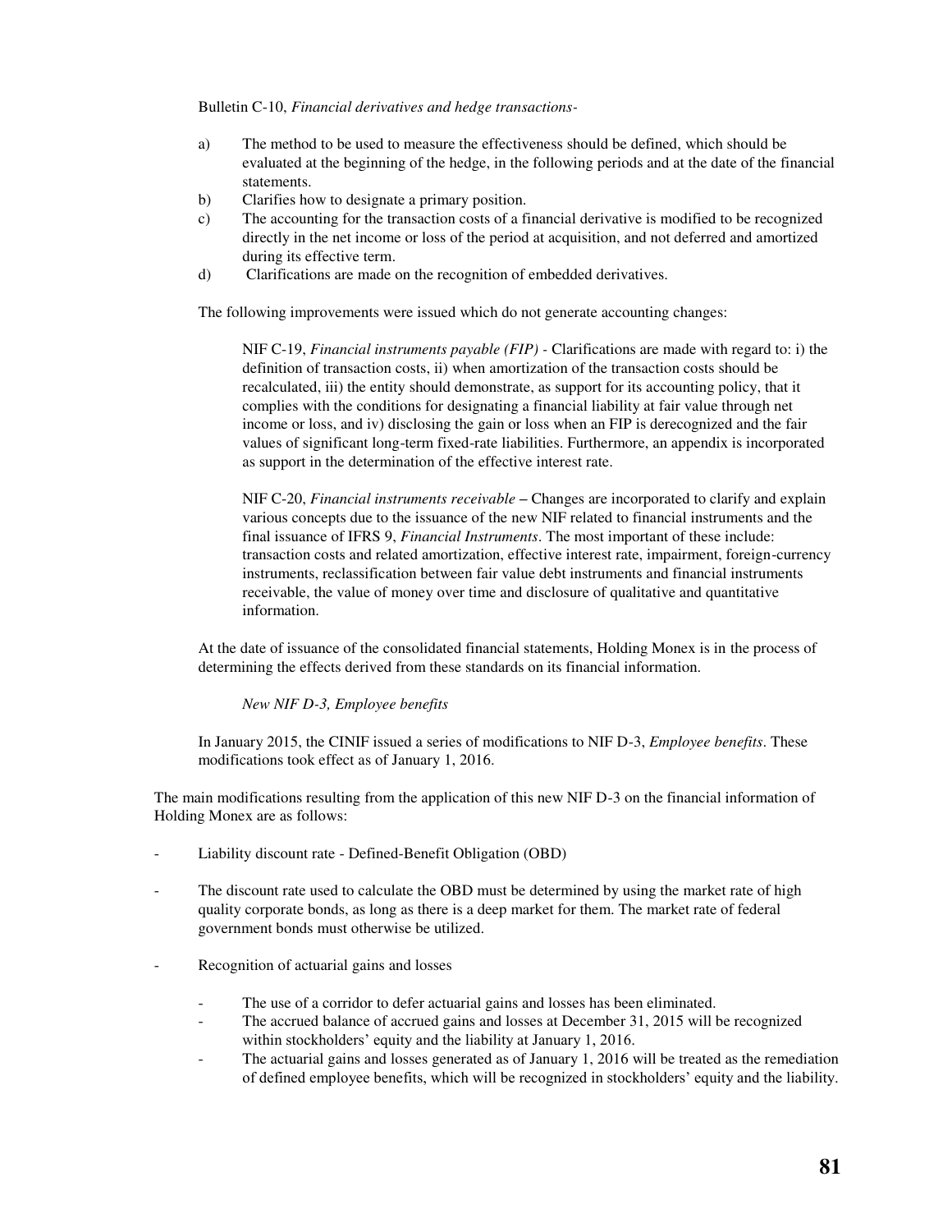Bulletin C-10, *Financial derivatives and hedge transactions-*

a) The method to be used to measure the effectiveness should be defined, which should be evaluated at the beginning of the hedge, in the following periods and at the date of the financial statements.
b) Clarifies how to designate a primary position.
c) The accounting for the transaction costs of a financial derivative is modified to be recognized directly in the net income or loss of the period at acquisition, and not deferred and amortized during its effective term.
d) Clarifications are made on the recognition of embedded derivatives.

The following improvements were issued which do not generate accounting changes:

NIF C-19, *Financial instruments payable (FIP)* - Clarifications are made with regard to: i) the definition of transaction costs, ii) when amortization of the transaction costs should be recalculated, iii) the entity should demonstrate, as support for its accounting policy, that it complies with the conditions for designating a financial liability at fair value through net income or loss, and iv) disclosing the gain or loss when an FIP is derecognized and the fair values of significant long-term fixed-rate liabilities. Furthermore, an appendix is incorporated as support in the determination of the effective interest rate.

NIF C-20, *Financial instruments receivable* – Changes are incorporated to clarify and explain various concepts due to the issuance of the new NIF related to financial instruments and the final issuance of IFRS 9, *Financial Instruments*. The most important of these include: transaction costs and related amortization, effective interest rate, impairment, foreign-currency instruments, reclassification between fair value debt instruments and financial instruments receivable, the value of money over time and disclosure of qualitative and quantitative information.

At the date of issuance of the consolidated financial statements, Holding Monex is in the process of determining the effects derived from these standards on its financial information.

*New NIF D-3, Employee benefits*

In January 2015, the CINIF issued a series of modifications to NIF D-3, *Employee benefits*. These modifications took effect as of January 1, 2016.

The main modifications resulting from the application of this new NIF D-3 on the financial information of Holding Monex are as follows:

- Liability discount rate - Defined-Benefit Obligation (OBD)
- The discount rate used to calculate the OBD must be determined by using the market rate of high quality corporate bonds, as long as there is a deep market for them. The market rate of federal government bonds must otherwise be utilized.
- Recognition of actuarial gains and losses
  - The use of a corridor to defer actuarial gains and losses has been eliminated.
  - The accrued balance of accrued gains and losses at December 31, 2015 will be recognized within stockholders' equity and the liability at January 1, 2016.
  - The actuarial gains and losses generated as of January 1, 2016 will be treated as the remediation of defined employee benefits, which will be recognized in stockholders' equity and the liability.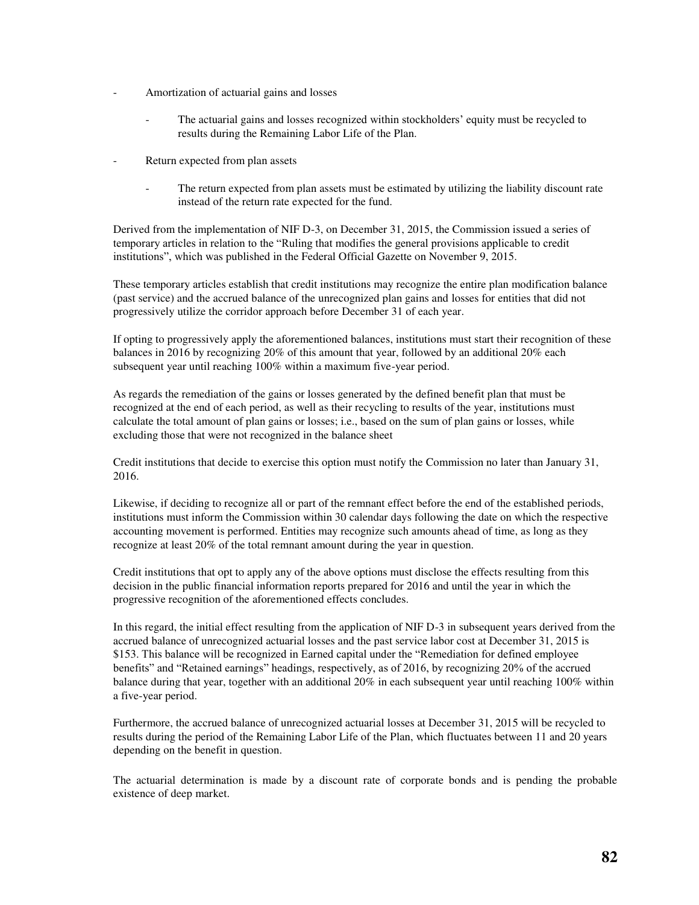- Amortization of actuarial gains and losses

  - The actuarial gains and losses recognized within stockholders' equity must be recycled to results during the Remaining Labor Life of the Plan.

- Return expected from plan assets

  - The return expected from plan assets must be estimated by utilizing the liability discount rate instead of the return rate expected for the fund.

Derived from the implementation of NIF D-3, on December 31, 2015, the Commission issued a series of temporary articles in relation to the "Ruling that modifies the general provisions applicable to credit institutions", which was published in the Federal Official Gazette on November 9, 2015.

These temporary articles establish that credit institutions may recognize the entire plan modification balance (past service) and the accrued balance of the unrecognized plan gains and losses for entities that did not progressively utilize the corridor approach before December 31 of each year.

If opting to progressively apply the aforementioned balances, institutions must start their recognition of these balances in 2016 by recognizing 20% of this amount that year, followed by an additional 20% each subsequent year until reaching 100% within a maximum five-year period.

As regards the remediation of the gains or losses generated by the defined benefit plan that must be recognized at the end of each period, as well as their recycling to results of the year, institutions must calculate the total amount of plan gains or losses; i.e., based on the sum of plan gains or losses, while excluding those that were not recognized in the balance sheet

Credit institutions that decide to exercise this option must notify the Commission no later than January 31, 2016.

Likewise, if deciding to recognize all or part of the remnant effect before the end of the established periods, institutions must inform the Commission within 30 calendar days following the date on which the respective accounting movement is performed. Entities may recognize such amounts ahead of time, as long as they recognize at least 20% of the total remnant amount during the year in question.

Credit institutions that opt to apply any of the above options must disclose the effects resulting from this decision in the public financial information reports prepared for 2016 and until the year in which the progressive recognition of the aforementioned effects concludes.

In this regard, the initial effect resulting from the application of NIF D-3 in subsequent years derived from the accrued balance of unrecognized actuarial losses and the past service labor cost at December 31, 2015 is $153. This balance will be recognized in Earned capital under the "Remediation for defined employee benefits" and "Retained earnings" headings, respectively, as of 2016, by recognizing 20% of the accrued balance during that year, together with an additional 20% in each subsequent year until reaching 100% within a five-year period.

Furthermore, the accrued balance of unrecognized actuarial losses at December 31, 2015 will be recycled to results during the period of the Remaining Labor Life of the Plan, which fluctuates between 11 and 20 years depending on the benefit in question.

The actuarial determination is made by a discount rate of corporate bonds and is pending the probable existence of deep market.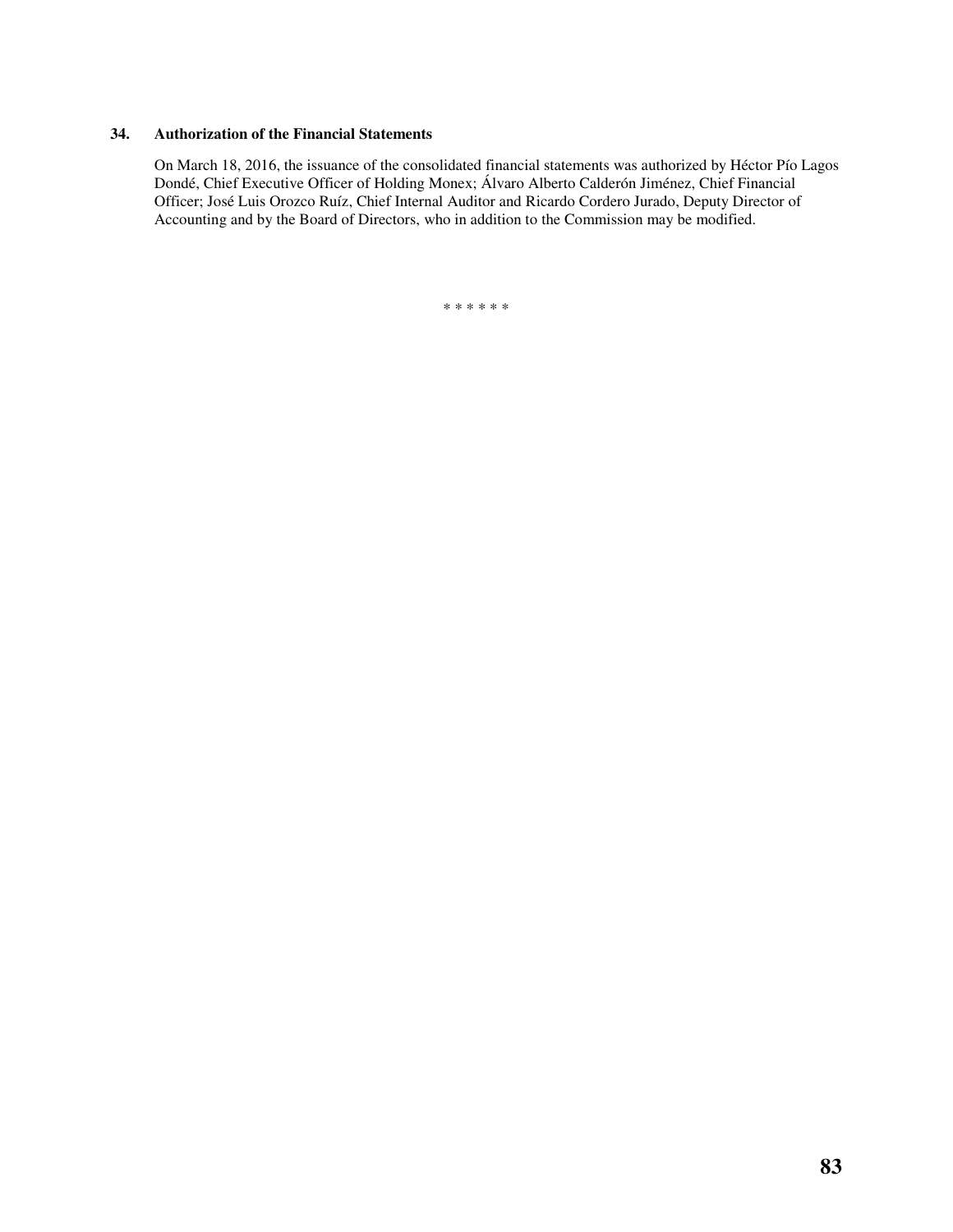## 34. Authorization of the Financial Statements

On March 18, 2016, the issuance of the consolidated financial statements was authorized by Héctor Pío Lagos Dondé, Chief Executive Officer of Holding Monex; Álvaro Alberto Calderón Jiménez, Chief Financial Officer; José Luis Orozco Ruíz, Chief Internal Auditor and Ricardo Cordero Jurado, Deputy Director of Accounting and by the Board of Directors, who in addition to the Commission may be modified.

* * * * * *